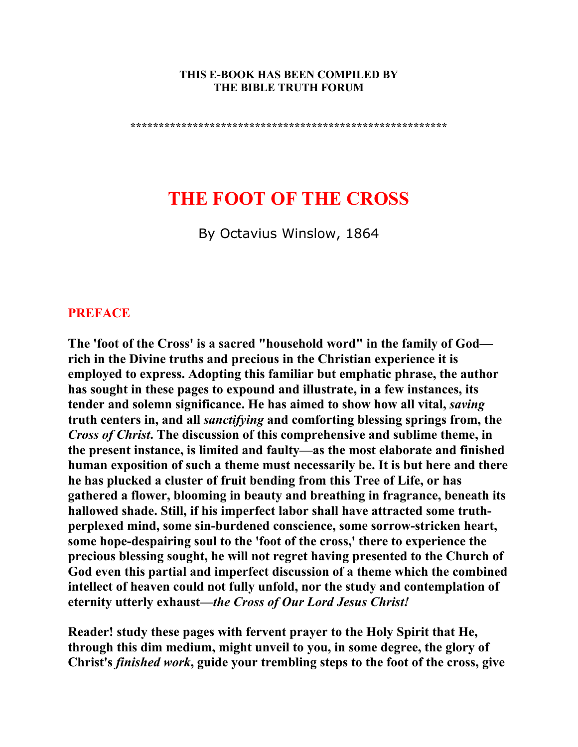**THIS E-BOOK HAS BEEN COMPILED BY THE BIBLE TRUTH FORUM**

*******************************************************

# THE FOOT OF THE CROSS

By Octavius Winslow, 1864

## PREFACE

**The 'foot of the Cross' is a sacred "household word" in the family of God—rich in the Divine truths and precious in the Christian experience it is employed to express. Adopting this familiar but emphatic phrase, the author has sought in these pages to expound and illustrate, in a few instances, its tender and solemn significance. He has aimed to show how all vital, *saving* truth centers in, and all *sanctifying* and comforting blessing springs from, the *Cross of Christ*. The discussion of this comprehensive and sublime theme, in the present instance, is limited and faulty—as the most elaborate and finished human exposition of such a theme must necessarily be. It is but here and there he has plucked a cluster of fruit bending from this Tree of Life, or has gathered a flower, blooming in beauty and breathing in fragrance, beneath its hallowed shade. Still, if his imperfect labor shall have attracted some truth-perplexed mind, some sin-burdened conscience, some sorrow-stricken heart, some hope-despairing soul to the 'foot of the cross,' there to experience the precious blessing sought, he will not regret having presented to the Church of God even this partial and imperfect discussion of a theme which the combined intellect of heaven could not fully unfold, nor the study and contemplation of eternity utterly exhaust—*the Cross of Our Lord Jesus Christ!***

**Reader! study these pages with fervent prayer to the Holy Spirit that He, through this dim medium, might unveil to you, in some degree, the glory of Christ's *finished work*, guide your trembling steps to the foot of the cross, give**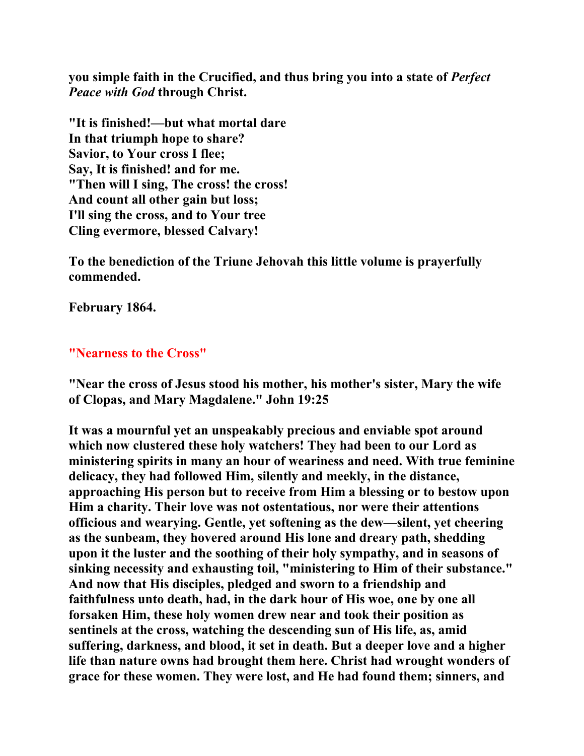**you simple faith in the Crucified, and thus bring you into a state of *Perfect Peace with God* through Christ.**

**"It is finished!—but what mortal dare
In that triumph hope to share?
Savior, to Your cross I flee;
Say, It is finished! and for me.
"Then will I sing, The cross! the cross!
And count all other gain but loss;
I'll sing the cross, and to Your tree
Cling evermore, blessed Calvary!**

**To the benediction of the Triune Jehovah this little volume is prayerfully commended.**

**February 1864.**

## "Nearness to the Cross"

**"Near the cross of Jesus stood his mother, his mother's sister, Mary the wife of Clopas, and Mary Magdalene." John 19:25**

**It was a mournful yet an unspeakably precious and enviable spot around which now clustered these holy watchers! They had been to our Lord as ministering spirits in many an hour of weariness and need. With true feminine delicacy, they had followed Him, silently and meekly, in the distance, approaching His person but to receive from Him a blessing or to bestow upon Him a charity. Their love was not ostentatious, nor were their attentions officious and wearying. Gentle, yet softening as the dew—silent, yet cheering as the sunbeam, they hovered around His lone and dreary path, shedding upon it the luster and the soothing of their holy sympathy, and in seasons of sinking necessity and exhausting toil, "ministering to Him of their substance." And now that His disciples, pledged and sworn to a friendship and faithfulness unto death, had, in the dark hour of His woe, one by one all forsaken Him, these holy women drew near and took their position as sentinels at the cross, watching the descending sun of His life, as, amid suffering, darkness, and blood, it set in death. But a deeper love and a higher life than nature owns had brought them here. Christ had wrought wonders of grace for these women. They were lost, and He had found them; sinners, and**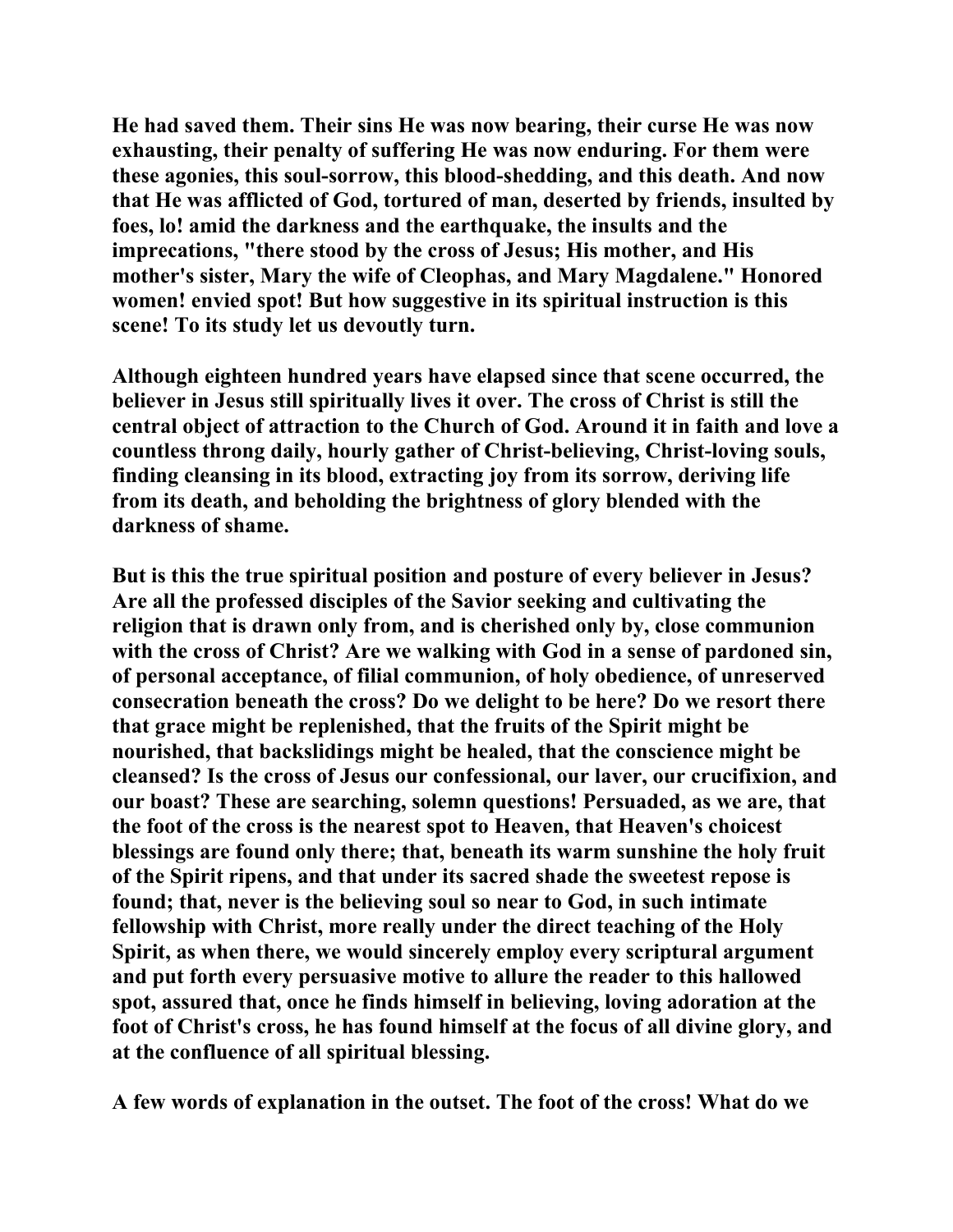He had saved them. Their sins He was now bearing, their curse He was now exhausting, their penalty of suffering He was now enduring. For them were these agonies, this soul-sorrow, this blood-shedding, and this death. And now that He was afflicted of God, tortured of man, deserted by friends, insulted by foes, lo! amid the darkness and the earthquake, the insults and the imprecations, "there stood by the cross of Jesus; His mother, and His mother's sister, Mary the wife of Cleophas, and Mary Magdalene." Honored women! envied spot! But how suggestive in its spiritual instruction is this scene! To its study let us devoutly turn.

Although eighteen hundred years have elapsed since that scene occurred, the believer in Jesus still spiritually lives it over. The cross of Christ is still the central object of attraction to the Church of God. Around it in faith and love a countless throng daily, hourly gather of Christ-believing, Christ-loving souls, finding cleansing in its blood, extracting joy from its sorrow, deriving life from its death, and beholding the brightness of glory blended with the darkness of shame.

But is this the true spiritual position and posture of every believer in Jesus? Are all the professed disciples of the Savior seeking and cultivating the religion that is drawn only from, and is cherished only by, close communion with the cross of Christ? Are we walking with God in a sense of pardoned sin, of personal acceptance, of filial communion, of holy obedience, of unreserved consecration beneath the cross? Do we delight to be here? Do we resort there that grace might be replenished, that the fruits of the Spirit might be nourished, that backslidings might be healed, that the conscience might be cleansed? Is the cross of Jesus our confessional, our laver, our crucifixion, and our boast? These are searching, solemn questions! Persuaded, as we are, that the foot of the cross is the nearest spot to Heaven, that Heaven's choicest blessings are found only there; that, beneath its warm sunshine the holy fruit of the Spirit ripens, and that under its sacred shade the sweetest repose is found; that, never is the believing soul so near to God, in such intimate fellowship with Christ, more really under the direct teaching of the Holy Spirit, as when there, we would sincerely employ every scriptural argument and put forth every persuasive motive to allure the reader to this hallowed spot, assured that, once he finds himself in believing, loving adoration at the foot of Christ's cross, he has found himself at the focus of all divine glory, and at the confluence of all spiritual blessing.

A few words of explanation in the outset. The foot of the cross! What do we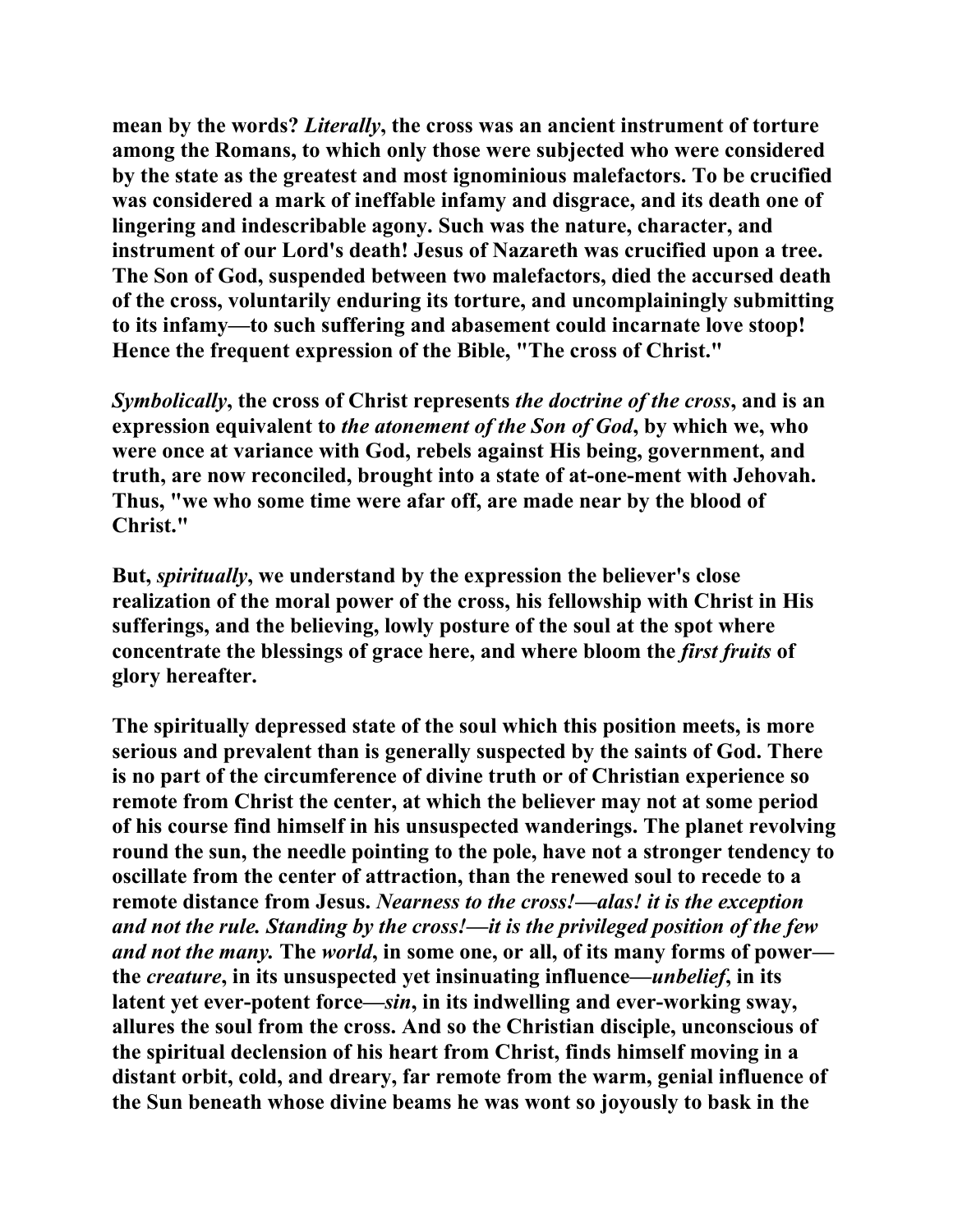mean by the words? *Literally*, the cross was an ancient instrument of torture among the Romans, to which only those were subjected who were considered by the state as the greatest and most ignominious malefactors. To be crucified was considered a mark of ineffable infamy and disgrace, and its death one of lingering and indescribable agony. Such was the nature, character, and instrument of our Lord's death! Jesus of Nazareth was crucified upon a tree. The Son of God, suspended between two malefactors, died the accursed death of the cross, voluntarily enduring its torture, and uncomplainingly submitting to its infamy—to such suffering and abasement could incarnate love stoop! Hence the frequent expression of the Bible, "The cross of Christ."

*Symbolically*, the cross of Christ represents *the doctrine of the cross*, and is an expression equivalent to *the atonement of the Son of God*, by which we, who were once at variance with God, rebels against His being, government, and truth, are now reconciled, brought into a state of at-one-ment with Jehovah. Thus, "we who some time were afar off, are made near by the blood of Christ."

But, *spiritually*, we understand by the expression the believer's close realization of the moral power of the cross, his fellowship with Christ in His sufferings, and the believing, lowly posture of the soul at the spot where concentrate the blessings of grace here, and where bloom the *first fruits* of glory hereafter.

The spiritually depressed state of the soul which this position meets, is more serious and prevalent than is generally suspected by the saints of God. There is no part of the circumference of divine truth or of Christian experience so remote from Christ the center, at which the believer may not at some period of his course find himself in his unsuspected wanderings. The planet revolving round the sun, the needle pointing to the pole, have not a stronger tendency to oscillate from the center of attraction, than the renewed soul to recede to a remote distance from Jesus. *Nearness to the cross!—alas! it is the exception and not the rule. Standing by the cross!—it is the privileged position of the few and not the many.* The *world*, in some one, or all, of its many forms of power—the *creature*, in its unsuspected yet insinuating influence—*unbelief*, in its latent yet ever-potent force—*sin*, in its indwelling and ever-working sway, allures the soul from the cross. And so the Christian disciple, unconscious of the spiritual declension of his heart from Christ, finds himself moving in a distant orbit, cold, and dreary, far remote from the warm, genial influence of the Sun beneath whose divine beams he was wont so joyously to bask in the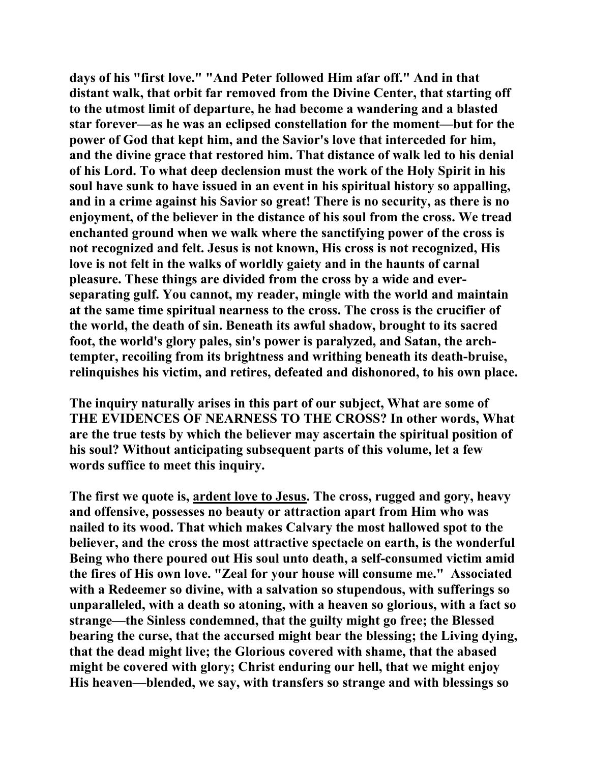**days of his "first love." "And Peter followed Him afar off." And in that distant walk, that orbit far removed from the Divine Center, that starting off to the utmost limit of departure, he had become a wandering and a blasted star forever—as he was an eclipsed constellation for the moment—but for the power of God that kept him, and the Savior's love that interceded for him, and the divine grace that restored him. That distance of walk led to his denial of his Lord. To what deep declension must the work of the Holy Spirit in his soul have sunk to have issued in an event in his spiritual history so appalling, and in a crime against his Savior so great! There is no security, as there is no enjoyment, of the believer in the distance of his soul from the cross. We tread enchanted ground when we walk where the sanctifying power of the cross is not recognized and felt. Jesus is not known, His cross is not recognized, His love is not felt in the walks of worldly gaiety and in the haunts of carnal pleasure. These things are divided from the cross by a wide and ever-separating gulf. You cannot, my reader, mingle with the world and maintain at the same time spiritual nearness to the cross. The cross is the crucifier of the world, the death of sin. Beneath its awful shadow, brought to its sacred foot, the world's glory pales, sin's power is paralyzed, and Satan, the arch-tempter, recoiling from its brightness and writhing beneath its death-bruise, relinquishes his victim, and retires, defeated and dishonored, to his own place.**

**The inquiry naturally arises in this part of our subject, What are some of THE EVIDENCES OF NEARNESS TO THE CROSS? In other words, What are the true tests by which the believer may ascertain the spiritual position of his soul? Without anticipating subsequent parts of this volume, let a few words suffice to meet this inquiry.**

**The first we quote is, <u>ardent love to Jesus</u>. The cross, rugged and gory, heavy and offensive, possesses no beauty or attraction apart from Him who was nailed to its wood. That which makes Calvary the most hallowed spot to the believer, and the cross the most attractive spectacle on earth, is the wonderful Being who there poured out His soul unto death, a self-consumed victim amid the fires of His own love. "Zeal for your house will consume me." Associated with a Redeemer so divine, with a salvation so stupendous, with sufferings so unparalleled, with a death so atoning, with a heaven so glorious, with a fact so strange—the Sinless condemned, that the guilty might go free; the Blessed bearing the curse, that the accursed might bear the blessing; the Living dying, that the dead might live; the Glorious covered with shame, that the abased might be covered with glory; Christ enduring our hell, that we might enjoy His heaven—blended, we say, with transfers so strange and with blessings so**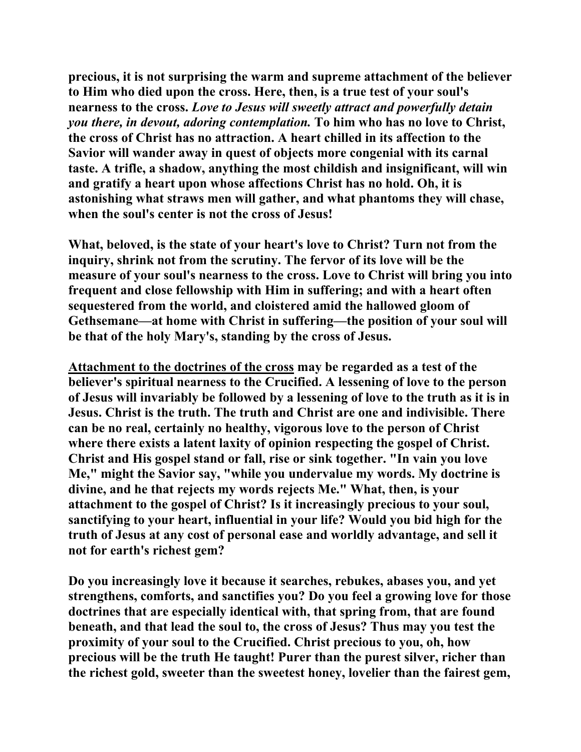**precious, it is not surprising the warm and supreme attachment of the believer to Him who died upon the cross. Here, then, is a true test of your soul's nearness to the cross.** ***Love to Jesus will sweetly attract and powerfully detain you there, in devout, adoring contemplation.*** **To him who has no love to Christ, the cross of Christ has no attraction. A heart chilled in its affection to the Savior will wander away in quest of objects more congenial with its carnal taste. A trifle, a shadow, anything the most childish and insignificant, will win and gratify a heart upon whose affections Christ has no hold. Oh, it is astonishing what straws men will gather, and what phantoms they will chase, when the soul's center is not the cross of Jesus!**

**What, beloved, is the state of your heart's love to Christ? Turn not from the inquiry, shrink not from the scrutiny. The fervor of its love will be the measure of your soul's nearness to the cross. Love to Christ will bring you into frequent and close fellowship with Him in suffering; and with a heart often sequestered from the world, and cloistered amid the hallowed gloom of Gethsemane—at home with Christ in suffering—the position of your soul will be that of the holy Mary's, standing by the cross of Jesus.**

<u>**Attachment to the doctrines of the cross**</u> **may be regarded as a test of the believer's spiritual nearness to the Crucified. A lessening of love to the person of Jesus will invariably be followed by a lessening of love to the truth as it is in Jesus. Christ is the truth. The truth and Christ are one and indivisible. There can be no real, certainly no healthy, vigorous love to the person of Christ where there exists a latent laxity of opinion respecting the gospel of Christ. Christ and His gospel stand or fall, rise or sink together. "In vain you love Me," might the Savior say, "while you undervalue my words. My doctrine is divine, and he that rejects my words rejects Me." What, then, is your attachment to the gospel of Christ? Is it increasingly precious to your soul, sanctifying to your heart, influential in your life? Would you bid high for the truth of Jesus at any cost of personal ease and worldly advantage, and sell it not for earth's richest gem?**

**Do you increasingly love it because it searches, rebukes, abases you, and yet strengthens, comforts, and sanctifies you? Do you feel a growing love for those doctrines that are especially identical with, that spring from, that are found beneath, and that lead the soul to, the cross of Jesus? Thus may you test the proximity of your soul to the Crucified. Christ precious to you, oh, how precious will be the truth He taught! Purer than the purest silver, richer than the richest gold, sweeter than the sweetest honey, lovelier than the fairest gem,**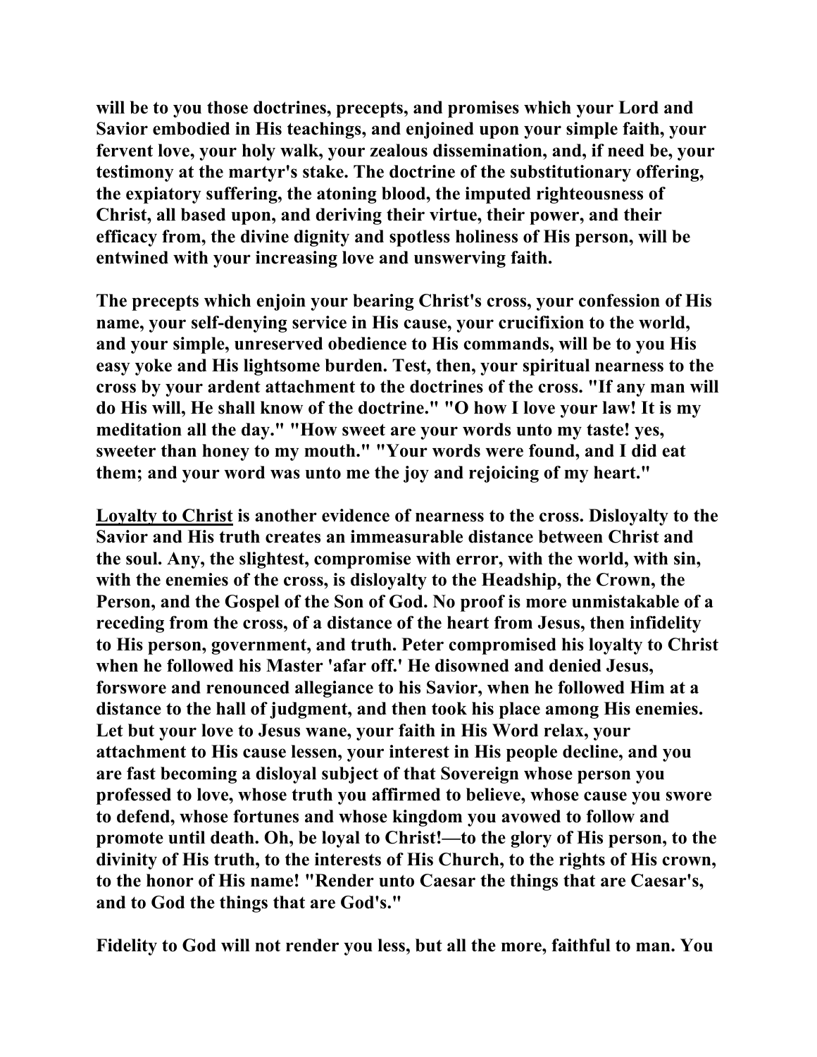**will be to you those doctrines, precepts, and promises which your Lord and Savior embodied in His teachings, and enjoined upon your simple faith, your fervent love, your holy walk, your zealous dissemination, and, if need be, your testimony at the martyr's stake. The doctrine of the substitutionary offering, the expiatory suffering, the atoning blood, the imputed righteousness of Christ, all based upon, and deriving their virtue, their power, and their efficacy from, the divine dignity and spotless holiness of His person, will be entwined with your increasing love and unswerving faith.**

**The precepts which enjoin your bearing Christ's cross, your confession of His name, your self-denying service in His cause, your crucifixion to the world, and your simple, unreserved obedience to His commands, will be to you His easy yoke and His lightsome burden. Test, then, your spiritual nearness to the cross by your ardent attachment to the doctrines of the cross. "If any man will do His will, He shall know of the doctrine." "O how I love your law! It is my meditation all the day." "How sweet are your words unto my taste! yes, sweeter than honey to my mouth." "Your words were found, and I did eat them; and your word was unto me the joy and rejoicing of my heart."**

**<u>Loyalty to Christ</u> is another evidence of nearness to the cross. Disloyalty to the Savior and His truth creates an immeasurable distance between Christ and the soul. Any, the slightest, compromise with error, with the world, with sin, with the enemies of the cross, is disloyalty to the Headship, the Crown, the Person, and the Gospel of the Son of God. No proof is more unmistakable of a receding from the cross, of a distance of the heart from Jesus, then infidelity to His person, government, and truth. Peter compromised his loyalty to Christ when he followed his Master 'afar off.' He disowned and denied Jesus, forswore and renounced allegiance to his Savior, when he followed Him at a distance to the hall of judgment, and then took his place among His enemies. Let but your love to Jesus wane, your faith in His Word relax, your attachment to His cause lessen, your interest in His people decline, and you are fast becoming a disloyal subject of that Sovereign whose person you professed to love, whose truth you affirmed to believe, whose cause you swore to defend, whose fortunes and whose kingdom you avowed to follow and promote until death. Oh, be loyal to Christ!—to the glory of His person, to the divinity of His truth, to the interests of His Church, to the rights of His crown, to the honor of His name! "Render unto Caesar the things that are Caesar's, and to God the things that are God's."**

**Fidelity to God will not render you less, but all the more, faithful to man. You**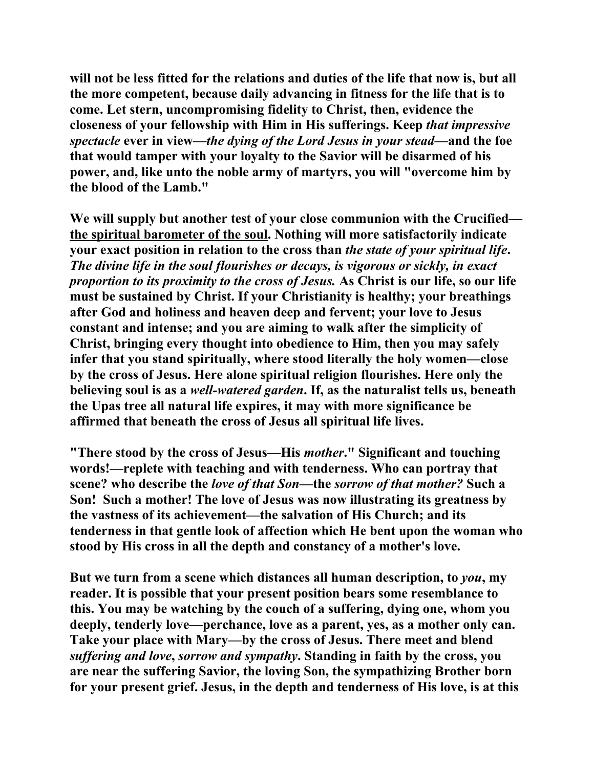**will not be less fitted for the relations and duties of the life that now is, but all the more competent, because daily advancing in fitness for the life that is to come. Let stern, uncompromising fidelity to Christ, then, evidence the closeness of your fellowship with Him in His sufferings. Keep *that impressive spectacle* ever in view—*the dying of the Lord Jesus in your stead*—and the foe that would tamper with your loyalty to the Savior will be disarmed of his power, and, like unto the noble army of martyrs, you will "overcome him by the blood of the Lamb."**

**We will supply but another test of your close communion with the Crucified—<u>the spiritual barometer of the soul</u>. Nothing will more satisfactorily indicate your exact position in relation to the cross than *the state of your spiritual life*. *The divine life in the soul flourishes or decays, is vigorous or sickly, in exact proportion to its proximity to the cross of Jesus.* As Christ is our life, so our life must be sustained by Christ. If your Christianity is healthy; your breathings after God and holiness and heaven deep and fervent; your love to Jesus constant and intense; and you are aiming to walk after the simplicity of Christ, bringing every thought into obedience to Him, then you may safely infer that you stand spiritually, where stood literally the holy women—close by the cross of Jesus. Here alone spiritual religion flourishes. Here only the believing soul is as a *well-watered garden*. If, as the naturalist tells us, beneath the Upas tree all natural life expires, it may with more significance be affirmed that beneath the cross of Jesus all spiritual life lives.**

**"There stood by the cross of Jesus—His *mother*." Significant and touching words!—replete with teaching and with tenderness. Who can portray that scene? who describe the *love of that Son*—the *sorrow of that mother?* Such a Son! Such a mother! The love of Jesus was now illustrating its greatness by the vastness of its achievement—the salvation of His Church; and its tenderness in that gentle look of affection which He bent upon the woman who stood by His cross in all the depth and constancy of a mother's love.**

**But we turn from a scene which distances all human description, to *you*, my reader. It is possible that your present position bears some resemblance to this. You may be watching by the couch of a suffering, dying one, whom you deeply, tenderly love—perchance, love as a parent, yes, as a mother only can. Take your place with Mary—by the cross of Jesus. There meet and blend *suffering and love*, *sorrow and sympathy*. Standing in faith by the cross, you are near the suffering Savior, the loving Son, the sympathizing Brother born for your present grief. Jesus, in the depth and tenderness of His love, is at this**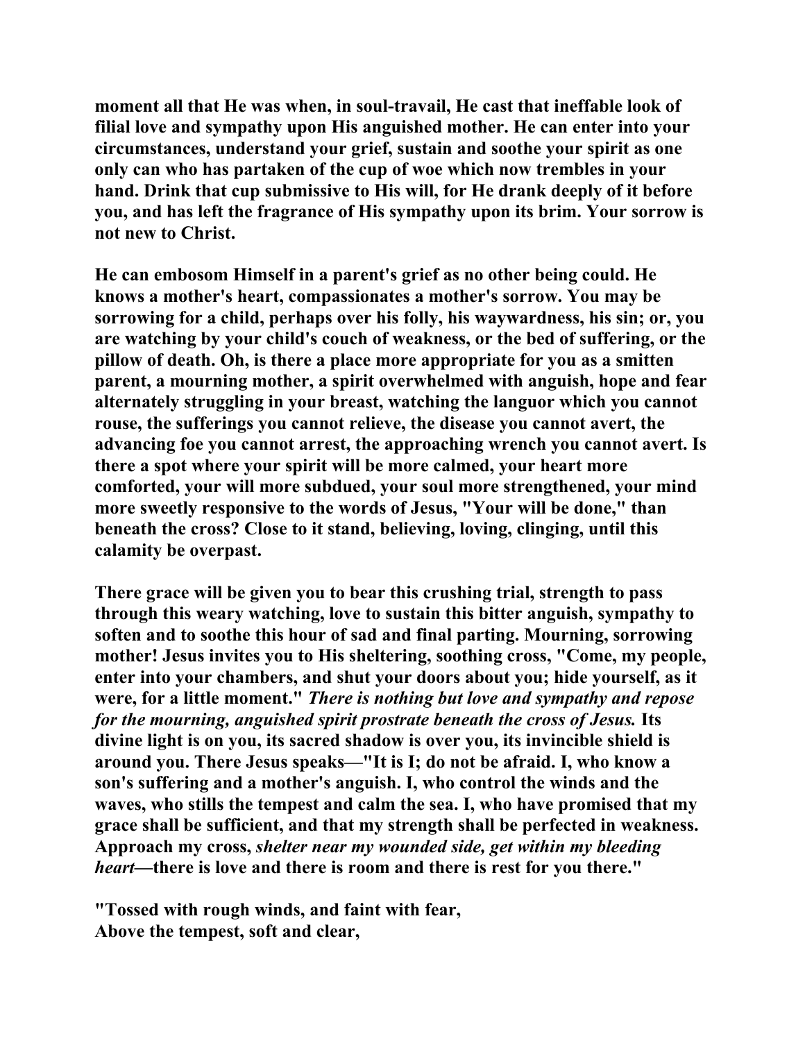**moment all that He was when, in soul-travail, He cast that ineffable look of filial love and sympathy upon His anguished mother. He can enter into your circumstances, understand your grief, sustain and soothe your spirit as one only can who has partaken of the cup of woe which now trembles in your hand. Drink that cup submissive to His will, for He drank deeply of it before you, and has left the fragrance of His sympathy upon its brim. Your sorrow is not new to Christ.**

**He can embosom Himself in a parent's grief as no other being could. He knows a mother's heart, compassionates a mother's sorrow. You may be sorrowing for a child, perhaps over his folly, his waywardness, his sin; or, you are watching by your child's couch of weakness, or the bed of suffering, or the pillow of death. Oh, is there a place more appropriate for you as a smitten parent, a mourning mother, a spirit overwhelmed with anguish, hope and fear alternately struggling in your breast, watching the languor which you cannot rouse, the sufferings you cannot relieve, the disease you cannot avert, the advancing foe you cannot arrest, the approaching wrench you cannot avert. Is there a spot where your spirit will be more calmed, your heart more comforted, your will more subdued, your soul more strengthened, your mind more sweetly responsive to the words of Jesus, "Your will be done," than beneath the cross? Close to it stand, believing, loving, clinging, until this calamity be overpast.**

**There grace will be given you to bear this crushing trial, strength to pass through this weary watching, love to sustain this bitter anguish, sympathy to soften and to soothe this hour of sad and final parting. Mourning, sorrowing mother! Jesus invites you to His sheltering, soothing cross, "Come, my people, enter into your chambers, and shut your doors about you; hide yourself, as it were, for a little moment."** ***There is nothing but love and sympathy and repose for the mourning, anguished spirit prostrate beneath the cross of Jesus.*** **Its divine light is on you, its sacred shadow is over you, its invincible shield is around you. There Jesus speaks—"It is I; do not be afraid. I, who know a son's suffering and a mother's anguish. I, who control the winds and the waves, who stills the tempest and calm the sea. I, who have promised that my grace shall be sufficient, and that my strength shall be perfected in weakness. Approach my cross,** ***shelter near my wounded side, get within my bleeding heart*****—there is love and there is room and there is rest for you there."**

**"Tossed with rough winds, and faint with fear,
Above the tempest, soft and clear,**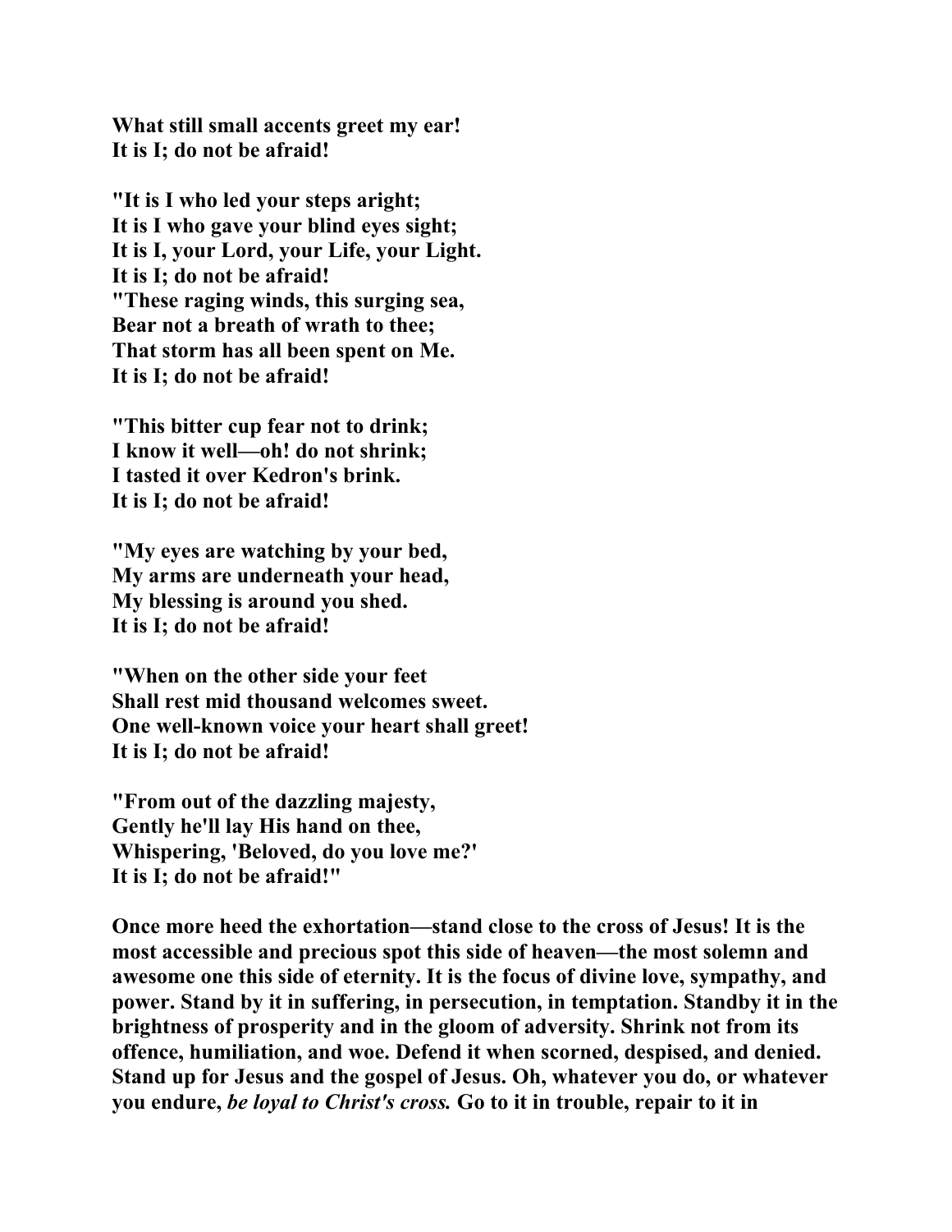**What still small accents greet my ear!**
**It is I; do not be afraid!**

**"It is I who led your steps aright;**
**It is I who gave your blind eyes sight;**
**It is I, your Lord, your Life, your Light.**
**It is I; do not be afraid!**
**"These raging winds, this surging sea,**
**Bear not a breath of wrath to thee;**
**That storm has all been spent on Me.**
**It is I; do not be afraid!**

**"This bitter cup fear not to drink;**
**I know it well—oh! do not shrink;**
**I tasted it over Kedron's brink.**
**It is I; do not be afraid!**

**"My eyes are watching by your bed,**
**My arms are underneath your head,**
**My blessing is around you shed.**
**It is I; do not be afraid!**

**"When on the other side your feet**
**Shall rest mid thousand welcomes sweet.**
**One well-known voice your heart shall greet!**
**It is I; do not be afraid!**

**"From out of the dazzling majesty,**
**Gently he'll lay His hand on thee,**
**Whispering, 'Beloved, do you love me?'**
**It is I; do not be afraid!"**

**Once more heed the exhortation—stand close to the cross of Jesus! It is the most accessible and precious spot this side of heaven—the most solemn and awesome one this side of eternity. It is the focus of divine love, sympathy, and power. Stand by it in suffering, in persecution, in temptation. Standby it in the brightness of prosperity and in the gloom of adversity. Shrink not from its offence, humiliation, and woe. Defend it when scorned, despised, and denied. Stand up for Jesus and the gospel of Jesus. Oh, whatever you do, or whatever you endure, *be loyal to Christ's cross.* Go to it in trouble, repair to it in**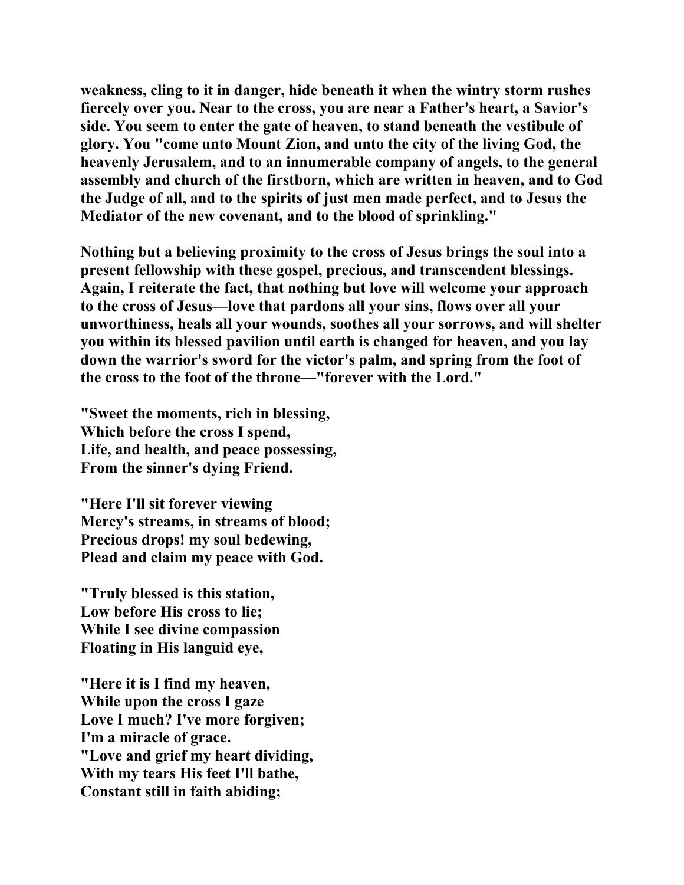**weakness, cling to it in danger, hide beneath it when the wintry storm rushes fiercely over you. Near to the cross, you are near a Father's heart, a Savior's side. You seem to enter the gate of heaven, to stand beneath the vestibule of glory. You "come unto Mount Zion, and unto the city of the living God, the heavenly Jerusalem, and to an innumerable company of angels, to the general assembly and church of the firstborn, which are written in heaven, and to God the Judge of all, and to the spirits of just men made perfect, and to Jesus the Mediator of the new covenant, and to the blood of sprinkling."**

**Nothing but a believing proximity to the cross of Jesus brings the soul into a present fellowship with these gospel, precious, and transcendent blessings. Again, I reiterate the fact, that nothing but love will welcome your approach to the cross of Jesus—love that pardons all your sins, flows over all your unworthiness, heals all your wounds, soothes all your sorrows, and will shelter you within its blessed pavilion until earth is changed for heaven, and you lay down the warrior's sword for the victor's palm, and spring from the foot of the cross to the foot of the throne—"forever with the Lord."**

**"Sweet the moments, rich in blessing,
Which before the cross I spend,
Life, and health, and peace possessing,
From the sinner's dying Friend.**

**"Here I'll sit forever viewing
Mercy's streams, in streams of blood;
Precious drops! my soul bedewing,
Plead and claim my peace with God.**

**"Truly blessed is this station,
Low before His cross to lie;
While I see divine compassion
Floating in His languid eye,**

**"Here it is I find my heaven,
While upon the cross I gaze
Love I much? I've more forgiven;
I'm a miracle of grace.
"Love and grief my heart dividing,
With my tears His feet I'll bathe,
Constant still in faith abiding;**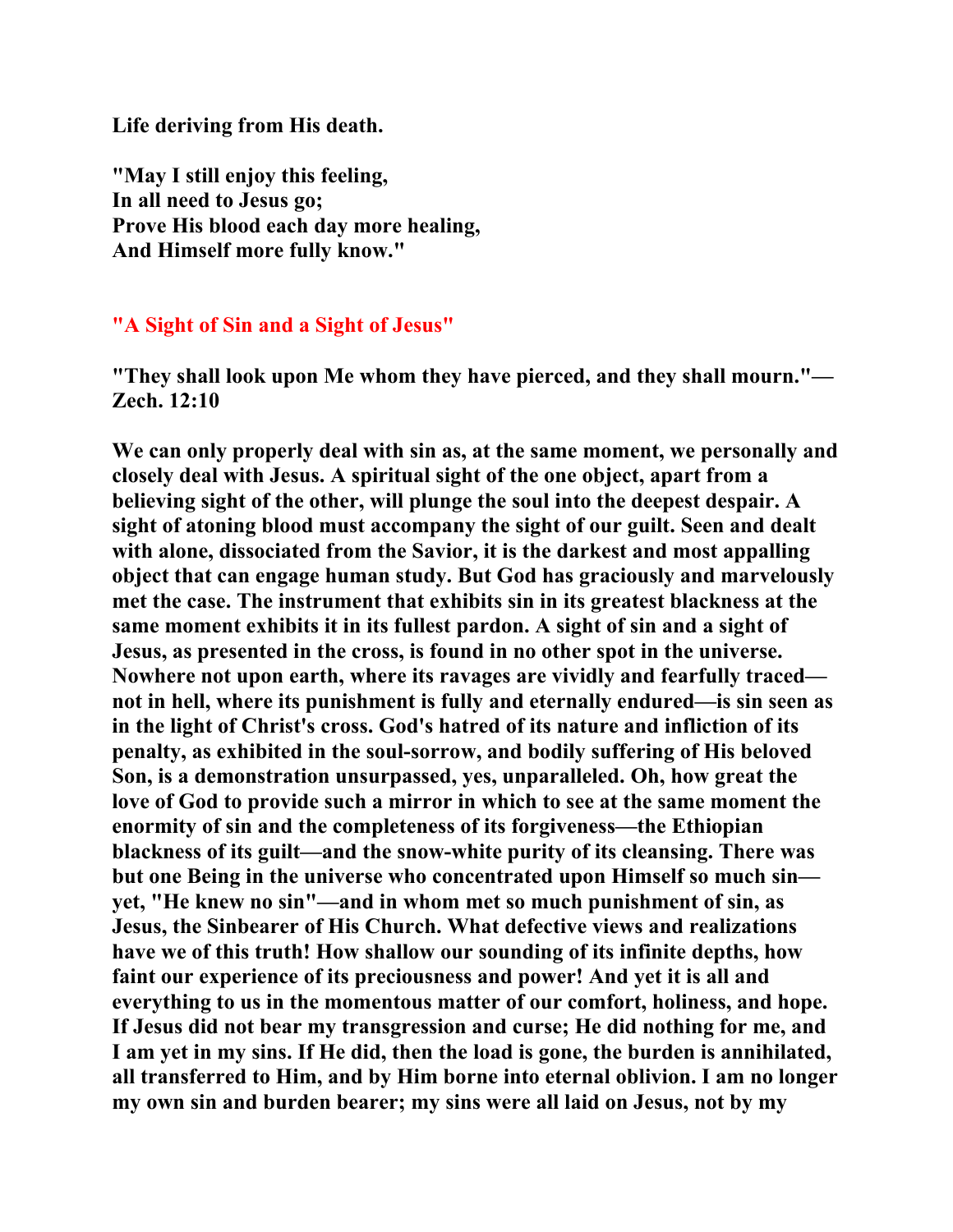**Life deriving from His death.**

**"May I still enjoy this feeling,**
**In all need to Jesus go;**
**Prove His blood each day more healing,**
**And Himself more fully know."**

## "A Sight of Sin and a Sight of Jesus"

**"They shall look upon Me whom they have pierced, and they shall mourn."— Zech. 12:10**

**We can only properly deal with sin as, at the same moment, we personally and closely deal with Jesus. A spiritual sight of the one object, apart from a believing sight of the other, will plunge the soul into the deepest despair. A sight of atoning blood must accompany the sight of our guilt. Seen and dealt with alone, dissociated from the Savior, it is the darkest and most appalling object that can engage human study. But God has graciously and marvelously met the case. The instrument that exhibits sin in its greatest blackness at the same moment exhibits it in its fullest pardon. A sight of sin and a sight of Jesus, as presented in the cross, is found in no other spot in the universe. Nowhere not upon earth, where its ravages are vividly and fearfully traced—not in hell, where its punishment is fully and eternally endured—is sin seen as in the light of Christ's cross. God's hatred of its nature and infliction of its penalty, as exhibited in the soul-sorrow, and bodily suffering of His beloved Son, is a demonstration unsurpassed, yes, unparalleled. Oh, how great the love of God to provide such a mirror in which to see at the same moment the enormity of sin and the completeness of its forgiveness—the Ethiopian blackness of its guilt—and the snow-white purity of its cleansing. There was but one Being in the universe who concentrated upon Himself so much sin—yet, "He knew no sin"—and in whom met so much punishment of sin, as Jesus, the Sinbearer of His Church. What defective views and realizations have we of this truth! How shallow our sounding of its infinite depths, how faint our experience of its preciousness and power! And yet it is all and everything to us in the momentous matter of our comfort, holiness, and hope. If Jesus did not bear my transgression and curse; He did nothing for me, and I am yet in my sins. If He did, then the load is gone, the burden is annihilated, all transferred to Him, and by Him borne into eternal oblivion. I am no longer my own sin and burden bearer; my sins were all laid on Jesus, not by my**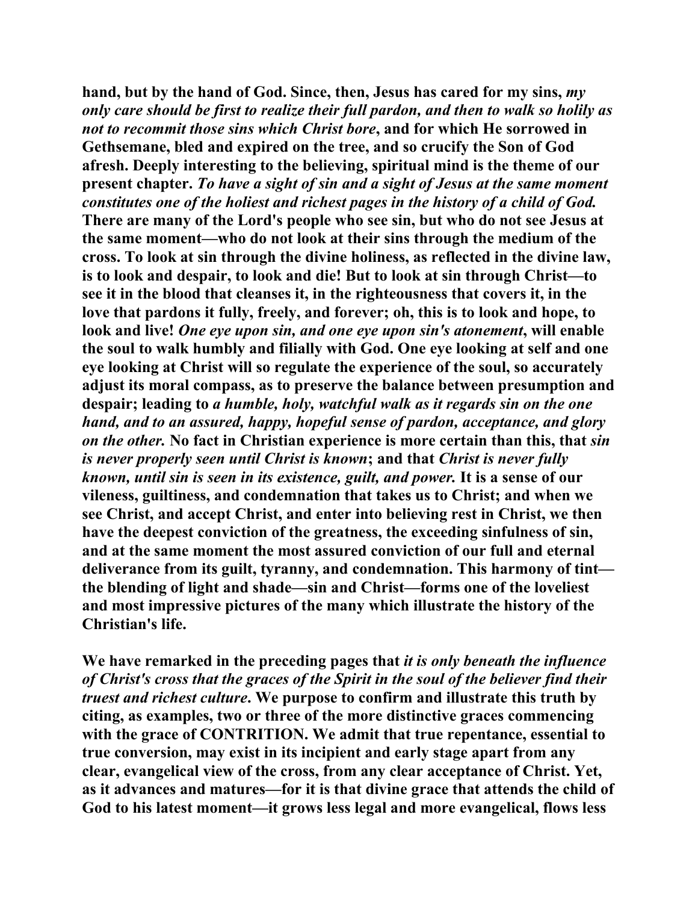**hand, but by the hand of God. Since, then, Jesus has cared for my sins, *my only care should be first to realize their full pardon, and then to walk so holily as not to recommit those sins which Christ bore*, and for which He sorrowed in Gethsemane, bled and expired on the tree, and so crucify the Son of God afresh. Deeply interesting to the believing, spiritual mind is the theme of our present chapter. *To have a sight of sin and a sight of Jesus at the same moment constitutes one of the holiest and richest pages in the history of a child of God.* There are many of the Lord's people who see sin, but who do not see Jesus at the same moment—who do not look at their sins through the medium of the cross. To look at sin through the divine holiness, as reflected in the divine law, is to look and despair, to look and die! But to look at sin through Christ—to see it in the blood that cleanses it, in the righteousness that covers it, in the love that pardons it fully, freely, and forever; oh, this is to look and hope, to look and live! *One eye upon sin, and one eye upon sin's atonement*, will enable the soul to walk humbly and filially with God. One eye looking at self and one eye looking at Christ will so regulate the experience of the soul, so accurately adjust its moral compass, as to preserve the balance between presumption and despair; leading to *a humble, holy, watchful walk as it regards sin on the one hand, and to an assured, happy, hopeful sense of pardon, acceptance, and glory on the other.* No fact in Christian experience is more certain than this, that *sin is never properly seen until Christ is known*; and that *Christ is never fully known, until sin is seen in its existence, guilt, and power.* It is a sense of our vileness, guiltiness, and condemnation that takes us to Christ; and when we see Christ, and accept Christ, and enter into believing rest in Christ, we then have the deepest conviction of the greatness, the exceeding sinfulness of sin, and at the same moment the most assured conviction of our full and eternal deliverance from its guilt, tyranny, and condemnation. This harmony of tint—the blending of light and shade—sin and Christ—forms one of the loveliest and most impressive pictures of the many which illustrate the history of the Christian's life.**

**We have remarked in the preceding pages that *it is only beneath the influence of Christ's cross that the graces of the Spirit in the soul of the believer find their truest and richest culture*. We purpose to confirm and illustrate this truth by citing, as examples, two or three of the more distinctive graces commencing with the grace of CONTRITION. We admit that true repentance, essential to true conversion, may exist in its incipient and early stage apart from any clear, evangelical view of the cross, from any clear acceptance of Christ. Yet, as it advances and matures—for it is that divine grace that attends the child of God to his latest moment—it grows less legal and more evangelical, flows less**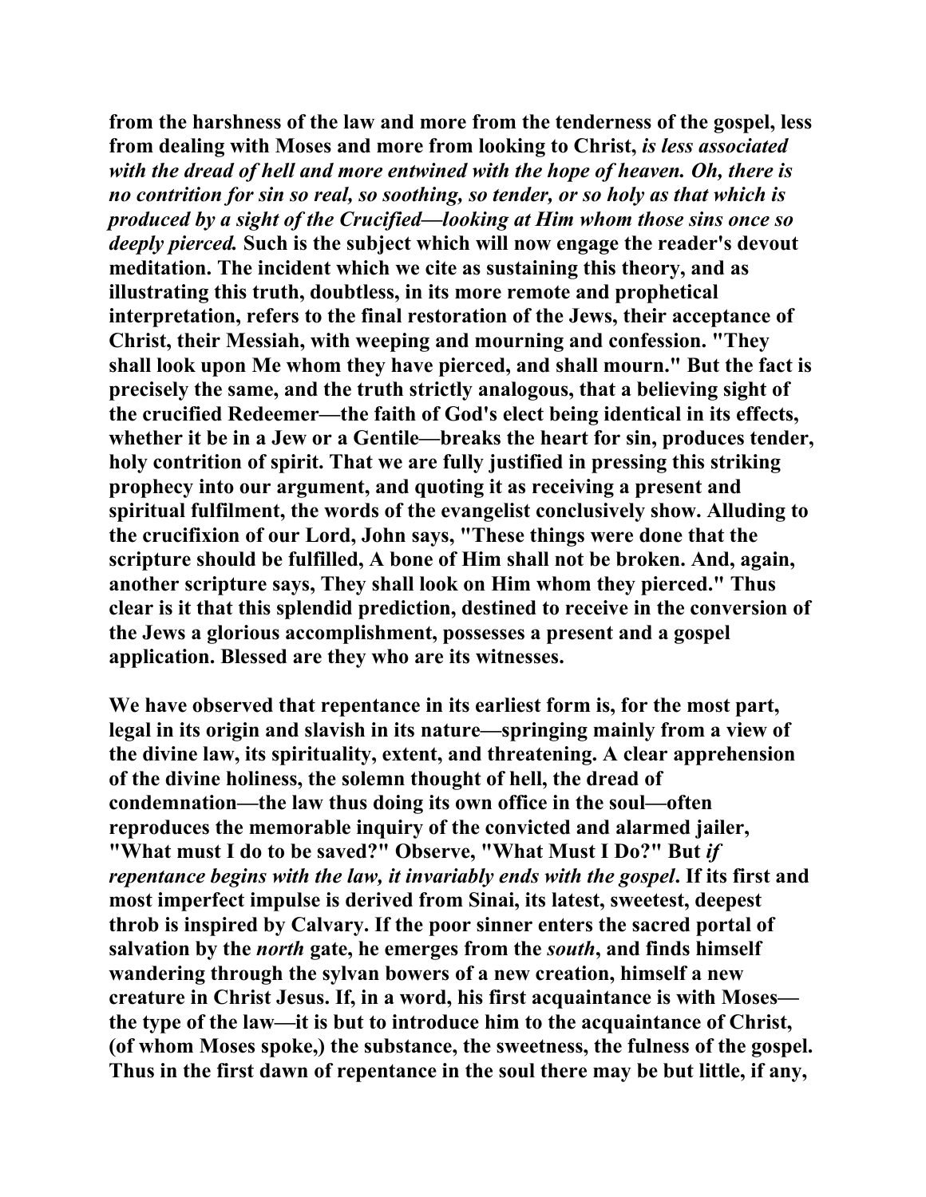from the harshness of the law and more from the tenderness of the gospel, less from dealing with Moses and more from looking to Christ, *is less associated with the dread of hell and more entwined with the hope of heaven. Oh, there is no contrition for sin so real, so soothing, so tender, or so holy as that which is produced by a sight of the Crucified—looking at Him whom those sins once so deeply pierced.* Such is the subject which will now engage the reader's devout meditation. The incident which we cite as sustaining this theory, and as illustrating this truth, doubtless, in its more remote and prophetical interpretation, refers to the final restoration of the Jews, their acceptance of Christ, their Messiah, with weeping and mourning and confession. "They shall look upon Me whom they have pierced, and shall mourn." But the fact is precisely the same, and the truth strictly analogous, that a believing sight of the crucified Redeemer—the faith of God's elect being identical in its effects, whether it be in a Jew or a Gentile—breaks the heart for sin, produces tender, holy contrition of spirit. That we are fully justified in pressing this striking prophecy into our argument, and quoting it as receiving a present and spiritual fulfilment, the words of the evangelist conclusively show. Alluding to the crucifixion of our Lord, John says, "These things were done that the scripture should be fulfilled, A bone of Him shall not be broken. And, again, another scripture says, They shall look on Him whom they pierced." Thus clear is it that this splendid prediction, destined to receive in the conversion of the Jews a glorious accomplishment, possesses a present and a gospel application. Blessed are they who are its witnesses.

We have observed that repentance in its earliest form is, for the most part, legal in its origin and slavish in its nature—springing mainly from a view of the divine law, its spirituality, extent, and threatening. A clear apprehension of the divine holiness, the solemn thought of hell, the dread of condemnation—the law thus doing its own office in the soul—often reproduces the memorable inquiry of the convicted and alarmed jailer, "What must I do to be saved?" Observe, "What Must I Do?" But *if repentance begins with the law, it invariably ends with the gospel*. If its first and most imperfect impulse is derived from Sinai, its latest, sweetest, deepest throb is inspired by Calvary. If the poor sinner enters the sacred portal of salvation by the *north* gate, he emerges from the *south*, and finds himself wandering through the sylvan bowers of a new creation, himself a new creature in Christ Jesus. If, in a word, his first acquaintance is with Moses—the type of the law—it is but to introduce him to the acquaintance of Christ, (of whom Moses spoke,) the substance, the sweetness, the fulness of the gospel. Thus in the first dawn of repentance in the soul there may be but little, if any,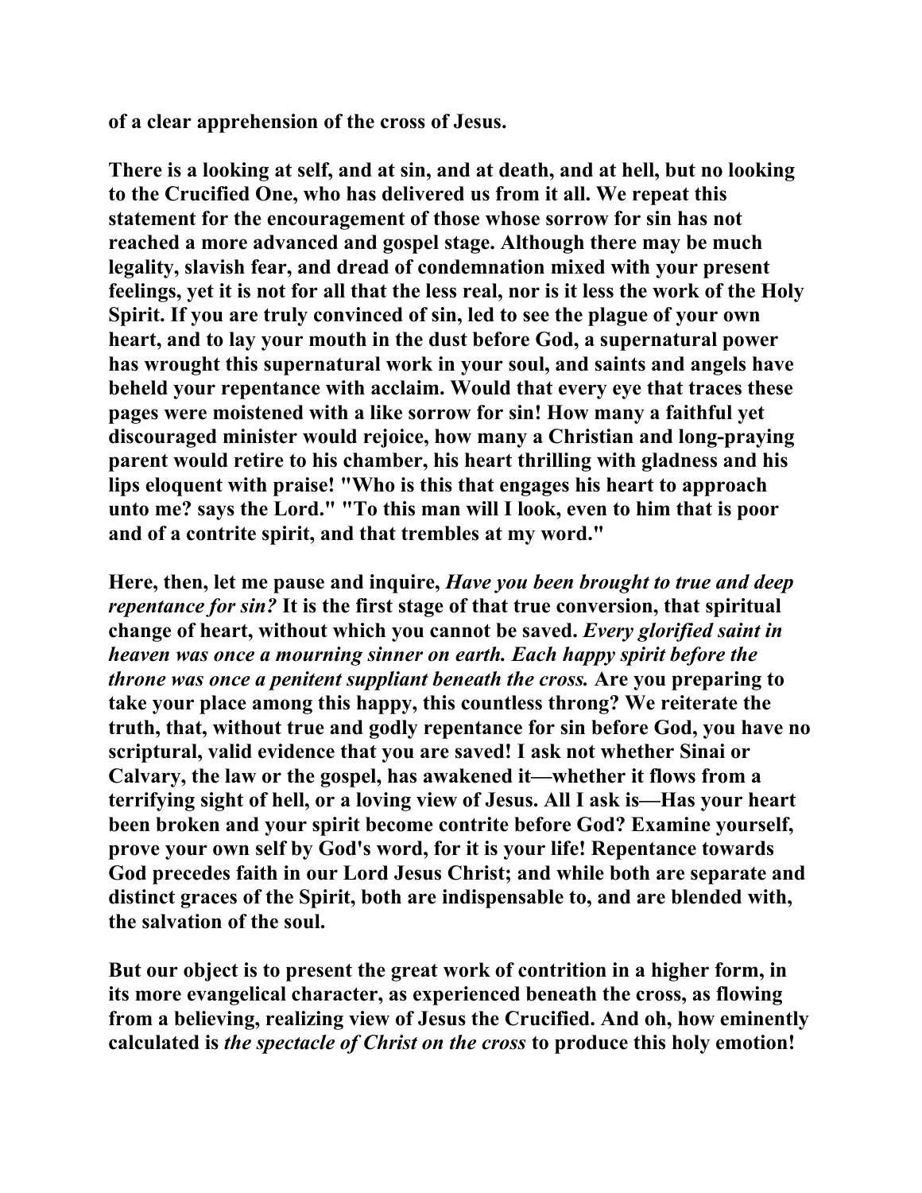**of a clear apprehension of the cross of Jesus.**

**There is a looking at self, and at sin, and at death, and at hell, but no looking to the Crucified One, who has delivered us from it all. We repeat this statement for the encouragement of those whose sorrow for sin has not reached a more advanced and gospel stage. Although there may be much legality, slavish fear, and dread of condemnation mixed with your present feelings, yet it is not for all that the less real, nor is it less the work of the Holy Spirit. If you are truly convinced of sin, led to see the plague of your own heart, and to lay your mouth in the dust before God, a supernatural power has wrought this supernatural work in your soul, and saints and angels have beheld your repentance with acclaim. Would that every eye that traces these pages were moistened with a like sorrow for sin! How many a faithful yet discouraged minister would rejoice, how many a Christian and long-praying parent would retire to his chamber, his heart thrilling with gladness and his lips eloquent with praise! "Who is this that engages his heart to approach unto me? says the Lord." "To this man will I look, even to him that is poor and of a contrite spirit, and that trembles at my word."**

**Here, then, let me pause and inquire, *Have you been brought to true and deep repentance for sin?* It is the first stage of that true conversion, that spiritual change of heart, without which you cannot be saved. *Every glorified saint in heaven was once a mourning sinner on earth. Each happy spirit before the throne was once a penitent suppliant beneath the cross.* Are you preparing to take your place among this happy, this countless throng? We reiterate the truth, that, without true and godly repentance for sin before God, you have no scriptural, valid evidence that you are saved! I ask not whether Sinai or Calvary, the law or the gospel, has awakened it—whether it flows from a terrifying sight of hell, or a loving view of Jesus. All I ask is—Has your heart been broken and your spirit become contrite before God? Examine yourself, prove your own self by God's word, for it is your life! Repentance towards God precedes faith in our Lord Jesus Christ; and while both are separate and distinct graces of the Spirit, both are indispensable to, and are blended with, the salvation of the soul.**

**But our object is to present the great work of contrition in a higher form, in its more evangelical character, as experienced beneath the cross, as flowing from a believing, realizing view of Jesus the Crucified. And oh, how eminently calculated is *the spectacle of Christ on the cross* to produce this holy emotion!**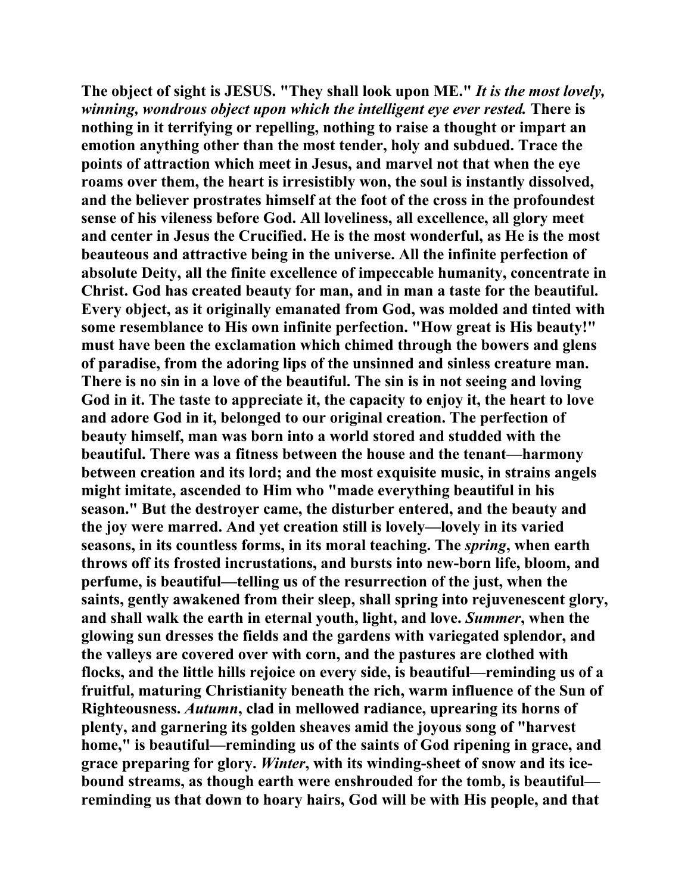**The object of sight is JESUS. "They shall look upon ME."** ***It is the most lovely, winning, wondrous object upon which the intelligent eye ever rested.*** **There is nothing in it terrifying or repelling, nothing to raise a thought or impart an emotion anything other than the most tender, holy and subdued. Trace the points of attraction which meet in Jesus, and marvel not that when the eye roams over them, the heart is irresistibly won, the soul is instantly dissolved, and the believer prostrates himself at the foot of the cross in the profoundest sense of his vileness before God. All loveliness, all excellence, all glory meet and center in Jesus the Crucified. He is the most wonderful, as He is the most beauteous and attractive being in the universe. All the infinite perfection of absolute Deity, all the finite excellence of impeccable humanity, concentrate in Christ. God has created beauty for man, and in man a taste for the beautiful. Every object, as it originally emanated from God, was molded and tinted with some resemblance to His own infinite perfection. "How great is His beauty!" must have been the exclamation which chimed through the bowers and glens of paradise, from the adoring lips of the unsinned and sinless creature man. There is no sin in a love of the beautiful. The sin is in not seeing and loving God in it. The taste to appreciate it, the capacity to enjoy it, the heart to love and adore God in it, belonged to our original creation. The perfection of beauty himself, man was born into a world stored and studded with the beautiful. There was a fitness between the house and the tenant—harmony between creation and its lord; and the most exquisite music, in strains angels might imitate, ascended to Him who "made everything beautiful in his season." But the destroyer came, the disturber entered, and the beauty and the joy were marred. And yet creation still is lovely—lovely in its varied seasons, in its countless forms, in its moral teaching. The** ***spring*****, when earth throws off its frosted incrustations, and bursts into new-born life, bloom, and perfume, is beautiful—telling us of the resurrection of the just, when the saints, gently awakened from their sleep, shall spring into rejuvenescent glory, and shall walk the earth in eternal youth, light, and love.** ***Summer*****, when the glowing sun dresses the fields and the gardens with variegated splendor, and the valleys are covered over with corn, and the pastures are clothed with flocks, and the little hills rejoice on every side, is beautiful—reminding us of a fruitful, maturing Christianity beneath the rich, warm influence of the Sun of Righteousness.** ***Autumn*****, clad in mellowed radiance, uprearing its horns of plenty, and garnering its golden sheaves amid the joyous song of "harvest home," is beautiful—reminding us of the saints of God ripening in grace, and grace preparing for glory.** ***Winter*****, with its winding-sheet of snow and its ice-bound streams, as though earth were enshrouded for the tomb, is beautiful—reminding us that down to hoary hairs, God will be with His people, and that**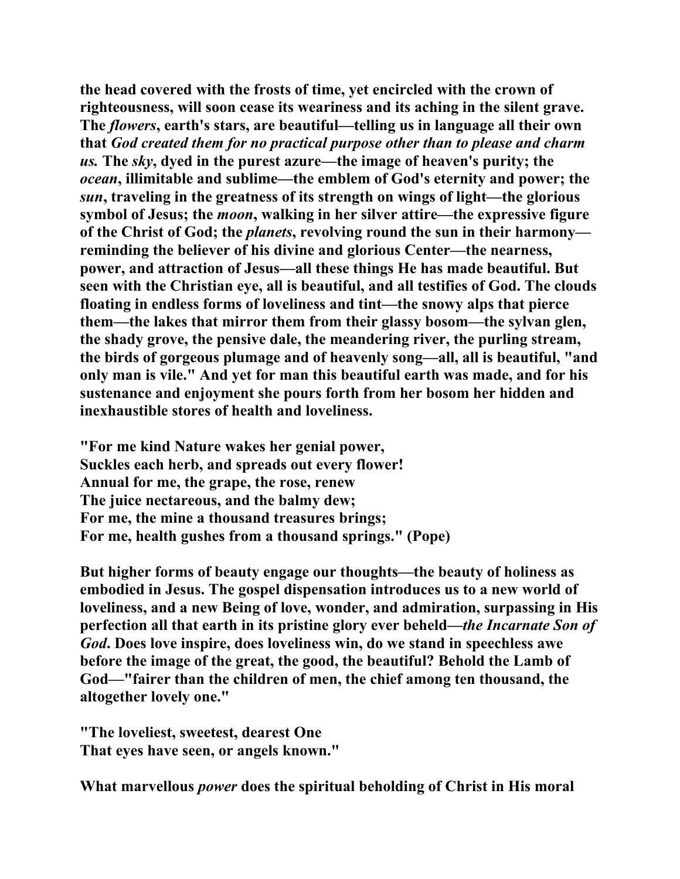**the head covered with the frosts of time, yet encircled with the crown of righteousness, will soon cease its weariness and its aching in the silent grave. The *flowers*, earth's stars, are beautiful—telling us in language all their own that *God created them for no practical purpose other than to please and charm us.* The *sky*, dyed in the purest azure—the image of heaven's purity; the *ocean*, illimitable and sublime—the emblem of God's eternity and power; the *sun*, traveling in the greatness of its strength on wings of light—the glorious symbol of Jesus; the *moon*, walking in her silver attire—the expressive figure of the Christ of God; the *planets*, revolving round the sun in their harmony—reminding the believer of his divine and glorious Center—the nearness, power, and attraction of Jesus—all these things He has made beautiful. But seen with the Christian eye, all is beautiful, and all testifies of God. The clouds floating in endless forms of loveliness and tint—the snowy alps that pierce them—the lakes that mirror them from their glassy bosom—the sylvan glen, the shady grove, the pensive dale, the meandering river, the purling stream, the birds of gorgeous plumage and of heavenly song—all, all is beautiful, "and only man is vile." And yet for man this beautiful earth was made, and for his sustenance and enjoyment she pours forth from her bosom her hidden and inexhaustible stores of health and loveliness.**

**"For me kind Nature wakes her genial power,
Suckles each herb, and spreads out every flower!
Annual for me, the grape, the rose, renew
The juice nectareous, and the balmy dew;
For me, the mine a thousand treasures brings;
For me, health gushes from a thousand springs." (Pope)**

**But higher forms of beauty engage our thoughts—the beauty of holiness as embodied in Jesus. The gospel dispensation introduces us to a new world of loveliness, and a new Being of love, wonder, and admiration, surpassing in His perfection all that earth in its pristine glory ever beheld—*the Incarnate Son of God*. Does love inspire, does loveliness win, do we stand in speechless awe before the image of the great, the good, the beautiful? Behold the Lamb of God—"fairer than the children of men, the chief among ten thousand, the altogether lovely one."**

**"The loveliest, sweetest, dearest One
That eyes have seen, or angels known."**

**What marvellous *power* does the spiritual beholding of Christ in His moral**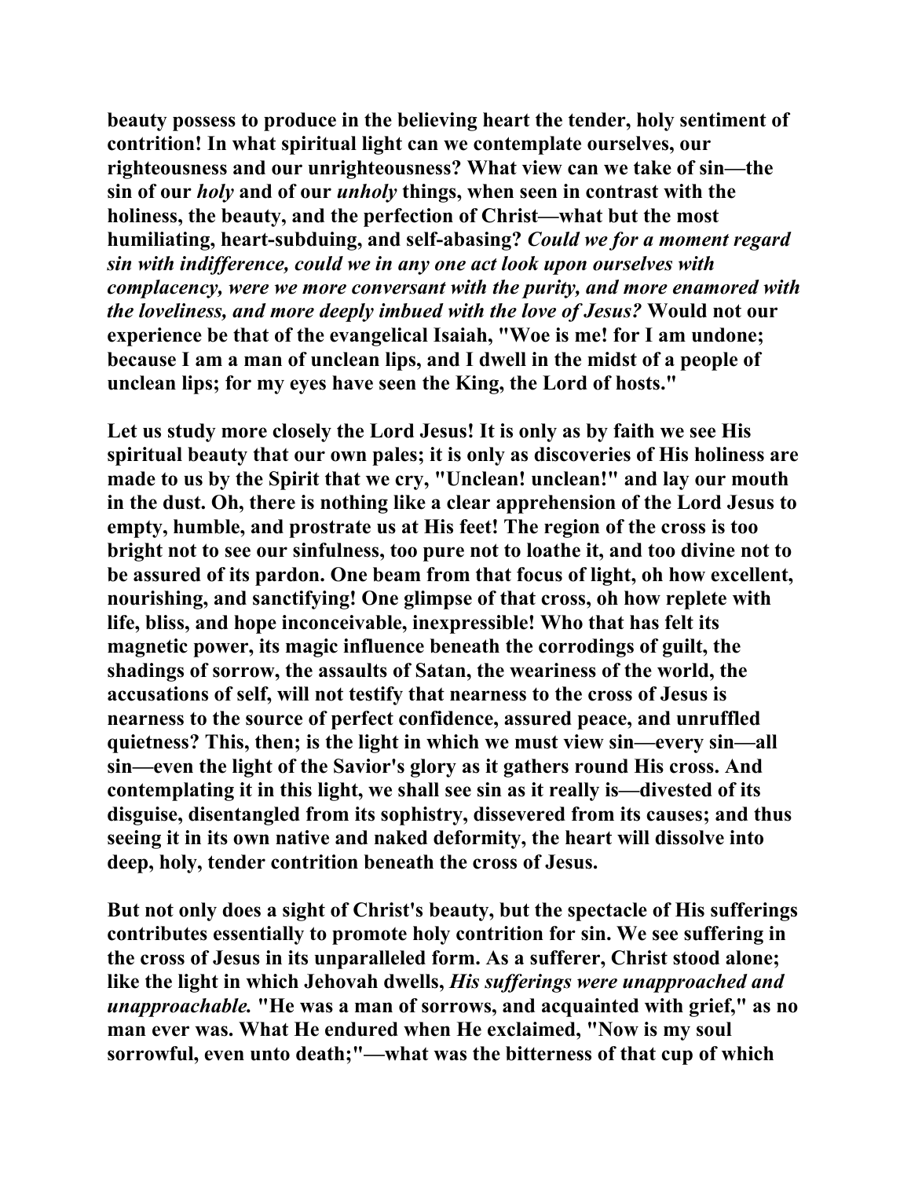beauty possess to produce in the believing heart the tender, holy sentiment of contrition! In what spiritual light can we contemplate ourselves, our righteousness and our unrighteousness? What view can we take of sin—the sin of our *holy* and of our *unholy* things, when seen in contrast with the holiness, the beauty, and the perfection of Christ—what but the most humiliating, heart-subduing, and self-abasing? *Could we for a moment regard sin with indifference, could we in any one act look upon ourselves with complacency, were we more conversant with the purity, and more enamored with the loveliness, and more deeply imbued with the love of Jesus?* Would not our experience be that of the evangelical Isaiah, "Woe is me! for I am undone; because I am a man of unclean lips, and I dwell in the midst of a people of unclean lips; for my eyes have seen the King, the Lord of hosts."

Let us study more closely the Lord Jesus! It is only as by faith we see His spiritual beauty that our own pales; it is only as discoveries of His holiness are made to us by the Spirit that we cry, "Unclean! unclean!" and lay our mouth in the dust. Oh, there is nothing like a clear apprehension of the Lord Jesus to empty, humble, and prostrate us at His feet! The region of the cross is too bright not to see our sinfulness, too pure not to loathe it, and too divine not to be assured of its pardon. One beam from that focus of light, oh how excellent, nourishing, and sanctifying! One glimpse of that cross, oh how replete with life, bliss, and hope inconceivable, inexpressible! Who that has felt its magnetic power, its magic influence beneath the corrodings of guilt, the shadings of sorrow, the assaults of Satan, the weariness of the world, the accusations of self, will not testify that nearness to the cross of Jesus is nearness to the source of perfect confidence, assured peace, and unruffled quietness? This, then; is the light in which we must view sin—every sin—all sin—even the light of the Savior's glory as it gathers round His cross. And contemplating it in this light, we shall see sin as it really is—divested of its disguise, disentangled from its sophistry, dissevered from its causes; and thus seeing it in its own native and naked deformity, the heart will dissolve into deep, holy, tender contrition beneath the cross of Jesus.

But not only does a sight of Christ's beauty, but the spectacle of His sufferings contributes essentially to promote holy contrition for sin. We see suffering in the cross of Jesus in its unparalleled form. As a sufferer, Christ stood alone; like the light in which Jehovah dwells, *His sufferings were unapproached and unapproachable.* "He was a man of sorrows, and acquainted with grief," as no man ever was. What He endured when He exclaimed, "Now is my soul sorrowful, even unto death;"—what was the bitterness of that cup of which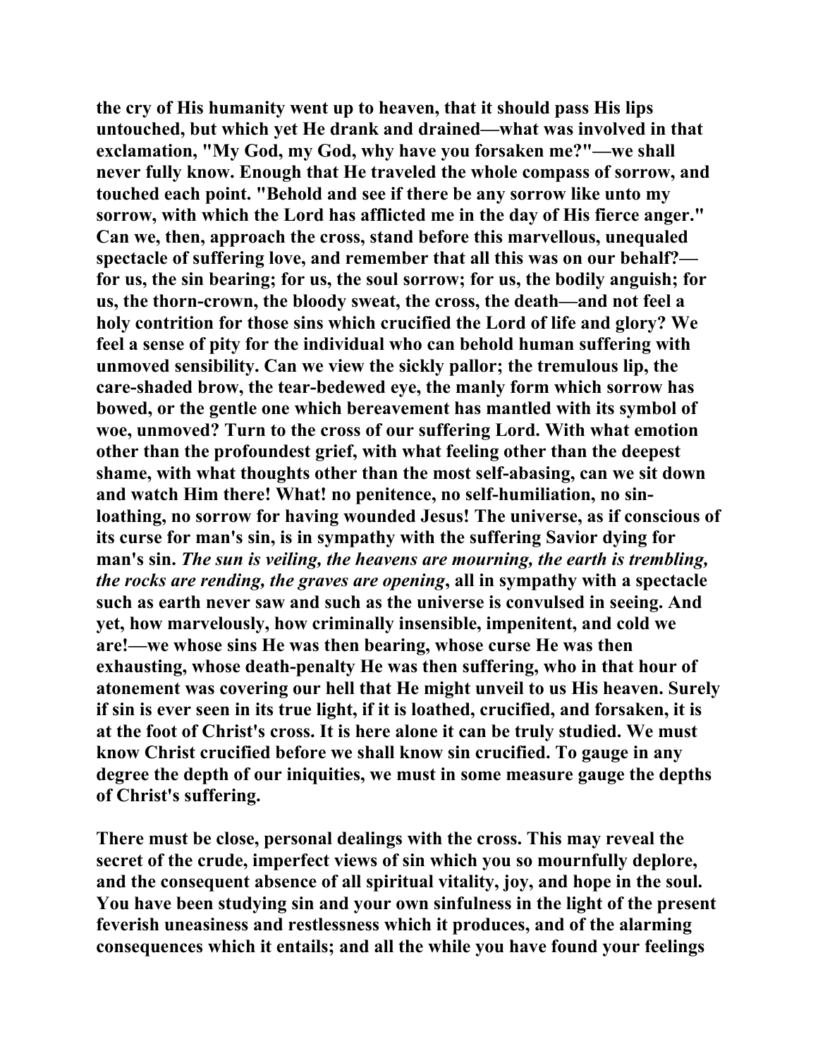**the cry of His humanity went up to heaven, that it should pass His lips untouched, but which yet He drank and drained—what was involved in that exclamation, "My God, my God, why have you forsaken me?"—we shall never fully know. Enough that He traveled the whole compass of sorrow, and touched each point. "Behold and see if there be any sorrow like unto my sorrow, with which the Lord has afflicted me in the day of His fierce anger." Can we, then, approach the cross, stand before this marvellous, unequaled spectacle of suffering love, and remember that all this was on our behalf?—for us, the sin bearing; for us, the soul sorrow; for us, the bodily anguish; for us, the thorn-crown, the bloody sweat, the cross, the death—and not feel a holy contrition for those sins which crucified the Lord of life and glory? We feel a sense of pity for the individual who can behold human suffering with unmoved sensibility. Can we view the sickly pallor; the tremulous lip, the care-shaded brow, the tear-bedewed eye, the manly form which sorrow has bowed, or the gentle one which bereavement has mantled with its symbol of woe, unmoved? Turn to the cross of our suffering Lord. With what emotion other than the profoundest grief, with what feeling other than the deepest shame, with what thoughts other than the most self-abasing, can we sit down and watch Him there! What! no penitence, no self-humiliation, no sin-loathing, no sorrow for having wounded Jesus! The universe, as if conscious of its curse for man's sin, is in sympathy with the suffering Savior dying for man's sin. *The sun is veiling, the heavens are mourning, the earth is trembling, the rocks are rending, the graves are opening*, all in sympathy with a spectacle such as earth never saw and such as the universe is convulsed in seeing. And yet, how marvelously, how criminally insensible, impenitent, and cold we are!—we whose sins He was then bearing, whose curse He was then exhausting, whose death-penalty He was then suffering, who in that hour of atonement was covering our hell that He might unveil to us His heaven. Surely if sin is ever seen in its true light, if it is loathed, crucified, and forsaken, it is at the foot of Christ's cross. It is here alone it can be truly studied. We must know Christ crucified before we shall know sin crucified. To gauge in any degree the depth of our iniquities, we must in some measure gauge the depths of Christ's suffering.**

**There must be close, personal dealings with the cross. This may reveal the secret of the crude, imperfect views of sin which you so mournfully deplore, and the consequent absence of all spiritual vitality, joy, and hope in the soul. You have been studying sin and your own sinfulness in the light of the present feverish uneasiness and restlessness which it produces, and of the alarming consequences which it entails; and all the while you have found your feelings**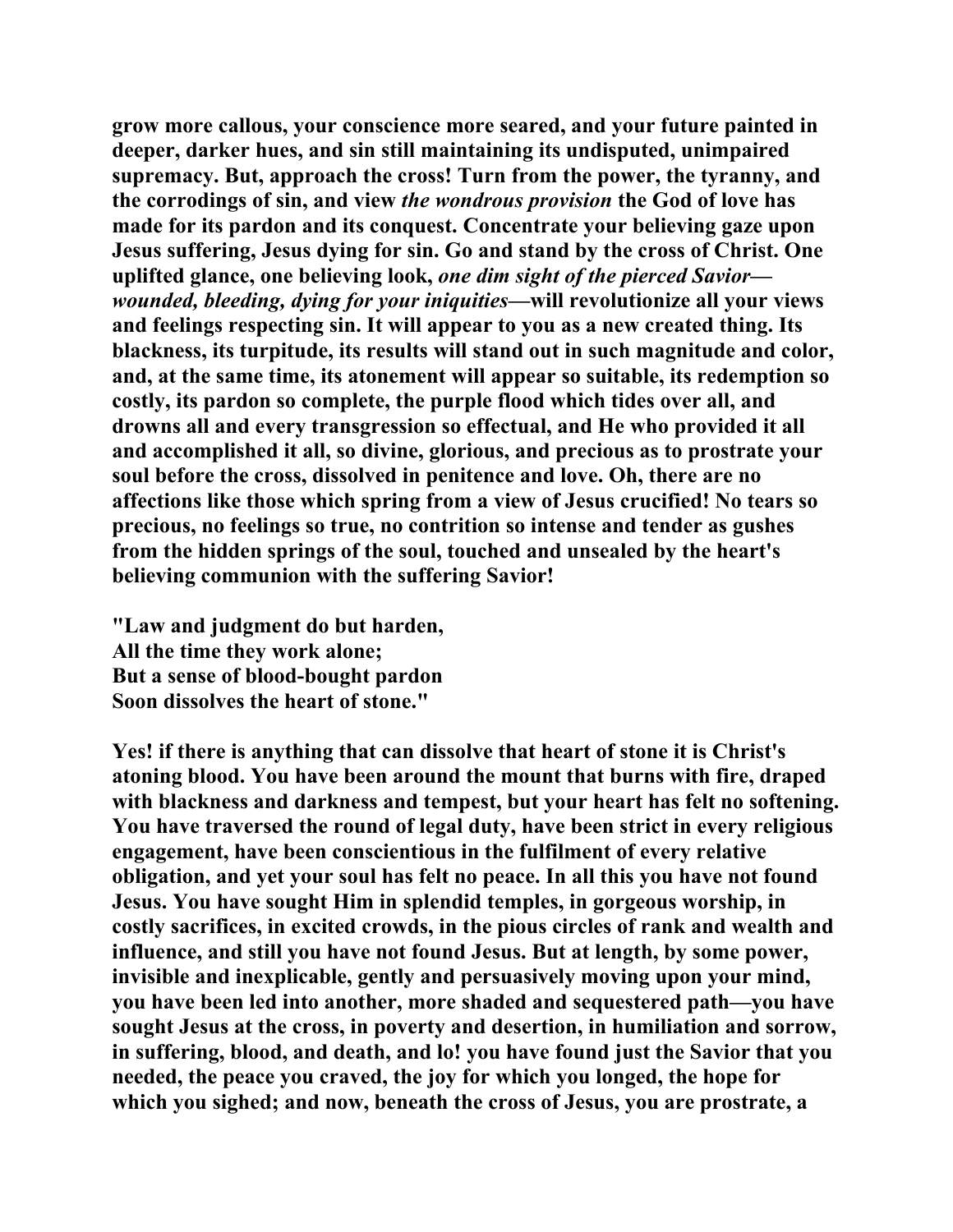**grow more callous, your conscience more seared, and your future painted in deeper, darker hues, and sin still maintaining its undisputed, unimpaired supremacy. But, approach the cross! Turn from the power, the tyranny, and the corrodings of sin, and view *the wondrous provision* the God of love has made for its pardon and its conquest. Concentrate your believing gaze upon Jesus suffering, Jesus dying for sin. Go and stand by the cross of Christ. One uplifted glance, one believing look, *one dim sight of the pierced Savior—wounded, bleeding, dying for your iniquities*—will revolutionize all your views and feelings respecting sin. It will appear to you as a new created thing. Its blackness, its turpitude, its results will stand out in such magnitude and color, and, at the same time, its atonement will appear so suitable, its redemption so costly, its pardon so complete, the purple flood which tides over all, and drowns all and every transgression so effectual, and He who provided it all and accomplished it all, so divine, glorious, and precious as to prostrate your soul before the cross, dissolved in penitence and love. Oh, there are no affections like those which spring from a view of Jesus crucified! No tears so precious, no feelings so true, no contrition so intense and tender as gushes from the hidden springs of the soul, touched and unsealed by the heart's believing communion with the suffering Savior!**

**"Law and judgment do but harden,**
**All the time they work alone;**
**But a sense of blood-bought pardon**
**Soon dissolves the heart of stone."**

**Yes! if there is anything that can dissolve that heart of stone it is Christ's atoning blood. You have been around the mount that burns with fire, draped with blackness and darkness and tempest, but your heart has felt no softening. You have traversed the round of legal duty, have been strict in every religious engagement, have been conscientious in the fulfilment of every relative obligation, and yet your soul has felt no peace. In all this you have not found Jesus. You have sought Him in splendid temples, in gorgeous worship, in costly sacrifices, in excited crowds, in the pious circles of rank and wealth and influence, and still you have not found Jesus. But at length, by some power, invisible and inexplicable, gently and persuasively moving upon your mind, you have been led into another, more shaded and sequestered path—you have sought Jesus at the cross, in poverty and desertion, in humiliation and sorrow, in suffering, blood, and death, and lo! you have found just the Savior that you needed, the peace you craved, the joy for which you longed, the hope for which you sighed; and now, beneath the cross of Jesus, you are prostrate, a**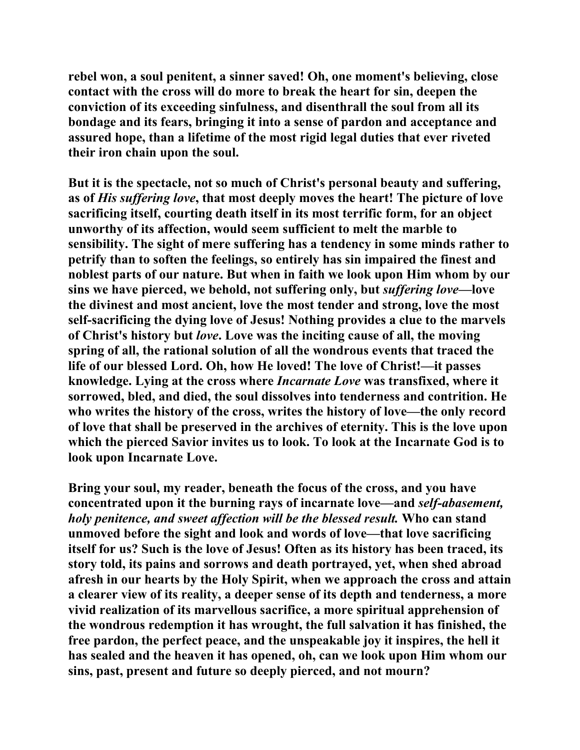**rebel won, a soul penitent, a sinner saved! Oh, one moment's believing, close contact with the cross will do more to break the heart for sin, deepen the conviction of its exceeding sinfulness, and disenthrall the soul from all its bondage and its fears, bringing it into a sense of pardon and acceptance and assured hope, than a lifetime of the most rigid legal duties that ever riveted their iron chain upon the soul.**

**But it is the spectacle, not so much of Christ's personal beauty and suffering, as of *His suffering love*, that most deeply moves the heart! The picture of love sacrificing itself, courting death itself in its most terrific form, for an object unworthy of its affection, would seem sufficient to melt the marble to sensibility. The sight of mere suffering has a tendency in some minds rather to petrify than to soften the feelings, so entirely has sin impaired the finest and noblest parts of our nature. But when in faith we look upon Him whom by our sins we have pierced, we behold, not suffering only, but *suffering love*—love the divinest and most ancient, love the most tender and strong, love the most self-sacrificing the dying love of Jesus! Nothing provides a clue to the marvels of Christ's history but *love*. Love was the inciting cause of all, the moving spring of all, the rational solution of all the wondrous events that traced the life of our blessed Lord. Oh, how He loved! The love of Christ!—it passes knowledge. Lying at the cross where *Incarnate Love* was transfixed, where it sorrowed, bled, and died, the soul dissolves into tenderness and contrition. He who writes the history of the cross, writes the history of love—the only record of love that shall be preserved in the archives of eternity. This is the love upon which the pierced Savior invites us to look. To look at the Incarnate God is to look upon Incarnate Love.**

**Bring your soul, my reader, beneath the focus of the cross, and you have concentrated upon it the burning rays of incarnate love—and *self-abasement, holy penitence, and sweet affection will be the blessed result.* Who can stand unmoved before the sight and look and words of love—that love sacrificing itself for us? Such is the love of Jesus! Often as its history has been traced, its story told, its pains and sorrows and death portrayed, yet, when shed abroad afresh in our hearts by the Holy Spirit, when we approach the cross and attain a clearer view of its reality, a deeper sense of its depth and tenderness, a more vivid realization of its marvellous sacrifice, a more spiritual apprehension of the wondrous redemption it has wrought, the full salvation it has finished, the free pardon, the perfect peace, and the unspeakable joy it inspires, the hell it has sealed and the heaven it has opened, oh, can we look upon Him whom our sins, past, present and future so deeply pierced, and not mourn?**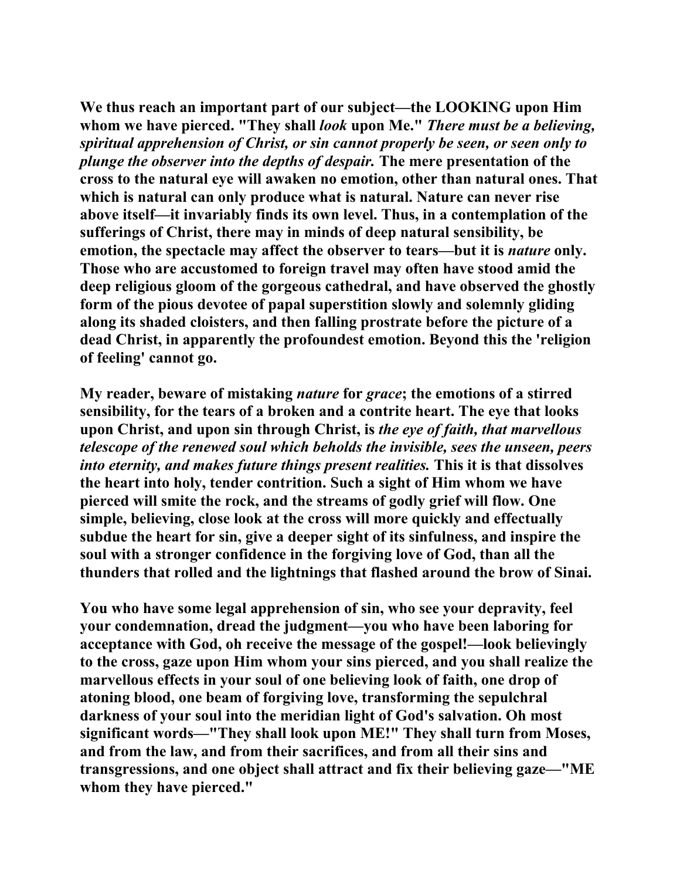We thus reach an important part of our subject—the LOOKING upon Him whom we have pierced. "They shall *look* upon Me." *There must be a believing, spiritual apprehension of Christ, or sin cannot properly be seen, or seen only to plunge the observer into the depths of despair.* The mere presentation of the cross to the natural eye will awaken no emotion, other than natural ones. That which is natural can only produce what is natural. Nature can never rise above itself—it invariably finds its own level. Thus, in a contemplation of the sufferings of Christ, there may in minds of deep natural sensibility, be emotion, the spectacle may affect the observer to tears—but it is *nature* only. Those who are accustomed to foreign travel may often have stood amid the deep religious gloom of the gorgeous cathedral, and have observed the ghostly form of the pious devotee of papal superstition slowly and solemnly gliding along its shaded cloisters, and then falling prostrate before the picture of a dead Christ, in apparently the profoundest emotion. Beyond this the 'religion of feeling' cannot go.

My reader, beware of mistaking *nature* for *grace*; the emotions of a stirred sensibility, for the tears of a broken and a contrite heart. The eye that looks upon Christ, and upon sin through Christ, is *the eye of faith, that marvellous telescope of the renewed soul which beholds the invisible, sees the unseen, peers into eternity, and makes future things present realities.* This it is that dissolves the heart into holy, tender contrition. Such a sight of Him whom we have pierced will smite the rock, and the streams of godly grief will flow. One simple, believing, close look at the cross will more quickly and effectually subdue the heart for sin, give a deeper sight of its sinfulness, and inspire the soul with a stronger confidence in the forgiving love of God, than all the thunders that rolled and the lightnings that flashed around the brow of Sinai.

You who have some legal apprehension of sin, who see your depravity, feel your condemnation, dread the judgment—you who have been laboring for acceptance with God, oh receive the message of the gospel!—look believingly to the cross, gaze upon Him whom your sins pierced, and you shall realize the marvellous effects in your soul of one believing look of faith, one drop of atoning blood, one beam of forgiving love, transforming the sepulchral darkness of your soul into the meridian light of God's salvation. Oh most significant words—"They shall look upon ME!" They shall turn from Moses, and from the law, and from their sacrifices, and from all their sins and transgressions, and one object shall attract and fix their believing gaze—"ME whom they have pierced."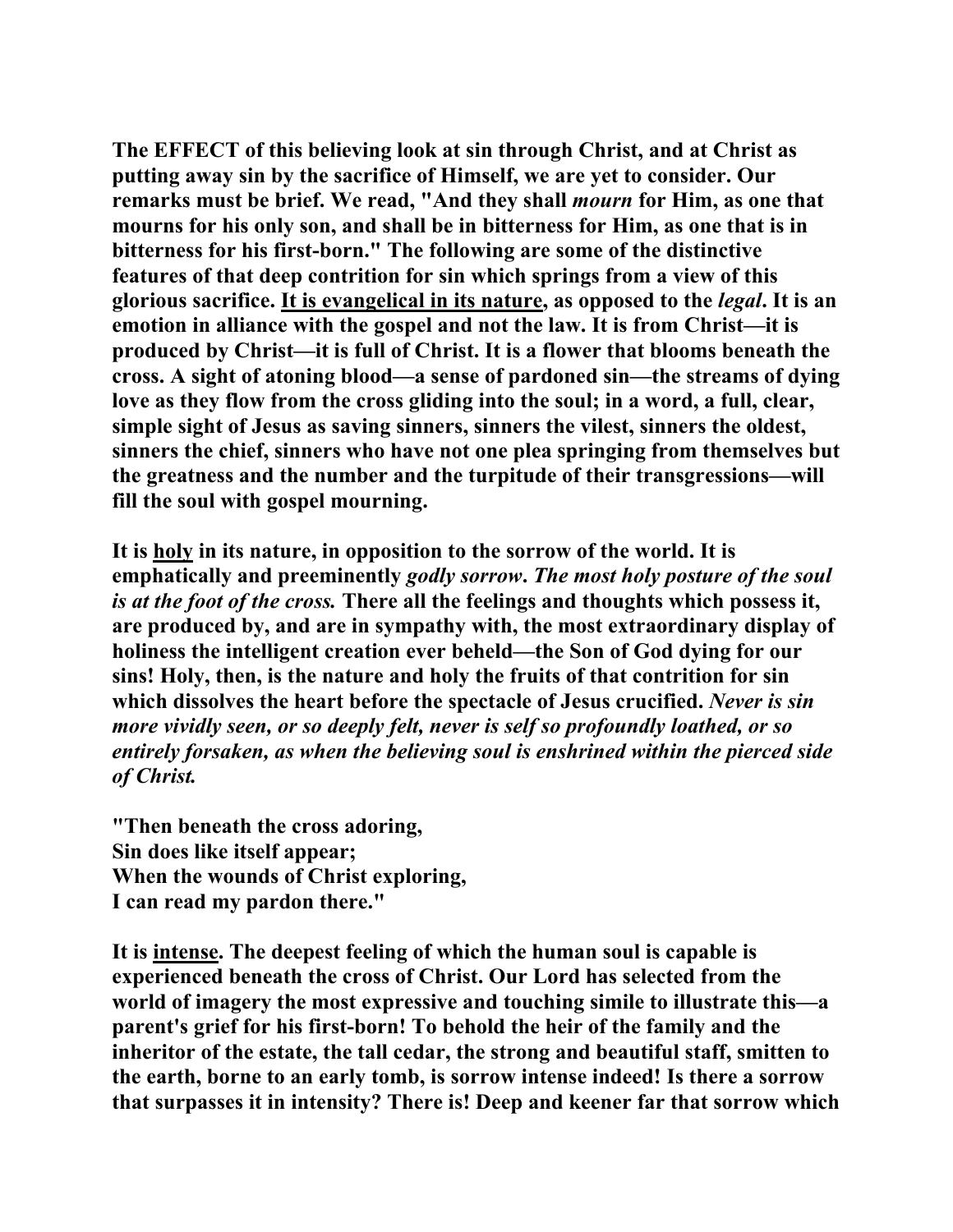**The EFFECT of this believing look at sin through Christ, and at Christ as putting away sin by the sacrifice of Himself, we are yet to consider. Our remarks must be brief. We read, "And they shall *mourn* for Him, as one that mourns for his only son, and shall be in bitterness for Him, as one that is in bitterness for his first-born." The following are some of the distinctive features of that deep contrition for sin which springs from a view of this glorious sacrifice. <u>It is evangelical in its nature</u>, as opposed to the *legal*. It is an emotion in alliance with the gospel and not the law. It is from Christ—it is produced by Christ—it is full of Christ. It is a flower that blooms beneath the cross. A sight of atoning blood—a sense of pardoned sin—the streams of dying love as they flow from the cross gliding into the soul; in a word, a full, clear, simple sight of Jesus as saving sinners, sinners the vilest, sinners the oldest, sinners the chief, sinners who have not one plea springing from themselves but the greatness and the number and the turpitude of their transgressions—will fill the soul with gospel mourning.**

**It is <u>holy</u> in its nature, in opposition to the sorrow of the world. It is emphatically and preeminently *godly sorrow*. *The most holy posture of the soul is at the foot of the cross.* There all the feelings and thoughts which possess it, are produced by, and are in sympathy with, the most extraordinary display of holiness the intelligent creation ever beheld—the Son of God dying for our sins! Holy, then, is the nature and holy the fruits of that contrition for sin which dissolves the heart before the spectacle of Jesus crucified. *Never is sin more vividly seen, or so deeply felt, never is self so profoundly loathed, or so entirely forsaken, as when the believing soul is enshrined within the pierced side of Christ.***

**"Then beneath the cross adoring,  
Sin does like itself appear;  
When the wounds of Christ exploring,  
I can read my pardon there."**

**It is <u>intense</u>. The deepest feeling of which the human soul is capable is experienced beneath the cross of Christ. Our Lord has selected from the world of imagery the most expressive and touching simile to illustrate this—a parent's grief for his first-born! To behold the heir of the family and the inheritor of the estate, the tall cedar, the strong and beautiful staff, smitten to the earth, borne to an early tomb, is sorrow intense indeed! Is there a sorrow that surpasses it in intensity? There is! Deep and keener far that sorrow which**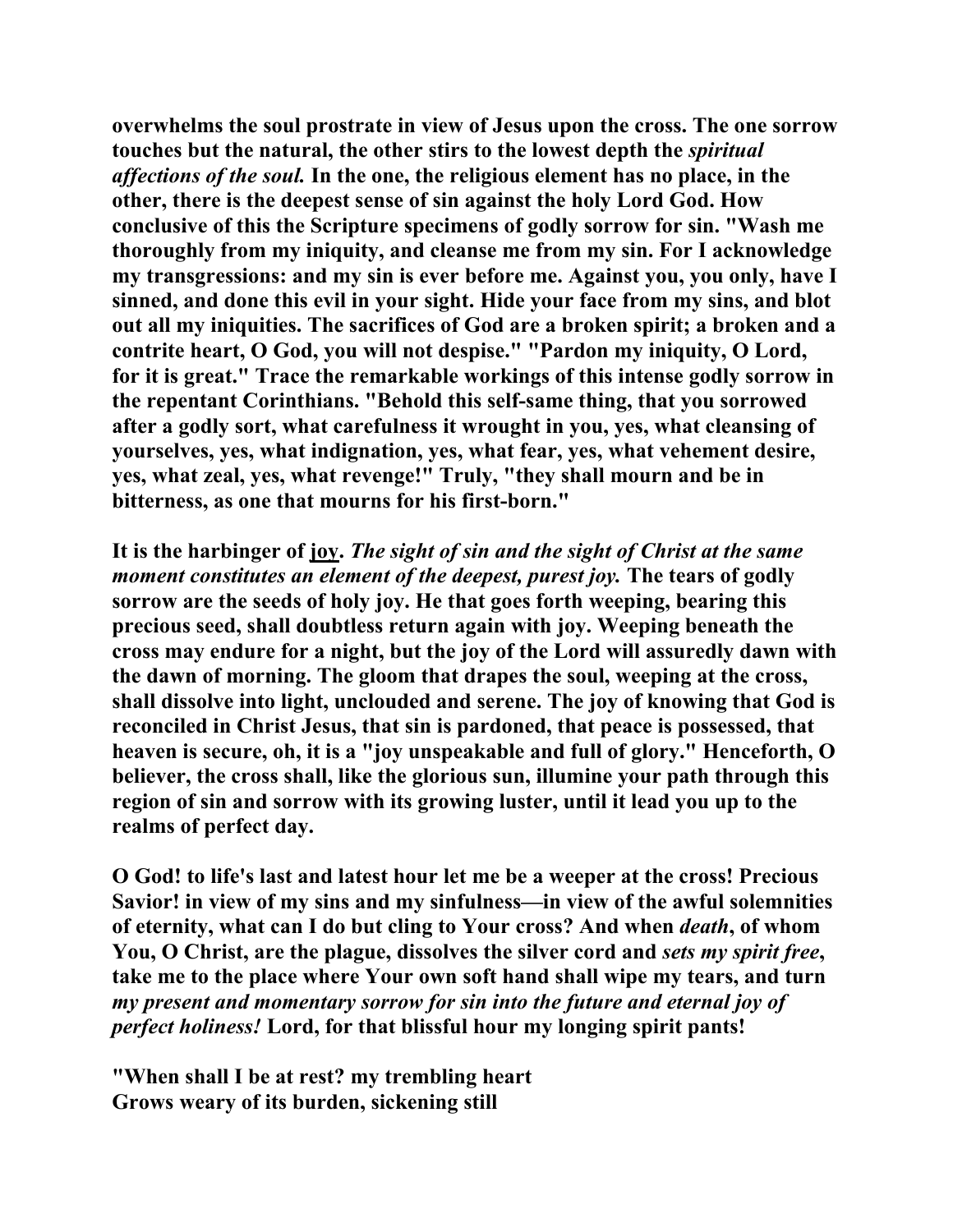**overwhelms the soul prostrate in view of Jesus upon the cross. The one sorrow touches but the natural, the other stirs to the lowest depth the *spiritual affections of the soul.* In the one, the religious element has no place, in the other, there is the deepest sense of sin against the holy Lord God. How conclusive of this the Scripture specimens of godly sorrow for sin. "Wash me thoroughly from my iniquity, and cleanse me from my sin. For I acknowledge my transgressions: and my sin is ever before me. Against you, you only, have I sinned, and done this evil in your sight. Hide your face from my sins, and blot out all my iniquities. The sacrifices of God are a broken spirit; a broken and a contrite heart, O God, you will not despise." "Pardon my iniquity, O Lord, for it is great." Trace the remarkable workings of this intense godly sorrow in the repentant Corinthians. "Behold this self-same thing, that you sorrowed after a godly sort, what carefulness it wrought in you, yes, what cleansing of yourselves, yes, what indignation, yes, what fear, yes, what vehement desire, yes, what zeal, yes, what revenge!" Truly, "they shall mourn and be in bitterness, as one that mourns for his first-born."**

**It is the harbinger of <u>joy</u>. *The sight of sin and the sight of Christ at the same moment constitutes an element of the deepest, purest joy.* The tears of godly sorrow are the seeds of holy joy. He that goes forth weeping, bearing this precious seed, shall doubtless return again with joy. Weeping beneath the cross may endure for a night, but the joy of the Lord will assuredly dawn with the dawn of morning. The gloom that drapes the soul, weeping at the cross, shall dissolve into light, unclouded and serene. The joy of knowing that God is reconciled in Christ Jesus, that sin is pardoned, that peace is possessed, that heaven is secure, oh, it is a "joy unspeakable and full of glory." Henceforth, O believer, the cross shall, like the glorious sun, illumine your path through this region of sin and sorrow with its growing luster, until it lead you up to the realms of perfect day.**

**O God! to life's last and latest hour let me be a weeper at the cross! Precious Savior! in view of my sins and my sinfulness—in view of the awful solemnities of eternity, what can I do but cling to Your cross? And when *death*, of whom You, O Christ, are the plague, dissolves the silver cord and *sets my spirit free*, take me to the place where Your own soft hand shall wipe my tears, and turn *my present and momentary sorrow for sin into the future and eternal joy of perfect holiness!* Lord, for that blissful hour my longing spirit pants!**

**"When shall I be at rest? my trembling heart
Grows weary of its burden, sickening still**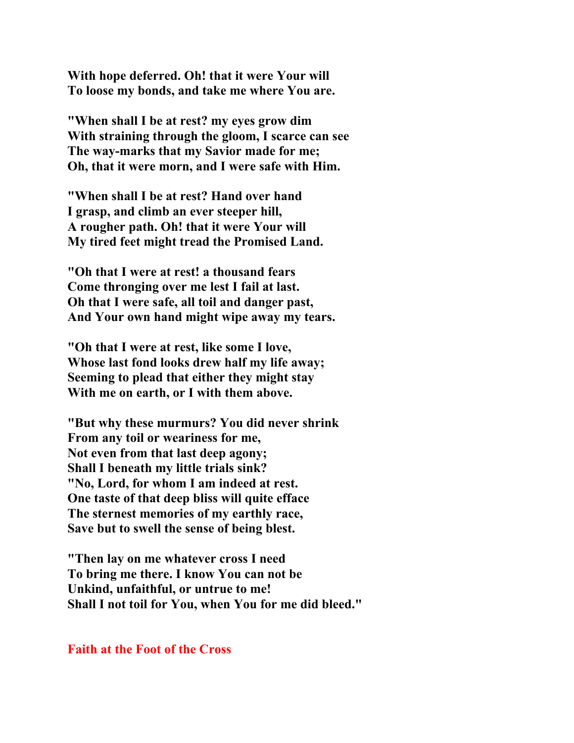**With hope deferred. Oh! that it were Your will**
**To loose my bonds, and take me where You are.**

**"When shall I be at rest? my eyes grow dim**
**With straining through the gloom, I scarce can see**
**The way-marks that my Savior made for me;**
**Oh, that it were morn, and I were safe with Him.**

**"When shall I be at rest? Hand over hand**
**I grasp, and climb an ever steeper hill,**
**A rougher path. Oh! that it were Your will**
**My tired feet might tread the Promised Land.**

**"Oh that I were at rest! a thousand fears**
**Come thronging over me lest I fail at last.**
**Oh that I were safe, all toil and danger past,**
**And Your own hand might wipe away my tears.**

**"Oh that I were at rest, like some I love,**
**Whose last fond looks drew half my life away;**
**Seeming to plead that either they might stay**
**With me on earth, or I with them above.**

**"But why these murmurs? You did never shrink**
**From any toil or weariness for me,**
**Not even from that last deep agony;**
**Shall I beneath my little trials sink?**
**"No, Lord, for whom I am indeed at rest.**
**One taste of that deep bliss will quite efface**
**The sternest memories of my earthly race,**
**Save but to swell the sense of being blest.**

**"Then lay on me whatever cross I need**
**To bring me there. I know You can not be**
**Unkind, unfaithful, or untrue to me!**
**Shall I not toil for You, when You for me did bleed."**

## Faith at the Foot of the Cross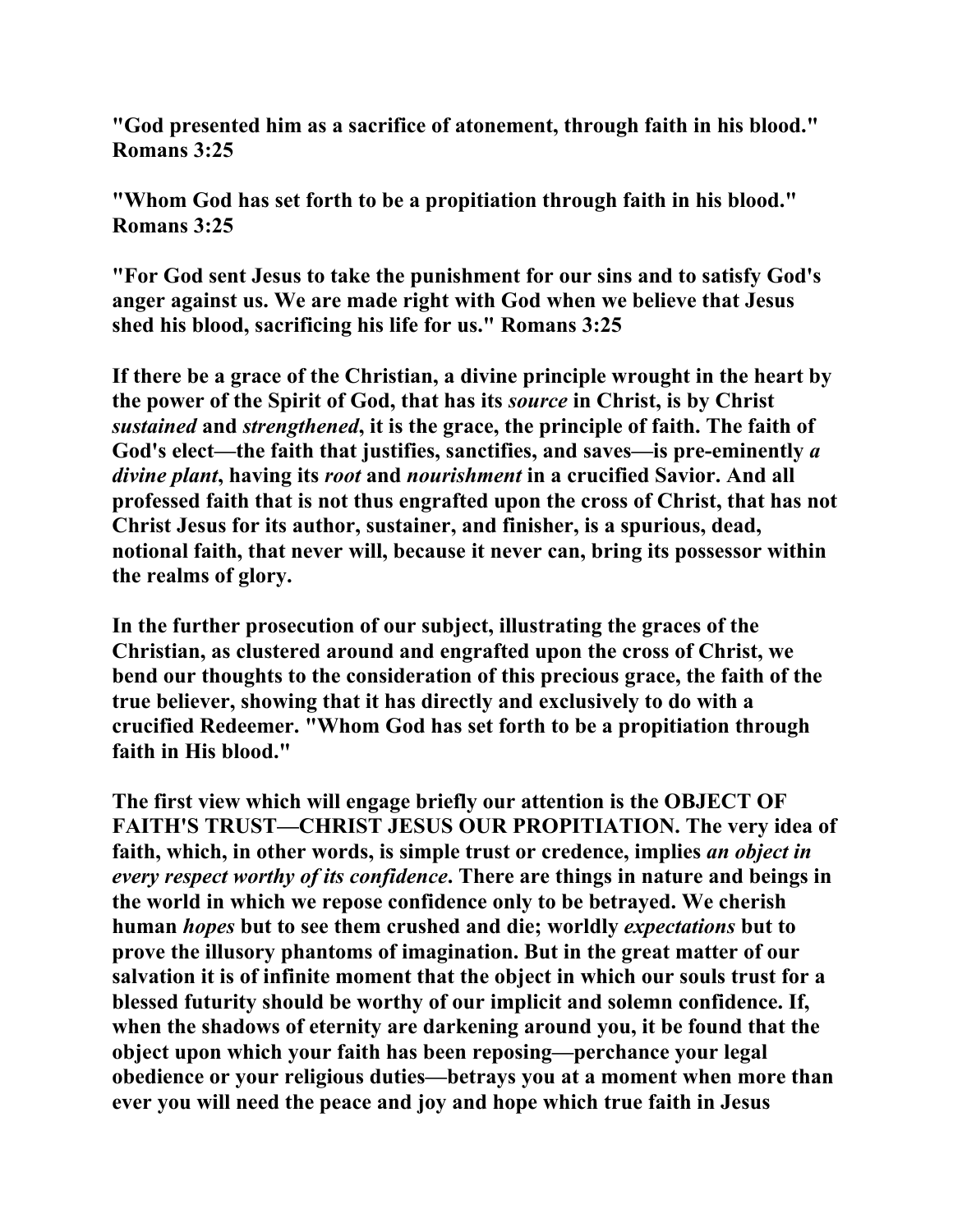**"God presented him as a sacrifice of atonement, through faith in his blood." Romans 3:25**

**"Whom God has set forth to be a propitiation through faith in his blood." Romans 3:25**

**"For God sent Jesus to take the punishment for our sins and to satisfy God's anger against us. We are made right with God when we believe that Jesus shed his blood, sacrificing his life for us." Romans 3:25**

**If there be a grace of the Christian, a divine principle wrought in the heart by the power of the Spirit of God, that has its *source* in Christ, is by Christ *sustained* and *strengthened*, it is the grace, the principle of faith. The faith of God's elect—the faith that justifies, sanctifies, and saves—is pre-eminently *a divine plant*, having its *root* and *nourishment* in a crucified Savior. And all professed faith that is not thus engrafted upon the cross of Christ, that has not Christ Jesus for its author, sustainer, and finisher, is a spurious, dead, notional faith, that never will, because it never can, bring its possessor within the realms of glory.**

**In the further prosecution of our subject, illustrating the graces of the Christian, as clustered around and engrafted upon the cross of Christ, we bend our thoughts to the consideration of this precious grace, the faith of the true believer, showing that it has directly and exclusively to do with a crucified Redeemer. "Whom God has set forth to be a propitiation through faith in His blood."**

**The first view which will engage briefly our attention is the OBJECT OF FAITH'S TRUST—CHRIST JESUS OUR PROPITIATION. The very idea of faith, which, in other words, is simple trust or credence, implies *an object in every respect worthy of its confidence*. There are things in nature and beings in the world in which we repose confidence only to be betrayed. We cherish human *hopes* but to see them crushed and die; worldly *expectations* but to prove the illusory phantoms of imagination. But in the great matter of our salvation it is of infinite moment that the object in which our souls trust for a blessed futurity should be worthy of our implicit and solemn confidence. If, when the shadows of eternity are darkening around you, it be found that the object upon which your faith has been reposing—perchance your legal obedience or your religious duties—betrays you at a moment when more than ever you will need the peace and joy and hope which true faith in Jesus**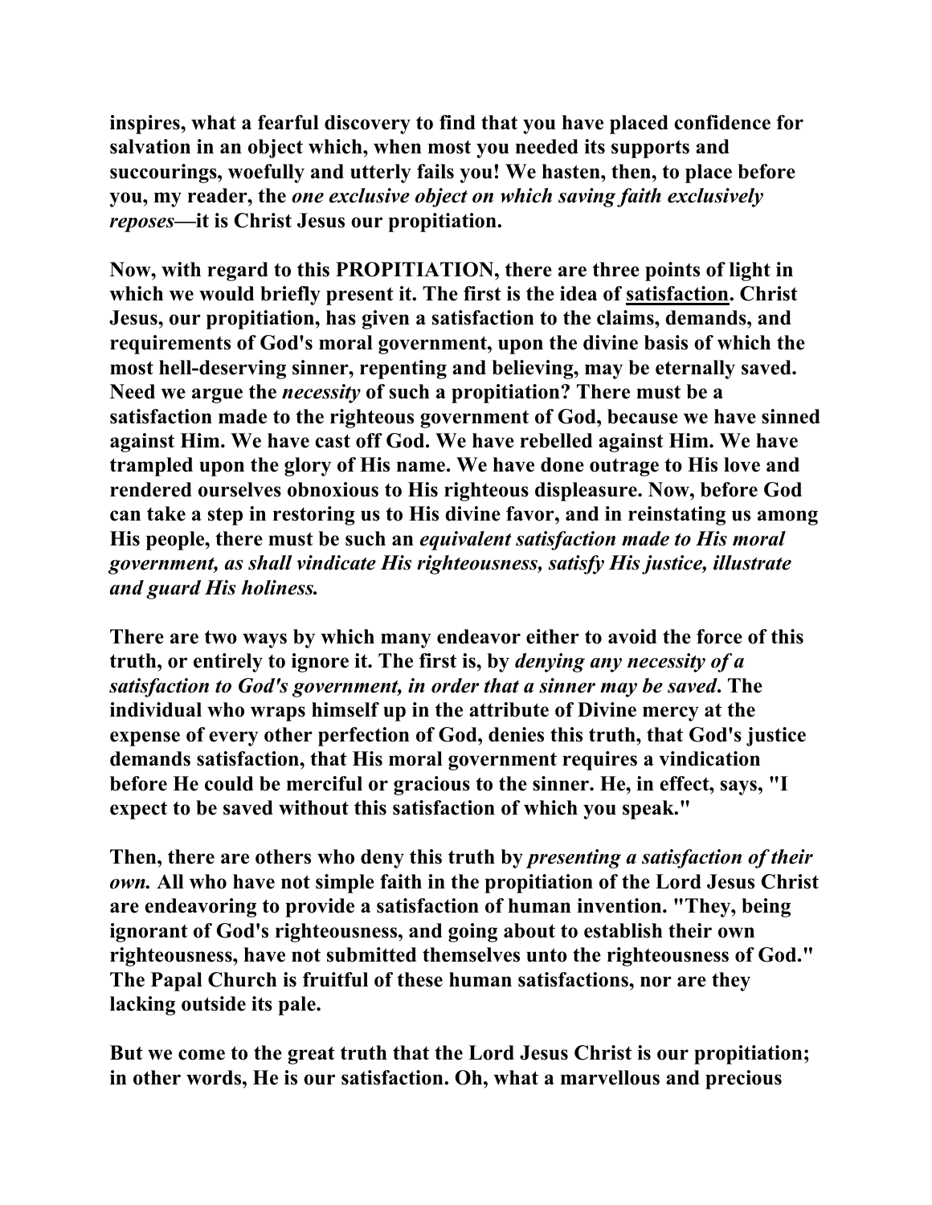**inspires, what a fearful discovery to find that you have placed confidence for salvation in an object which, when most you needed its supports and succourings, woefully and utterly fails you! We hasten, then, to place before you, my reader, the *one exclusive object on which saving faith exclusively reposes*—it is Christ Jesus our propitiation.**

**Now, with regard to this PROPITIATION, there are three points of light in which we would briefly present it. The first is the idea of <u>satisfaction</u>. Christ Jesus, our propitiation, has given a satisfaction to the claims, demands, and requirements of God's moral government, upon the divine basis of which the most hell-deserving sinner, repenting and believing, may be eternally saved. Need we argue the *necessity* of such a propitiation? There must be a satisfaction made to the righteous government of God, because we have sinned against Him. We have cast off God. We have rebelled against Him. We have trampled upon the glory of His name. We have done outrage to His love and rendered ourselves obnoxious to His righteous displeasure. Now, before God can take a step in restoring us to His divine favor, and in reinstating us among His people, there must be such an *equivalent satisfaction made to His moral government, as shall vindicate His righteousness, satisfy His justice, illustrate and guard His holiness.***

**There are two ways by which many endeavor either to avoid the force of this truth, or entirely to ignore it. The first is, by *denying any necessity of a satisfaction to God's government, in order that a sinner may be saved*. The individual who wraps himself up in the attribute of Divine mercy at the expense of every other perfection of God, denies this truth, that God's justice demands satisfaction, that His moral government requires a vindication before He could be merciful or gracious to the sinner. He, in effect, says, "I expect to be saved without this satisfaction of which you speak."**

**Then, there are others who deny this truth by *presenting a satisfaction of their own.* All who have not simple faith in the propitiation of the Lord Jesus Christ are endeavoring to provide a satisfaction of human invention. "They, being ignorant of God's righteousness, and going about to establish their own righteousness, have not submitted themselves unto the righteousness of God." The Papal Church is fruitful of these human satisfactions, nor are they lacking outside its pale.**

**But we come to the great truth that the Lord Jesus Christ is our propitiation; in other words, He is our satisfaction. Oh, what a marvellous and precious**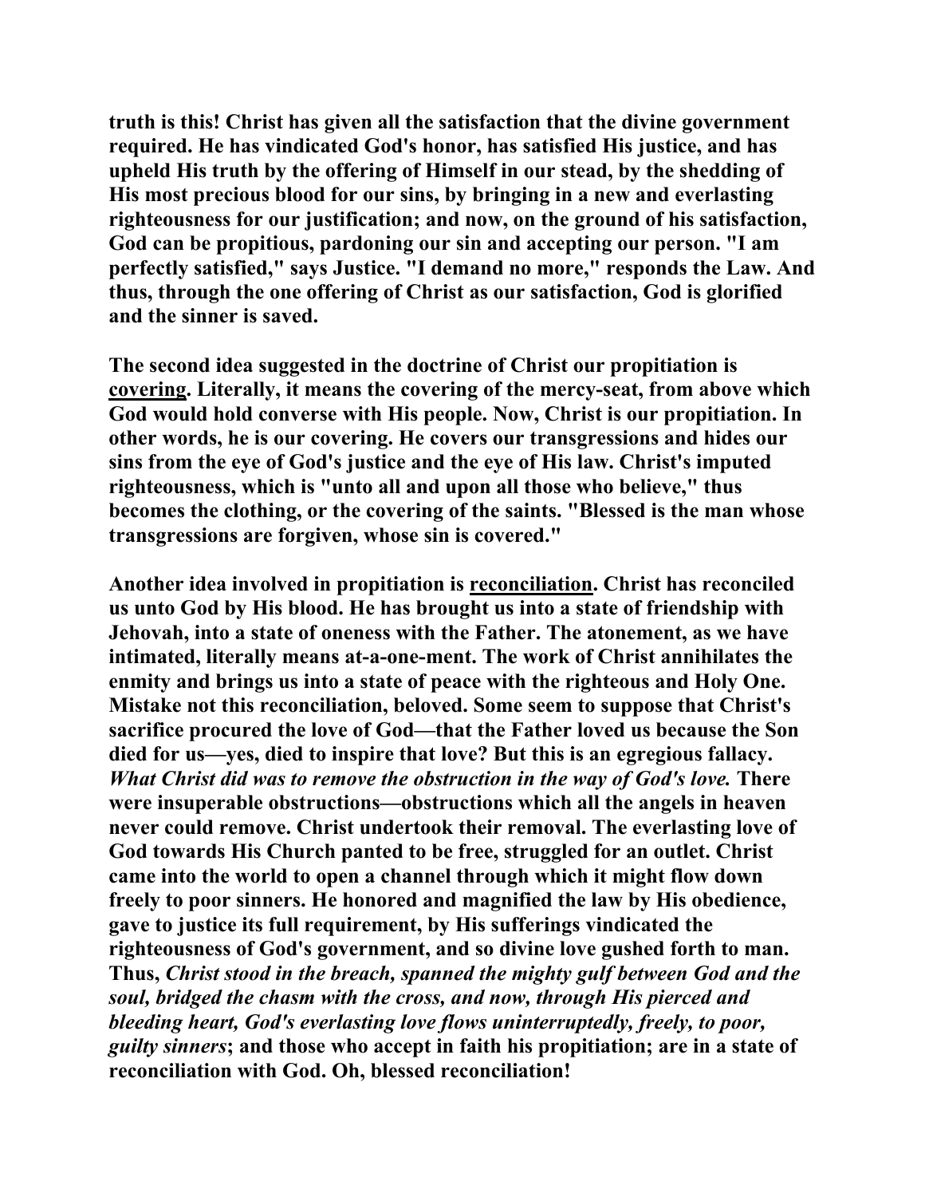**truth is this! Christ has given all the satisfaction that the divine government required. He has vindicated God's honor, has satisfied His justice, and has upheld His truth by the offering of Himself in our stead, by the shedding of His most precious blood for our sins, by bringing in a new and everlasting righteousness for our justification; and now, on the ground of his satisfaction, God can be propitious, pardoning our sin and accepting our person. "I am perfectly satisfied," says Justice. "I demand no more," responds the Law. And thus, through the one offering of Christ as our satisfaction, God is glorified and the sinner is saved.**

**The second idea suggested in the doctrine of Christ our propitiation is <u>covering</u>. Literally, it means the covering of the mercy-seat, from above which God would hold converse with His people. Now, Christ is our propitiation. In other words, he is our covering. He covers our transgressions and hides our sins from the eye of God's justice and the eye of His law. Christ's imputed righteousness, which is "unto all and upon all those who believe," thus becomes the clothing, or the covering of the saints. "Blessed is the man whose transgressions are forgiven, whose sin is covered."**

**Another idea involved in propitiation is <u>reconciliation</u>. Christ has reconciled us unto God by His blood. He has brought us into a state of friendship with Jehovah, into a state of oneness with the Father. The atonement, as we have intimated, literally means at-a-one-ment. The work of Christ annihilates the enmity and brings us into a state of peace with the righteous and Holy One. Mistake not this reconciliation, beloved. Some seem to suppose that Christ's sacrifice procured the love of God—that the Father loved us because the Son died for us—yes, died to inspire that love? But this is an egregious fallacy. *What Christ did was to remove the obstruction in the way of God's love.* There were insuperable obstructions—obstructions which all the angels in heaven never could remove. Christ undertook their removal. The everlasting love of God towards His Church panted to be free, struggled for an outlet. Christ came into the world to open a channel through which it might flow down freely to poor sinners. He honored and magnified the law by His obedience, gave to justice its full requirement, by His sufferings vindicated the righteousness of God's government, and so divine love gushed forth to man. Thus, *Christ stood in the breach, spanned the mighty gulf between God and the soul, bridged the chasm with the cross, and now, through His pierced and bleeding heart, God's everlasting love flows uninterruptedly, freely, to poor, guilty sinners*; and those who accept in faith his propitiation; are in a state of reconciliation with God. Oh, blessed reconciliation!**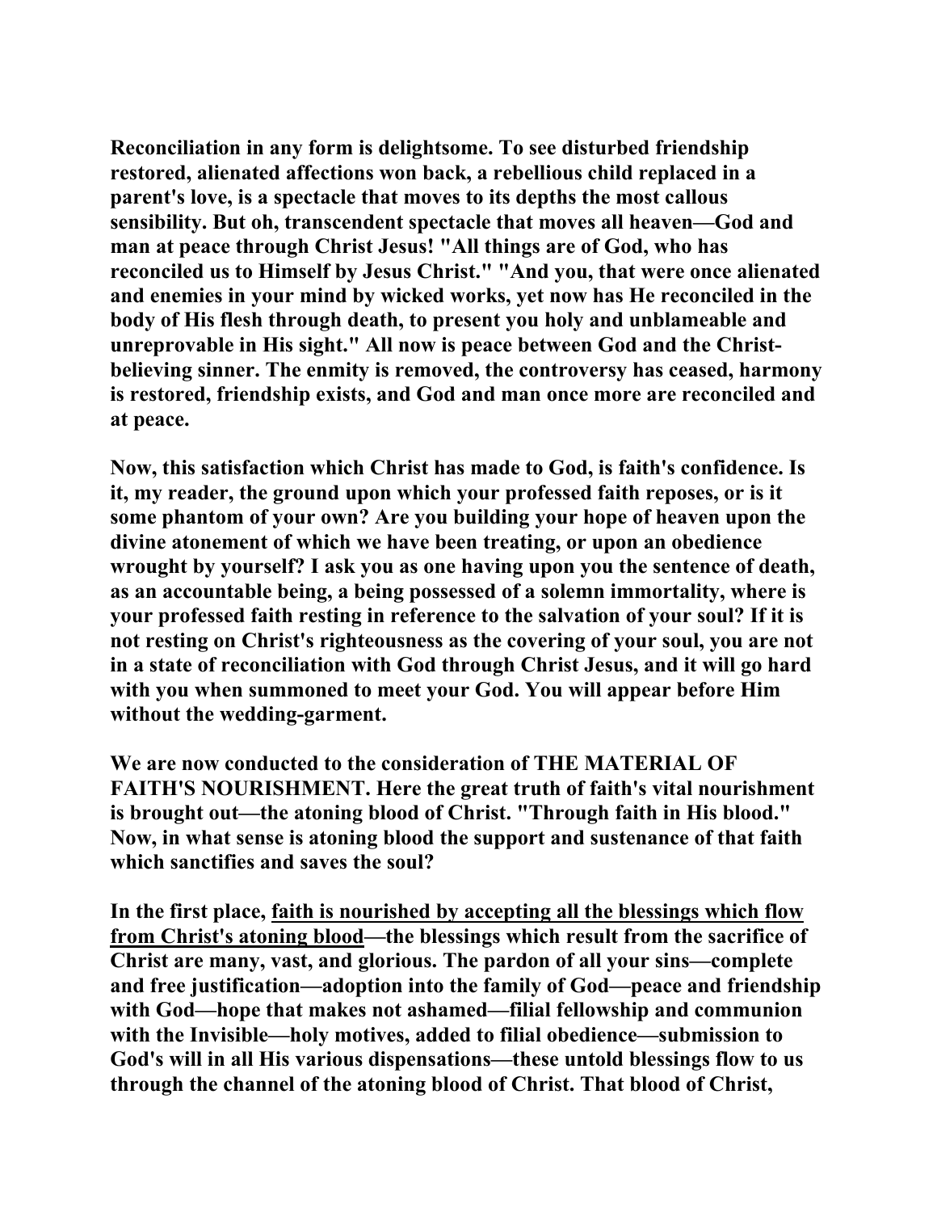**Reconciliation in any form is delightsome. To see disturbed friendship restored, alienated affections won back, a rebellious child replaced in a parent's love, is a spectacle that moves to its depths the most callous sensibility. But oh, transcendent spectacle that moves all heaven—God and man at peace through Christ Jesus! "All things are of God, who has reconciled us to Himself by Jesus Christ." "And you, that were once alienated and enemies in your mind by wicked works, yet now has He reconciled in the body of His flesh through death, to present you holy and unblameable and unreprovable in His sight." All now is peace between God and the Christ-believing sinner. The enmity is removed, the controversy has ceased, harmony is restored, friendship exists, and God and man once more are reconciled and at peace.**

**Now, this satisfaction which Christ has made to God, is faith's confidence. Is it, my reader, the ground upon which your professed faith reposes, or is it some phantom of your own? Are you building your hope of heaven upon the divine atonement of which we have been treating, or upon an obedience wrought by yourself? I ask you as one having upon you the sentence of death, as an accountable being, a being possessed of a solemn immortality, where is your professed faith resting in reference to the salvation of your soul? If it is not resting on Christ's righteousness as the covering of your soul, you are not in a state of reconciliation with God through Christ Jesus, and it will go hard with you when summoned to meet your God. You will appear before Him without the wedding-garment.**

**We are now conducted to the consideration of THE MATERIAL OF FAITH'S NOURISHMENT. Here the great truth of faith's vital nourishment is brought out—the atoning blood of Christ. "Through faith in His blood." Now, in what sense is atoning blood the support and sustenance of that faith which sanctifies and saves the soul?**

**In the first place, <u>faith is nourished by accepting all the blessings which flow from Christ's atoning blood</u>—the blessings which result from the sacrifice of Christ are many, vast, and glorious. The pardon of all your sins—complete and free justification—adoption into the family of God—peace and friendship with God—hope that makes not ashamed—filial fellowship and communion with the Invisible—holy motives, added to filial obedience—submission to God's will in all His various dispensations—these untold blessings flow to us through the channel of the atoning blood of Christ. That blood of Christ,**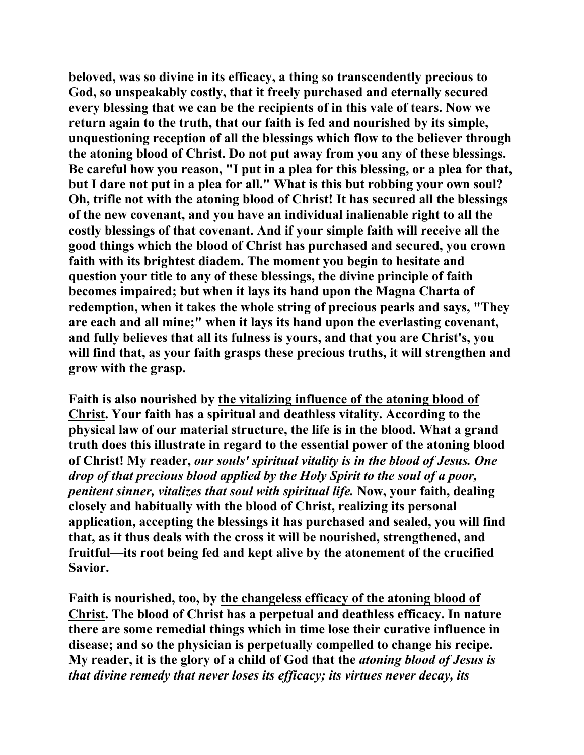**beloved, was so divine in its efficacy, a thing so transcendently precious to God, so unspeakably costly, that it freely purchased and eternally secured every blessing that we can be the recipients of in this vale of tears. Now we return again to the truth, that our faith is fed and nourished by its simple, unquestioning reception of all the blessings which flow to the believer through the atoning blood of Christ. Do not put away from you any of these blessings. Be careful how you reason, "I put in a plea for this blessing, or a plea for that, but I dare not put in a plea for all." What is this but robbing your own soul? Oh, trifle not with the atoning blood of Christ! It has secured all the blessings of the new covenant, and you have an individual inalienable right to all the costly blessings of that covenant. And if your simple faith will receive all the good things which the blood of Christ has purchased and secured, you crown faith with its brightest diadem. The moment you begin to hesitate and question your title to any of these blessings, the divine principle of faith becomes impaired; but when it lays its hand upon the Magna Charta of redemption, when it takes the whole string of precious pearls and says, "They are each and all mine;" when it lays its hand upon the everlasting covenant, and fully believes that all its fulness is yours, and that you are Christ's, you will find that, as your faith grasps these precious truths, it will strengthen and grow with the grasp.**

**Faith is also nourished by <u>the vitalizing influence of the atoning blood of Christ</u>. Your faith has a spiritual and deathless vitality. According to the physical law of our material structure, the life is in the blood. What a grand truth does this illustrate in regard to the essential power of the atoning blood of Christ! My reader, *our souls' spiritual vitality is in the blood of Jesus. One drop of that precious blood applied by the Holy Spirit to the soul of a poor, penitent sinner, vitalizes that soul with spiritual life.* Now, your faith, dealing closely and habitually with the blood of Christ, realizing its personal application, accepting the blessings it has purchased and sealed, you will find that, as it thus deals with the cross it will be nourished, strengthened, and fruitful—its root being fed and kept alive by the atonement of the crucified Savior.**

**Faith is nourished, too, by <u>the changeless efficacy of the atoning blood of Christ</u>. The blood of Christ has a perpetual and deathless efficacy. In nature there are some remedial things which in time lose their curative influence in disease; and so the physician is perpetually compelled to change his recipe. My reader, it is the glory of a child of God that the *atoning blood of Jesus is that divine remedy that never loses its efficacy; its virtues never decay, its***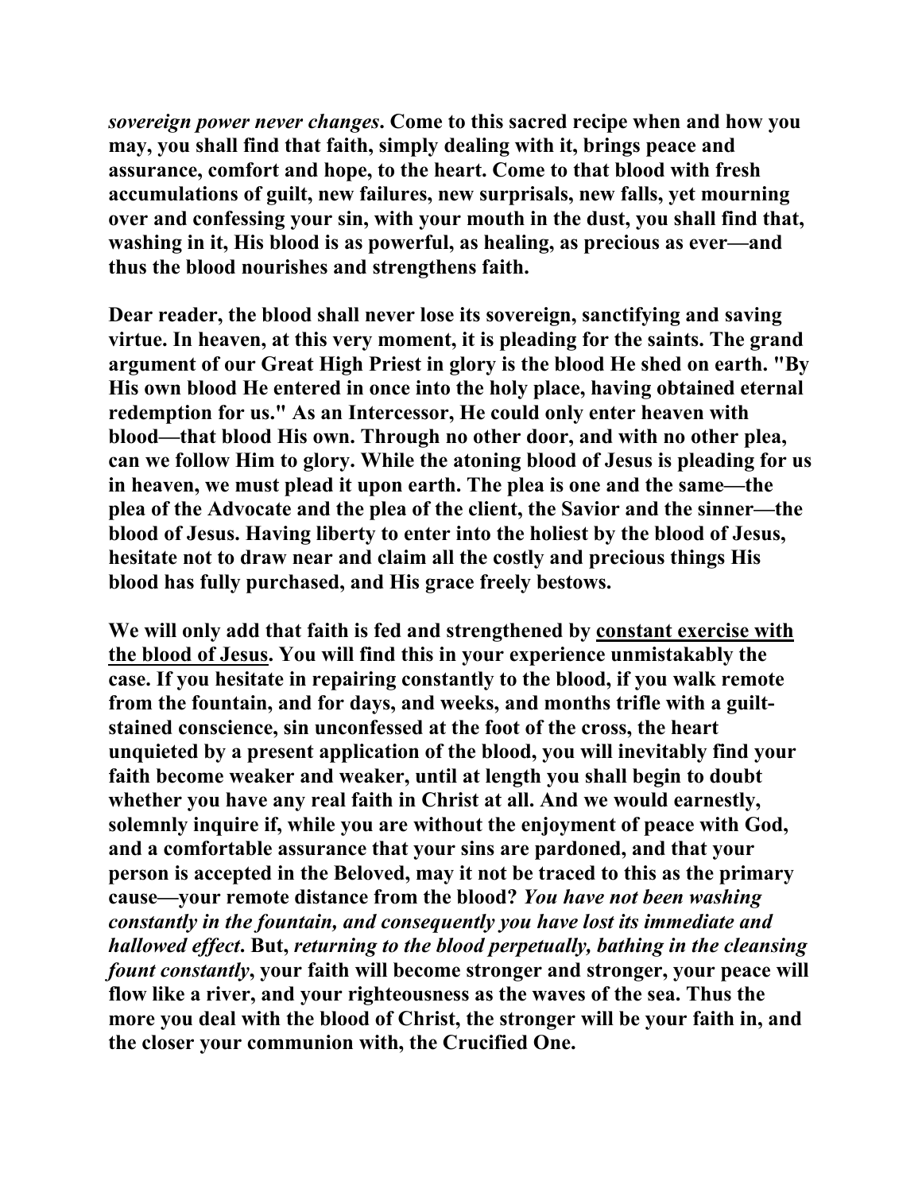***sovereign power never changes*. Come to this sacred recipe when and how you may, you shall find that faith, simply dealing with it, brings peace and assurance, comfort and hope, to the heart. Come to that blood with fresh accumulations of guilt, new failures, new surprisals, new falls, yet mourning over and confessing your sin, with your mouth in the dust, you shall find that, washing in it, His blood is as powerful, as healing, as precious as ever—and thus the blood nourishes and strengthens faith.**

**Dear reader, the blood shall never lose its sovereign, sanctifying and saving virtue. In heaven, at this very moment, it is pleading for the saints. The grand argument of our Great High Priest in glory is the blood He shed on earth. "By His own blood He entered in once into the holy place, having obtained eternal redemption for us." As an Intercessor, He could only enter heaven with blood—that blood His own. Through no other door, and with no other plea, can we follow Him to glory. While the atoning blood of Jesus is pleading for us in heaven, we must plead it upon earth. The plea is one and the same—the plea of the Advocate and the plea of the client, the Savior and the sinner—the blood of Jesus. Having liberty to enter into the holiest by the blood of Jesus, hesitate not to draw near and claim all the costly and precious things His blood has fully purchased, and His grace freely bestows.**

**We will only add that faith is fed and strengthened by <u>constant exercise with the blood of Jesus</u>. You will find this in your experience unmistakably the case. If you hesitate in repairing constantly to the blood, if you walk remote from the fountain, and for days, and weeks, and months trifle with a guilt-stained conscience, sin unconfessed at the foot of the cross, the heart unquieted by a present application of the blood, you will inevitably find your faith become weaker and weaker, until at length you shall begin to doubt whether you have any real faith in Christ at all. And we would earnestly, solemnly inquire if, while you are without the enjoyment of peace with God, and a comfortable assurance that your sins are pardoned, and that your person is accepted in the Beloved, may it not be traced to this as the primary cause—your remote distance from the blood? *You have not been washing constantly in the fountain, and consequently you have lost its immediate and hallowed effect*. But, *returning to the blood perpetually, bathing in the cleansing fount constantly*, your faith will become stronger and stronger, your peace will flow like a river, and your righteousness as the waves of the sea. Thus the more you deal with the blood of Christ, the stronger will be your faith in, and the closer your communion with, the Crucified One.**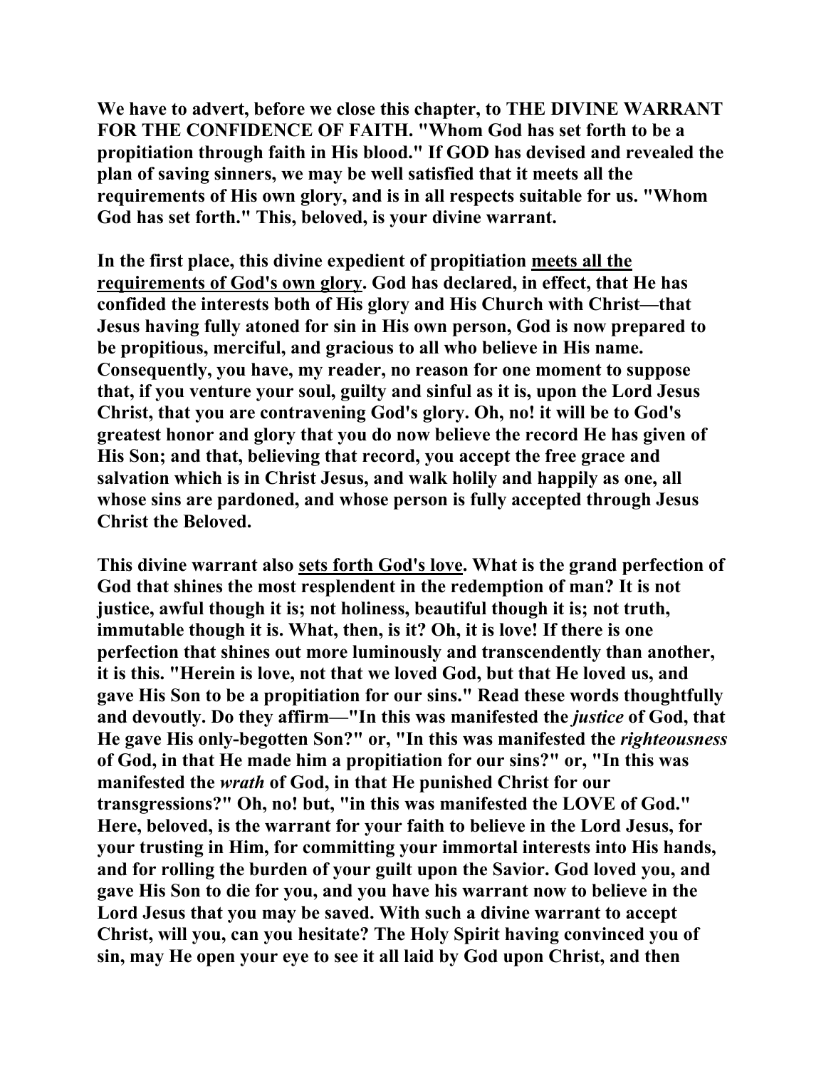**We have to advert, before we close this chapter, to THE DIVINE WARRANT FOR THE CONFIDENCE OF FAITH. "Whom God has set forth to be a propitiation through faith in His blood." If GOD has devised and revealed the plan of saving sinners, we may be well satisfied that it meets all the requirements of His own glory, and is in all respects suitable for us. "Whom God has set forth." This, beloved, is your divine warrant.**

**In the first place, this divine expedient of propitiation <u>meets all the requirements of God's own glory</u>. God has declared, in effect, that He has confided the interests both of His glory and His Church with Christ—that Jesus having fully atoned for sin in His own person, God is now prepared to be propitious, merciful, and gracious to all who believe in His name. Consequently, you have, my reader, no reason for one moment to suppose that, if you venture your soul, guilty and sinful as it is, upon the Lord Jesus Christ, that you are contravening God's glory. Oh, no! it will be to God's greatest honor and glory that you do now believe the record He has given of His Son; and that, believing that record, you accept the free grace and salvation which is in Christ Jesus, and walk holily and happily as one, all whose sins are pardoned, and whose person is fully accepted through Jesus Christ the Beloved.**

**This divine warrant also <u>sets forth God's love</u>. What is the grand perfection of God that shines the most resplendent in the redemption of man? It is not justice, awful though it is; not holiness, beautiful though it is; not truth, immutable though it is. What, then, is it? Oh, it is love! If there is one perfection that shines out more luminously and transcendently than another, it is this. "Herein is love, not that we loved God, but that He loved us, and gave His Son to be a propitiation for our sins." Read these words thoughtfully and devoutly. Do they affirm—"In this was manifested the *justice* of God, that He gave His only-begotten Son?" or, "In this was manifested the *righteousness* of God, in that He made him a propitiation for our sins?" or, "In this was manifested the *wrath* of God, in that He punished Christ for our transgressions?" Oh, no! but, "in this was manifested the LOVE of God." Here, beloved, is the warrant for your faith to believe in the Lord Jesus, for your trusting in Him, for committing your immortal interests into His hands, and for rolling the burden of your guilt upon the Savior. God loved you, and gave His Son to die for you, and you have his warrant now to believe in the Lord Jesus that you may be saved. With such a divine warrant to accept Christ, will you, can you hesitate? The Holy Spirit having convinced you of sin, may He open your eye to see it all laid by God upon Christ, and then**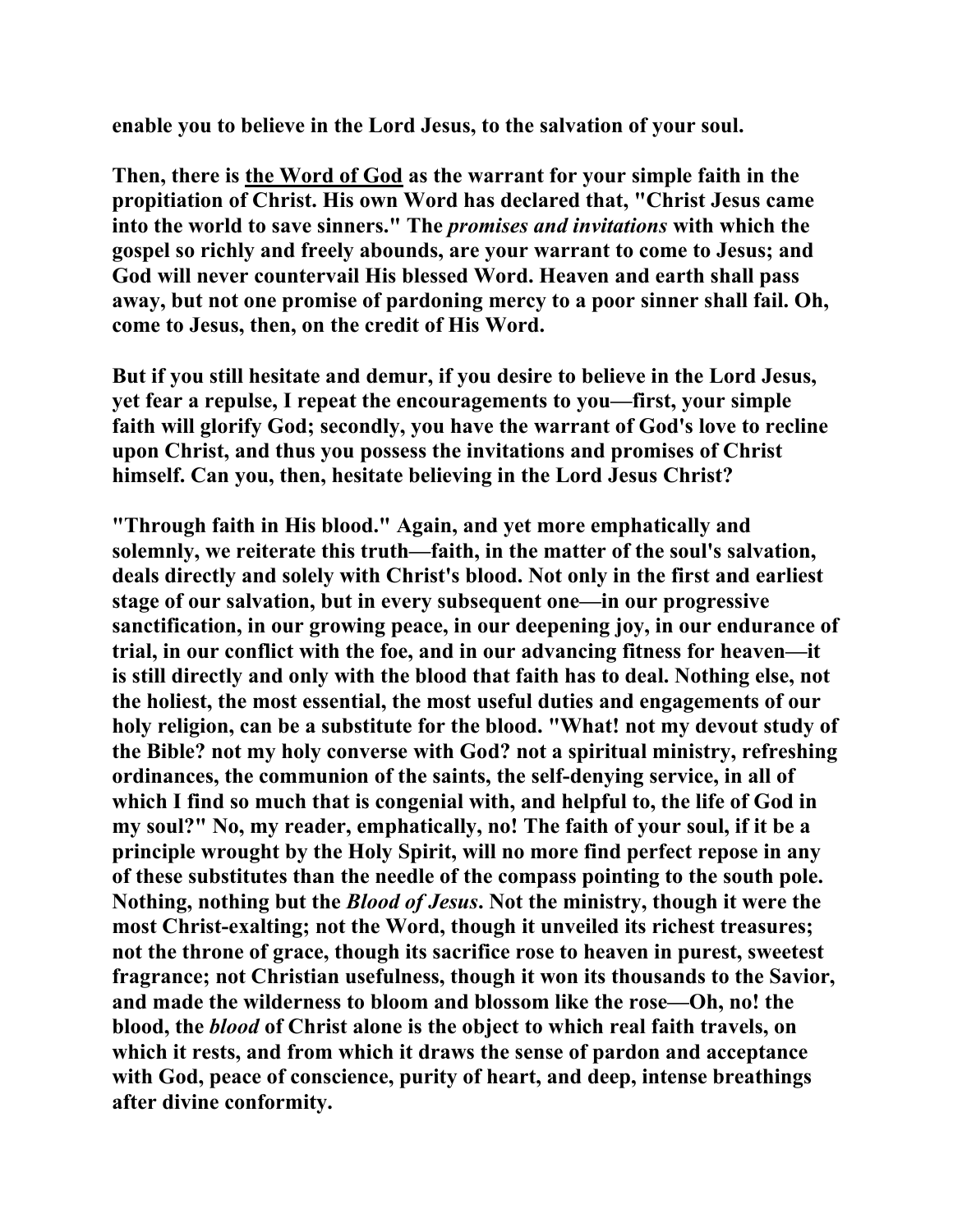**enable you to believe in the Lord Jesus, to the salvation of your soul.**

**Then, there is <u>the Word of God</u> as the warrant for your simple faith in the propitiation of Christ. His own Word has declared that, "Christ Jesus came into the world to save sinners." The *promises and invitations* with which the gospel so richly and freely abounds, are your warrant to come to Jesus; and God will never countervail His blessed Word. Heaven and earth shall pass away, but not one promise of pardoning mercy to a poor sinner shall fail. Oh, come to Jesus, then, on the credit of His Word.**

**But if you still hesitate and demur, if you desire to believe in the Lord Jesus, yet fear a repulse, I repeat the encouragements to you—first, your simple faith will glorify God; secondly, you have the warrant of God's love to recline upon Christ, and thus you possess the invitations and promises of Christ himself. Can you, then, hesitate believing in the Lord Jesus Christ?**

**"Through faith in His blood." Again, and yet more emphatically and solemnly, we reiterate this truth—faith, in the matter of the soul's salvation, deals directly and solely with Christ's blood. Not only in the first and earliest stage of our salvation, but in every subsequent one—in our progressive sanctification, in our growing peace, in our deepening joy, in our endurance of trial, in our conflict with the foe, and in our advancing fitness for heaven—it is still directly and only with the blood that faith has to deal. Nothing else, not the holiest, the most essential, the most useful duties and engagements of our holy religion, can be a substitute for the blood. "What! not my devout study of the Bible? not my holy converse with God? not a spiritual ministry, refreshing ordinances, the communion of the saints, the self-denying service, in all of which I find so much that is congenial with, and helpful to, the life of God in my soul?" No, my reader, emphatically, no! The faith of your soul, if it be a principle wrought by the Holy Spirit, will no more find perfect repose in any of these substitutes than the needle of the compass pointing to the south pole. Nothing, nothing but the *Blood of Jesus*. Not the ministry, though it were the most Christ-exalting; not the Word, though it unveiled its richest treasures; not the throne of grace, though its sacrifice rose to heaven in purest, sweetest fragrance; not Christian usefulness, though it won its thousands to the Savior, and made the wilderness to bloom and blossom like the rose—Oh, no! the blood, the *blood* of Christ alone is the object to which real faith travels, on which it rests, and from which it draws the sense of pardon and acceptance with God, peace of conscience, purity of heart, and deep, intense breathings after divine conformity.**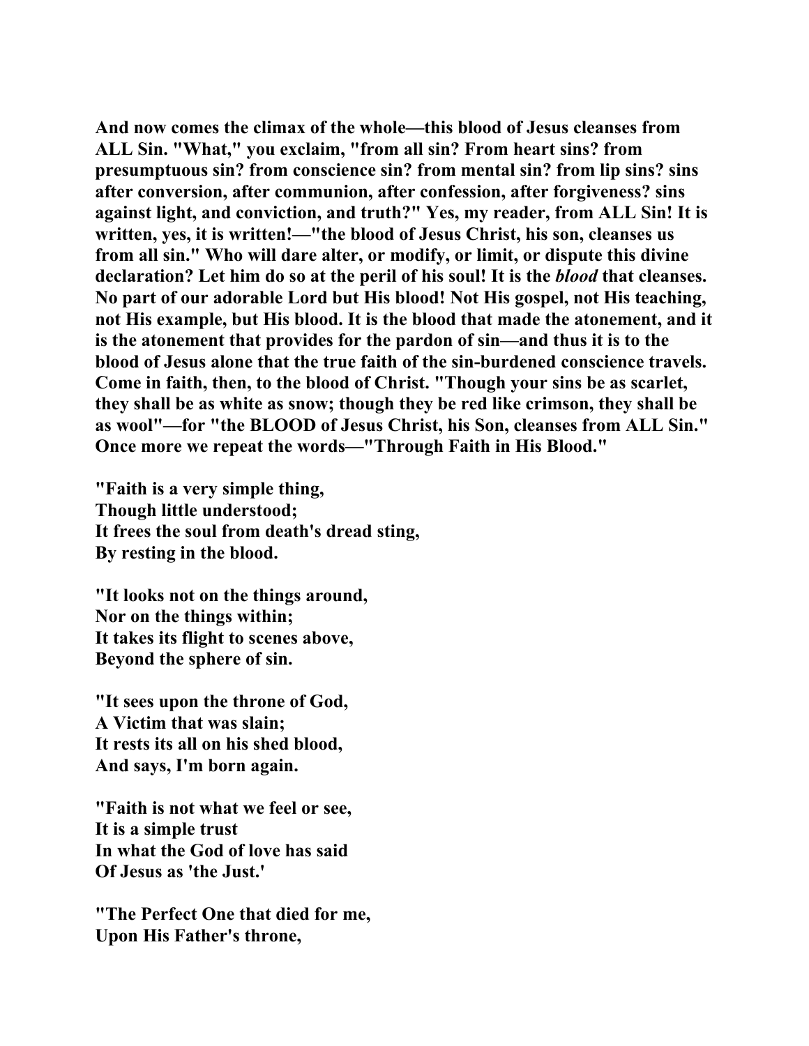**And now comes the climax of the whole—this blood of Jesus cleanses from ALL Sin. "What," you exclaim, "from all sin? From heart sins? from presumptuous sin? from conscience sin? from mental sin? from lip sins? sins after conversion, after communion, after confession, after forgiveness? sins against light, and conviction, and truth?" Yes, my reader, from ALL Sin! It is written, yes, it is written!—"the blood of Jesus Christ, his son, cleanses us from all sin." Who will dare alter, or modify, or limit, or dispute this divine declaration? Let him do so at the peril of his soul! It is the *blood* that cleanses. No part of our adorable Lord but His blood! Not His gospel, not His teaching, not His example, but His blood. It is the blood that made the atonement, and it is the atonement that provides for the pardon of sin—and thus it is to the blood of Jesus alone that the true faith of the sin-burdened conscience travels. Come in faith, then, to the blood of Christ. "Though your sins be as scarlet, they shall be as white as snow; though they be red like crimson, they shall be as wool"—for "the BLOOD of Jesus Christ, his Son, cleanses from ALL Sin." Once more we repeat the words—"Through Faith in His Blood."**

**"Faith is a very simple thing,
Though little understood;
It frees the soul from death's dread sting,
By resting in the blood.**

**"It looks not on the things around,
Nor on the things within;
It takes its flight to scenes above,
Beyond the sphere of sin.**

**"It sees upon the throne of God,
A Victim that was slain;
It rests its all on his shed blood,
And says, I'm born again.**

**"Faith is not what we feel or see,
It is a simple trust
In what the God of love has said
Of Jesus as 'the Just.'**

**"The Perfect One that died for me,
Upon His Father's throne,**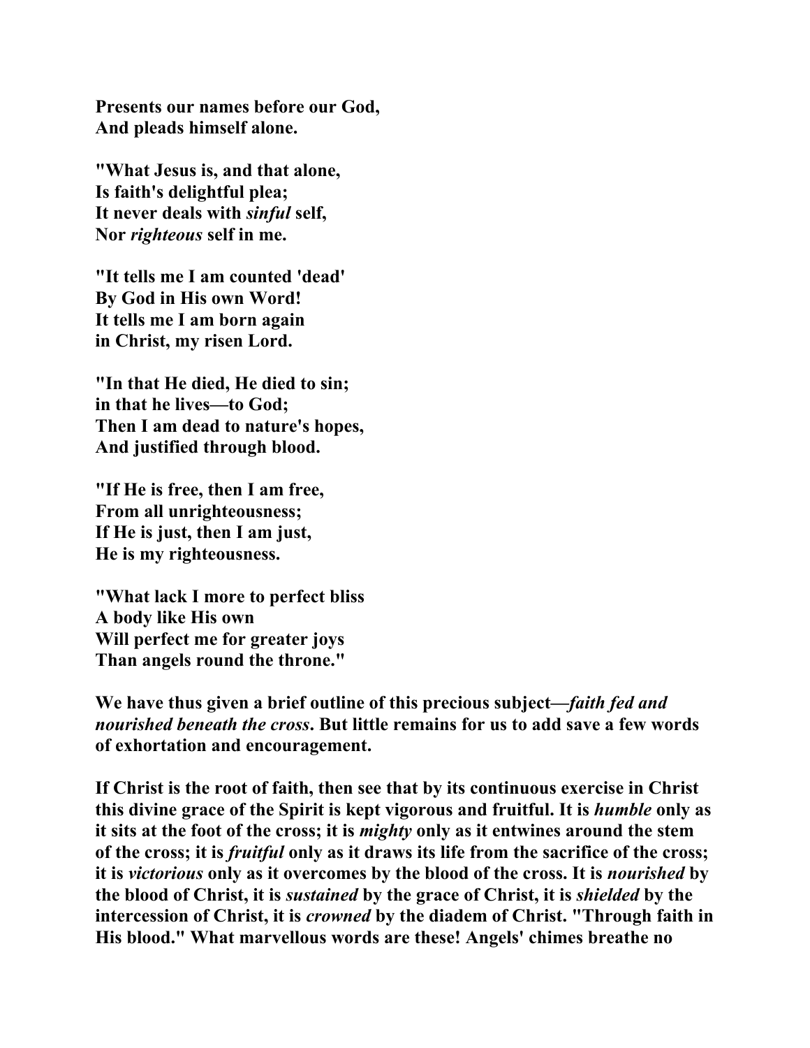**Presents our names before our God,**
**And pleads himself alone.**

**"What Jesus is, and that alone,**
**Is faith's delightful plea;**
**It never deals with *sinful* self,**
**Nor *righteous* self in me.**

**"It tells me I am counted 'dead'**
**By God in His own Word!**
**It tells me I am born again**
**in Christ, my risen Lord.**

**"In that He died, He died to sin;**
**in that he lives—to God;**
**Then I am dead to nature's hopes,**
**And justified through blood.**

**"If He is free, then I am free,**
**From all unrighteousness;**
**If He is just, then I am just,**
**He is my righteousness.**

**"What lack I more to perfect bliss**
**A body like His own**
**Will perfect me for greater joys**
**Than angels round the throne."**

**We have thus given a brief outline of this precious subject—*faith fed and nourished beneath the cross*. But little remains for us to add save a few words of exhortation and encouragement.**

**If Christ is the root of faith, then see that by its continuous exercise in Christ this divine grace of the Spirit is kept vigorous and fruitful. It is *humble* only as it sits at the foot of the cross; it is *mighty* only as it entwines around the stem of the cross; it is *fruitful* only as it draws its life from the sacrifice of the cross; it is *victorious* only as it overcomes by the blood of the cross. It is *nourished* by the blood of Christ, it is *sustained* by the grace of Christ, it is *shielded* by the intercession of Christ, it is *crowned* by the diadem of Christ. "Through faith in His blood." What marvellous words are these! Angels' chimes breathe no**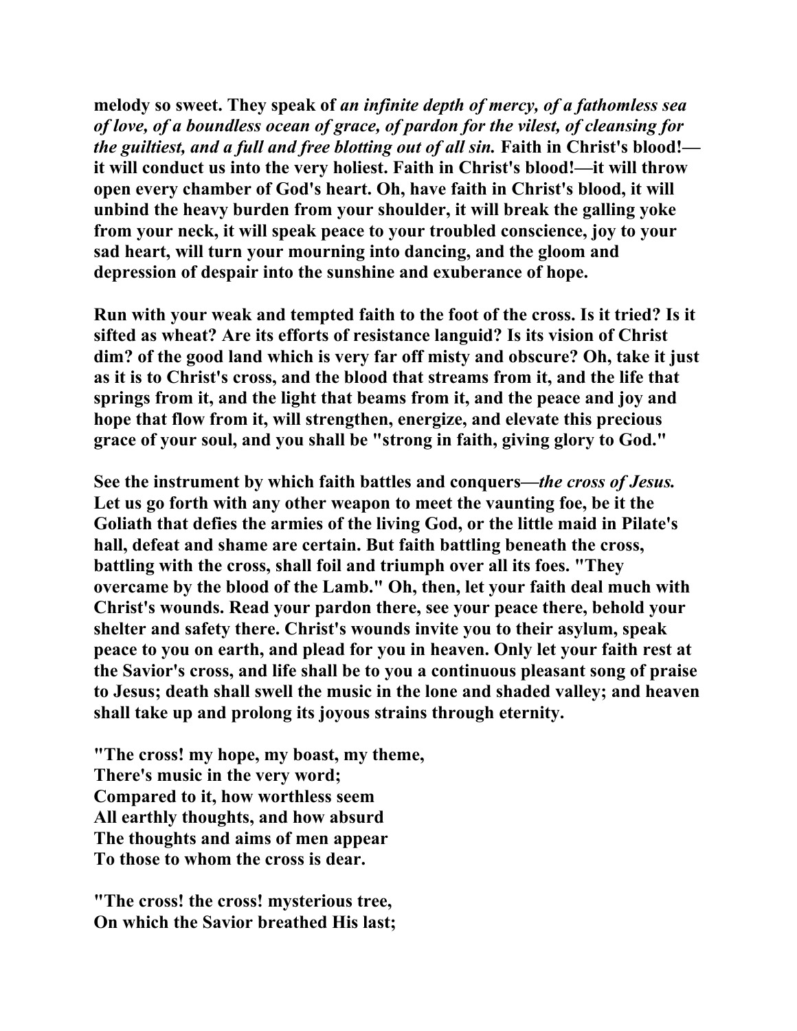**melody so sweet. They speak of *an infinite depth of mercy, of a fathomless sea of love, of a boundless ocean of grace, of pardon for the vilest, of cleansing for the guiltiest, and a full and free blotting out of all sin.* Faith in Christ's blood!—it will conduct us into the very holiest. Faith in Christ's blood!—it will throw open every chamber of God's heart. Oh, have faith in Christ's blood, it will unbind the heavy burden from your shoulder, it will break the galling yoke from your neck, it will speak peace to your troubled conscience, joy to your sad heart, will turn your mourning into dancing, and the gloom and depression of despair into the sunshine and exuberance of hope.**

**Run with your weak and tempted faith to the foot of the cross. Is it tried? Is it sifted as wheat? Are its efforts of resistance languid? Is its vision of Christ dim? of the good land which is very far off misty and obscure? Oh, take it just as it is to Christ's cross, and the blood that streams from it, and the life that springs from it, and the light that beams from it, and the peace and joy and hope that flow from it, will strengthen, energize, and elevate this precious grace of your soul, and you shall be "strong in faith, giving glory to God."**

**See the instrument by which faith battles and conquers—*the cross of Jesus.* Let us go forth with any other weapon to meet the vaunting foe, be it the Goliath that defies the armies of the living God, or the little maid in Pilate's hall, defeat and shame are certain. But faith battling beneath the cross, battling with the cross, shall foil and triumph over all its foes. "They overcame by the blood of the Lamb." Oh, then, let your faith deal much with Christ's wounds. Read your pardon there, see your peace there, behold your shelter and safety there. Christ's wounds invite you to their asylum, speak peace to you on earth, and plead for you in heaven. Only let your faith rest at the Savior's cross, and life shall be to you a continuous pleasant song of praise to Jesus; death shall swell the music in the lone and shaded valley; and heaven shall take up and prolong its joyous strains through eternity.**

**"The cross! my hope, my boast, my theme,
There's music in the very word;
Compared to it, how worthless seem
All earthly thoughts, and how absurd
The thoughts and aims of men appear
To those to whom the cross is dear.**

**"The cross! the cross! mysterious tree,
On which the Savior breathed His last;**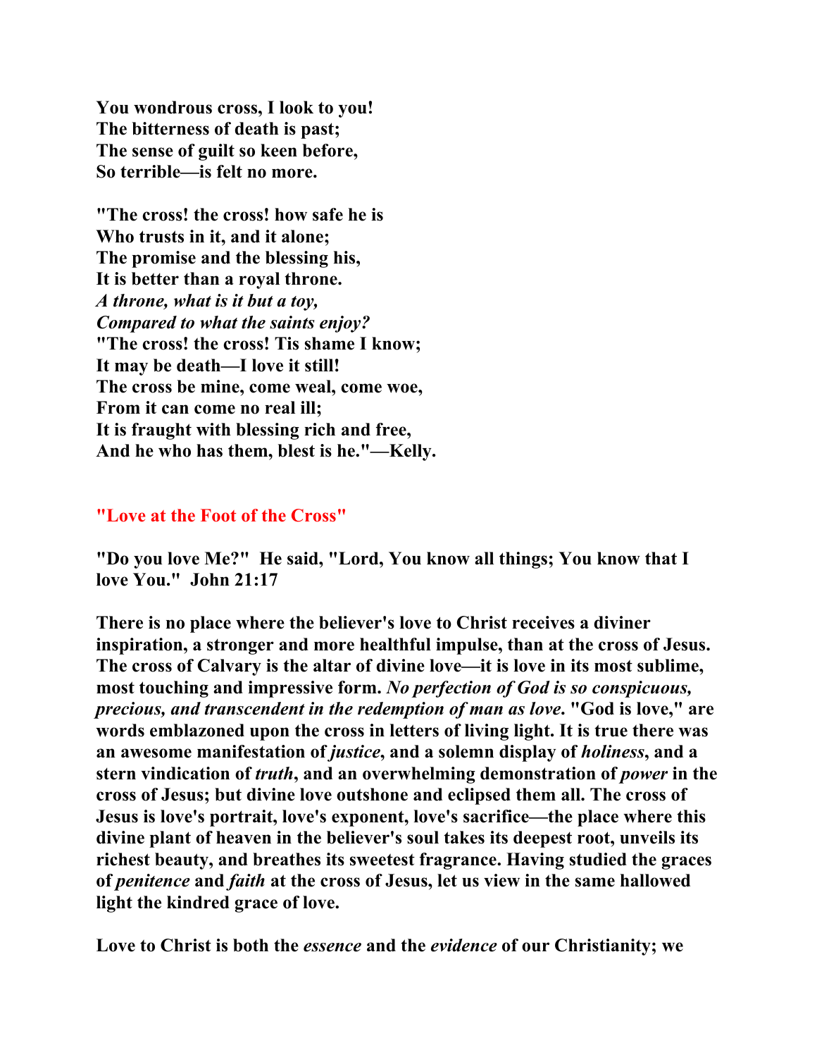**You wondrous cross, I look to you!**
**The bitterness of death is past;**
**The sense of guilt so keen before,**
**So terrible—is felt no more.**

**"The cross! the cross! how safe he is**
**Who trusts in it, and it alone;**
**The promise and the blessing his,**
**It is better than a royal throne.**
***A throne, what is it but a toy,***
***Compared to what the saints enjoy?***
**"The cross! the cross! Tis shame I know;**
**It may be death—I love it still!**
**The cross be mine, come weal, come woe,**
**From it can come no real ill;**
**It is fraught with blessing rich and free,**
**And he who has them, blest is he."—Kelly.**

## "Love at the Foot of the Cross"

**"Do you love Me?" He said, "Lord, You know all things; You know that I love You." John 21:17**

**There is no place where the believer's love to Christ receives a diviner inspiration, a stronger and more healthful impulse, than at the cross of Jesus. The cross of Calvary is the altar of divine love—it is love in its most sublime, most touching and impressive form. *No perfection of God is so conspicuous, precious, and transcendent in the redemption of man as love*. "God is love," are words emblazoned upon the cross in letters of living light. It is true there was an awesome manifestation of *justice*, and a solemn display of *holiness*, and a stern vindication of *truth*, and an overwhelming demonstration of *power* in the cross of Jesus; but divine love outshone and eclipsed them all. The cross of Jesus is love's portrait, love's exponent, love's sacrifice—the place where this divine plant of heaven in the believer's soul takes its deepest root, unveils its richest beauty, and breathes its sweetest fragrance. Having studied the graces of *penitence* and *faith* at the cross of Jesus, let us view in the same hallowed light the kindred grace of love.**

**Love to Christ is both the *essence* and the *evidence* of our Christianity; we**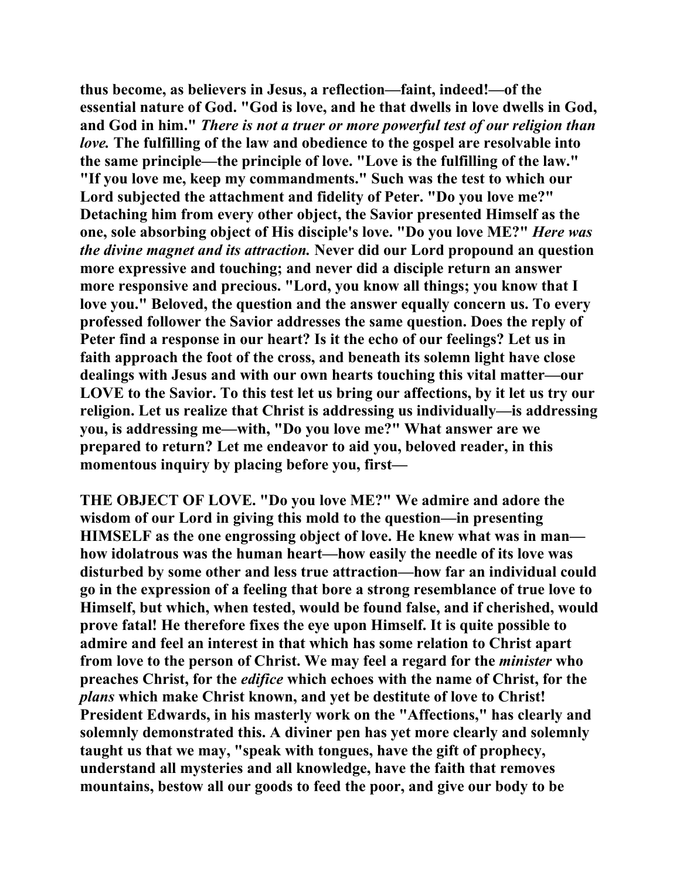thus become, as believers in Jesus, a reflection—faint, indeed!—of the essential nature of God. "God is love, and he that dwells in love dwells in God, and God in him." *There is not a truer or more powerful test of our religion than love.* The fulfilling of the law and obedience to the gospel are resolvable into the same principle—the principle of love. "Love is the fulfilling of the law." "If you love me, keep my commandments." Such was the test to which our Lord subjected the attachment and fidelity of Peter. "Do you love me?" Detaching him from every other object, the Savior presented Himself as the one, sole absorbing object of His disciple's love. "Do you love ME?" *Here was the divine magnet and its attraction.* Never did our Lord propound an question more expressive and touching; and never did a disciple return an answer more responsive and precious. "Lord, you know all things; you know that I love you." Beloved, the question and the answer equally concern us. To every professed follower the Savior addresses the same question. Does the reply of Peter find a response in our heart? Is it the echo of our feelings? Let us in faith approach the foot of the cross, and beneath its solemn light have close dealings with Jesus and with our own hearts touching this vital matter—our LOVE to the Savior. To this test let us bring our affections, by it let us try our religion. Let us realize that Christ is addressing us individually—is addressing you, is addressing me—with, "Do you love me?" What answer are we prepared to return? Let me endeavor to aid you, beloved reader, in this momentous inquiry by placing before you, first—

THE OBJECT OF LOVE. "Do you love ME?" We admire and adore the wisdom of our Lord in giving this mold to the question—in presenting HIMSELF as the one engrossing object of love. He knew what was in man—how idolatrous was the human heart—how easily the needle of its love was disturbed by some other and less true attraction—how far an individual could go in the expression of a feeling that bore a strong resemblance of true love to Himself, but which, when tested, would be found false, and if cherished, would prove fatal! He therefore fixes the eye upon Himself. It is quite possible to admire and feel an interest in that which has some relation to Christ apart from love to the person of Christ. We may feel a regard for the *minister* who preaches Christ, for the *edifice* which echoes with the name of Christ, for the *plans* which make Christ known, and yet be destitute of love to Christ! President Edwards, in his masterly work on the "Affections," has clearly and solemnly demonstrated this. A diviner pen has yet more clearly and solemnly taught us that we may, "speak with tongues, have the gift of prophecy, understand all mysteries and all knowledge, have the faith that removes mountains, bestow all our goods to feed the poor, and give our body to be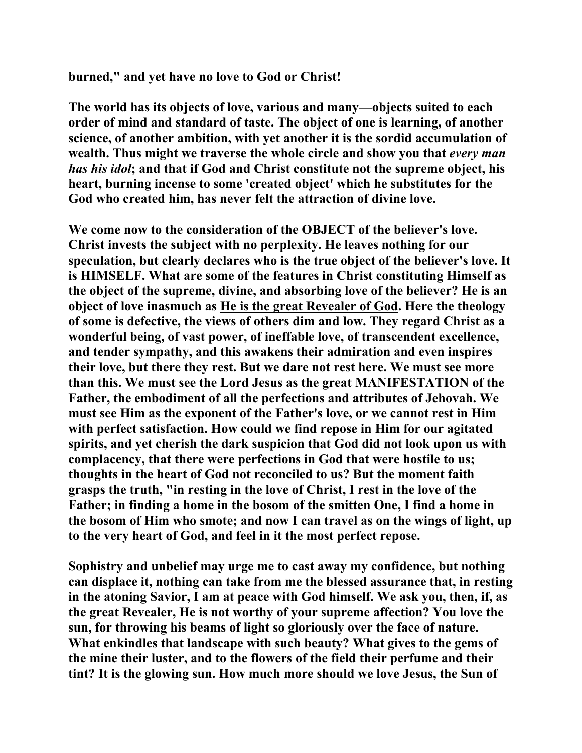**burned," and yet have no love to God or Christ!**

**The world has its objects of love, various and many—objects suited to each order of mind and standard of taste. The object of one is learning, of another science, of another ambition, with yet another it is the sordid accumulation of wealth. Thus might we traverse the whole circle and show you that *every man has his idol*; and that if God and Christ constitute not the supreme object, his heart, burning incense to some 'created object' which he substitutes for the God who created him, has never felt the attraction of divine love.**

**We come now to the consideration of the OBJECT of the believer's love. Christ invests the subject with no perplexity. He leaves nothing for our speculation, but clearly declares who is the true object of the believer's love. It is HIMSELF. What are some of the features in Christ constituting Himself as the object of the supreme, divine, and absorbing love of the believer? He is an object of love inasmuch as <u>He is the great Revealer of God</u>. Here the theology of some is defective, the views of others dim and low. They regard Christ as a wonderful being, of vast power, of ineffable love, of transcendent excellence, and tender sympathy, and this awakens their admiration and even inspires their love, but there they rest. But we dare not rest here. We must see more than this. We must see the Lord Jesus as the great MANIFESTATION of the Father, the embodiment of all the perfections and attributes of Jehovah. We must see Him as the exponent of the Father's love, or we cannot rest in Him with perfect satisfaction. How could we find repose in Him for our agitated spirits, and yet cherish the dark suspicion that God did not look upon us with complacency, that there were perfections in God that were hostile to us; thoughts in the heart of God not reconciled to us? But the moment faith grasps the truth, "in resting in the love of Christ, I rest in the love of the Father; in finding a home in the bosom of the smitten One, I find a home in the bosom of Him who smote; and now I can travel as on the wings of light, up to the very heart of God, and feel in it the most perfect repose.**

**Sophistry and unbelief may urge me to cast away my confidence, but nothing can displace it, nothing can take from me the blessed assurance that, in resting in the atoning Savior, I am at peace with God himself. We ask you, then, if, as the great Revealer, He is not worthy of your supreme affection? You love the sun, for throwing his beams of light so gloriously over the face of nature. What enkindles that landscape with such beauty? What gives to the gems of the mine their luster, and to the flowers of the field their perfume and their tint? It is the glowing sun. How much more should we love Jesus, the Sun of**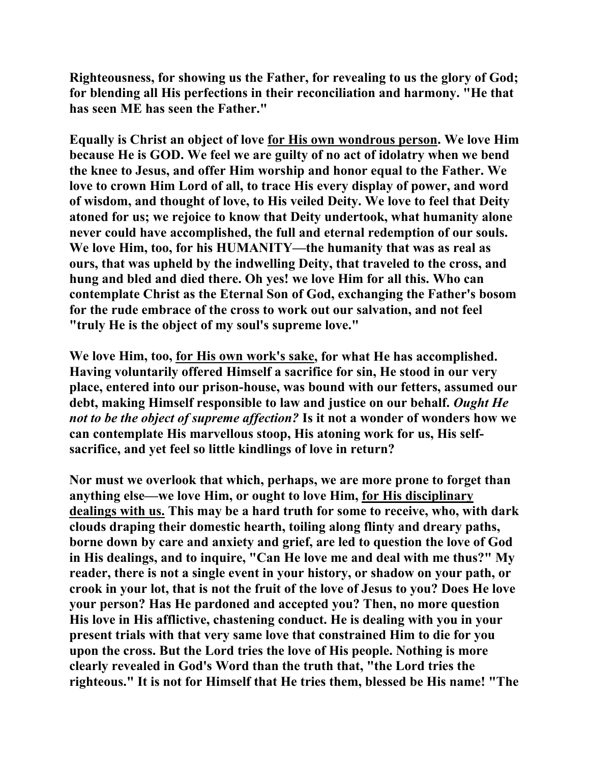**Righteousness, for showing us the Father, for revealing to us the glory of God; for blending all His perfections in their reconciliation and harmony. "He that has seen ME has seen the Father."**

**Equally is Christ an object of love <u>for His own wondrous person</u>. We love Him because He is GOD. We feel we are guilty of no act of idolatry when we bend the knee to Jesus, and offer Him worship and honor equal to the Father. We love to crown Him Lord of all, to trace His every display of power, and word of wisdom, and thought of love, to His veiled Deity. We love to feel that Deity atoned for us; we rejoice to know that Deity undertook, what humanity alone never could have accomplished, the full and eternal redemption of our souls. We love Him, too, for his HUMANITY—the humanity that was as real as ours, that was upheld by the indwelling Deity, that traveled to the cross, and hung and bled and died there. Oh yes! we love Him for all this. Who can contemplate Christ as the Eternal Son of God, exchanging the Father's bosom for the rude embrace of the cross to work out our salvation, and not feel "truly He is the object of my soul's supreme love."**

**We love Him, too, <u>for His own work's sake</u>, for what He has accomplished. Having voluntarily offered Himself a sacrifice for sin, He stood in our very place, entered into our prison-house, was bound with our fetters, assumed our debt, making Himself responsible to law and justice on our behalf. *Ought He not to be the object of supreme affection?* Is it not a wonder of wonders how we can contemplate His marvellous stoop, His atoning work for us, His self-sacrifice, and yet feel so little kindlings of love in return?**

**Nor must we overlook that which, perhaps, we are more prone to forget than anything else—we love Him, or ought to love Him, <u>for His disciplinary dealings with us.</u> This may be a hard truth for some to receive, who, with dark clouds draping their domestic hearth, toiling along flinty and dreary paths, borne down by care and anxiety and grief, are led to question the love of God in His dealings, and to inquire, "Can He love me and deal with me thus?" My reader, there is not a single event in your history, or shadow on your path, or crook in your lot, that is not the fruit of the love of Jesus to you? Does He love your person? Has He pardoned and accepted you? Then, no more question His love in His afflictive, chastening conduct. He is dealing with you in your present trials with that very same love that constrained Him to die for you upon the cross. But the Lord tries the love of His people. Nothing is more clearly revealed in God's Word than the truth that, "the Lord tries the righteous." It is not for Himself that He tries them, blessed be His name! "The**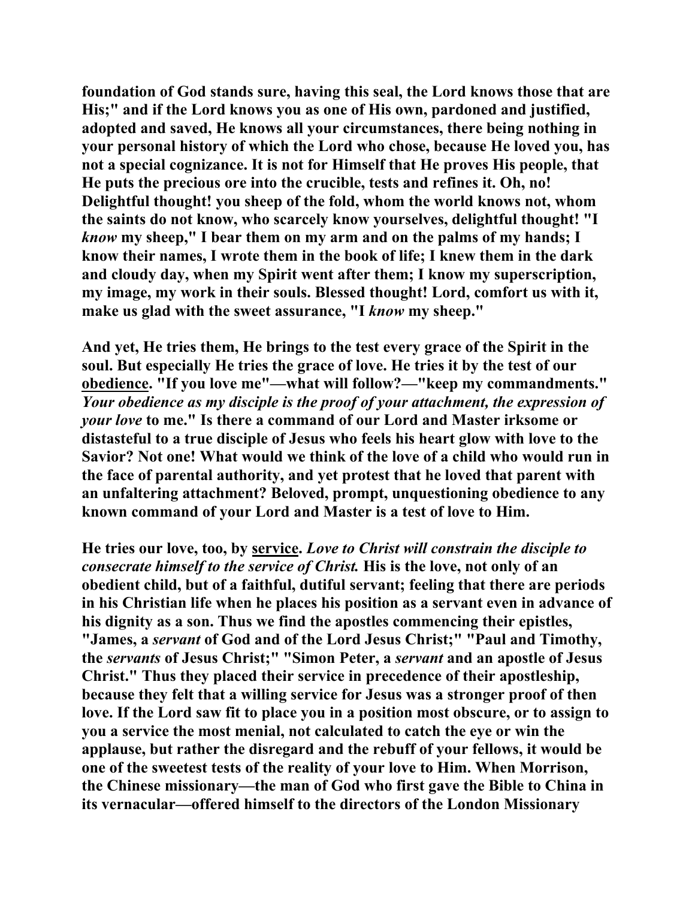**foundation of God stands sure, having this seal, the Lord knows those that are His;" and if the Lord knows you as one of His own, pardoned and justified, adopted and saved, He knows all your circumstances, there being nothing in your personal history of which the Lord who chose, because He loved you, has not a special cognizance. It is not for Himself that He proves His people, that He puts the precious ore into the crucible, tests and refines it. Oh, no! Delightful thought! you sheep of the fold, whom the world knows not, whom the saints do not know, who scarcely know yourselves, delightful thought! "I *know* my sheep," I bear them on my arm and on the palms of my hands; I know their names, I wrote them in the book of life; I knew them in the dark and cloudy day, when my Spirit went after them; I know my superscription, my image, my work in their souls. Blessed thought! Lord, comfort us with it, make us glad with the sweet assurance, "I *know* my sheep."**

**And yet, He tries them, He brings to the test every grace of the Spirit in the soul. But especially He tries the grace of love. He tries it by the test of our <u>obedience</u>. "If you love me"—what will follow?—"keep my commandments." *Your obedience as my disciple is the proof of your attachment, the expression of your love* to me." Is there a command of our Lord and Master irksome or distasteful to a true disciple of Jesus who feels his heart glow with love to the Savior? Not one! What would we think of the love of a child who would run in the face of parental authority, and yet protest that he loved that parent with an unfaltering attachment? Beloved, prompt, unquestioning obedience to any known command of your Lord and Master is a test of love to Him.**

**He tries our love, too, by <u>service</u>. *Love to Christ will constrain the disciple to consecrate himself to the service of Christ.* His is the love, not only of an obedient child, but of a faithful, dutiful servant; feeling that there are periods in his Christian life when he places his position as a servant even in advance of his dignity as a son. Thus we find the apostles commencing their epistles, "James, a *servant* of God and of the Lord Jesus Christ;" "Paul and Timothy, the *servants* of Jesus Christ;" "Simon Peter, a *servant* and an apostle of Jesus Christ." Thus they placed their service in precedence of their apostleship, because they felt that a willing service for Jesus was a stronger proof of then love. If the Lord saw fit to place you in a position most obscure, or to assign to you a service the most menial, not calculated to catch the eye or win the applause, but rather the disregard and the rebuff of your fellows, it would be one of the sweetest tests of the reality of your love to Him. When Morrison, the Chinese missionary—the man of God who first gave the Bible to China in its vernacular—offered himself to the directors of the London Missionary**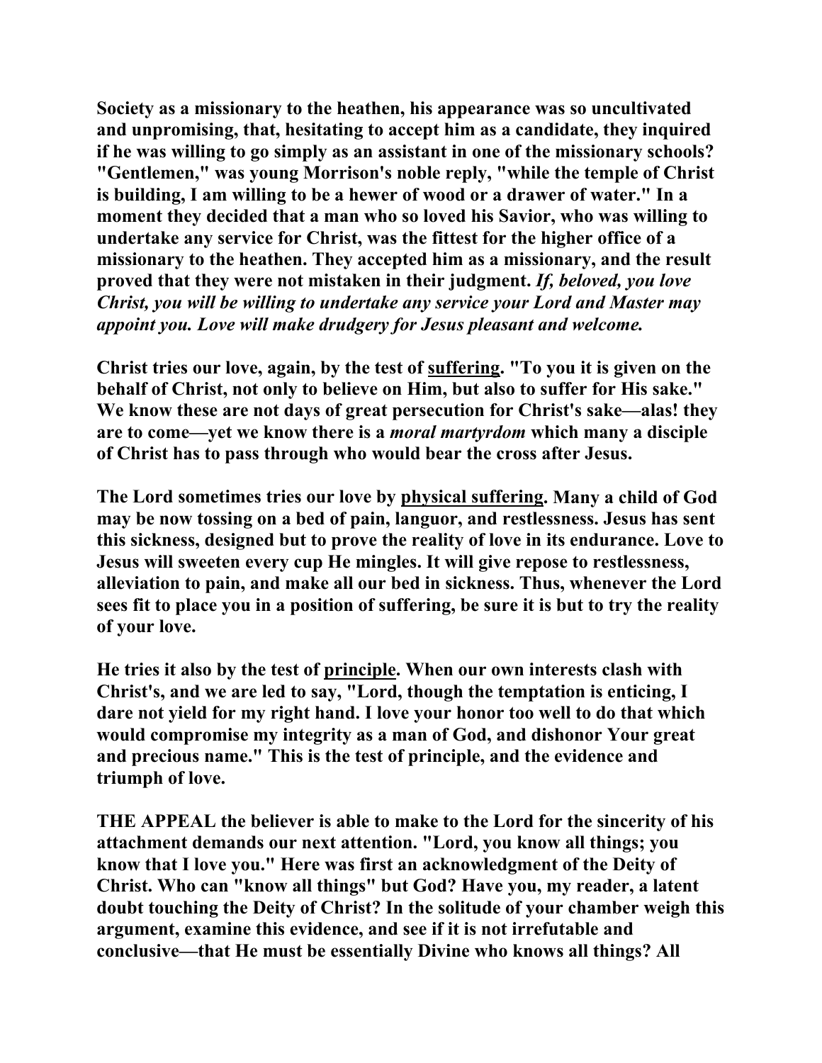**Society as a missionary to the heathen, his appearance was so uncultivated and unpromising, that, hesitating to accept him as a candidate, they inquired if he was willing to go simply as an assistant in one of the missionary schools? "Gentlemen," was young Morrison's noble reply, "while the temple of Christ is building, I am willing to be a hewer of wood or a drawer of water." In a moment they decided that a man who so loved his Savior, who was willing to undertake any service for Christ, was the fittest for the higher office of a missionary to the heathen. They accepted him as a missionary, and the result proved that they were not mistaken in their judgment. *If, beloved, you love Christ, you will be willing to undertake any service your Lord and Master may appoint you. Love will make drudgery for Jesus pleasant and welcome.***

**Christ tries our love, again, by the test of <u>suffering</u>. "To you it is given on the behalf of Christ, not only to believe on Him, but also to suffer for His sake." We know these are not days of great persecution for Christ's sake—alas! they are to come—yet we know there is a *moral martyrdom* which many a disciple of Christ has to pass through who would bear the cross after Jesus.**

**The Lord sometimes tries our love by <u>physical suffering</u>. Many a child of God may be now tossing on a bed of pain, languor, and restlessness. Jesus has sent this sickness, designed but to prove the reality of love in its endurance. Love to Jesus will sweeten every cup He mingles. It will give repose to restlessness, alleviation to pain, and make all our bed in sickness. Thus, whenever the Lord sees fit to place you in a position of suffering, be sure it is but to try the reality of your love.**

**He tries it also by the test of <u>principle</u>. When our own interests clash with Christ's, and we are led to say, "Lord, though the temptation is enticing, I dare not yield for my right hand. I love your honor too well to do that which would compromise my integrity as a man of God, and dishonor Your great and precious name." This is the test of principle, and the evidence and triumph of love.**

**THE APPEAL the believer is able to make to the Lord for the sincerity of his attachment demands our next attention. "Lord, you know all things; you know that I love you." Here was first an acknowledgment of the Deity of Christ. Who can "know all things" but God? Have you, my reader, a latent doubt touching the Deity of Christ? In the solitude of your chamber weigh this argument, examine this evidence, and see if it is not irrefutable and conclusive—that He must be essentially Divine who knows all things? All**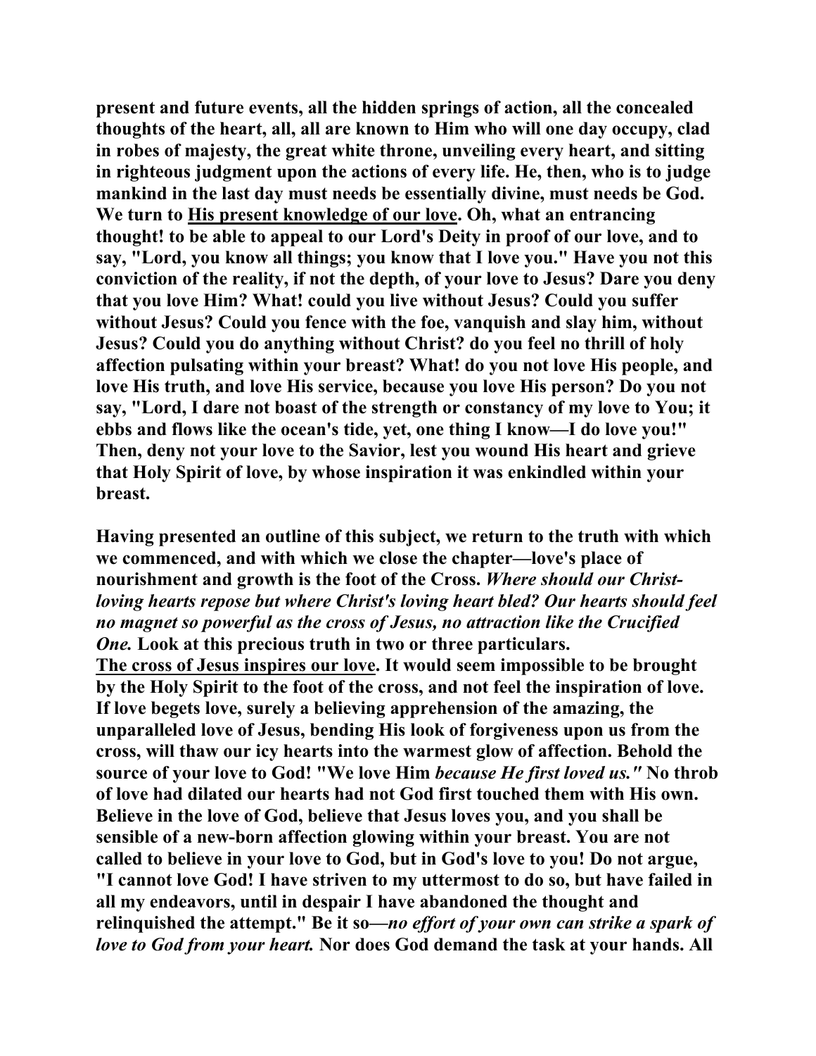present and future events, all the hidden springs of action, all the concealed thoughts of the heart, all, all are known to Him who will one day occupy, clad in robes of majesty, the great white throne, unveiling every heart, and sitting in righteous judgment upon the actions of every life. He, then, who is to judge mankind in the last day must needs be essentially divine, must needs be God. We turn to <u>His present knowledge of our love</u>. Oh, what an entrancing thought! to be able to appeal to our Lord's Deity in proof of our love, and to say, "Lord, you know all things; you know that I love you." Have you not this conviction of the reality, if not the depth, of your love to Jesus? Dare you deny that you love Him? What! could you live without Jesus? Could you suffer without Jesus? Could you fence with the foe, vanquish and slay him, without Jesus? Could you do anything without Christ? do you feel no thrill of holy affection pulsating within your breast? What! do you not love His people, and love His truth, and love His service, because you love His person? Do you not say, "Lord, I dare not boast of the strength or constancy of my love to You; it ebbs and flows like the ocean's tide, yet, one thing I know—I do love you!" Then, deny not your love to the Savior, lest you wound His heart and grieve that Holy Spirit of love, by whose inspiration it was enkindled within your breast.

Having presented an outline of this subject, we return to the truth with which we commenced, and with which we close the chapter—love's place of nourishment and growth is the foot of the Cross. *Where should our Christ-loving hearts repose but where Christ's loving heart bled? Our hearts should feel no magnet so powerful as the cross of Jesus, no attraction like the Crucified One.* Look at this precious truth in two or three particulars.

<u>The cross of Jesus inspires our love</u>. It would seem impossible to be brought by the Holy Spirit to the foot of the cross, and not feel the inspiration of love. If love begets love, surely a believing apprehension of the amazing, the unparalleled love of Jesus, bending His look of forgiveness upon us from the cross, will thaw our icy hearts into the warmest glow of affection. Behold the source of your love to God! "We love Him *because He first loved us."* No throb of love had dilated our hearts had not God first touched them with His own. Believe in the love of God, believe that Jesus loves you, and you shall be sensible of a new-born affection glowing within your breast. You are not called to believe in your love to God, but in God's love to you! Do not argue, "I cannot love God! I have striven to my uttermost to do so, but have failed in all my endeavors, until in despair I have abandoned the thought and relinquished the attempt." Be it so—*no effort of your own can strike a spark of love to God from your heart.* Nor does God demand the task at your hands. All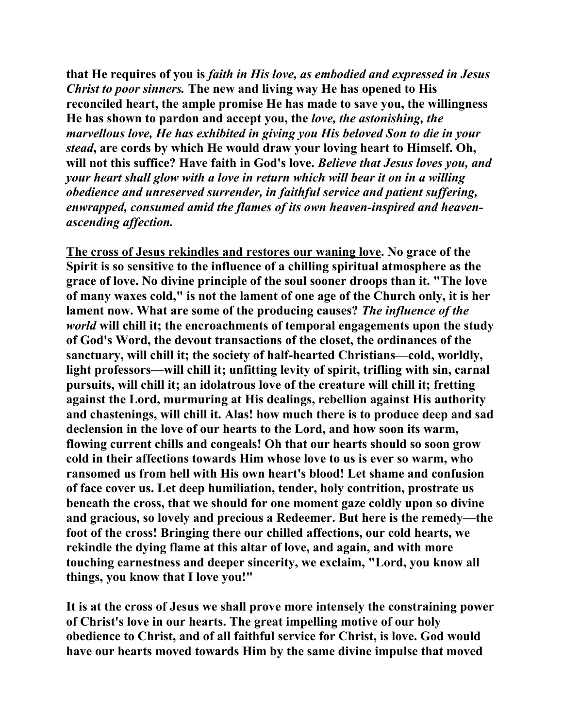**that He requires of you is *faith in His love, as embodied and expressed in Jesus Christ to poor sinners.* The new and living way He has opened to His reconciled heart, the ample promise He has made to save you, the willingness He has shown to pardon and accept you, the *love, the astonishing, the marvellous love, He has exhibited in giving you His beloved Son to die in your stead*, are cords by which He would draw your loving heart to Himself. Oh, will not this suffice? Have faith in God's love. *Believe that Jesus loves you, and your heart shall glow with a love in return which will bear it on in a willing obedience and unreserved surrender, in faithful service and patient suffering, enwrapped, consumed amid the flames of its own heaven-inspired and heaven-ascending affection.***

**<u>The cross of Jesus rekindles and restores our waning love</u>. No grace of the Spirit is so sensitive to the influence of a chilling spiritual atmosphere as the grace of love. No divine principle of the soul sooner droops than it. "The love of many waxes cold," is not the lament of one age of the Church only, it is her lament now. What are some of the producing causes? *The influence of the world* will chill it; the encroachments of temporal engagements upon the study of God's Word, the devout transactions of the closet, the ordinances of the sanctuary, will chill it; the society of half-hearted Christians—cold, worldly, light professors—will chill it; unfitting levity of spirit, trifling with sin, carnal pursuits, will chill it; an idolatrous love of the creature will chill it; fretting against the Lord, murmuring at His dealings, rebellion against His authority and chastenings, will chill it. Alas! how much there is to produce deep and sad declension in the love of our hearts to the Lord, and how soon its warm, flowing current chills and congeals! Oh that our hearts should so soon grow cold in their affections towards Him whose love to us is ever so warm, who ransomed us from hell with His own heart's blood! Let shame and confusion of face cover us. Let deep humiliation, tender, holy contrition, prostrate us beneath the cross, that we should for one moment gaze coldly upon so divine and gracious, so lovely and precious a Redeemer. But here is the remedy—the foot of the cross! Bringing there our chilled affections, our cold hearts, we rekindle the dying flame at this altar of love, and again, and with more touching earnestness and deeper sincerity, we exclaim, "Lord, you know all things, you know that I love you!"**

**It is at the cross of Jesus we shall prove more intensely the constraining power of Christ's love in our hearts. The great impelling motive of our holy obedience to Christ, and of all faithful service for Christ, is love. God would have our hearts moved towards Him by the same divine impulse that moved**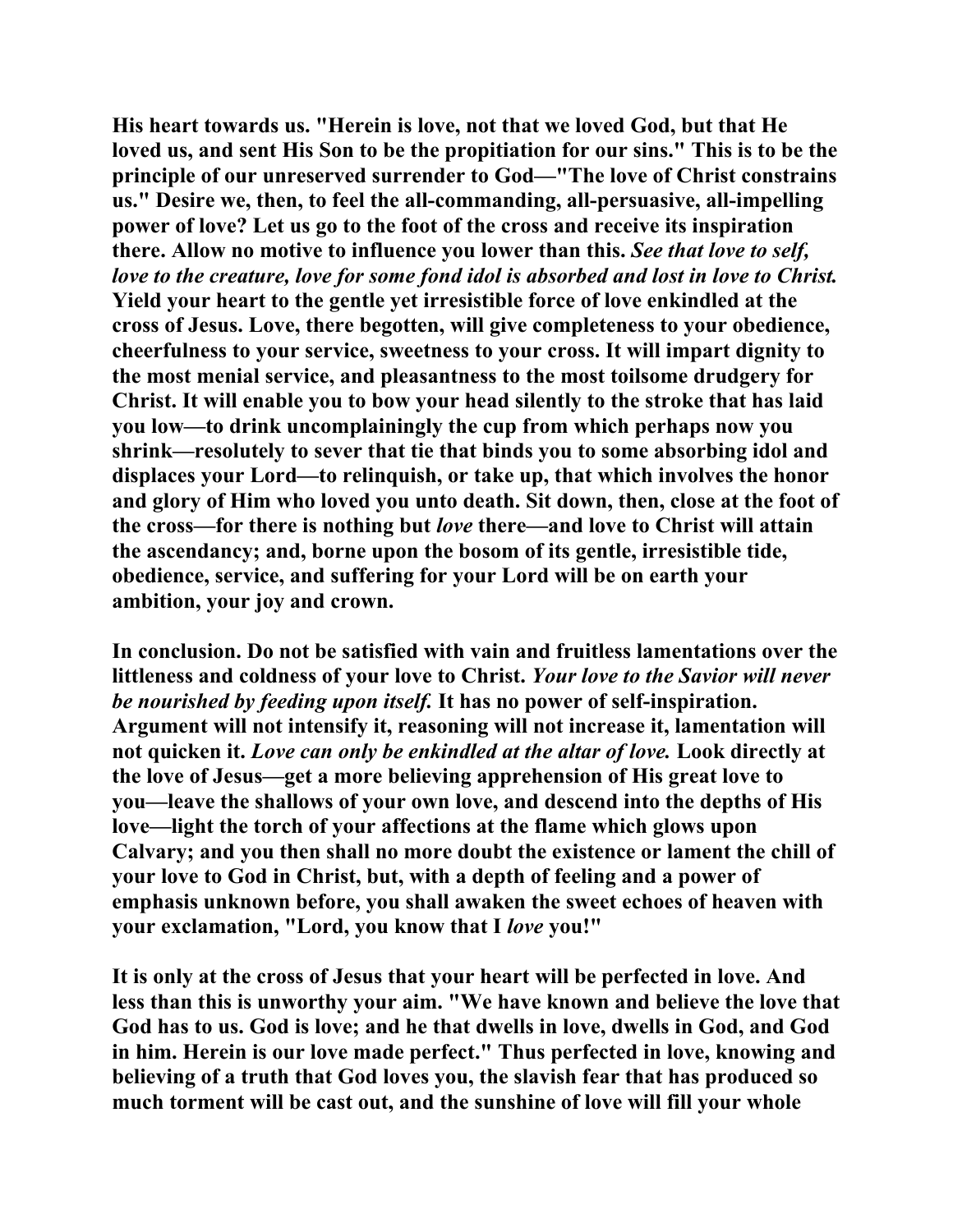His heart towards us. "Herein is love, not that we loved God, but that He loved us, and sent His Son to be the propitiation for our sins." This is to be the principle of our unreserved surrender to God—"The love of Christ constrains us." Desire we, then, to feel the all-commanding, all-persuasive, all-impelling power of love? Let us go to the foot of the cross and receive its inspiration there. Allow no motive to influence you lower than this. *See that love to self, love to the creature, love for some fond idol is absorbed and lost in love to Christ.* Yield your heart to the gentle yet irresistible force of love enkindled at the cross of Jesus. Love, there begotten, will give completeness to your obedience, cheerfulness to your service, sweetness to your cross. It will impart dignity to the most menial service, and pleasantness to the most toilsome drudgery for Christ. It will enable you to bow your head silently to the stroke that has laid you low—to drink uncomplainingly the cup from which perhaps now you shrink—resolutely to sever that tie that binds you to some absorbing idol and displaces your Lord—to relinquish, or take up, that which involves the honor and glory of Him who loved you unto death. Sit down, then, close at the foot of the cross—for there is nothing but *love* there—and love to Christ will attain the ascendancy; and, borne upon the bosom of its gentle, irresistible tide, obedience, service, and suffering for your Lord will be on earth your ambition, your joy and crown.

In conclusion. Do not be satisfied with vain and fruitless lamentations over the littleness and coldness of your love to Christ. *Your love to the Savior will never be nourished by feeding upon itself.* It has no power of self-inspiration. Argument will not intensify it, reasoning will not increase it, lamentation will not quicken it. *Love can only be enkindled at the altar of love.* Look directly at the love of Jesus—get a more believing apprehension of His great love to you—leave the shallows of your own love, and descend into the depths of His love—light the torch of your affections at the flame which glows upon Calvary; and you then shall no more doubt the existence or lament the chill of your love to God in Christ, but, with a depth of feeling and a power of emphasis unknown before, you shall awaken the sweet echoes of heaven with your exclamation, "Lord, you know that I *love* you!"

It is only at the cross of Jesus that your heart will be perfected in love. And less than this is unworthy your aim. "We have known and believe the love that God has to us. God is love; and he that dwells in love, dwells in God, and God in him. Herein is our love made perfect." Thus perfected in love, knowing and believing of a truth that God loves you, the slavish fear that has produced so much torment will be cast out, and the sunshine of love will fill your whole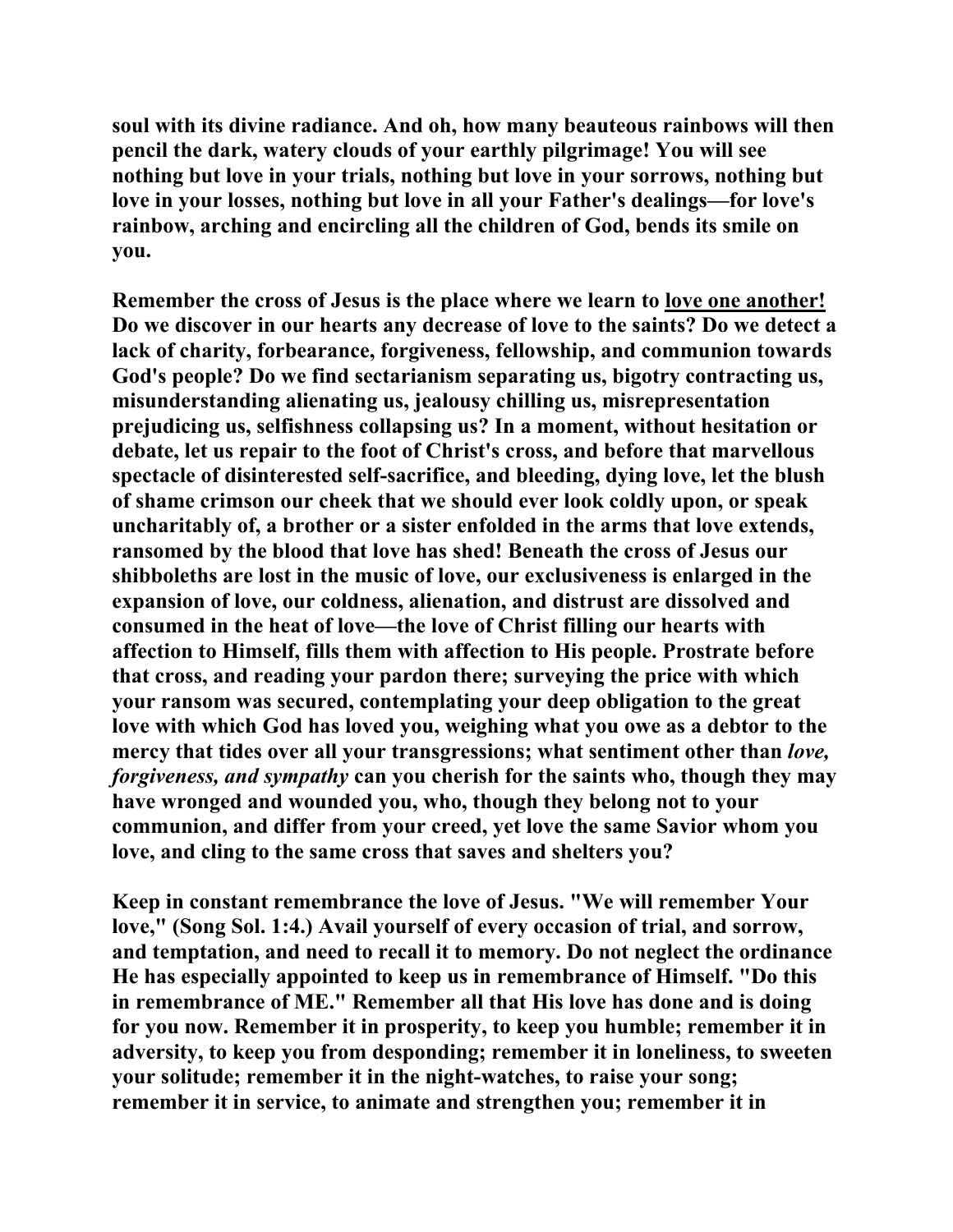**soul with its divine radiance. And oh, how many beauteous rainbows will then pencil the dark, watery clouds of your earthly pilgrimage! You will see nothing but love in your trials, nothing but love in your sorrows, nothing but love in your losses, nothing but love in all your Father's dealings—for love's rainbow, arching and encircling all the children of God, bends its smile on you.**

**Remember the cross of Jesus is the place where we learn to <u>love one another!</u> Do we discover in our hearts any decrease of love to the saints? Do we detect a lack of charity, forbearance, forgiveness, fellowship, and communion towards God's people? Do we find sectarianism separating us, bigotry contracting us, misunderstanding alienating us, jealousy chilling us, misrepresentation prejudicing us, selfishness collapsing us? In a moment, without hesitation or debate, let us repair to the foot of Christ's cross, and before that marvellous spectacle of disinterested self-sacrifice, and bleeding, dying love, let the blush of shame crimson our cheek that we should ever look coldly upon, or speak uncharitably of, a brother or a sister enfolded in the arms that love extends, ransomed by the blood that love has shed! Beneath the cross of Jesus our shibboleths are lost in the music of love, our exclusiveness is enlarged in the expansion of love, our coldness, alienation, and distrust are dissolved and consumed in the heat of love—the love of Christ filling our hearts with affection to Himself, fills them with affection to His people. Prostrate before that cross, and reading your pardon there; surveying the price with which your ransom was secured, contemplating your deep obligation to the great love with which God has loved you, weighing what you owe as a debtor to the mercy that tides over all your transgressions; what sentiment other than *love, forgiveness, and sympathy* can you cherish for the saints who, though they may have wronged and wounded you, who, though they belong not to your communion, and differ from your creed, yet love the same Savior whom you love, and cling to the same cross that saves and shelters you?**

**Keep in constant remembrance the love of Jesus. "We will remember Your love," (Song Sol. 1:4.) Avail yourself of every occasion of trial, and sorrow, and temptation, and need to recall it to memory. Do not neglect the ordinance He has especially appointed to keep us in remembrance of Himself. "Do this in remembrance of ME." Remember all that His love has done and is doing for you now. Remember it in prosperity, to keep you humble; remember it in adversity, to keep you from desponding; remember it in loneliness, to sweeten your solitude; remember it in the night-watches, to raise your song; remember it in service, to animate and strengthen you; remember it in**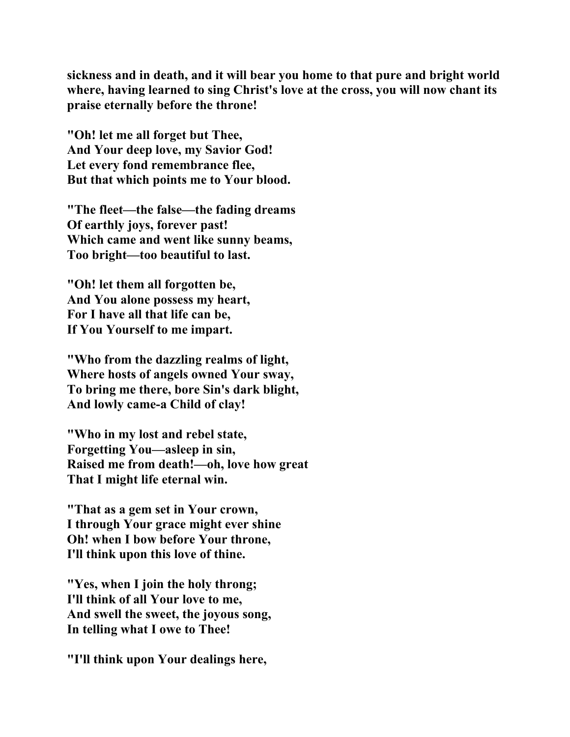**sickness and in death, and it will bear you home to that pure and bright world where, having learned to sing Christ's love at the cross, you will now chant its praise eternally before the throne!**

**"Oh! let me all forget but Thee,**
**And Your deep love, my Savior God!**
**Let every fond remembrance flee,**
**But that which points me to Your blood.**

**"The fleet—the false—the fading dreams**
**Of earthly joys, forever past!**
**Which came and went like sunny beams,**
**Too bright—too beautiful to last.**

**"Oh! let them all forgotten be,**
**And You alone possess my heart,**
**For I have all that life can be,**
**If You Yourself to me impart.**

**"Who from the dazzling realms of light,**
**Where hosts of angels owned Your sway,**
**To bring me there, bore Sin's dark blight,**
**And lowly came-a Child of clay!**

**"Who in my lost and rebel state,**
**Forgetting You—asleep in sin,**
**Raised me from death!—oh, love how great**
**That I might life eternal win.**

**"That as a gem set in Your crown,**
**I through Your grace might ever shine**
**Oh! when I bow before Your throne,**
**I'll think upon this love of thine.**

**"Yes, when I join the holy throng;**
**I'll think of all Your love to me,**
**And swell the sweet, the joyous song,**
**In telling what I owe to Thee!**

**"I'll think upon Your dealings here,**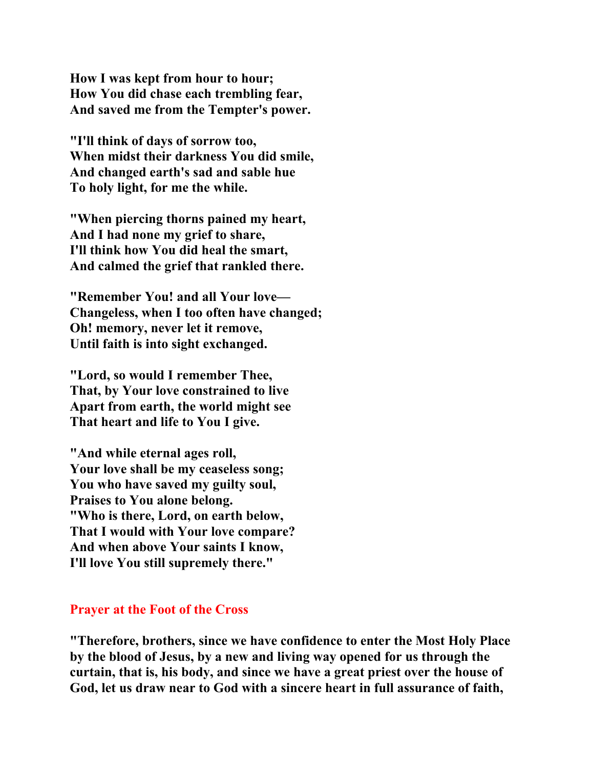**How I was kept from hour to hour;**
**How You did chase each trembling fear,**
**And saved me from the Tempter's power.**

**"I'll think of days of sorrow too,**
**When midst their darkness You did smile,**
**And changed earth's sad and sable hue**
**To holy light, for me the while.**

**"When piercing thorns pained my heart,**
**And I had none my grief to share,**
**I'll think how You did heal the smart,**
**And calmed the grief that rankled there.**

**"Remember You! and all Your love—**
**Changeless, when I too often have changed;**
**Oh! memory, never let it remove,**
**Until faith is into sight exchanged.**

**"Lord, so would I remember Thee,**
**That, by Your love constrained to live**
**Apart from earth, the world might see**
**That heart and life to You I give.**

**"And while eternal ages roll,**
**Your love shall be my ceaseless song;**
**You who have saved my guilty soul,**
**Praises to You alone belong.**
**"Who is there, Lord, on earth below,**
**That I would with Your love compare?**
**And when above Your saints I know,**
**I'll love You still supremely there."**

## Prayer at the Foot of the Cross

**"Therefore, brothers, since we have confidence to enter the Most Holy Place by the blood of Jesus, by a new and living way opened for us through the curtain, that is, his body, and since we have a great priest over the house of God, let us draw near to God with a sincere heart in full assurance of faith,**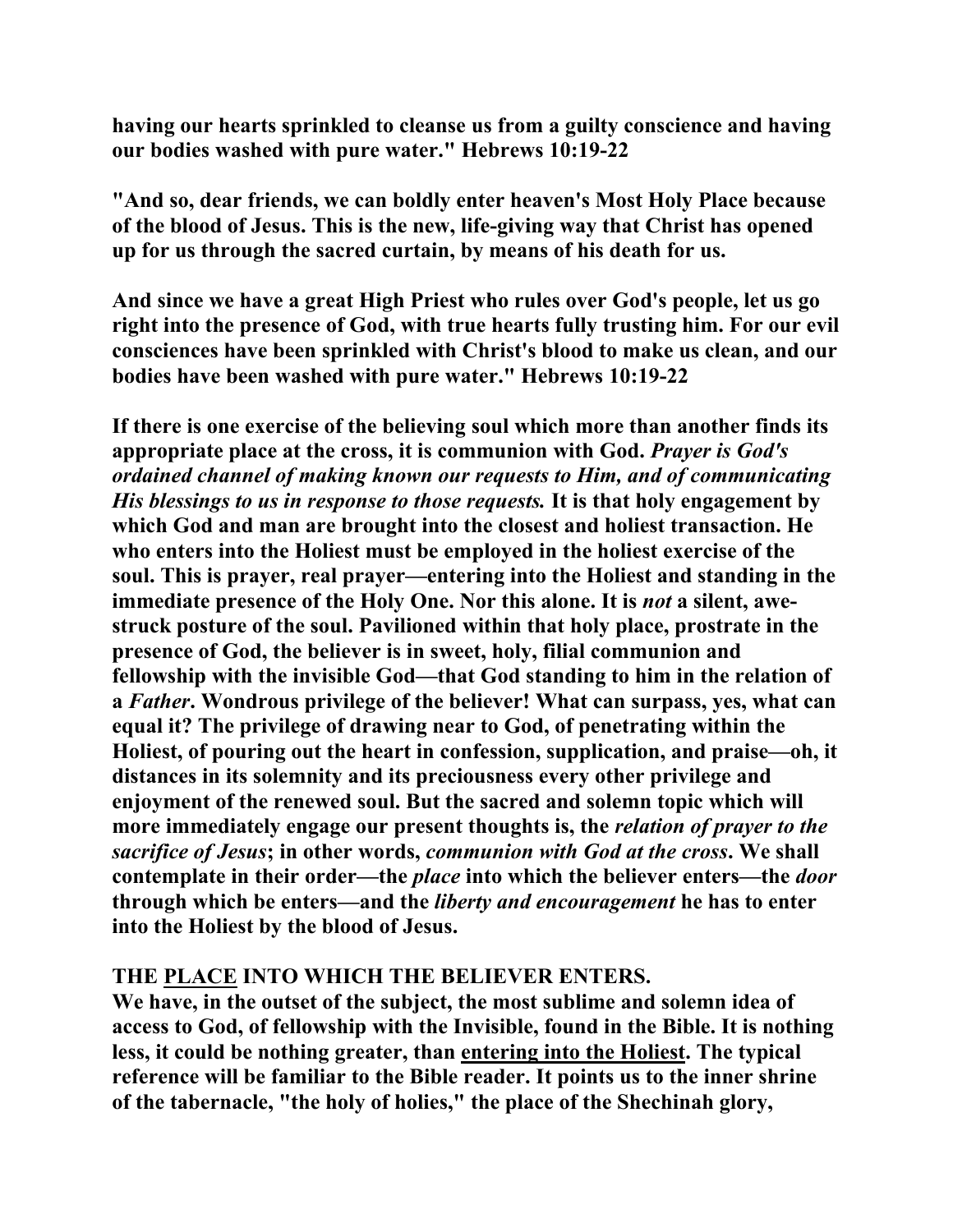**having our hearts sprinkled to cleanse us from a guilty conscience and having our bodies washed with pure water." Hebrews 10:19-22**

**"And so, dear friends, we can boldly enter heaven's Most Holy Place because of the blood of Jesus. This is the new, life-giving way that Christ has opened up for us through the sacred curtain, by means of his death for us.**

**And since we have a great High Priest who rules over God's people, let us go right into the presence of God, with true hearts fully trusting him. For our evil consciences have been sprinkled with Christ's blood to make us clean, and our bodies have been washed with pure water." Hebrews 10:19-22**

**If there is one exercise of the believing soul which more than another finds its appropriate place at the cross, it is communion with God. *Prayer is God's ordained channel of making known our requests to Him, and of communicating His blessings to us in response to those requests.* It is that holy engagement by which God and man are brought into the closest and holiest transaction. He who enters into the Holiest must be employed in the holiest exercise of the soul. This is prayer, real prayer—entering into the Holiest and standing in the immediate presence of the Holy One. Nor this alone. It is *not* a silent, awe-struck posture of the soul. Pavilioned within that holy place, prostrate in the presence of God, the believer is in sweet, holy, filial communion and fellowship with the invisible God—that God standing to him in the relation of a *Father*. Wondrous privilege of the believer! What can surpass, yes, what can equal it? The privilege of drawing near to God, of penetrating within the Holiest, of pouring out the heart in confession, supplication, and praise—oh, it distances in its solemnity and its preciousness every other privilege and enjoyment of the renewed soul. But the sacred and solemn topic which will more immediately engage our present thoughts is, the *relation of prayer to the sacrifice of Jesus*; in other words, *communion with God at the cross*. We shall contemplate in their order—the *place* into which the believer enters—the *door* through which be enters—and the *liberty and encouragement* he has to enter into the Holiest by the blood of Jesus.**

**THE PLACE INTO WHICH THE BELIEVER ENTERS.**

**We have, in the outset of the subject, the most sublime and solemn idea of access to God, of fellowship with the Invisible, found in the Bible. It is nothing less, it could be nothing greater, than entering into the Holiest. The typical reference will be familiar to the Bible reader. It points us to the inner shrine of the tabernacle, "the holy of holies," the place of the Shechinah glory,**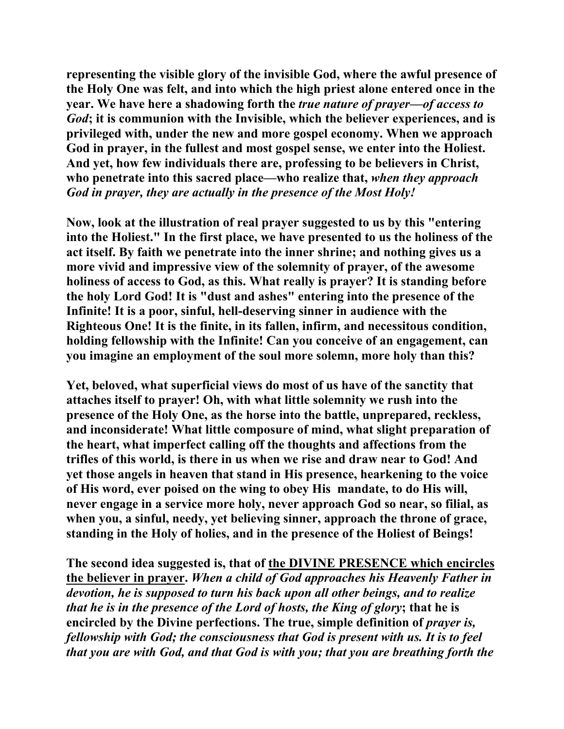**representing the visible glory of the invisible God, where the awful presence of the Holy One was felt, and into which the high priest alone entered once in the year. We have here a shadowing forth the *true nature of prayer—of access to God*; it is communion with the Invisible, which the believer experiences, and is privileged with, under the new and more gospel economy. When we approach God in prayer, in the fullest and most gospel sense, we enter into the Holiest. And yet, how few individuals there are, professing to be believers in Christ, who penetrate into this sacred place—who realize that, *when they approach God in prayer, they are actually in the presence of the Most Holy!***

**Now, look at the illustration of real prayer suggested to us by this "entering into the Holiest." In the first place, we have presented to us the holiness of the act itself. By faith we penetrate into the inner shrine; and nothing gives us a more vivid and impressive view of the solemnity of prayer, of the awesome holiness of access to God, as this. What really is prayer? It is standing before the holy Lord God! It is "dust and ashes" entering into the presence of the Infinite! It is a poor, sinful, hell-deserving sinner in audience with the Righteous One! It is the finite, in its fallen, infirm, and necessitous condition, holding fellowship with the Infinite! Can you conceive of an engagement, can you imagine an employment of the soul more solemn, more holy than this?**

**Yet, beloved, what superficial views do most of us have of the sanctity that attaches itself to prayer! Oh, with what little solemnity we rush into the presence of the Holy One, as the horse into the battle, unprepared, reckless, and inconsiderate! What little composure of mind, what slight preparation of the heart, what imperfect calling off the thoughts and affections from the trifles of this world, is there in us when we rise and draw near to God! And yet those angels in heaven that stand in His presence, hearkening to the voice of His word, ever poised on the wing to obey His mandate, to do His will, never engage in a service more holy, never approach God so near, so filial, as when you, a sinful, needy, yet believing sinner, approach the throne of grace, standing in the Holy of holies, and in the presence of the Holiest of Beings!**

**The second idea suggested is, that of <u>the DIVINE PRESENCE which encircles the believer in prayer</u>. *When a child of God approaches his Heavenly Father in devotion, he is supposed to turn his back upon all other beings, and to realize that he is in the presence of the Lord of hosts, the King of glory*; that he is encircled by the Divine perfections. The true, simple definition of *prayer is, fellowship with God; the consciousness that God is present with us. It is to feel that you are with God, and that God is with you; that you are breathing forth the***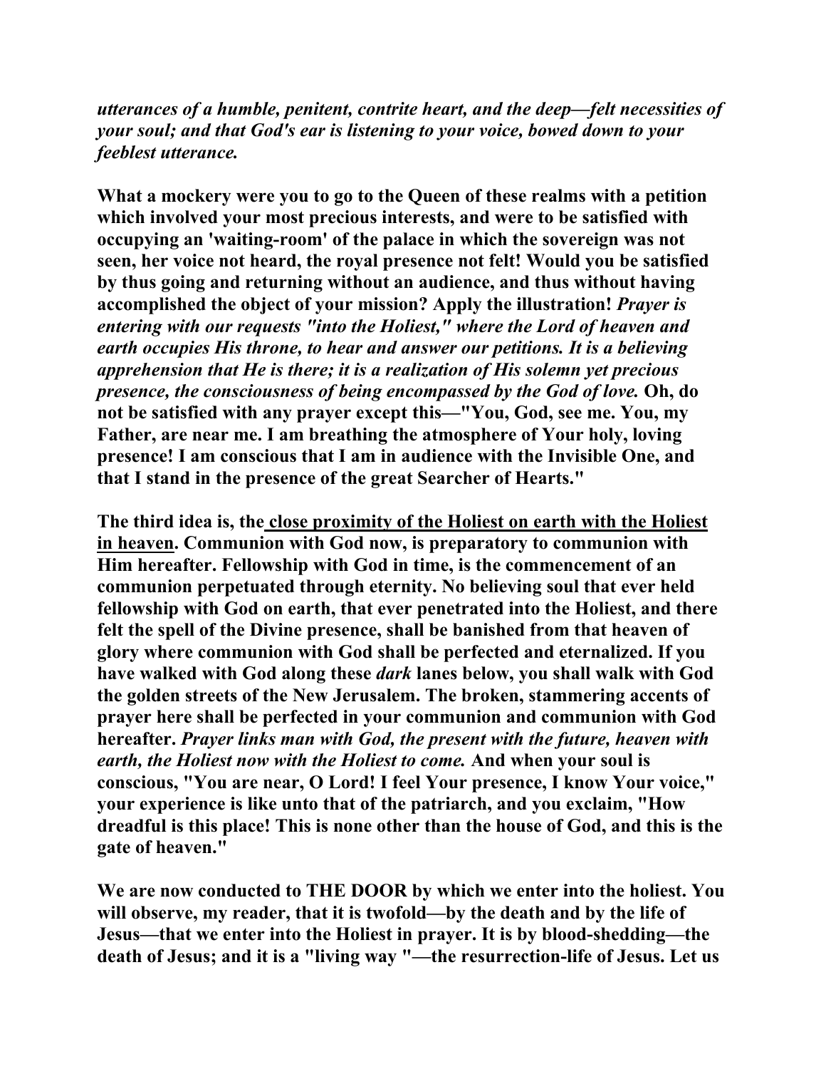***utterances of a humble, penitent, contrite heart, and the deep—felt necessities of your soul; and that God's ear is listening to your voice, bowed down to your feeblest utterance.***

**What a mockery were you to go to the Queen of these realms with a petition which involved your most precious interests, and were to be satisfied with occupying an 'waiting-room' of the palace in which the sovereign was not seen, her voice not heard, the royal presence not felt! Would you be satisfied by thus going and returning without an audience, and thus without having accomplished the object of your mission? Apply the illustration! *Prayer is entering with our requests "into the Holiest," where the Lord of heaven and earth occupies His throne, to hear and answer our petitions. It is a believing apprehension that He is there; it is a realization of His solemn yet precious presence, the consciousness of being encompassed by the God of love.* Oh, do not be satisfied with any prayer except this—"You, God, see me. You, my Father, are near me. I am breathing the atmosphere of Your holy, loving presence! I am conscious that I am in audience with the Invisible One, and that I stand in the presence of the great Searcher of Hearts."**

**The third idea is, the <u>close proximity of the Holiest on earth with the Holiest in heaven</u>. Communion with God now, is preparatory to communion with Him hereafter. Fellowship with God in time, is the commencement of an communion perpetuated through eternity. No believing soul that ever held fellowship with God on earth, that ever penetrated into the Holiest, and there felt the spell of the Divine presence, shall be banished from that heaven of glory where communion with God shall be perfected and eternalized. If you have walked with God along these *dark* lanes below, you shall walk with God the golden streets of the New Jerusalem. The broken, stammering accents of prayer here shall be perfected in your communion and communion with God hereafter. *Prayer links man with God, the present with the future, heaven with earth, the Holiest now with the Holiest to come.* And when your soul is conscious, "You are near, O Lord! I feel Your presence, I know Your voice," your experience is like unto that of the patriarch, and you exclaim, "How dreadful is this place! This is none other than the house of God, and this is the gate of heaven."**

**We are now conducted to THE DOOR by which we enter into the holiest. You will observe, my reader, that it is twofold—by the death and by the life of Jesus—that we enter into the Holiest in prayer. It is by blood-shedding—the death of Jesus; and it is a "living way "—the resurrection-life of Jesus. Let us**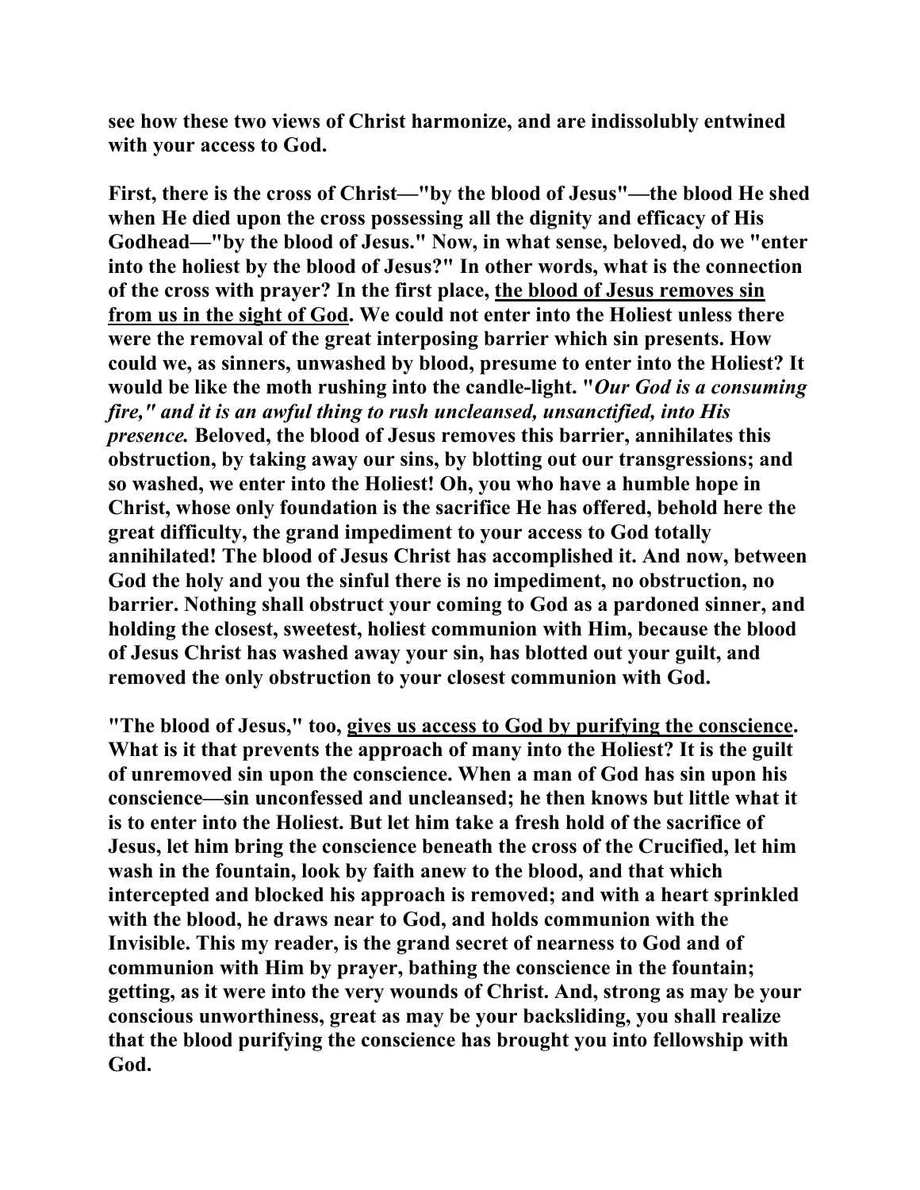**see how these two views of Christ harmonize, and are indissolubly entwined with your access to God.**

**First, there is the cross of Christ—"by the blood of Jesus"—the blood He shed when He died upon the cross possessing all the dignity and efficacy of His Godhead—"by the blood of Jesus." Now, in what sense, beloved, do we "enter into the holiest by the blood of Jesus?" In other words, what is the connection of the cross with prayer? In the first place, <u>the blood of Jesus removes sin from us in the sight of God</u>. We could not enter into the Holiest unless there were the removal of the great interposing barrier which sin presents. How could we, as sinners, unwashed by blood, presume to enter into the Holiest? It would be like the moth rushing into the candle-light. "*Our God is a consuming fire," and it is an awful thing to rush uncleansed, unsanctified, into His presence.* Beloved, the blood of Jesus removes this barrier, annihilates this obstruction, by taking away our sins, by blotting out our transgressions; and so washed, we enter into the Holiest! Oh, you who have a humble hope in Christ, whose only foundation is the sacrifice He has offered, behold here the great difficulty, the grand impediment to your access to God totally annihilated! The blood of Jesus Christ has accomplished it. And now, between God the holy and you the sinful there is no impediment, no obstruction, no barrier. Nothing shall obstruct your coming to God as a pardoned sinner, and holding the closest, sweetest, holiest communion with Him, because the blood of Jesus Christ has washed away your sin, has blotted out your guilt, and removed the only obstruction to your closest communion with God.**

**"The blood of Jesus," too, <u>gives us access to God by purifying the conscience</u>. What is it that prevents the approach of many into the Holiest? It is the guilt of unremoved sin upon the conscience. When a man of God has sin upon his conscience—sin unconfessed and uncleansed; he then knows but little what it is to enter into the Holiest. But let him take a fresh hold of the sacrifice of Jesus, let him bring the conscience beneath the cross of the Crucified, let him wash in the fountain, look by faith anew to the blood, and that which intercepted and blocked his approach is removed; and with a heart sprinkled with the blood, he draws near to God, and holds communion with the Invisible. This my reader, is the grand secret of nearness to God and of communion with Him by prayer, bathing the conscience in the fountain; getting, as it were into the very wounds of Christ. And, strong as may be your conscious unworthiness, great as may be your backsliding, you shall realize that the blood purifying the conscience has brought you into fellowship with God.**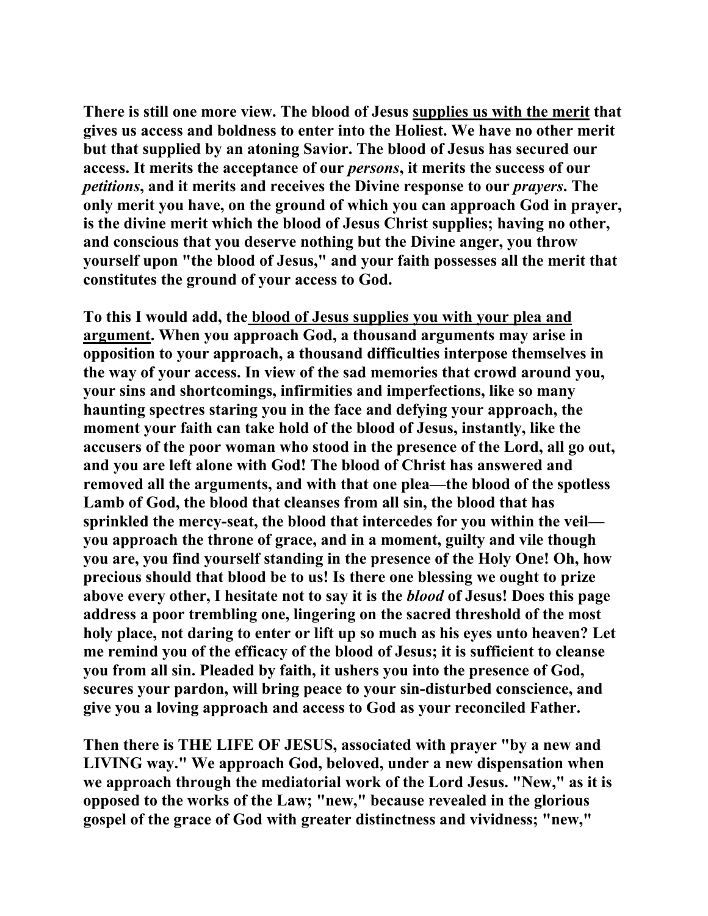**There is still one more view. The blood of Jesus <u>supplies us with the merit</u> that gives us access and boldness to enter into the Holiest. We have no other merit but that supplied by an atoning Savior. The blood of Jesus has secured our access. It merits the acceptance of our *persons*, it merits the success of our *petitions*, and it merits and receives the Divine response to our *prayers*. The only merit you have, on the ground of which you can approach God in prayer, is the divine merit which the blood of Jesus Christ supplies; having no other, and conscious that you deserve nothing but the Divine anger, you throw yourself upon "the blood of Jesus," and your faith possesses all the merit that constitutes the ground of your access to God.**

**To this I would add, the <u>blood of Jesus supplies you with your plea and argument</u>. When you approach God, a thousand arguments may arise in opposition to your approach, a thousand difficulties interpose themselves in the way of your access. In view of the sad memories that crowd around you, your sins and shortcomings, infirmities and imperfections, like so many haunting spectres staring you in the face and defying your approach, the moment your faith can take hold of the blood of Jesus, instantly, like the accusers of the poor woman who stood in the presence of the Lord, all go out, and you are left alone with God! The blood of Christ has answered and removed all the arguments, and with that one plea—the blood of the spotless Lamb of God, the blood that cleanses from all sin, the blood that has sprinkled the mercy-seat, the blood that intercedes for you within the veil—you approach the throne of grace, and in a moment, guilty and vile though you are, you find yourself standing in the presence of the Holy One! Oh, how precious should that blood be to us! Is there one blessing we ought to prize above every other, I hesitate not to say it is the *blood* of Jesus! Does this page address a poor trembling one, lingering on the sacred threshold of the most holy place, not daring to enter or lift up so much as his eyes unto heaven? Let me remind you of the efficacy of the blood of Jesus; it is sufficient to cleanse you from all sin. Pleaded by faith, it ushers you into the presence of God, secures your pardon, will bring peace to your sin-disturbed conscience, and give you a loving approach and access to God as your reconciled Father.**

**Then there is THE LIFE OF JESUS, associated with prayer "by a new and LIVING way." We approach God, beloved, under a new dispensation when we approach through the mediatorial work of the Lord Jesus. "New," as it is opposed to the works of the Law; "new," because revealed in the glorious gospel of the grace of God with greater distinctness and vividness; "new,"**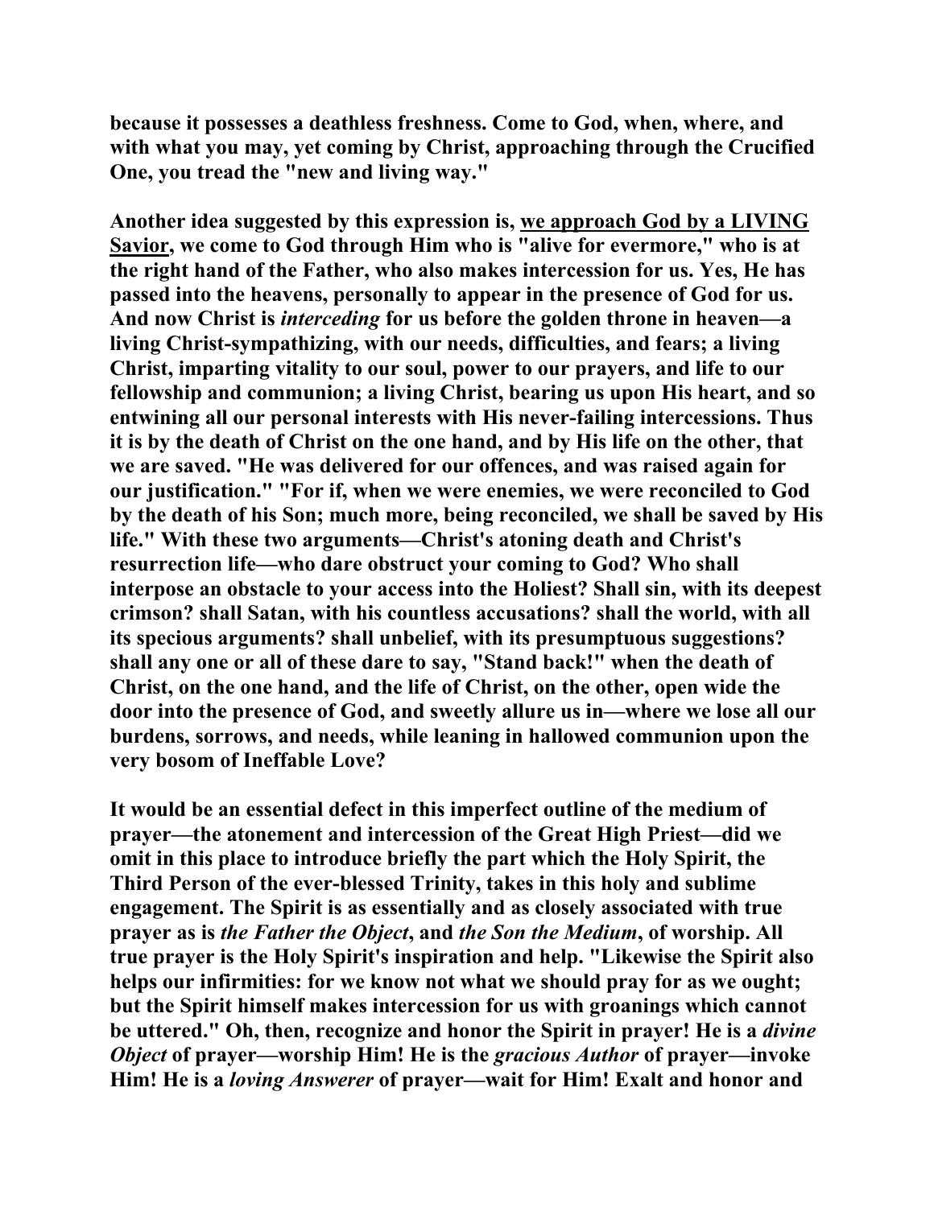**because it possesses a deathless freshness. Come to God, when, where, and with what you may, yet coming by Christ, approaching through the Crucified One, you tread the "new and living way."**

**Another idea suggested by this expression is, <u>we approach God by a LIVING Savior</u>, we come to God through Him who is "alive for evermore," who is at the right hand of the Father, who also makes intercession for us. Yes, He has passed into the heavens, personally to appear in the presence of God for us. And now Christ is *interceding* for us before the golden throne in heaven—a living Christ-sympathizing, with our needs, difficulties, and fears; a living Christ, imparting vitality to our soul, power to our prayers, and life to our fellowship and communion; a living Christ, bearing us upon His heart, and so entwining all our personal interests with His never-failing intercessions. Thus it is by the death of Christ on the one hand, and by His life on the other, that we are saved. "He was delivered for our offences, and was raised again for our justification." "For if, when we were enemies, we were reconciled to God by the death of his Son; much more, being reconciled, we shall be saved by His life." With these two arguments—Christ's atoning death and Christ's resurrection life—who dare obstruct your coming to God? Who shall interpose an obstacle to your access into the Holiest? Shall sin, with its deepest crimson? shall Satan, with his countless accusations? shall the world, with all its specious arguments? shall unbelief, with its presumptuous suggestions? shall any one or all of these dare to say, "Stand back!" when the death of Christ, on the one hand, and the life of Christ, on the other, open wide the door into the presence of God, and sweetly allure us in—where we lose all our burdens, sorrows, and needs, while leaning in hallowed communion upon the very bosom of Ineffable Love?**

**It would be an essential defect in this imperfect outline of the medium of prayer—the atonement and intercession of the Great High Priest—did we omit in this place to introduce briefly the part which the Holy Spirit, the Third Person of the ever-blessed Trinity, takes in this holy and sublime engagement. The Spirit is as essentially and as closely associated with true prayer as is *the Father the Object*, and *the Son the Medium*, of worship. All true prayer is the Holy Spirit's inspiration and help. "Likewise the Spirit also helps our infirmities: for we know not what we should pray for as we ought; but the Spirit himself makes intercession for us with groanings which cannot be uttered." Oh, then, recognize and honor the Spirit in prayer! He is a *divine Object* of prayer—worship Him! He is the *gracious Author* of prayer—invoke Him! He is a *loving Answerer* of prayer—wait for Him! Exalt and honor and**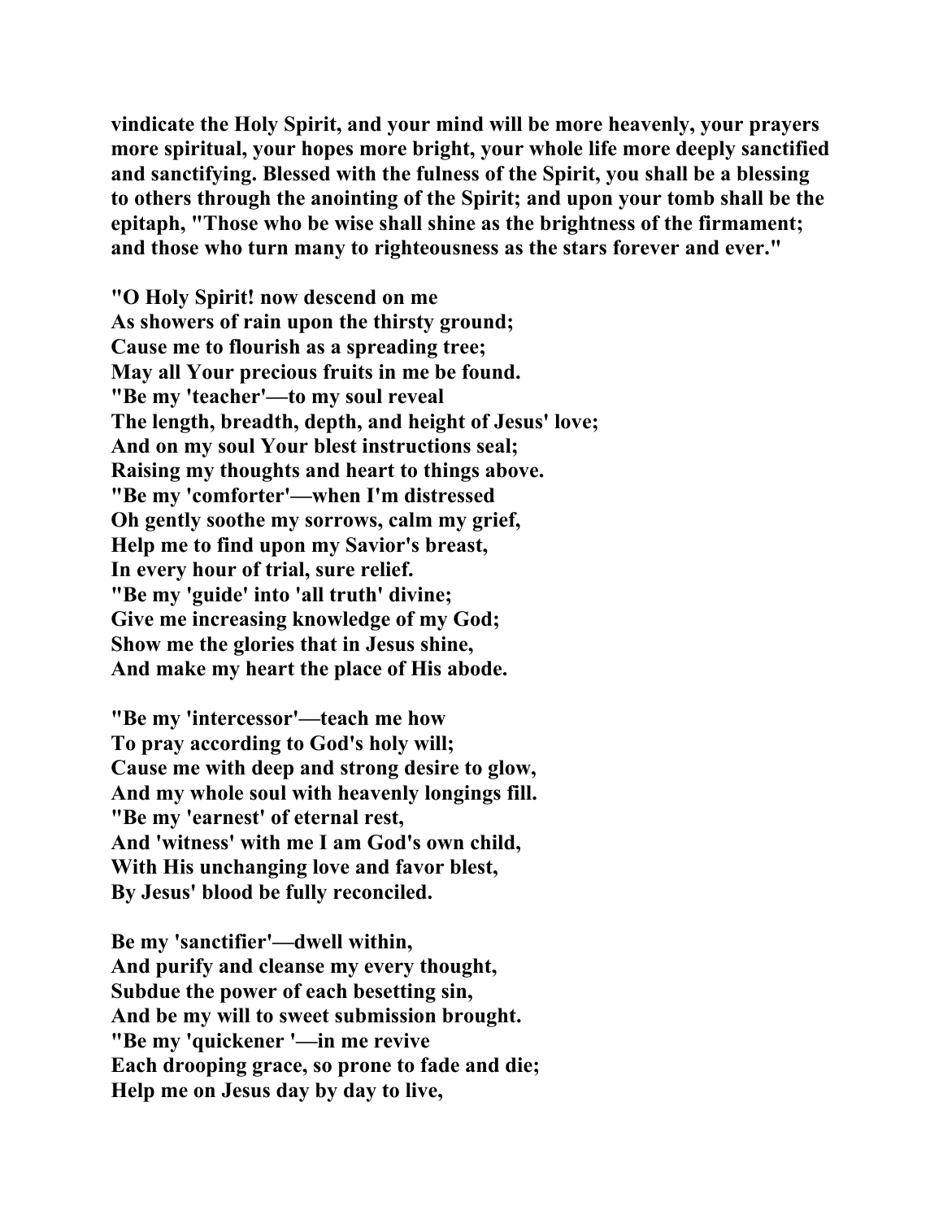**vindicate the Holy Spirit, and your mind will be more heavenly, your prayers more spiritual, your hopes more bright, your whole life more deeply sanctified and sanctifying. Blessed with the fulness of the Spirit, you shall be a blessing to others through the anointing of the Spirit; and upon your tomb shall be the epitaph, "Those who be wise shall shine as the brightness of the firmament; and those who turn many to righteousness as the stars forever and ever."**

**"O Holy Spirit! now descend on me**
**As showers of rain upon the thirsty ground;**
**Cause me to flourish as a spreading tree;**
**May all Your precious fruits in me be found.**
**"Be my 'teacher'—to my soul reveal**
**The length, breadth, depth, and height of Jesus' love;**
**And on my soul Your blest instructions seal;**
**Raising my thoughts and heart to things above.**
**"Be my 'comforter'—when I'm distressed**
**Oh gently soothe my sorrows, calm my grief,**
**Help me to find upon my Savior's breast,**
**In every hour of trial, sure relief.**
**"Be my 'guide' into 'all truth' divine;**
**Give me increasing knowledge of my God;**
**Show me the glories that in Jesus shine,**
**And make my heart the place of His abode.**

**"Be my 'intercessor'—teach me how**
**To pray according to God's holy will;**
**Cause me with deep and strong desire to glow,**
**And my whole soul with heavenly longings fill.**
**"Be my 'earnest' of eternal rest,**
**And 'witness' with me I am God's own child,**
**With His unchanging love and favor blest,**
**By Jesus' blood be fully reconciled.**

**Be my 'sanctifier'—dwell within,**
**And purify and cleanse my every thought,**
**Subdue the power of each besetting sin,**
**And be my will to sweet submission brought.**
**"Be my 'quickener '—in me revive**
**Each drooping grace, so prone to fade and die;**
**Help me on Jesus day by day to live,**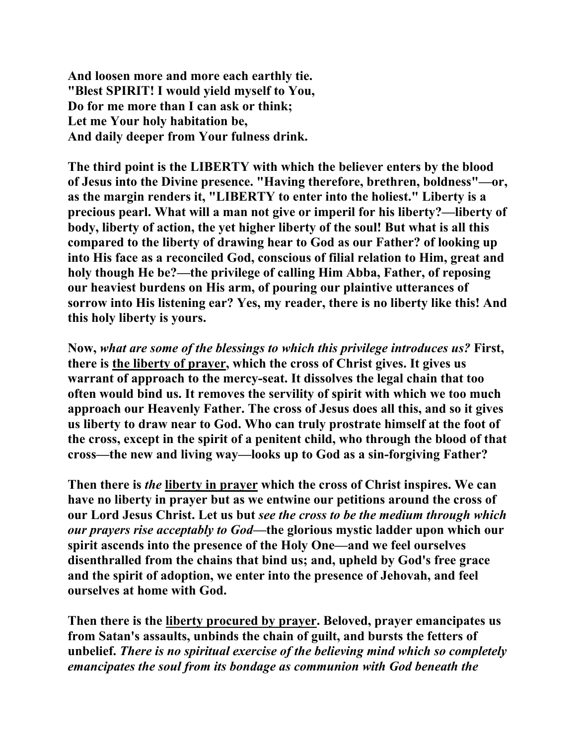**And loosen more and more each earthly tie.**
**"Blest SPIRIT! I would yield myself to You,**
**Do for me more than I can ask or think;**
**Let me Your holy habitation be,**
**And daily deeper from Your fulness drink.**

**The third point is the LIBERTY with which the believer enters by the blood of Jesus into the Divine presence. "Having therefore, brethren, boldness"—or, as the margin renders it, "LIBERTY to enter into the holiest." Liberty is a precious pearl. What will a man not give or imperil for his liberty?—liberty of body, liberty of action, the yet higher liberty of the soul! But what is all this compared to the liberty of drawing hear to God as our Father? of looking up into His face as a reconciled God, conscious of filial relation to Him, great and holy though He be?—the privilege of calling Him Abba, Father, of reposing our heaviest burdens on His arm, of pouring our plaintive utterances of sorrow into His listening ear? Yes, my reader, there is no liberty like this! And this holy liberty is yours.**

**Now, *what are some of the blessings to which this privilege introduces us?* First, there is <u>the liberty of prayer</u>, which the cross of Christ gives. It gives us warrant of approach to the mercy-seat. It dissolves the legal chain that too often would bind us. It removes the servility of spirit with which we too much approach our Heavenly Father. The cross of Jesus does all this, and so it gives us liberty to draw near to God. Who can truly prostrate himself at the foot of the cross, except in the spirit of a penitent child, who through the blood of that cross—the new and living way—looks up to God as a sin-forgiving Father?**

**Then there is *the* <u>liberty in prayer</u> which the cross of Christ inspires. We can have no liberty in prayer but as we entwine our petitions around the cross of our Lord Jesus Christ. Let us but *see the cross to be the medium through which our prayers rise acceptably to God*—the glorious mystic ladder upon which our spirit ascends into the presence of the Holy One—and we feel ourselves disenthralled from the chains that bind us; and, upheld by God's free grace and the spirit of adoption, we enter into the presence of Jehovah, and feel ourselves at home with God.**

**Then there is the <u>liberty procured by prayer</u>. Beloved, prayer emancipates us from Satan's assaults, unbinds the chain of guilt, and bursts the fetters of unbelief. *There is no spiritual exercise of the believing mind which so completely emancipates the soul from its bondage as communion with God beneath the***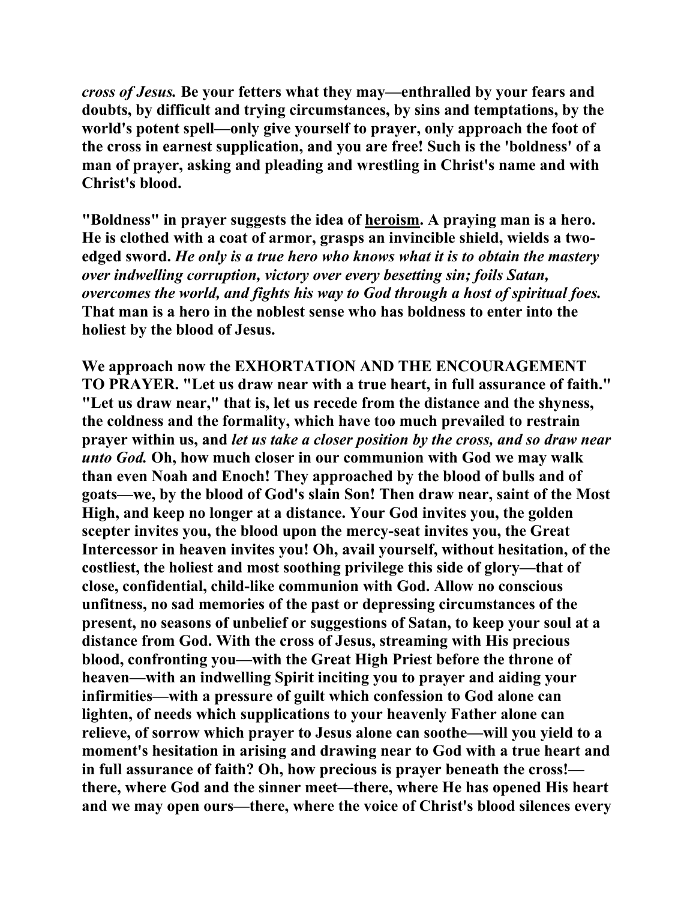*cross of Jesus.* Be your fetters what they may—enthralled by your fears and doubts, by difficult and trying circumstances, by sins and temptations, by the world's potent spell—only give yourself to prayer, only approach the foot of the cross in earnest supplication, and you are free! Such is the 'boldness' of a man of prayer, asking and pleading and wrestling in Christ's name and with Christ's blood.

"Boldness" in prayer suggests the idea of heroism. A praying man is a hero. He is clothed with a coat of armor, grasps an invincible shield, wields a two-edged sword. *He only is a true hero who knows what it is to obtain the mastery over indwelling corruption, victory over every besetting sin; foils Satan, overcomes the world, and fights his way to God through a host of spiritual foes.* That man is a hero in the noblest sense who has boldness to enter into the holiest by the blood of Jesus.

We approach now the EXHORTATION AND THE ENCOURAGEMENT TO PRAYER. "Let us draw near with a true heart, in full assurance of faith." "Let us draw near," that is, let us recede from the distance and the shyness, the coldness and the formality, which have too much prevailed to restrain prayer within us, and *let us take a closer position by the cross, and so draw near unto God.* Oh, how much closer in our communion with God we may walk than even Noah and Enoch! They approached by the blood of bulls and of goats—we, by the blood of God's slain Son! Then draw near, saint of the Most High, and keep no longer at a distance. Your God invites you, the golden scepter invites you, the blood upon the mercy-seat invites you, the Great Intercessor in heaven invites you! Oh, avail yourself, without hesitation, of the costliest, the holiest and most soothing privilege this side of glory—that of close, confidential, child-like communion with God. Allow no conscious unfitness, no sad memories of the past or depressing circumstances of the present, no seasons of unbelief or suggestions of Satan, to keep your soul at a distance from God. With the cross of Jesus, streaming with His precious blood, confronting you—with the Great High Priest before the throne of heaven—with an indwelling Spirit inciting you to prayer and aiding your infirmities—with a pressure of guilt which confession to God alone can lighten, of needs which supplications to your heavenly Father alone can relieve, of sorrow which prayer to Jesus alone can soothe—will you yield to a moment's hesitation in arising and drawing near to God with a true heart and in full assurance of faith? Oh, how precious is prayer beneath the cross!—there, where God and the sinner meet—there, where He has opened His heart and we may open ours—there, where the voice of Christ's blood silences every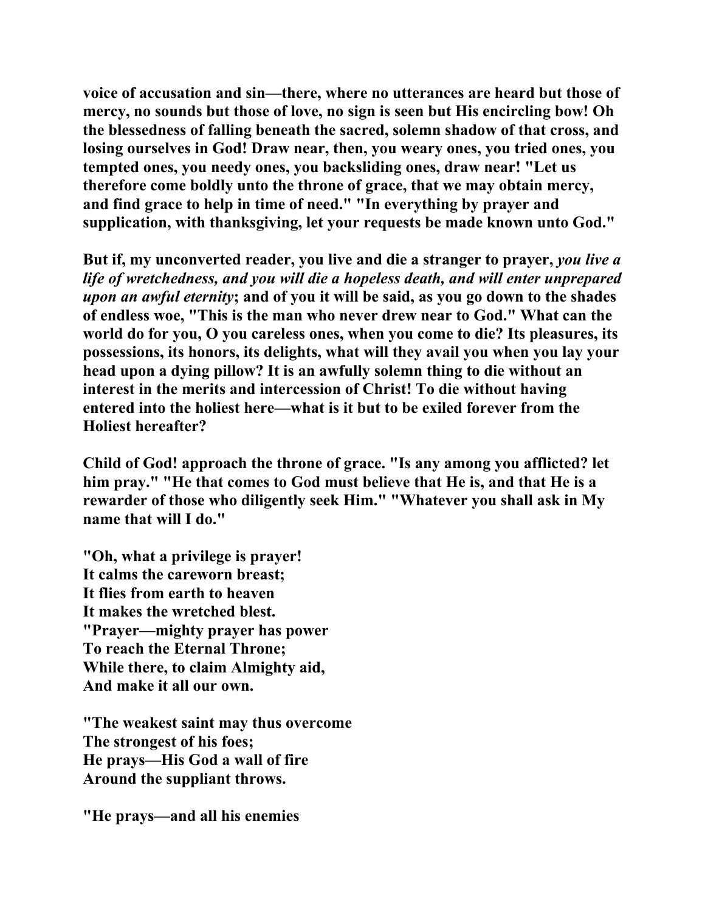**voice of accusation and sin—there, where no utterances are heard but those of mercy, no sounds but those of love, no sign is seen but His encircling bow! Oh the blessedness of falling beneath the sacred, solemn shadow of that cross, and losing ourselves in God! Draw near, then, you weary ones, you tried ones, you tempted ones, you needy ones, you backsliding ones, draw near! "Let us therefore come boldly unto the throne of grace, that we may obtain mercy, and find grace to help in time of need." "In everything by prayer and supplication, with thanksgiving, let your requests be made known unto God."**

**But if, my unconverted reader, you live and die a stranger to prayer, *you live a life of wretchedness, and you will die a hopeless death, and will enter unprepared upon an awful eternity*; and of you it will be said, as you go down to the shades of endless woe, "This is the man who never drew near to God." What can the world do for you, O you careless ones, when you come to die? Its pleasures, its possessions, its honors, its delights, what will they avail you when you lay your head upon a dying pillow? It is an awfully solemn thing to die without an interest in the merits and intercession of Christ! To die without having entered into the holiest here—what is it but to be exiled forever from the Holiest hereafter?**

**Child of God! approach the throne of grace. "Is any among you afflicted? let him pray." "He that comes to God must believe that He is, and that He is a rewarder of those who diligently seek Him." "Whatever you shall ask in My name that will I do."**

**"Oh, what a privilege is prayer!**
**It calms the careworn breast;**
**It flies from earth to heaven**
**It makes the wretched blest.**
**"Prayer—mighty prayer has power**
**To reach the Eternal Throne;**
**While there, to claim Almighty aid,**
**And make it all our own.**

**"The weakest saint may thus overcome**
**The strongest of his foes;**
**He prays—His God a wall of fire**
**Around the suppliant throws.**

**"He prays—and all his enemies**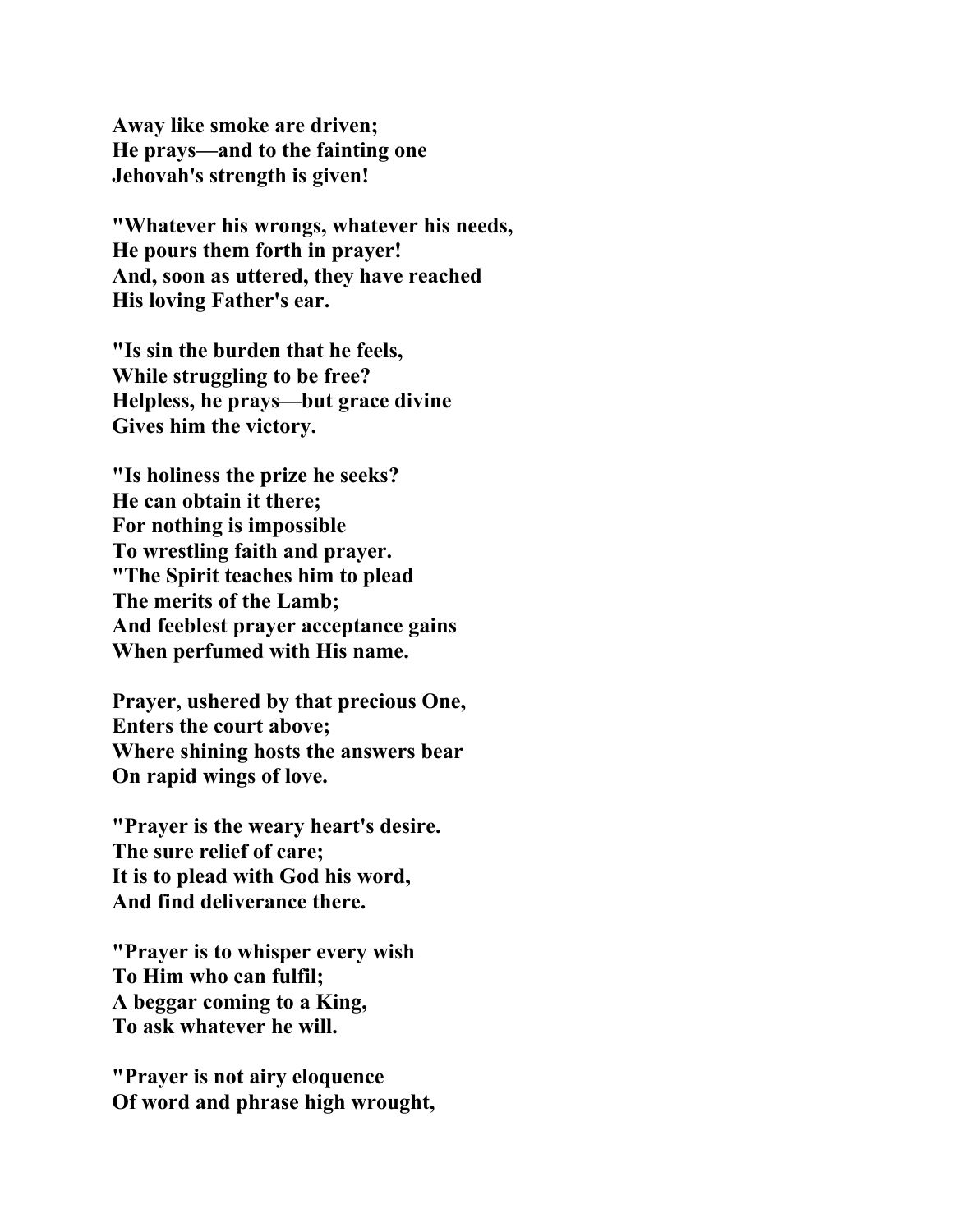**Away like smoke are driven;**
**He prays—and to the fainting one**
**Jehovah's strength is given!**

**"Whatever his wrongs, whatever his needs,**
**He pours them forth in prayer!**
**And, soon as uttered, they have reached**
**His loving Father's ear.**

**"Is sin the burden that he feels,**
**While struggling to be free?**
**Helpless, he prays—but grace divine**
**Gives him the victory.**

**"Is holiness the prize he seeks?**
**He can obtain it there;**
**For nothing is impossible**
**To wrestling faith and prayer.**
**"The Spirit teaches him to plead**
**The merits of the Lamb;**
**And feeblest prayer acceptance gains**
**When perfumed with His name.**

**Prayer, ushered by that precious One,**
**Enters the court above;**
**Where shining hosts the answers bear**
**On rapid wings of love.**

**"Prayer is the weary heart's desire.**
**The sure relief of care;**
**It is to plead with God his word,**
**And find deliverance there.**

**"Prayer is to whisper every wish**
**To Him who can fulfil;**
**A beggar coming to a King,**
**To ask whatever he will.**

**"Prayer is not airy eloquence**
**Of word and phrase high wrought,**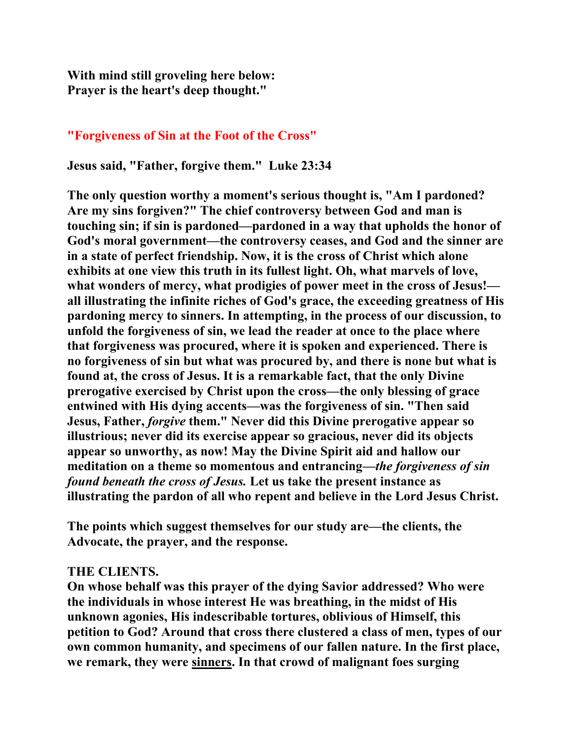**With mind still groveling here below:**
**Prayer is the heart's deep thought."**

## "Forgiveness of Sin at the Foot of the Cross"

**Jesus said, "Father, forgive them." Luke 23:34**

**The only question worthy a moment's serious thought is, "Am I pardoned? Are my sins forgiven?" The chief controversy between God and man is touching sin; if sin is pardoned—pardoned in a way that upholds the honor of God's moral government—the controversy ceases, and God and the sinner are in a state of perfect friendship. Now, it is the cross of Christ which alone exhibits at one view this truth in its fullest light. Oh, what marvels of love, what wonders of mercy, what prodigies of power meet in the cross of Jesus!—all illustrating the infinite riches of God's grace, the exceeding greatness of His pardoning mercy to sinners. In attempting, in the process of our discussion, to unfold the forgiveness of sin, we lead the reader at once to the place where that forgiveness was procured, where it is spoken and experienced. There is no forgiveness of sin but what was procured by, and there is none but what is found at, the cross of Jesus. It is a remarkable fact, that the only Divine prerogative exercised by Christ upon the cross—the only blessing of grace entwined with His dying accents—was the forgiveness of sin. "Then said Jesus, Father, *forgive* them." Never did this Divine prerogative appear so illustrious; never did its exercise appear so gracious, never did its objects appear so unworthy, as now! May the Divine Spirit aid and hallow our meditation on a theme so momentous and entrancing—*the forgiveness of sin found beneath the cross of Jesus.* Let us take the present instance as illustrating the pardon of all who repent and believe in the Lord Jesus Christ.**

**The points which suggest themselves for our study are—the clients, the Advocate, the prayer, and the response.**

**THE CLIENTS.**
**On whose behalf was this prayer of the dying Savior addressed? Who were the individuals in whose interest He was breathing, in the midst of His unknown agonies, His indescribable tortures, oblivious of Himself, this petition to God? Around that cross there clustered a class of men, types of our own common humanity, and specimens of our fallen nature. In the first place, we remark, they were <u>sinners</u>. In that crowd of malignant foes surging**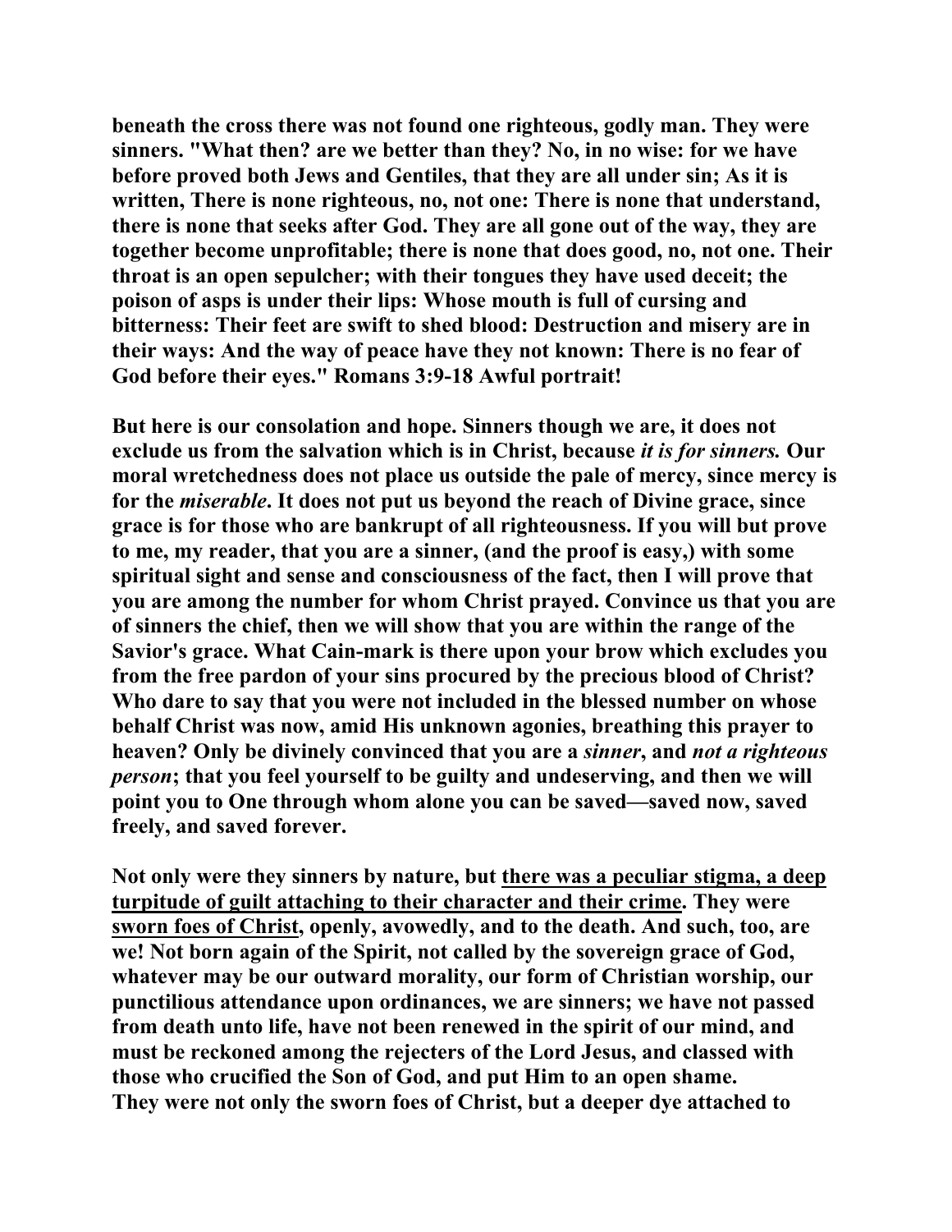**beneath the cross there was not found one righteous, godly man. They were sinners. "What then? are we better than they? No, in no wise: for we have before proved both Jews and Gentiles, that they are all under sin; As it is written, There is none righteous, no, not one: There is none that understand, there is none that seeks after God. They are all gone out of the way, they are together become unprofitable; there is none that does good, no, not one. Their throat is an open sepulcher; with their tongues they have used deceit; the poison of asps is under their lips: Whose mouth is full of cursing and bitterness: Their feet are swift to shed blood: Destruction and misery are in their ways: And the way of peace have they not known: There is no fear of God before their eyes." Romans 3:9-18 Awful portrait!**

**But here is our consolation and hope. Sinners though we are, it does not exclude us from the salvation which is in Christ, because *it is for sinners.* Our moral wretchedness does not place us outside the pale of mercy, since mercy is for the *miserable*. It does not put us beyond the reach of Divine grace, since grace is for those who are bankrupt of all righteousness. If you will but prove to me, my reader, that you are a sinner, (and the proof is easy,) with some spiritual sight and sense and consciousness of the fact, then I will prove that you are among the number for whom Christ prayed. Convince us that you are of sinners the chief, then we will show that you are within the range of the Savior's grace. What Cain-mark is there upon your brow which excludes you from the free pardon of your sins procured by the precious blood of Christ? Who dare to say that you were not included in the blessed number on whose behalf Christ was now, amid His unknown agonies, breathing this prayer to heaven? Only be divinely convinced that you are a *sinner*, and *not a righteous person*; that you feel yourself to be guilty and undeserving, and then we will point you to One through whom alone you can be saved—saved now, saved freely, and saved forever.**

**Not only were they sinners by nature, but <u>there was a peculiar stigma, a deep turpitude of guilt attaching to their character and their crime</u>. They were <u>sworn foes of Christ</u>, openly, avowedly, and to the death. And such, too, are we! Not born again of the Spirit, not called by the sovereign grace of God, whatever may be our outward morality, our form of Christian worship, our punctilious attendance upon ordinances, we are sinners; we have not passed from death unto life, have not been renewed in the spirit of our mind, and must be reckoned among the rejecters of the Lord Jesus, and classed with those who crucified the Son of God, and put Him to an open shame.**
**They were not only the sworn foes of Christ, but a deeper dye attached to**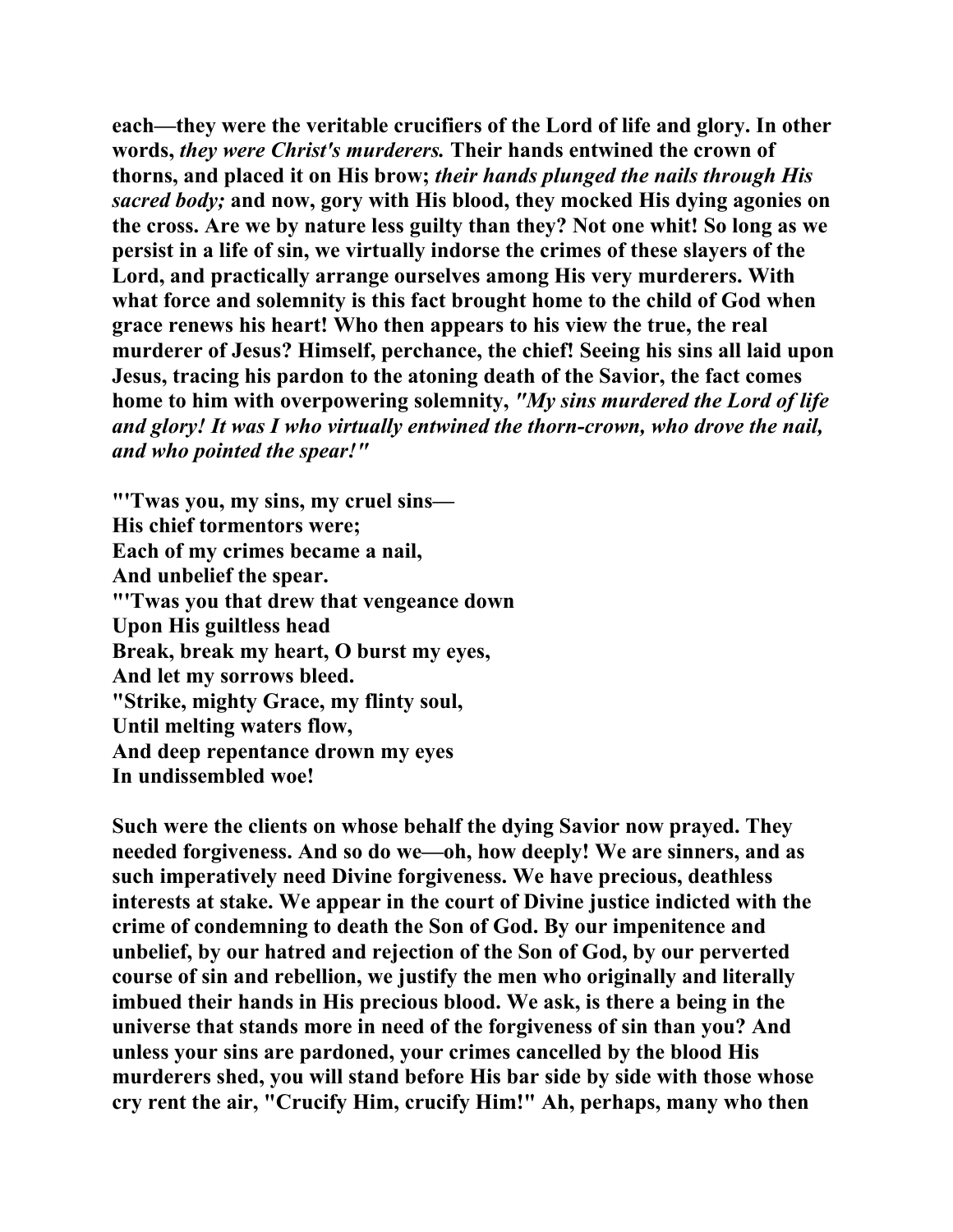**each—they were the veritable crucifiers of the Lord of life and glory. In other words, *they were Christ's murderers.* Their hands entwined the crown of thorns, and placed it on His brow; *their hands plunged the nails through His sacred body;* and now, gory with His blood, they mocked His dying agonies on the cross. Are we by nature less guilty than they? Not one whit! So long as we persist in a life of sin, we virtually indorse the crimes of these slayers of the Lord, and practically arrange ourselves among His very murderers. With what force and solemnity is this fact brought home to the child of God when grace renews his heart! Who then appears to his view the true, the real murderer of Jesus? Himself, perchance, the chief! Seeing his sins all laid upon Jesus, tracing his pardon to the atoning death of the Savior, the fact comes home to him with overpowering solemnity, *"My sins murdered the Lord of life and glory! It was I who virtually entwined the thorn-crown, who drove the nail, and who pointed the spear!"***

**"'Twas you, my sins, my cruel sins—**
**His chief tormentors were;**
**Each of my crimes became a nail,**
**And unbelief the spear.**
**"'Twas you that drew that vengeance down**
**Upon His guiltless head**
**Break, break my heart, O burst my eyes,**
**And let my sorrows bleed.**
**"Strike, mighty Grace, my flinty soul,**
**Until melting waters flow,**
**And deep repentance drown my eyes**
**In undissembled woe!**

**Such were the clients on whose behalf the dying Savior now prayed. They needed forgiveness. And so do we—oh, how deeply! We are sinners, and as such imperatively need Divine forgiveness. We have precious, deathless interests at stake. We appear in the court of Divine justice indicted with the crime of condemning to death the Son of God. By our impenitence and unbelief, by our hatred and rejection of the Son of God, by our perverted course of sin and rebellion, we justify the men who originally and literally imbued their hands in His precious blood. We ask, is there a being in the universe that stands more in need of the forgiveness of sin than you? And unless your sins are pardoned, your crimes cancelled by the blood His murderers shed, you will stand before His bar side by side with those whose cry rent the air, "Crucify Him, crucify Him!" Ah, perhaps, many who then**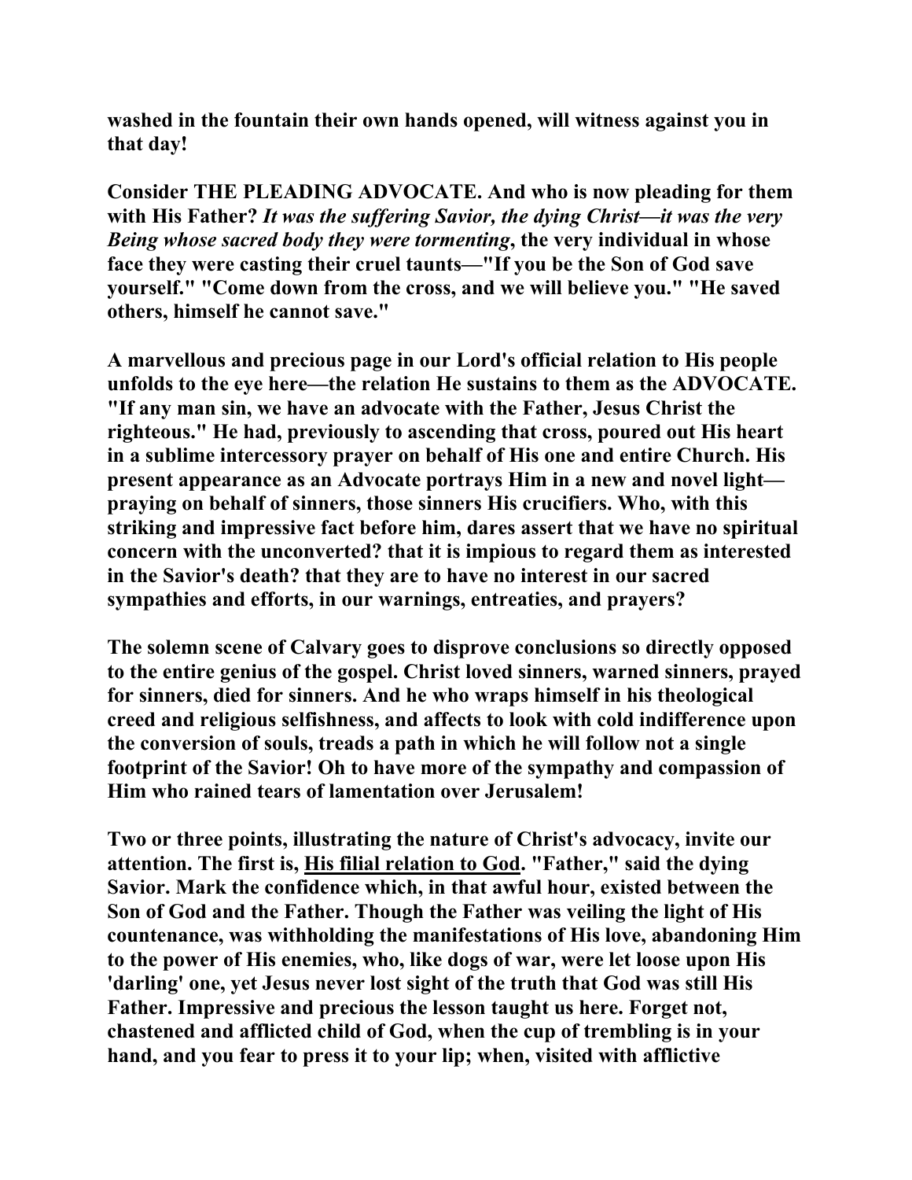washed in the fountain their own hands opened, will witness against you in that day!

Consider THE PLEADING ADVOCATE. And who is now pleading for them with His Father? *It was the suffering Savior, the dying Christ—it was the very Being whose sacred body they were tormenting*, the very individual in whose face they were casting their cruel taunts—"If you be the Son of God save yourself." "Come down from the cross, and we will believe you." "He saved others, himself he cannot save."

A marvellous and precious page in our Lord's official relation to His people unfolds to the eye here—the relation He sustains to them as the ADVOCATE. "If any man sin, we have an advocate with the Father, Jesus Christ the righteous." He had, previously to ascending that cross, poured out His heart in a sublime intercessory prayer on behalf of His one and entire Church. His present appearance as an Advocate portrays Him in a new and novel light—praying on behalf of sinners, those sinners His crucifiers. Who, with this striking and impressive fact before him, dares assert that we have no spiritual concern with the unconverted? that it is impious to regard them as interested in the Savior's death? that they are to have no interest in our sacred sympathies and efforts, in our warnings, entreaties, and prayers?

The solemn scene of Calvary goes to disprove conclusions so directly opposed to the entire genius of the gospel. Christ loved sinners, warned sinners, prayed for sinners, died for sinners. And he who wraps himself in his theological creed and religious selfishness, and affects to look with cold indifference upon the conversion of souls, treads a path in which he will follow not a single footprint of the Savior! Oh to have more of the sympathy and compassion of Him who rained tears of lamentation over Jerusalem!

Two or three points, illustrating the nature of Christ's advocacy, invite our attention. The first is, His filial relation to God. "Father," said the dying Savior. Mark the confidence which, in that awful hour, existed between the Son of God and the Father. Though the Father was veiling the light of His countenance, was withholding the manifestations of His love, abandoning Him to the power of His enemies, who, like dogs of war, were let loose upon His 'darling' one, yet Jesus never lost sight of the truth that God was still His Father. Impressive and precious the lesson taught us here. Forget not, chastened and afflicted child of God, when the cup of trembling is in your hand, and you fear to press it to your lip; when, visited with afflictive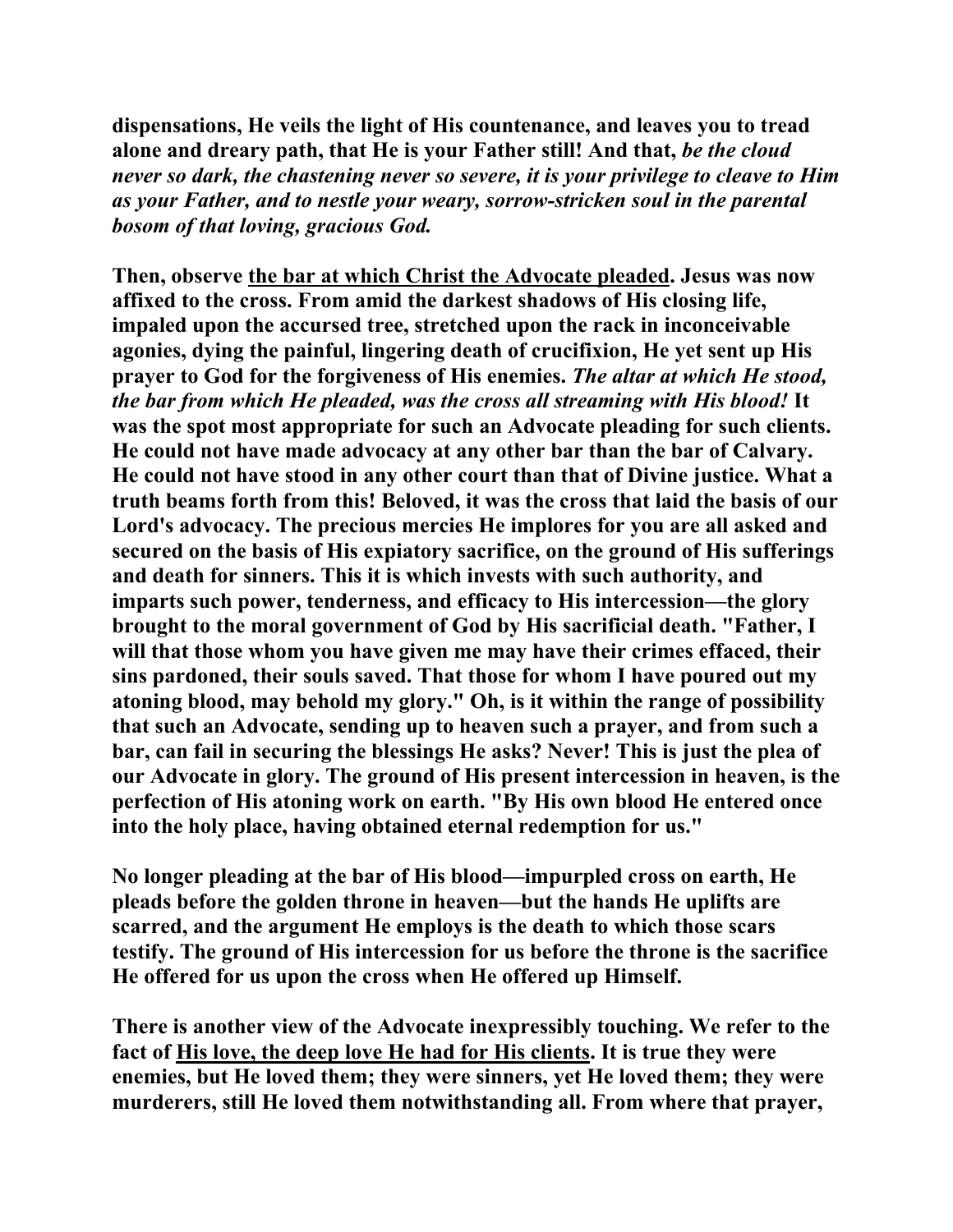**dispensations, He veils the light of His countenance, and leaves you to tread alone and dreary path, that He is your Father still! And that, *be the cloud never so dark, the chastening never so severe, it is your privilege to cleave to Him as your Father, and to nestle your weary, sorrow-stricken soul in the parental bosom of that loving, gracious God.***

**Then, observe <u>the bar at which Christ the Advocate pleaded</u>. Jesus was now affixed to the cross. From amid the darkest shadows of His closing life, impaled upon the accursed tree, stretched upon the rack in inconceivable agonies, dying the painful, lingering death of crucifixion, He yet sent up His prayer to God for the forgiveness of His enemies. *The altar at which He stood, the bar from which He pleaded, was the cross all streaming with His blood!* It was the spot most appropriate for such an Advocate pleading for such clients. He could not have made advocacy at any other bar than the bar of Calvary. He could not have stood in any other court than that of Divine justice. What a truth beams forth from this! Beloved, it was the cross that laid the basis of our Lord's advocacy. The precious mercies He implores for you are all asked and secured on the basis of His expiatory sacrifice, on the ground of His sufferings and death for sinners. This it is which invests with such authority, and imparts such power, tenderness, and efficacy to His intercession—the glory brought to the moral government of God by His sacrificial death. "Father, I will that those whom you have given me may have their crimes effaced, their sins pardoned, their souls saved. That those for whom I have poured out my atoning blood, may behold my glory." Oh, is it within the range of possibility that such an Advocate, sending up to heaven such a prayer, and from such a bar, can fail in securing the blessings He asks? Never! This is just the plea of our Advocate in glory. The ground of His present intercession in heaven, is the perfection of His atoning work on earth. "By His own blood He entered once into the holy place, having obtained eternal redemption for us."**

**No longer pleading at the bar of His blood—impurpled cross on earth, He pleads before the golden throne in heaven—but the hands He uplifts are scarred, and the argument He employs is the death to which those scars testify. The ground of His intercession for us before the throne is the sacrifice He offered for us upon the cross when He offered up Himself.**

**There is another view of the Advocate inexpressibly touching. We refer to the fact of <u>His love, the deep love He had for His clients</u>. It is true they were enemies, but He loved them; they were sinners, yet He loved them; they were murderers, still He loved them notwithstanding all. From where that prayer,**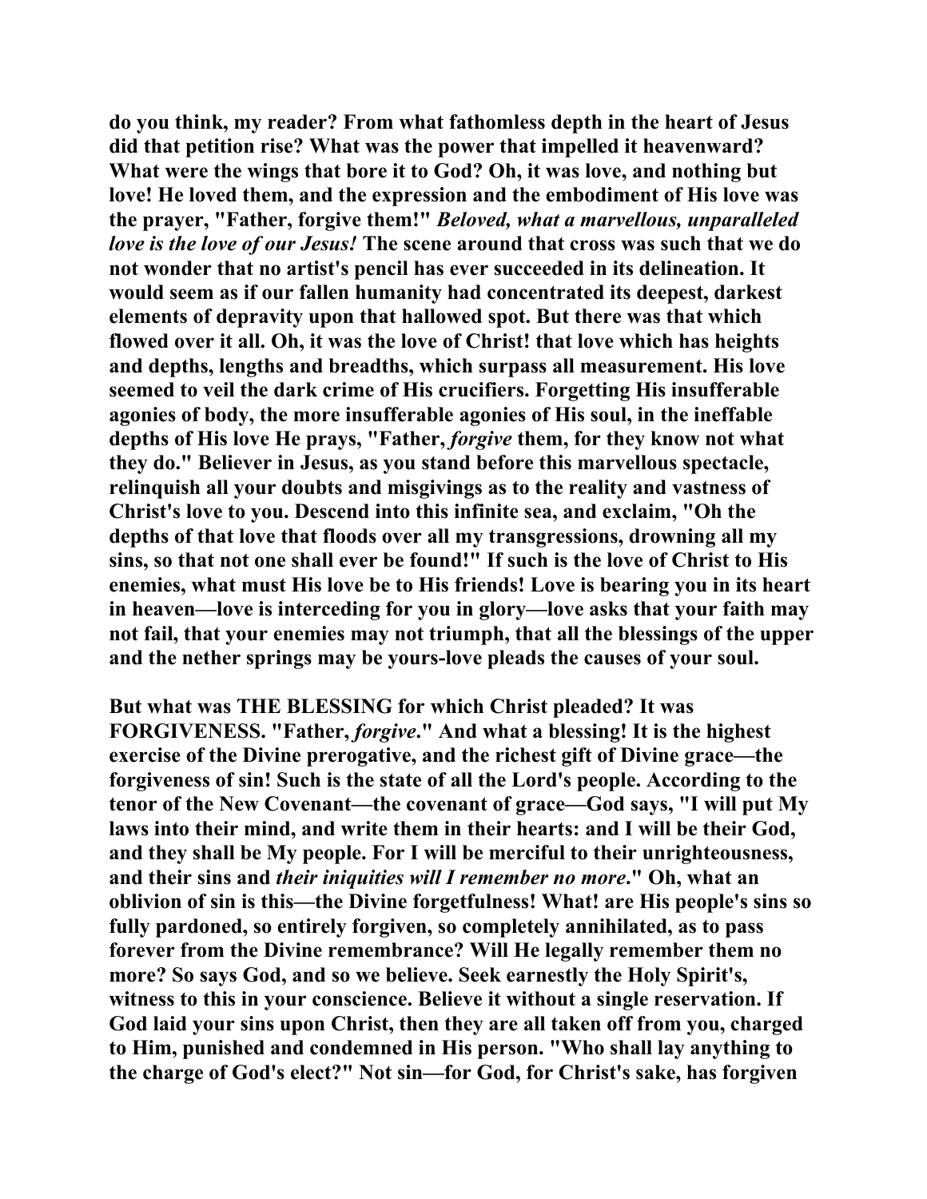**do you think, my reader? From what fathomless depth in the heart of Jesus did that petition rise? What was the power that impelled it heavenward? What were the wings that bore it to God? Oh, it was love, and nothing but love! He loved them, and the expression and the embodiment of His love was the prayer, "Father, forgive them!" *Beloved, what a marvellous, unparalleled love is the love of our Jesus!* The scene around that cross was such that we do not wonder that no artist's pencil has ever succeeded in its delineation. It would seem as if our fallen humanity had concentrated its deepest, darkest elements of depravity upon that hallowed spot. But there was that which flowed over it all. Oh, it was the love of Christ! that love which has heights and depths, lengths and breadths, which surpass all measurement. His love seemed to veil the dark crime of His crucifiers. Forgetting His insufferable agonies of body, the more insufferable agonies of His soul, in the ineffable depths of His love He prays, "Father, *forgive* them, for they know not what they do." Believer in Jesus, as you stand before this marvellous spectacle, relinquish all your doubts and misgivings as to the reality and vastness of Christ's love to you. Descend into this infinite sea, and exclaim, "Oh the depths of that love that floods over all my transgressions, drowning all my sins, so that not one shall ever be found!" If such is the love of Christ to His enemies, what must His love be to His friends! Love is bearing you in its heart in heaven—love is interceding for you in glory—love asks that your faith may not fail, that your enemies may not triumph, that all the blessings of the upper and the nether springs may be yours-love pleads the causes of your soul.**

**But what was THE BLESSING for which Christ pleaded? It was FORGIVENESS. "Father, *forgive*." And what a blessing! It is the highest exercise of the Divine prerogative, and the richest gift of Divine grace—the forgiveness of sin! Such is the state of all the Lord's people. According to the tenor of the New Covenant—the covenant of grace—God says, "I will put My laws into their mind, and write them in their hearts: and I will be their God, and they shall be My people. For I will be merciful to their unrighteousness, and their sins and *their iniquities will I remember no more*." Oh, what an oblivion of sin is this—the Divine forgetfulness! What! are His people's sins so fully pardoned, so entirely forgiven, so completely annihilated, as to pass forever from the Divine remembrance? Will He legally remember them no more? So says God, and so we believe. Seek earnestly the Holy Spirit's, witness to this in your conscience. Believe it without a single reservation. If God laid your sins upon Christ, then they are all taken off from you, charged to Him, punished and condemned in His person. "Who shall lay anything to the charge of God's elect?" Not sin—for God, for Christ's sake, has forgiven**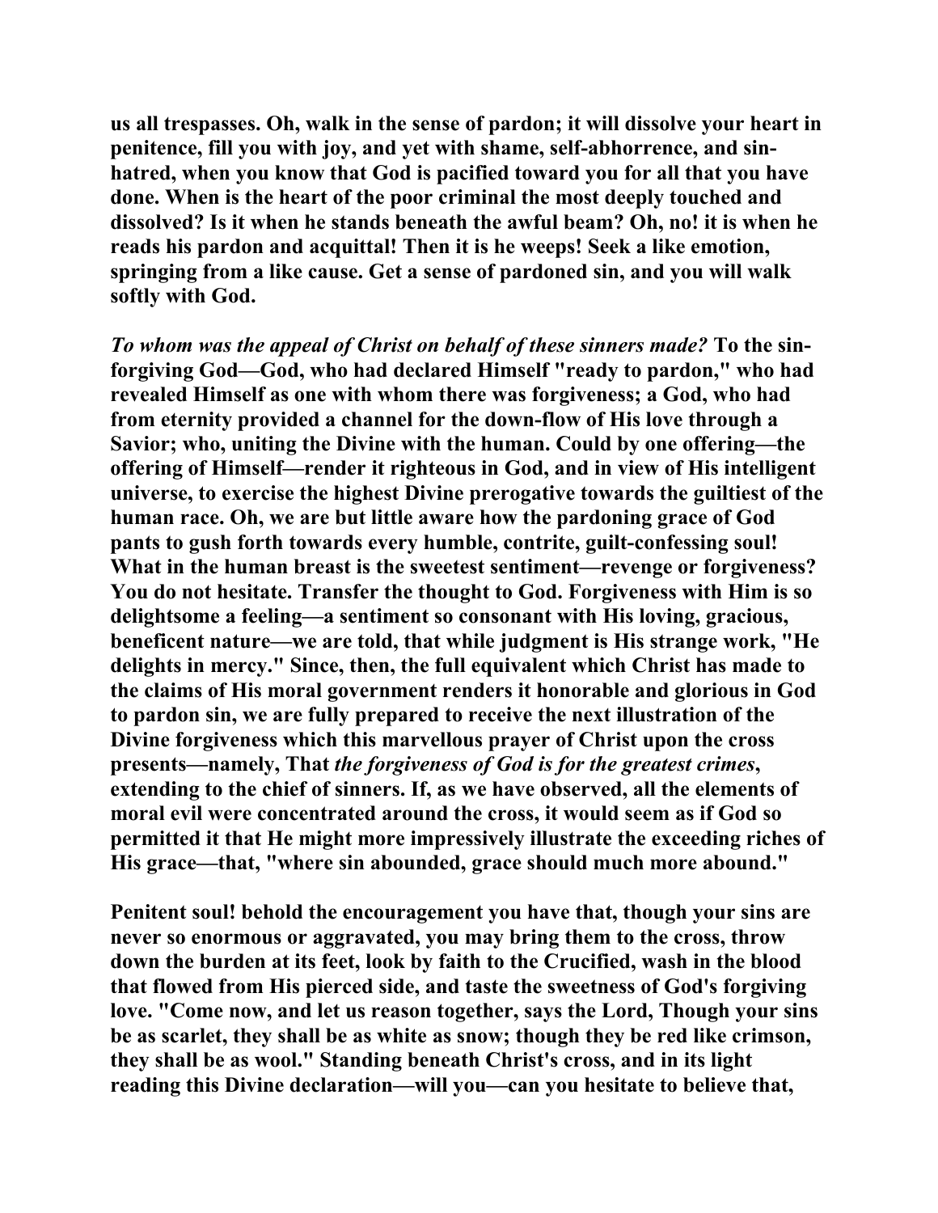us all trespasses. Oh, walk in the sense of pardon; it will dissolve your heart in penitence, fill you with joy, and yet with shame, self-abhorrence, and sin-hatred, when you know that God is pacified toward you for all that you have done. When is the heart of the poor criminal the most deeply touched and dissolved? Is it when he stands beneath the awful beam? Oh, no! it is when he reads his pardon and acquittal! Then it is he weeps! Seek a like emotion, springing from a like cause. Get a sense of pardoned sin, and you will walk softly with God.

*To whom was the appeal of Christ on behalf of these sinners made?* To the sin-forgiving God—God, who had declared Himself "ready to pardon," who had revealed Himself as one with whom there was forgiveness; a God, who had from eternity provided a channel for the down-flow of His love through a Savior; who, uniting the Divine with the human. Could by one offering—the offering of Himself—render it righteous in God, and in view of His intelligent universe, to exercise the highest Divine prerogative towards the guiltiest of the human race. Oh, we are but little aware how the pardoning grace of God pants to gush forth towards every humble, contrite, guilt-confessing soul! What in the human breast is the sweetest sentiment—revenge or forgiveness? You do not hesitate. Transfer the thought to God. Forgiveness with Him is so delightsome a feeling—a sentiment so consonant with His loving, gracious, beneficent nature—we are told, that while judgment is His strange work, "He delights in mercy." Since, then, the full equivalent which Christ has made to the claims of His moral government renders it honorable and glorious in God to pardon sin, we are fully prepared to receive the next illustration of the Divine forgiveness which this marvellous prayer of Christ upon the cross presents—namely, That *the forgiveness of God is for the greatest crimes*, extending to the chief of sinners. If, as we have observed, all the elements of moral evil were concentrated around the cross, it would seem as if God so permitted it that He might more impressively illustrate the exceeding riches of His grace—that, "where sin abounded, grace should much more abound."

Penitent soul! behold the encouragement you have that, though your sins are never so enormous or aggravated, you may bring them to the cross, throw down the burden at its feet, look by faith to the Crucified, wash in the blood that flowed from His pierced side, and taste the sweetness of God's forgiving love. "Come now, and let us reason together, says the Lord, Though your sins be as scarlet, they shall be as white as snow; though they be red like crimson, they shall be as wool." Standing beneath Christ's cross, and in its light reading this Divine declaration—will you—can you hesitate to believe that,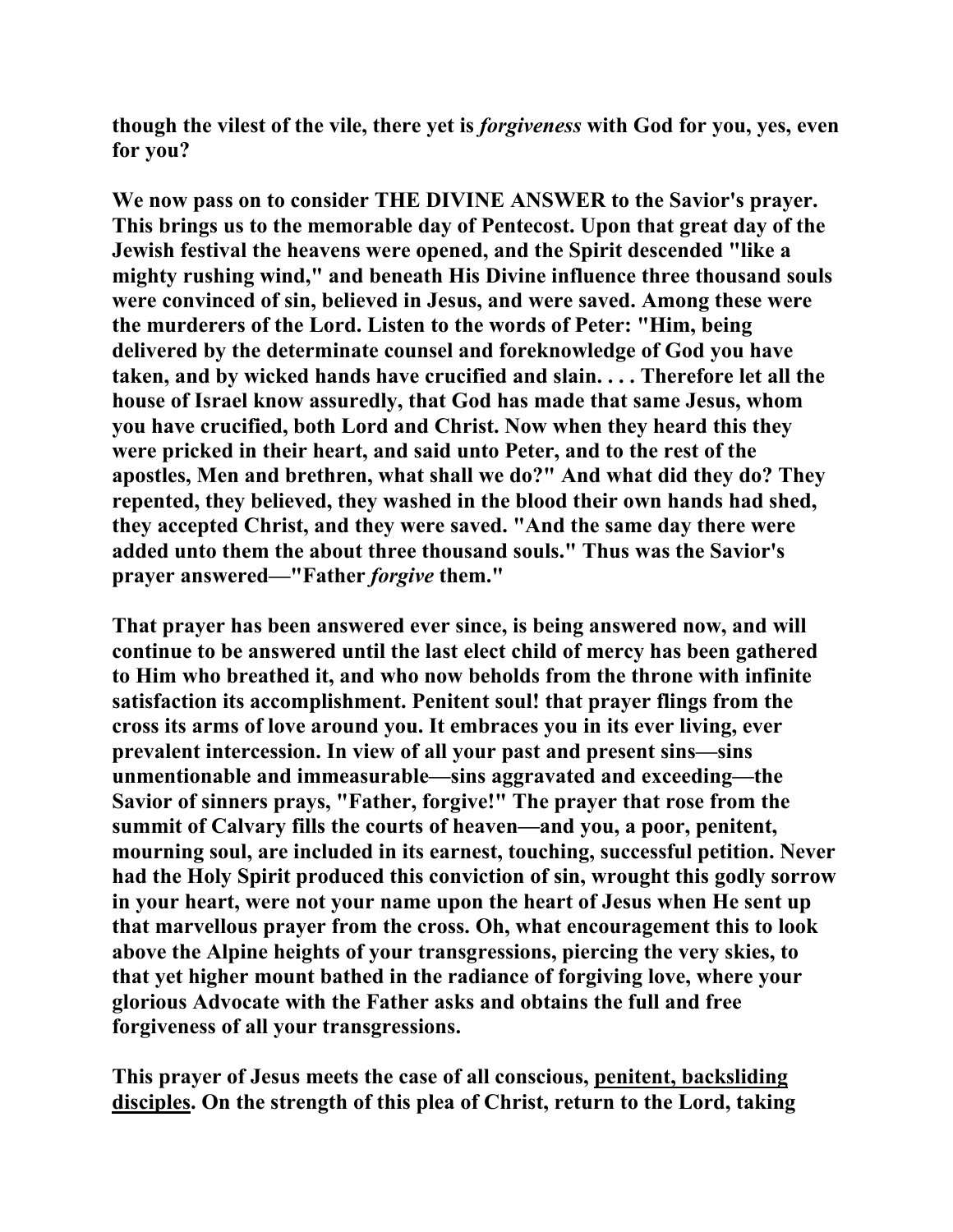**though the vilest of the vile, there yet is *forgiveness* with God for you, yes, even for you?**

**We now pass on to consider THE DIVINE ANSWER to the Savior's prayer. This brings us to the memorable day of Pentecost. Upon that great day of the Jewish festival the heavens were opened, and the Spirit descended "like a mighty rushing wind," and beneath His Divine influence three thousand souls were convinced of sin, believed in Jesus, and were saved. Among these were the murderers of the Lord. Listen to the words of Peter: "Him, being delivered by the determinate counsel and foreknowledge of God you have taken, and by wicked hands have crucified and slain. . . . Therefore let all the house of Israel know assuredly, that God has made that same Jesus, whom you have crucified, both Lord and Christ. Now when they heard this they were pricked in their heart, and said unto Peter, and to the rest of the apostles, Men and brethren, what shall we do?" And what did they do? They repented, they believed, they washed in the blood their own hands had shed, they accepted Christ, and they were saved. "And the same day there were added unto them the about three thousand souls." Thus was the Savior's prayer answered—"Father *forgive* them."**

**That prayer has been answered ever since, is being answered now, and will continue to be answered until the last elect child of mercy has been gathered to Him who breathed it, and who now beholds from the throne with infinite satisfaction its accomplishment. Penitent soul! that prayer flings from the cross its arms of love around you. It embraces you in its ever living, ever prevalent intercession. In view of all your past and present sins—sins unmentionable and immeasurable—sins aggravated and exceeding—the Savior of sinners prays, "Father, forgive!" The prayer that rose from the summit of Calvary fills the courts of heaven—and you, a poor, penitent, mourning soul, are included in its earnest, touching, successful petition. Never had the Holy Spirit produced this conviction of sin, wrought this godly sorrow in your heart, were not your name upon the heart of Jesus when He sent up that marvellous prayer from the cross. Oh, what encouragement this to look above the Alpine heights of your transgressions, piercing the very skies, to that yet higher mount bathed in the radiance of forgiving love, where your glorious Advocate with the Father asks and obtains the full and free forgiveness of all your transgressions.**

**This prayer of Jesus meets the case of all conscious, <u>penitent, backsliding disciples</u>. On the strength of this plea of Christ, return to the Lord, taking**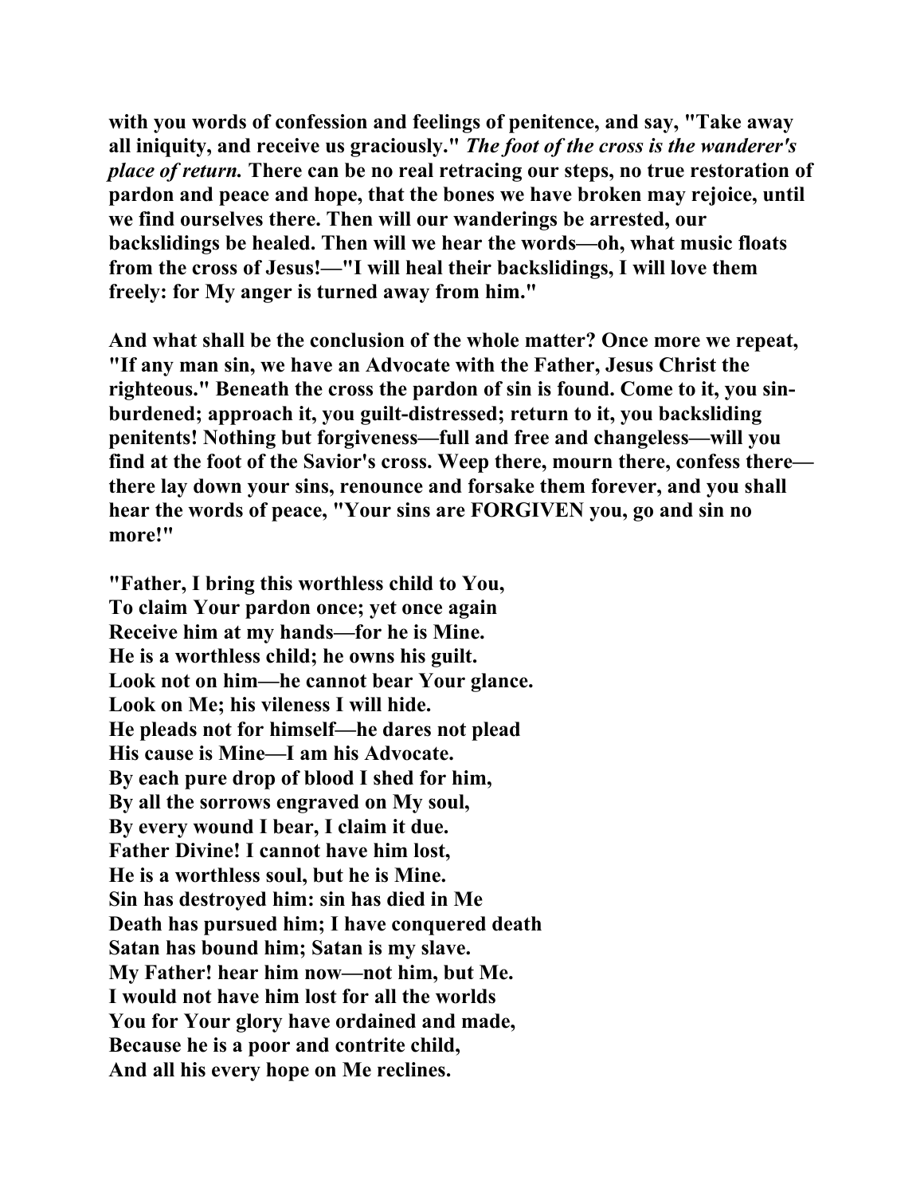with you words of confession and feelings of penitence, and say, "Take away all iniquity, and receive us graciously." *The foot of the cross is the wanderer's place of return.* There can be no real retracing our steps, no true restoration of pardon and peace and hope, that the bones we have broken may rejoice, until we find ourselves there. Then will our wanderings be arrested, our backslidings be healed. Then will we hear the words—oh, what music floats from the cross of Jesus!—"I will heal their backslidings, I will love them freely: for My anger is turned away from him."

And what shall be the conclusion of the whole matter? Once more we repeat, "If any man sin, we have an Advocate with the Father, Jesus Christ the righteous." Beneath the cross the pardon of sin is found. Come to it, you sin-burdened; approach it, you guilt-distressed; return to it, you backsliding penitents! Nothing but forgiveness—full and free and changeless—will you find at the foot of the Savior's cross. Weep there, mourn there, confess there—there lay down your sins, renounce and forsake them forever, and you shall hear the words of peace, "Your sins are FORGIVEN you, go and sin no more!"

"Father, I bring this worthless child to You,  
To claim Your pardon once; yet once again  
Receive him at my hands—for he is Mine.  
He is a worthless child; he owns his guilt.  
Look not on him—he cannot bear Your glance.  
Look on Me; his vileness I will hide.  
He pleads not for himself—he dares not plead  
His cause is Mine—I am his Advocate.  
By each pure drop of blood I shed for him,  
By all the sorrows engraved on My soul,  
By every wound I bear, I claim it due.  
Father Divine! I cannot have him lost,  
He is a worthless soul, but he is Mine.  
Sin has destroyed him: sin has died in Me  
Death has pursued him; I have conquered death  
Satan has bound him; Satan is my slave.  
My Father! hear him now—not him, but Me.  
I would not have him lost for all the worlds  
You for Your glory have ordained and made,  
Because he is a poor and contrite child,  
And all his every hope on Me reclines.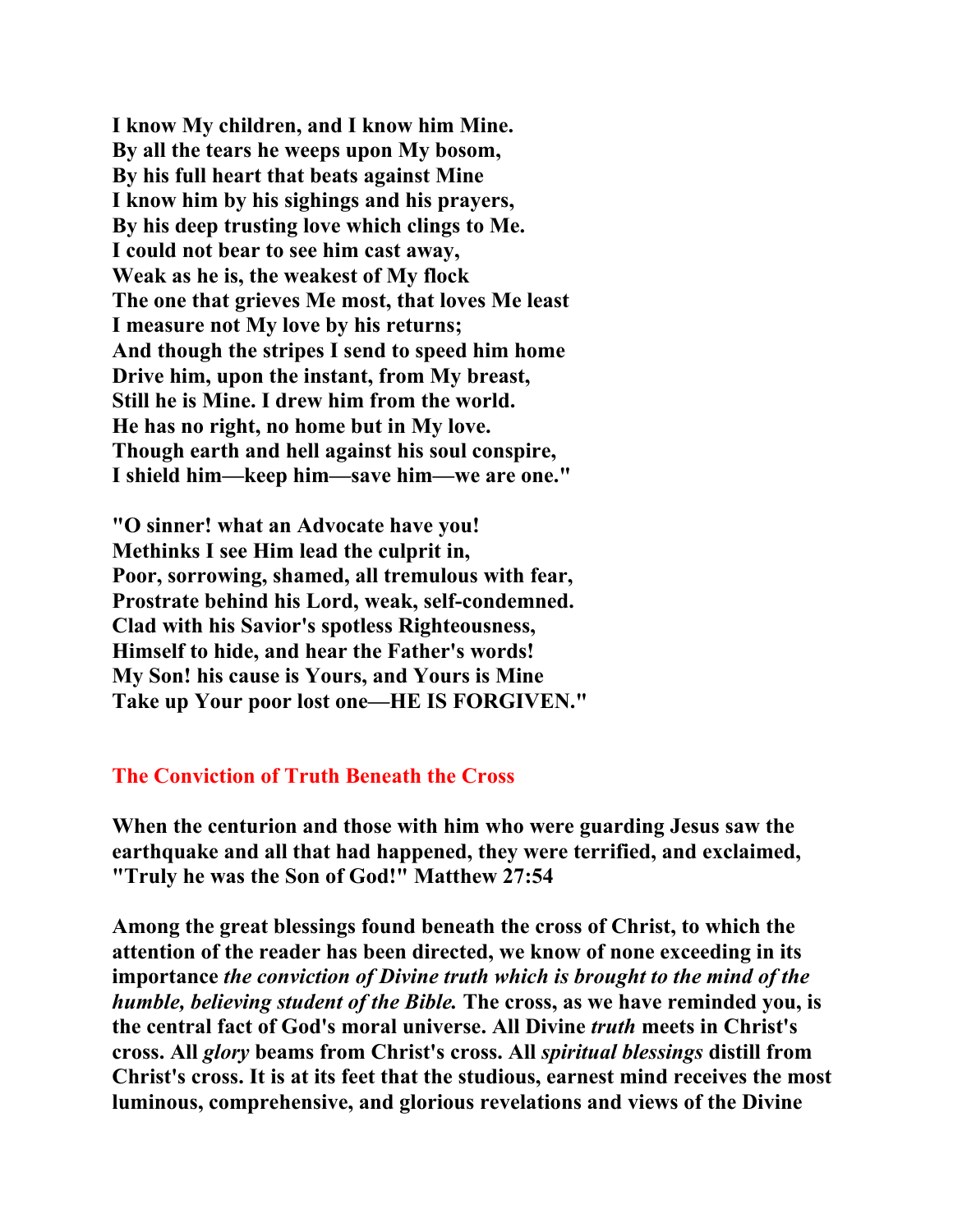**I know My children, and I know him Mine.**
**By all the tears he weeps upon My bosom,**
**By his full heart that beats against Mine**
**I know him by his sighings and his prayers,**
**By his deep trusting love which clings to Me.**
**I could not bear to see him cast away,**
**Weak as he is, the weakest of My flock**
**The one that grieves Me most, that loves Me least**
**I measure not My love by his returns;**
**And though the stripes I send to speed him home**
**Drive him, upon the instant, from My breast,**
**Still he is Mine. I drew him from the world.**
**He has no right, no home but in My love.**
**Though earth and hell against his soul conspire,**
**I shield him—keep him—save him—we are one."**

**"O sinner! what an Advocate have you!**
**Methinks I see Him lead the culprit in,**
**Poor, sorrowing, shamed, all tremulous with fear,**
**Prostrate behind his Lord, weak, self-condemned.**
**Clad with his Savior's spotless Righteousness,**
**Himself to hide, and hear the Father's words!**
**My Son! his cause is Yours, and Yours is Mine**
**Take up Your poor lost one—HE IS FORGIVEN."**

## The Conviction of Truth Beneath the Cross

**When the centurion and those with him who were guarding Jesus saw the earthquake and all that had happened, they were terrified, and exclaimed, "Truly he was the Son of God!" Matthew 27:54**

**Among the great blessings found beneath the cross of Christ, to which the attention of the reader has been directed, we know of none exceeding in its importance *the conviction of Divine truth which is brought to the mind of the humble, believing student of the Bible.* The cross, as we have reminded you, is the central fact of God's moral universe. All Divine *truth* meets in Christ's cross. All *glory* beams from Christ's cross. All *spiritual blessings* distill from Christ's cross. It is at its feet that the studious, earnest mind receives the most luminous, comprehensive, and glorious revelations and views of the Divine**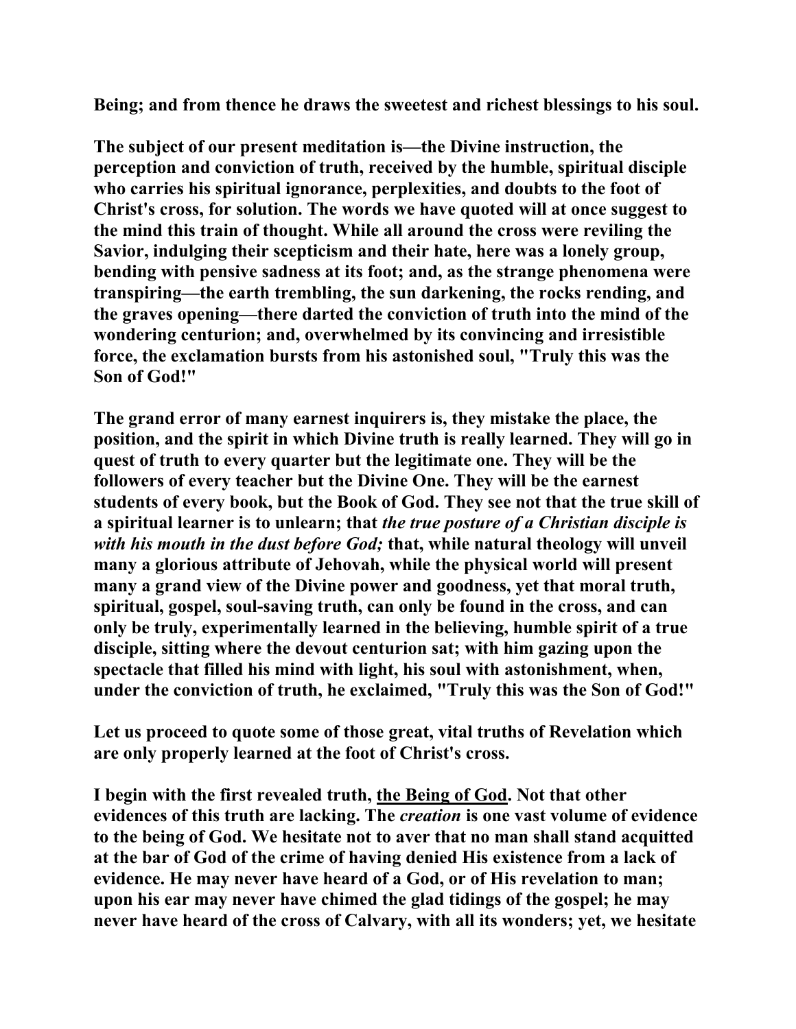Being; and from thence he draws the sweetest and richest blessings to his soul.

The subject of our present meditation is—the Divine instruction, the perception and conviction of truth, received by the humble, spiritual disciple who carries his spiritual ignorance, perplexities, and doubts to the foot of Christ's cross, for solution. The words we have quoted will at once suggest to the mind this train of thought. While all around the cross were reviling the Savior, indulging their scepticism and their hate, here was a lonely group, bending with pensive sadness at its foot; and, as the strange phenomena were transpiring—the earth trembling, the sun darkening, the rocks rending, and the graves opening—there darted the conviction of truth into the mind of the wondering centurion; and, overwhelmed by its convincing and irresistible force, the exclamation bursts from his astonished soul, "Truly this was the Son of God!"

The grand error of many earnest inquirers is, they mistake the place, the position, and the spirit in which Divine truth is really learned. They will go in quest of truth to every quarter but the legitimate one. They will be the followers of every teacher but the Divine One. They will be the earnest students of every book, but the Book of God. They see not that the true skill of a spiritual learner is to unlearn; that *the true posture of a Christian disciple is with his mouth in the dust before God;* that, while natural theology will unveil many a glorious attribute of Jehovah, while the physical world will present many a grand view of the Divine power and goodness, yet that moral truth, spiritual, gospel, soul-saving truth, can only be found in the cross, and can only be truly, experimentally learned in the believing, humble spirit of a true disciple, sitting where the devout centurion sat; with him gazing upon the spectacle that filled his mind with light, his soul with astonishment, when, under the conviction of truth, he exclaimed, "Truly this was the Son of God!"

Let us proceed to quote some of those great, vital truths of Revelation which are only properly learned at the foot of Christ's cross.

I begin with the first revealed truth, <u>the Being of God</u>. Not that other evidences of this truth are lacking. The *creation* is one vast volume of evidence to the being of God. We hesitate not to aver that no man shall stand acquitted at the bar of God of the crime of having denied His existence from a lack of evidence. He may never have heard of a God, or of His revelation to man; upon his ear may never have chimed the glad tidings of the gospel; he may never have heard of the cross of Calvary, with all its wonders; yet, we hesitate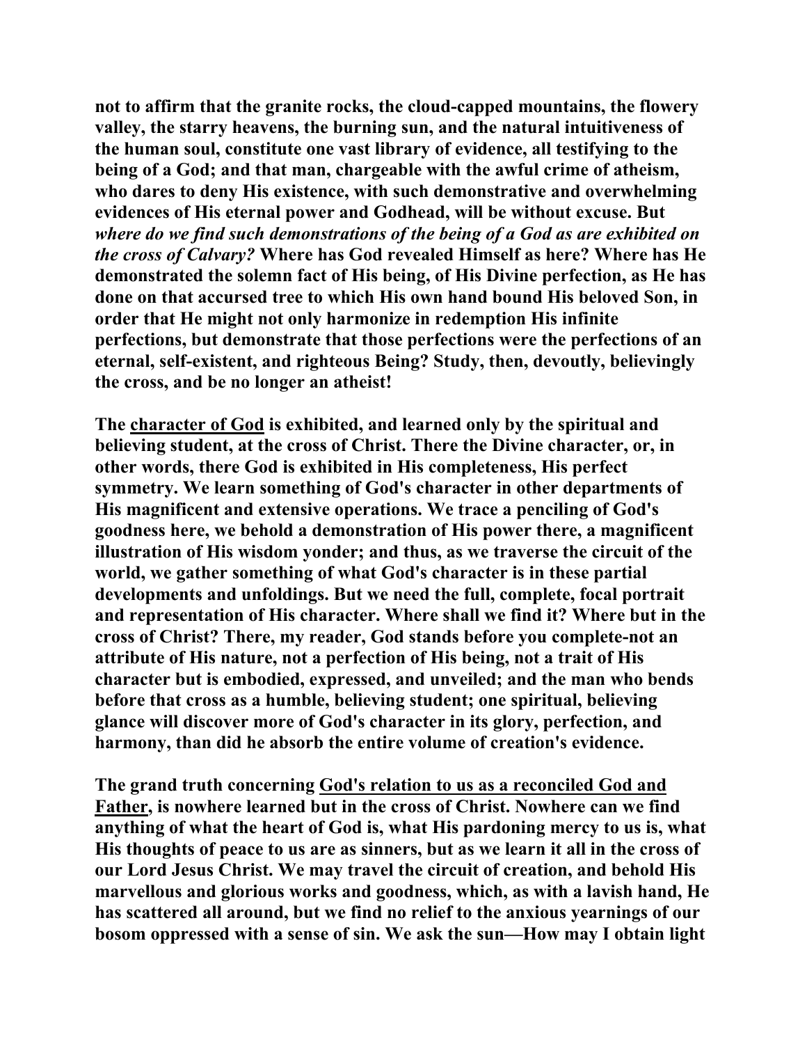**not to affirm that the granite rocks, the cloud-capped mountains, the flowery valley, the starry heavens, the burning sun, and the natural intuitiveness of the human soul, constitute one vast library of evidence, all testifying to the being of a God; and that man, chargeable with the awful crime of atheism, who dares to deny His existence, with such demonstrative and overwhelming evidences of His eternal power and Godhead, will be without excuse. But** ***where do we find such demonstrations of the being of a God as are exhibited on the cross of Calvary?*** **Where has God revealed Himself as here? Where has He demonstrated the solemn fact of His being, of His Divine perfection, as He has done on that accursed tree to which His own hand bound His beloved Son, in order that He might not only harmonize in redemption His infinite perfections, but demonstrate that those perfections were the perfections of an eternal, self-existent, and righteous Being? Study, then, devoutly, believingly the cross, and be no longer an atheist!**

**The <u>character of God</u> is exhibited, and learned only by the spiritual and believing student, at the cross of Christ. There the Divine character, or, in other words, there God is exhibited in His completeness, His perfect symmetry. We learn something of God's character in other departments of His magnificent and extensive operations. We trace a penciling of God's goodness here, we behold a demonstration of His power there, a magnificent illustration of His wisdom yonder; and thus, as we traverse the circuit of the world, we gather something of what God's character is in these partial developments and unfoldings. But we need the full, complete, focal portrait and representation of His character. Where shall we find it? Where but in the cross of Christ? There, my reader, God stands before you complete-not an attribute of His nature, not a perfection of His being, not a trait of His character but is embodied, expressed, and unveiled; and the man who bends before that cross as a humble, believing student; one spiritual, believing glance will discover more of God's character in its glory, perfection, and harmony, than did he absorb the entire volume of creation's evidence.**

**The grand truth concerning <u>God's relation to us as a reconciled God and Father</u>, is nowhere learned but in the cross of Christ. Nowhere can we find anything of what the heart of God is, what His pardoning mercy to us is, what His thoughts of peace to us are as sinners, but as we learn it all in the cross of our Lord Jesus Christ. We may travel the circuit of creation, and behold His marvellous and glorious works and goodness, which, as with a lavish hand, He has scattered all around, but we find no relief to the anxious yearnings of our bosom oppressed with a sense of sin. We ask the sun—How may I obtain light**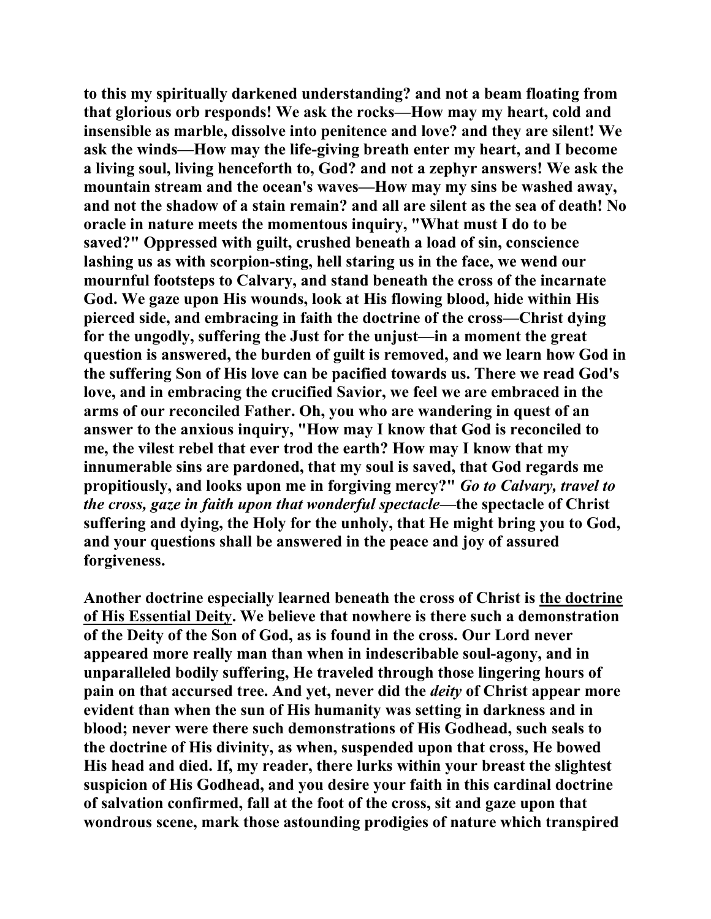to this my spiritually darkened understanding? and not a beam floating from that glorious orb responds! We ask the rocks—How may my heart, cold and insensible as marble, dissolve into penitence and love? and they are silent! We ask the winds—How may the life-giving breath enter my heart, and I become a living soul, living henceforth to, God? and not a zephyr answers! We ask the mountain stream and the ocean's waves—How may my sins be washed away, and not the shadow of a stain remain? and all are silent as the sea of death! No oracle in nature meets the momentous inquiry, "What must I do to be saved?" Oppressed with guilt, crushed beneath a load of sin, conscience lashing us as with scorpion-sting, hell staring us in the face, we wend our mournful footsteps to Calvary, and stand beneath the cross of the incarnate God. We gaze upon His wounds, look at His flowing blood, hide within His pierced side, and embracing in faith the doctrine of the cross—Christ dying for the ungodly, suffering the Just for the unjust—in a moment the great question is answered, the burden of guilt is removed, and we learn how God in the suffering Son of His love can be pacified towards us. There we read God's love, and in embracing the crucified Savior, we feel we are embraced in the arms of our reconciled Father. Oh, you who are wandering in quest of an answer to the anxious inquiry, "How may I know that God is reconciled to me, the vilest rebel that ever trod the earth? How may I know that my innumerable sins are pardoned, that my soul is saved, that God regards me propitiously, and looks upon me in forgiving mercy?" *Go to Calvary, travel to the cross, gaze in faith upon that wonderful spectacle*—the spectacle of Christ suffering and dying, the Holy for the unholy, that He might bring you to God, and your questions shall be answered in the peace and joy of assured forgiveness.

Another doctrine especially learned beneath the cross of Christ is the doctrine of His Essential Deity. We believe that nowhere is there such a demonstration of the Deity of the Son of God, as is found in the cross. Our Lord never appeared more really man than when in indescribable soul-agony, and in unparalleled bodily suffering, He traveled through those lingering hours of pain on that accursed tree. And yet, never did the *deity* of Christ appear more evident than when the sun of His humanity was setting in darkness and in blood; never were there such demonstrations of His Godhead, such seals to the doctrine of His divinity, as when, suspended upon that cross, He bowed His head and died. If, my reader, there lurks within your breast the slightest suspicion of His Godhead, and you desire your faith in this cardinal doctrine of salvation confirmed, fall at the foot of the cross, sit and gaze upon that wondrous scene, mark those astounding prodigies of nature which transpired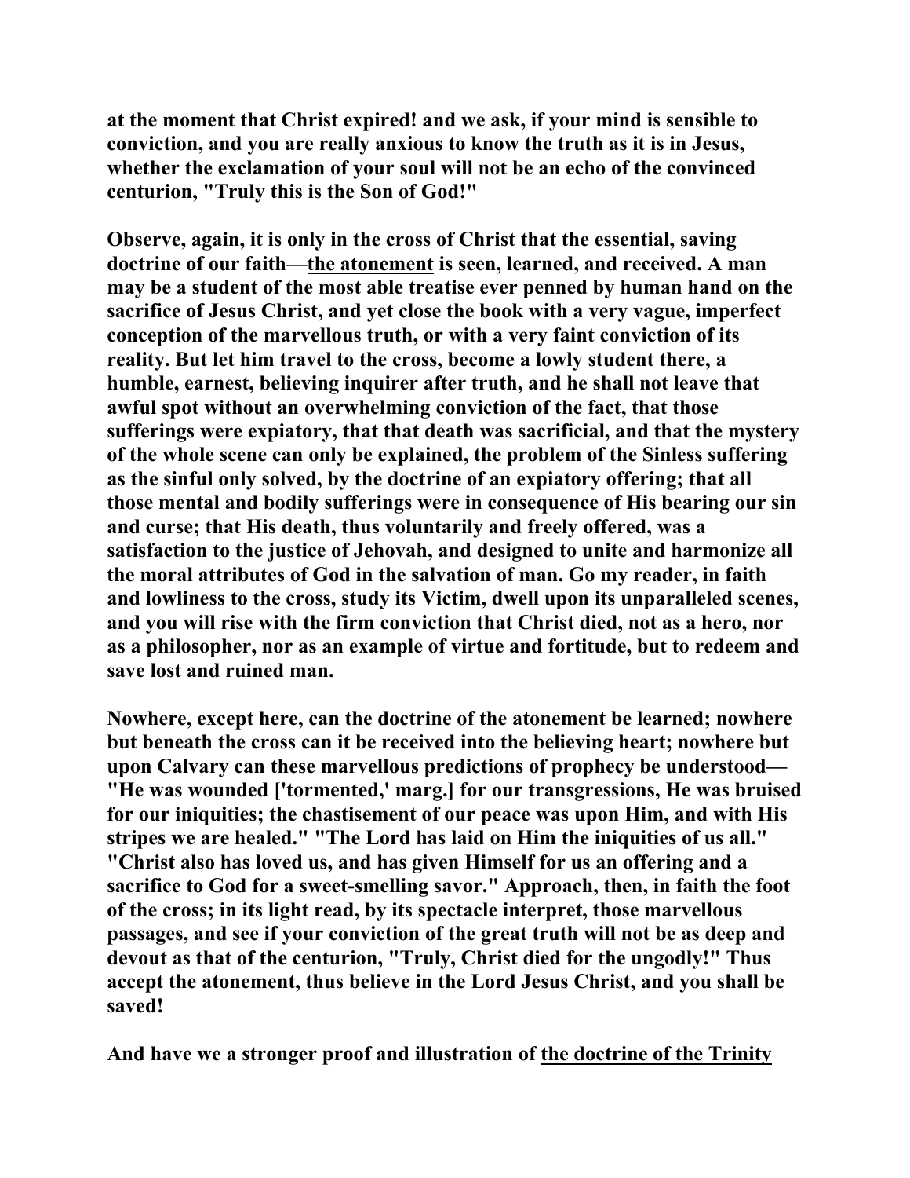**at the moment that Christ expired! and we ask, if your mind is sensible to conviction, and you are really anxious to know the truth as it is in Jesus, whether the exclamation of your soul will not be an echo of the convinced centurion, "Truly this is the Son of God!"**

**Observe, again, it is only in the cross of Christ that the essential, saving doctrine of our faith—<u>the atonement</u> is seen, learned, and received. A man may be a student of the most able treatise ever penned by human hand on the sacrifice of Jesus Christ, and yet close the book with a very vague, imperfect conception of the marvellous truth, or with a very faint conviction of its reality. But let him travel to the cross, become a lowly student there, a humble, earnest, believing inquirer after truth, and he shall not leave that awful spot without an overwhelming conviction of the fact, that those sufferings were expiatory, that that death was sacrificial, and that the mystery of the whole scene can only be explained, the problem of the Sinless suffering as the sinful only solved, by the doctrine of an expiatory offering; that all those mental and bodily sufferings were in consequence of His bearing our sin and curse; that His death, thus voluntarily and freely offered, was a satisfaction to the justice of Jehovah, and designed to unite and harmonize all the moral attributes of God in the salvation of man. Go my reader, in faith and lowliness to the cross, study its Victim, dwell upon its unparalleled scenes, and you will rise with the firm conviction that Christ died, not as a hero, nor as a philosopher, nor as an example of virtue and fortitude, but to redeem and save lost and ruined man.**

**Nowhere, except here, can the doctrine of the atonement be learned; nowhere but beneath the cross can it be received into the believing heart; nowhere but upon Calvary can these marvellous predictions of prophecy be understood—"He was wounded ['tormented,' marg.] for our transgressions, He was bruised for our iniquities; the chastisement of our peace was upon Him, and with His stripes we are healed." "The Lord has laid on Him the iniquities of us all." "Christ also has loved us, and has given Himself for us an offering and a sacrifice to God for a sweet-smelling savor." Approach, then, in faith the foot of the cross; in its light read, by its spectacle interpret, those marvellous passages, and see if your conviction of the great truth will not be as deep and devout as that of the centurion, "Truly, Christ died for the ungodly!" Thus accept the atonement, thus believe in the Lord Jesus Christ, and you shall be saved!**

**And have we a stronger proof and illustration of <u>the doctrine of the Trinity</u>**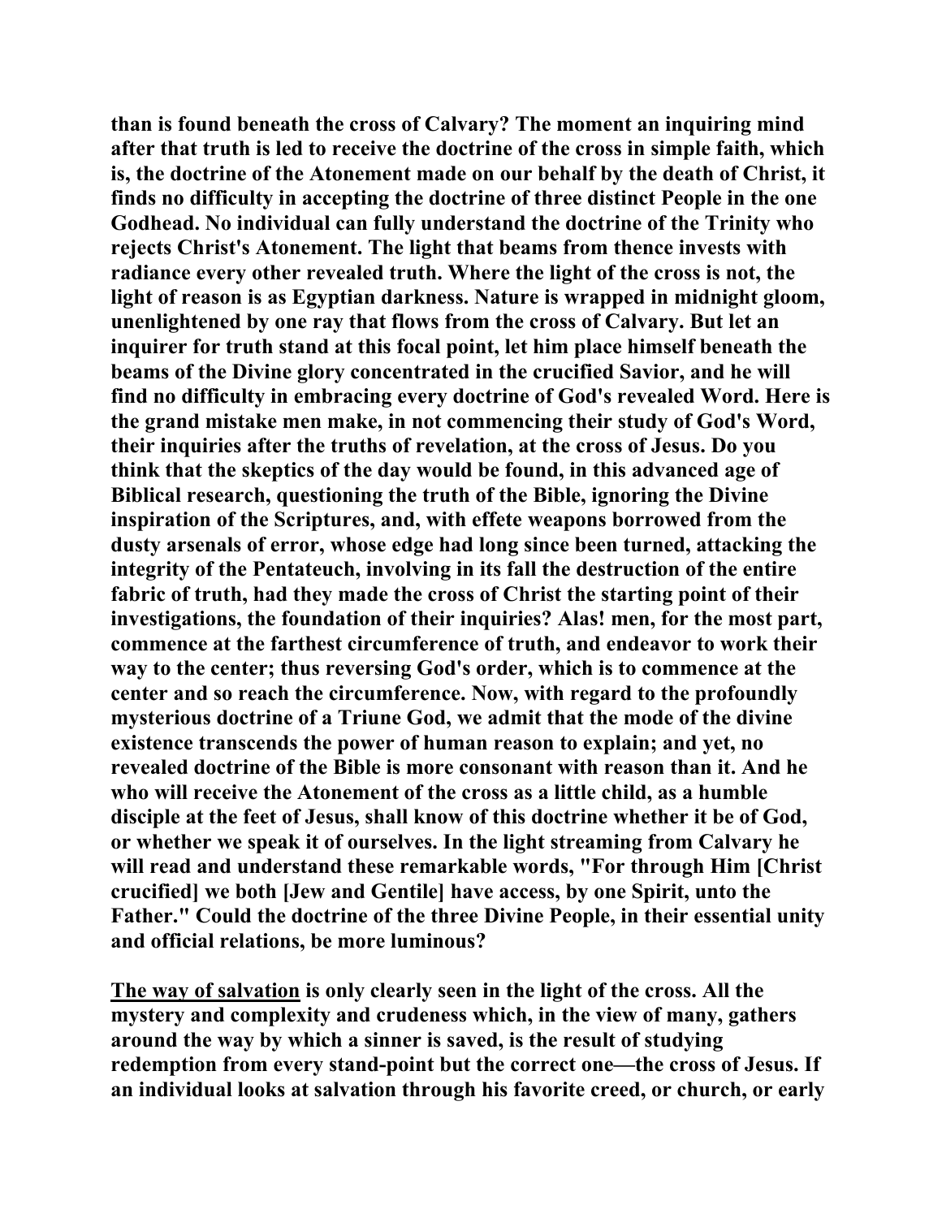**than is found beneath the cross of Calvary? The moment an inquiring mind after that truth is led to receive the doctrine of the cross in simple faith, which is, the doctrine of the Atonement made on our behalf by the death of Christ, it finds no difficulty in accepting the doctrine of three distinct People in the one Godhead. No individual can fully understand the doctrine of the Trinity who rejects Christ's Atonement. The light that beams from thence invests with radiance every other revealed truth. Where the light of the cross is not, the light of reason is as Egyptian darkness. Nature is wrapped in midnight gloom, unenlightened by one ray that flows from the cross of Calvary. But let an inquirer for truth stand at this focal point, let him place himself beneath the beams of the Divine glory concentrated in the crucified Savior, and he will find no difficulty in embracing every doctrine of God's revealed Word. Here is the grand mistake men make, in not commencing their study of God's Word, their inquiries after the truths of revelation, at the cross of Jesus. Do you think that the skeptics of the day would be found, in this advanced age of Biblical research, questioning the truth of the Bible, ignoring the Divine inspiration of the Scriptures, and, with effete weapons borrowed from the dusty arsenals of error, whose edge had long since been turned, attacking the integrity of the Pentateuch, involving in its fall the destruction of the entire fabric of truth, had they made the cross of Christ the starting point of their investigations, the foundation of their inquiries? Alas! men, for the most part, commence at the farthest circumference of truth, and endeavor to work their way to the center; thus reversing God's order, which is to commence at the center and so reach the circumference. Now, with regard to the profoundly mysterious doctrine of a Triune God, we admit that the mode of the divine existence transcends the power of human reason to explain; and yet, no revealed doctrine of the Bible is more consonant with reason than it. And he who will receive the Atonement of the cross as a little child, as a humble disciple at the feet of Jesus, shall know of this doctrine whether it be of God, or whether we speak it of ourselves. In the light streaming from Calvary he will read and understand these remarkable words, "For through Him [Christ crucified] we both [Jew and Gentile] have access, by one Spirit, unto the Father." Could the doctrine of the three Divine People, in their essential unity and official relations, be more luminous?**

**<u>The way of salvation</u> is only clearly seen in the light of the cross. All the mystery and complexity and crudeness which, in the view of many, gathers around the way by which a sinner is saved, is the result of studying redemption from every stand-point but the correct one—the cross of Jesus. If an individual looks at salvation through his favorite creed, or church, or early**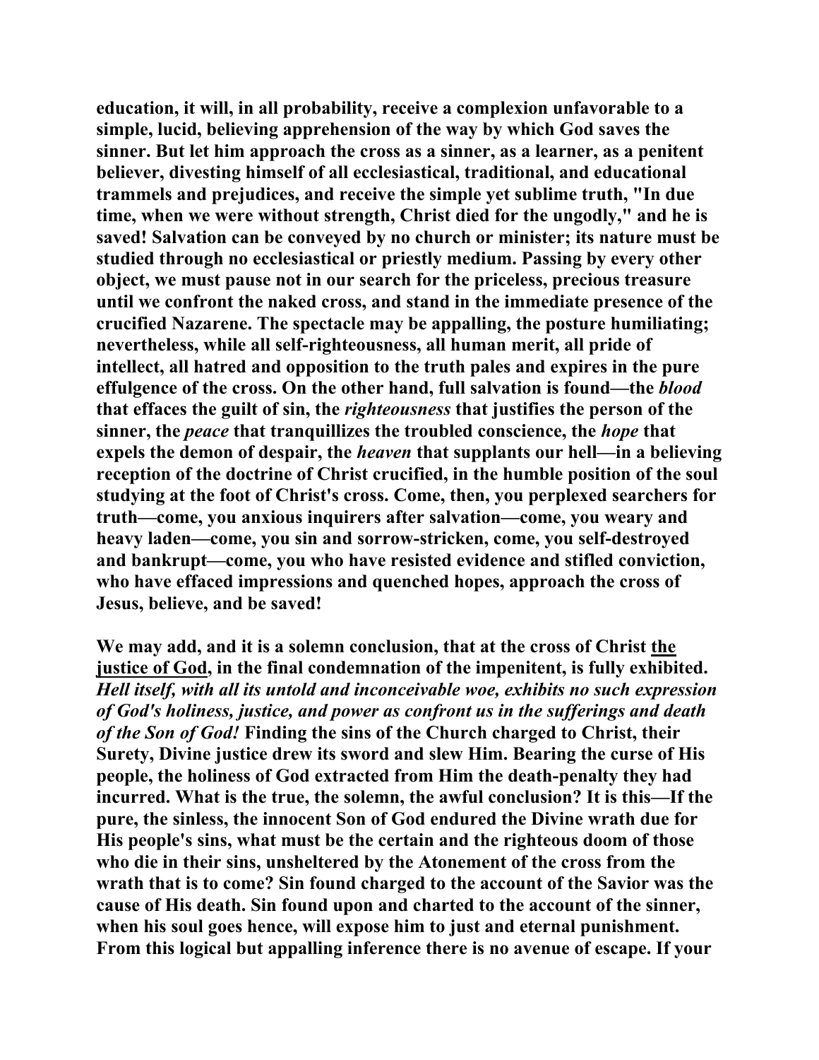education, it will, in all probability, receive a complexion unfavorable to a simple, lucid, believing apprehension of the way by which God saves the sinner. But let him approach the cross as a sinner, as a learner, as a penitent believer, divesting himself of all ecclesiastical, traditional, and educational trammels and prejudices, and receive the simple yet sublime truth, "In due time, when we were without strength, Christ died for the ungodly," and he is saved! Salvation can be conveyed by no church or minister; its nature must be studied through no ecclesiastical or priestly medium. Passing by every other object, we must pause not in our search for the priceless, precious treasure until we confront the naked cross, and stand in the immediate presence of the crucified Nazarene. The spectacle may be appalling, the posture humiliating; nevertheless, while all self-righteousness, all human merit, all pride of intellect, all hatred and opposition to the truth pales and expires in the pure effulgence of the cross. On the other hand, full salvation is found—the *blood* that effaces the guilt of sin, the *righteousness* that justifies the person of the sinner, the *peace* that tranquillizes the troubled conscience, the *hope* that expels the demon of despair, the *heaven* that supplants our hell—in a believing reception of the doctrine of Christ crucified, in the humble position of the soul studying at the foot of Christ's cross. Come, then, you perplexed searchers for truth—come, you anxious inquirers after salvation—come, you weary and heavy laden—come, you sin and sorrow-stricken, come, you self-destroyed and bankrupt—come, you who have resisted evidence and stifled conviction, who have effaced impressions and quenched hopes, approach the cross of Jesus, believe, and be saved!

We may add, and it is a solemn conclusion, that at the cross of Christ the justice of God, in the final condemnation of the impenitent, is fully exhibited. *Hell itself, with all its untold and inconceivable woe, exhibits no such expression of God's holiness, justice, and power as confront us in the sufferings and death of the Son of God!* Finding the sins of the Church charged to Christ, their Surety, Divine justice drew its sword and slew Him. Bearing the curse of His people, the holiness of God extracted from Him the death-penalty they had incurred. What is the true, the solemn, the awful conclusion? It is this—If the pure, the sinless, the innocent Son of God endured the Divine wrath due for His people's sins, what must be the certain and the righteous doom of those who die in their sins, unsheltered by the Atonement of the cross from the wrath that is to come? Sin found charged to the account of the Savior was the cause of His death. Sin found upon and charted to the account of the sinner, when his soul goes hence, will expose him to just and eternal punishment. From this logical but appalling inference there is no avenue of escape. If your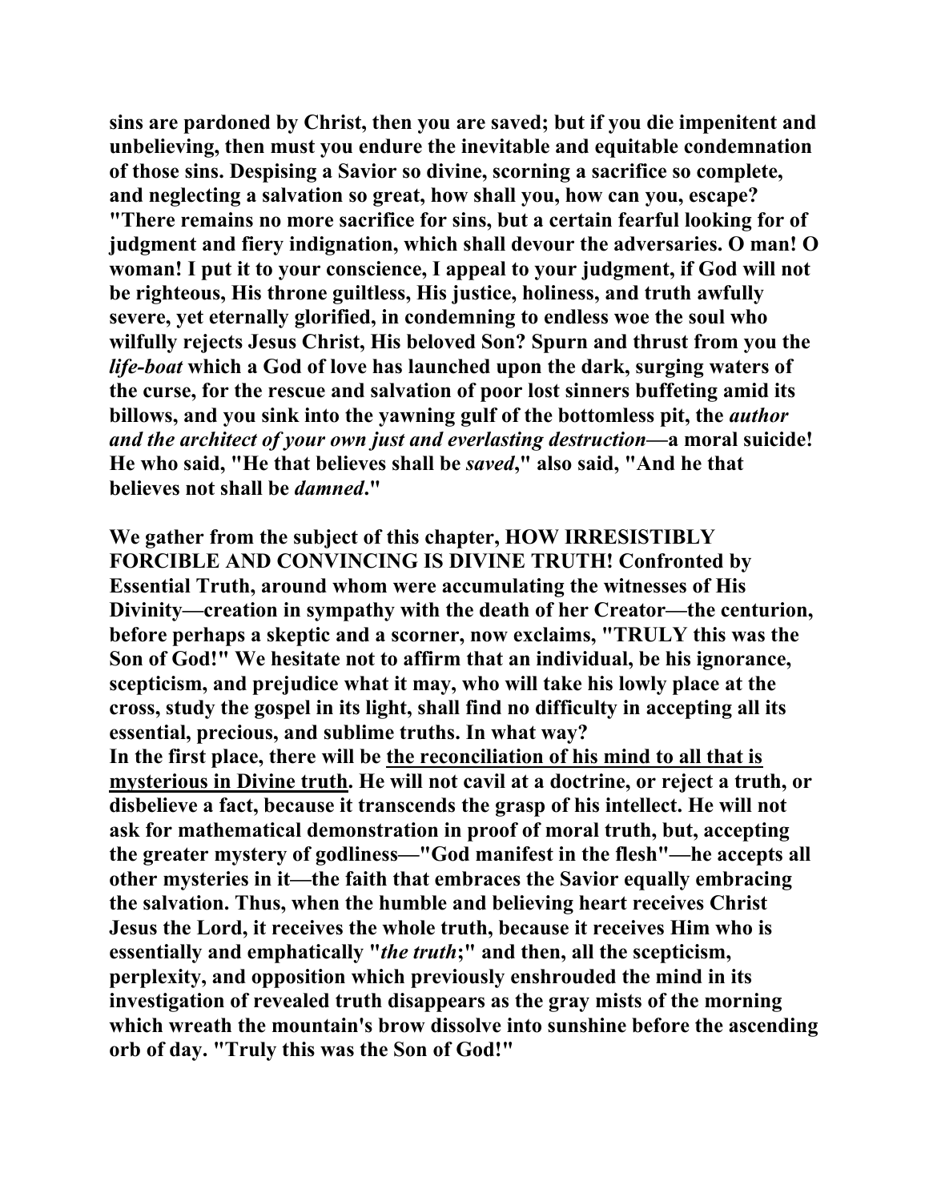**sins are pardoned by Christ, then you are saved; but if you die impenitent and unbelieving, then must you endure the inevitable and equitable condemnation of those sins. Despising a Savior so divine, scorning a sacrifice so complete, and neglecting a salvation so great, how shall you, how can you, escape? "There remains no more sacrifice for sins, but a certain fearful looking for of judgment and fiery indignation, which shall devour the adversaries. O man! O woman! I put it to your conscience, I appeal to your judgment, if God will not be righteous, His throne guiltless, His justice, holiness, and truth awfully severe, yet eternally glorified, in condemning to endless woe the soul who wilfully rejects Jesus Christ, His beloved Son? Spurn and thrust from you the *life-boat* which a God of love has launched upon the dark, surging waters of the curse, for the rescue and salvation of poor lost sinners buffeting amid its billows, and you sink into the yawning gulf of the bottomless pit, the *author and the architect of your own just and everlasting destruction*—a moral suicide! He who said, "He that believes shall be *saved*," also said, "And he that believes not shall be *damned*."**

**We gather from the subject of this chapter, HOW IRRESISTIBLY FORCIBLE AND CONVINCING IS DIVINE TRUTH! Confronted by Essential Truth, around whom were accumulating the witnesses of His Divinity—creation in sympathy with the death of her Creator—the centurion, before perhaps a skeptic and a scorner, now exclaims, "TRULY this was the Son of God!" We hesitate not to affirm that an individual, be his ignorance, scepticism, and prejudice what it may, who will take his lowly place at the cross, study the gospel in its light, shall find no difficulty in accepting all its essential, precious, and sublime truths. In what way?**
**In the first place, there will be the reconciliation of his mind to all that is mysterious in Divine truth. He will not cavil at a doctrine, or reject a truth, or disbelieve a fact, because it transcends the grasp of his intellect. He will not ask for mathematical demonstration in proof of moral truth, but, accepting the greater mystery of godliness—"God manifest in the flesh"—he accepts all other mysteries in it—the faith that embraces the Savior equally embracing the salvation. Thus, when the humble and believing heart receives Christ Jesus the Lord, it receives the whole truth, because it receives Him who is essentially and emphatically "*the truth*;" and then, all the scepticism, perplexity, and opposition which previously enshrouded the mind in its investigation of revealed truth disappears as the gray mists of the morning which wreath the mountain's brow dissolve into sunshine before the ascending orb of day. "Truly this was the Son of God!"**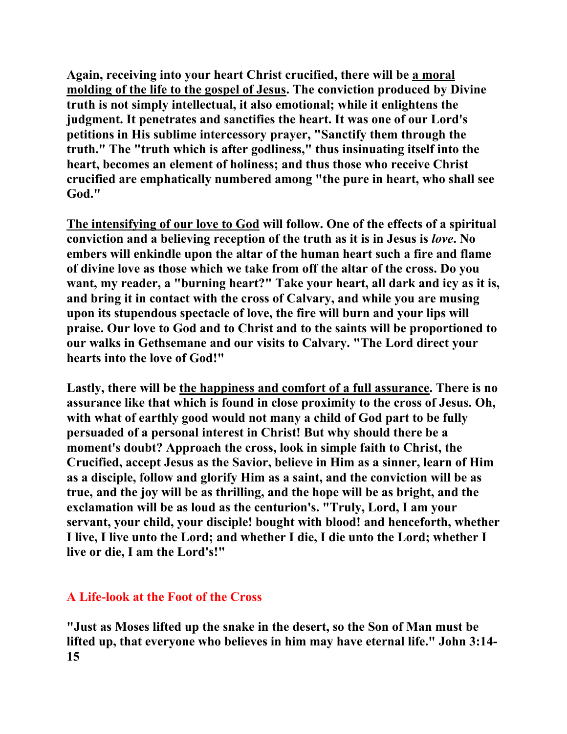**Again, receiving into your heart Christ crucified, there will be <u>a moral molding of the life to the gospel of Jesus</u>. The conviction produced by Divine truth is not simply intellectual, it also emotional; while it enlightens the judgment. It penetrates and sanctifies the heart. It was one of our Lord's petitions in His sublime intercessory prayer, "Sanctify them through the truth." The "truth which is after godliness," thus insinuating itself into the heart, becomes an element of holiness; and thus those who receive Christ crucified are emphatically numbered among "the pure in heart, who shall see God."**

**<u>The intensifying of our love to God</u> will follow. One of the effects of a spiritual conviction and a believing reception of the truth as it is in Jesus is *love*. No embers will enkindle upon the altar of the human heart such a fire and flame of divine love as those which we take from off the altar of the cross. Do you want, my reader, a "burning heart?" Take your heart, all dark and icy as it is, and bring it in contact with the cross of Calvary, and while you are musing upon its stupendous spectacle of love, the fire will burn and your lips will praise. Our love to God and to Christ and to the saints will be proportioned to our walks in Gethsemane and our visits to Calvary. "The Lord direct your hearts into the love of God!"**

**Lastly, there will be <u>the happiness and comfort of a full assurance</u>. There is no assurance like that which is found in close proximity to the cross of Jesus. Oh, with what of earthly good would not many a child of God part to be fully persuaded of a personal interest in Christ! But why should there be a moment's doubt? Approach the cross, look in simple faith to Christ, the Crucified, accept Jesus as the Savior, believe in Him as a sinner, learn of Him as a disciple, follow and glorify Him as a saint, and the conviction will be as true, and the joy will be as thrilling, and the hope will be as bright, and the exclamation will be as loud as the centurion's. "Truly, Lord, I am your servant, your child, your disciple! bought with blood! and henceforth, whether I live, I live unto the Lord; and whether I die, I die unto the Lord; whether I live or die, I am the Lord's!"**

## A Life-look at the Foot of the Cross

**"Just as Moses lifted up the snake in the desert, so the Son of Man must be lifted up, that everyone who believes in him may have eternal life." John 3:14-15**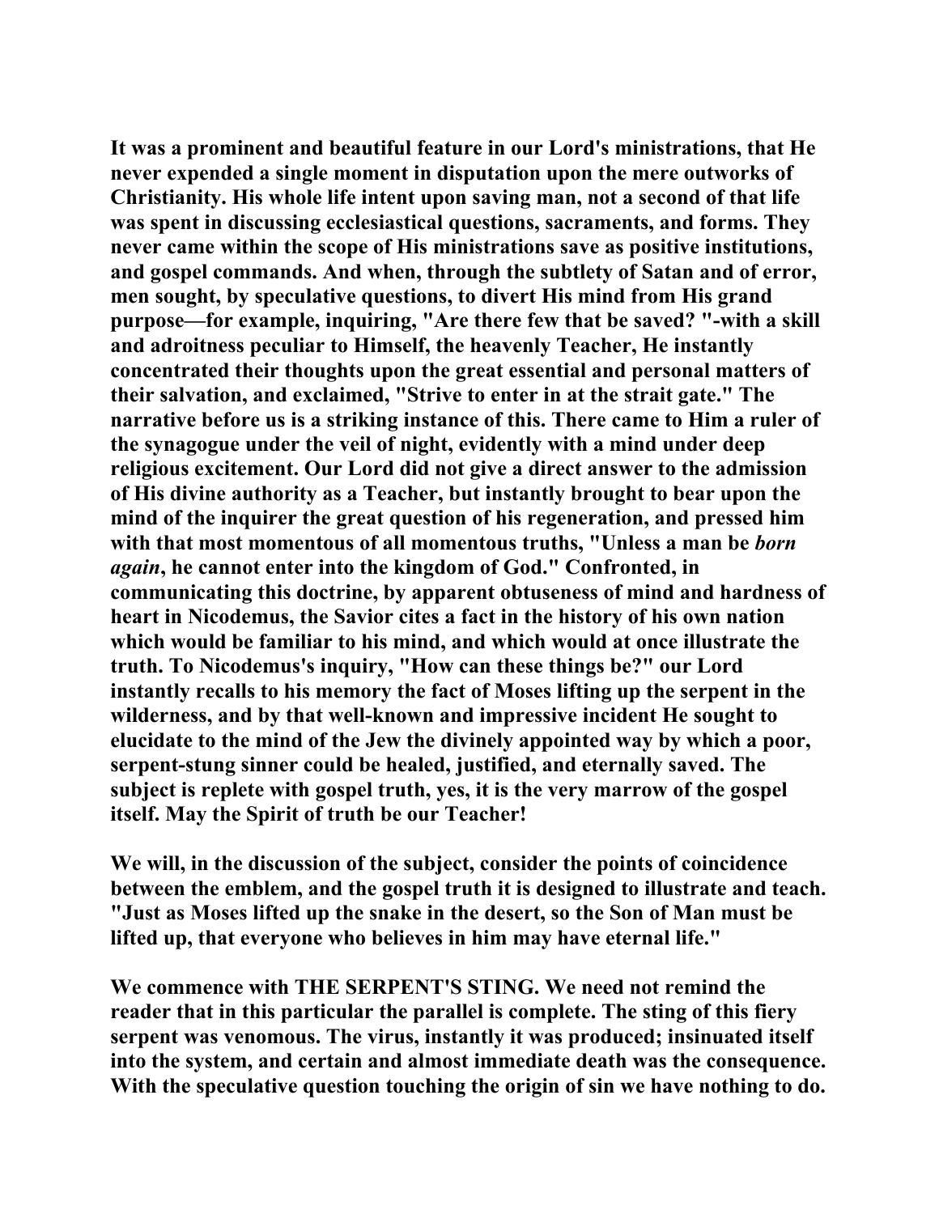It was a prominent and beautiful feature in our Lord's ministrations, that He never expended a single moment in disputation upon the mere outworks of Christianity. His whole life intent upon saving man, not a second of that life was spent in discussing ecclesiastical questions, sacraments, and forms. They never came within the scope of His ministrations save as positive institutions, and gospel commands. And when, through the subtlety of Satan and of error, men sought, by speculative questions, to divert His mind from His grand purpose—for example, inquiring, "Are there few that be saved? "-with a skill and adroitness peculiar to Himself, the heavenly Teacher, He instantly concentrated their thoughts upon the great essential and personal matters of their salvation, and exclaimed, "Strive to enter in at the strait gate." The narrative before us is a striking instance of this. There came to Him a ruler of the synagogue under the veil of night, evidently with a mind under deep religious excitement. Our Lord did not give a direct answer to the admission of His divine authority as a Teacher, but instantly brought to bear upon the mind of the inquirer the great question of his regeneration, and pressed him with that most momentous of all momentous truths, "Unless a man be *born again*, he cannot enter into the kingdom of God." Confronted, in communicating this doctrine, by apparent obtuseness of mind and hardness of heart in Nicodemus, the Savior cites a fact in the history of his own nation which would be familiar to his mind, and which would at once illustrate the truth. To Nicodemus's inquiry, "How can these things be?" our Lord instantly recalls to his memory the fact of Moses lifting up the serpent in the wilderness, and by that well-known and impressive incident He sought to elucidate to the mind of the Jew the divinely appointed way by which a poor, serpent-stung sinner could be healed, justified, and eternally saved. The subject is replete with gospel truth, yes, it is the very marrow of the gospel itself. May the Spirit of truth be our Teacher!

We will, in the discussion of the subject, consider the points of coincidence between the emblem, and the gospel truth it is designed to illustrate and teach. "Just as Moses lifted up the snake in the desert, so the Son of Man must be lifted up, that everyone who believes in him may have eternal life."

We commence with THE SERPENT'S STING. We need not remind the reader that in this particular the parallel is complete. The sting of this fiery serpent was venomous. The virus, instantly it was produced; insinuated itself into the system, and certain and almost immediate death was the consequence. With the speculative question touching the origin of sin we have nothing to do.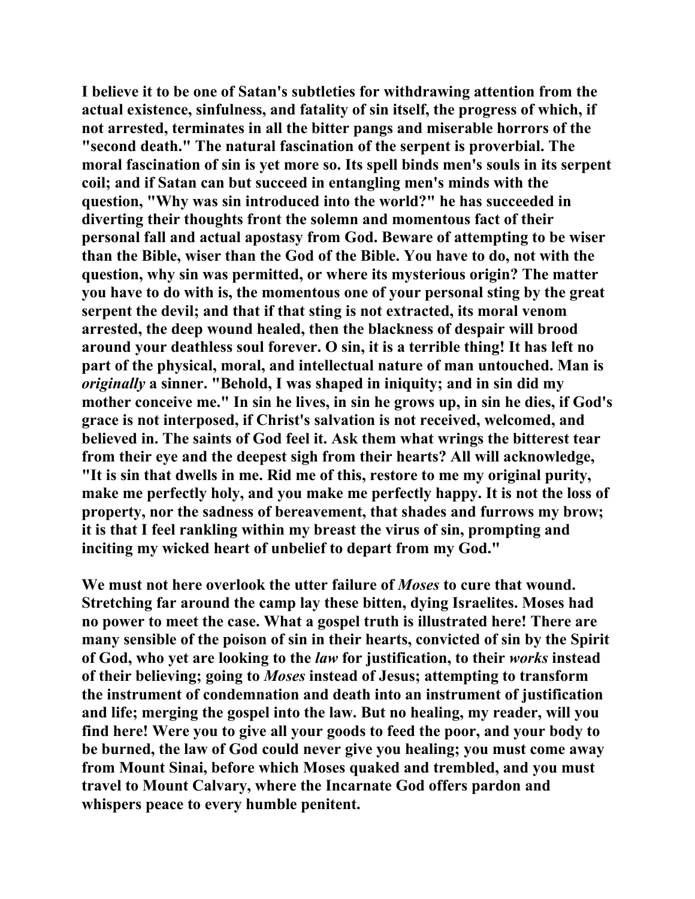I believe it to be one of Satan's subtleties for withdrawing attention from the actual existence, sinfulness, and fatality of sin itself, the progress of which, if not arrested, terminates in all the bitter pangs and miserable horrors of the "second death." The natural fascination of the serpent is proverbial. The moral fascination of sin is yet more so. Its spell binds men's souls in its serpent coil; and if Satan can but succeed in entangling men's minds with the question, "Why was sin introduced into the world?" he has succeeded in diverting their thoughts front the solemn and momentous fact of their personal fall and actual apostasy from God. Beware of attempting to be wiser than the Bible, wiser than the God of the Bible. You have to do, not with the question, why sin was permitted, or where its mysterious origin? The matter you have to do with is, the momentous one of your personal sting by the great serpent the devil; and that if that sting is not extracted, its moral venom arrested, the deep wound healed, then the blackness of despair will brood around your deathless soul forever. O sin, it is a terrible thing! It has left no part of the physical, moral, and intellectual nature of man untouched. Man is *originally* a sinner. "Behold, I was shaped in iniquity; and in sin did my mother conceive me." In sin he lives, in sin he grows up, in sin he dies, if God's grace is not interposed, if Christ's salvation is not received, welcomed, and believed in. The saints of God feel it. Ask them what wrings the bitterest tear from their eye and the deepest sigh from their hearts? All will acknowledge, "It is sin that dwells in me. Rid me of this, restore to me my original purity, make me perfectly holy, and you make me perfectly happy. It is not the loss of property, nor the sadness of bereavement, that shades and furrows my brow; it is that I feel rankling within my breast the virus of sin, prompting and inciting my wicked heart of unbelief to depart from my God."

We must not here overlook the utter failure of *Moses* to cure that wound. Stretching far around the camp lay these bitten, dying Israelites. Moses had no power to meet the case. What a gospel truth is illustrated here! There are many sensible of the poison of sin in their hearts, convicted of sin by the Spirit of God, who yet are looking to the *law* for justification, to their *works* instead of their believing; going to *Moses* instead of Jesus; attempting to transform the instrument of condemnation and death into an instrument of justification and life; merging the gospel into the law. But no healing, my reader, will you find here! Were you to give all your goods to feed the poor, and your body to be burned, the law of God could never give you healing; you must come away from Mount Sinai, before which Moses quaked and trembled, and you must travel to Mount Calvary, where the Incarnate God offers pardon and whispers peace to every humble penitent.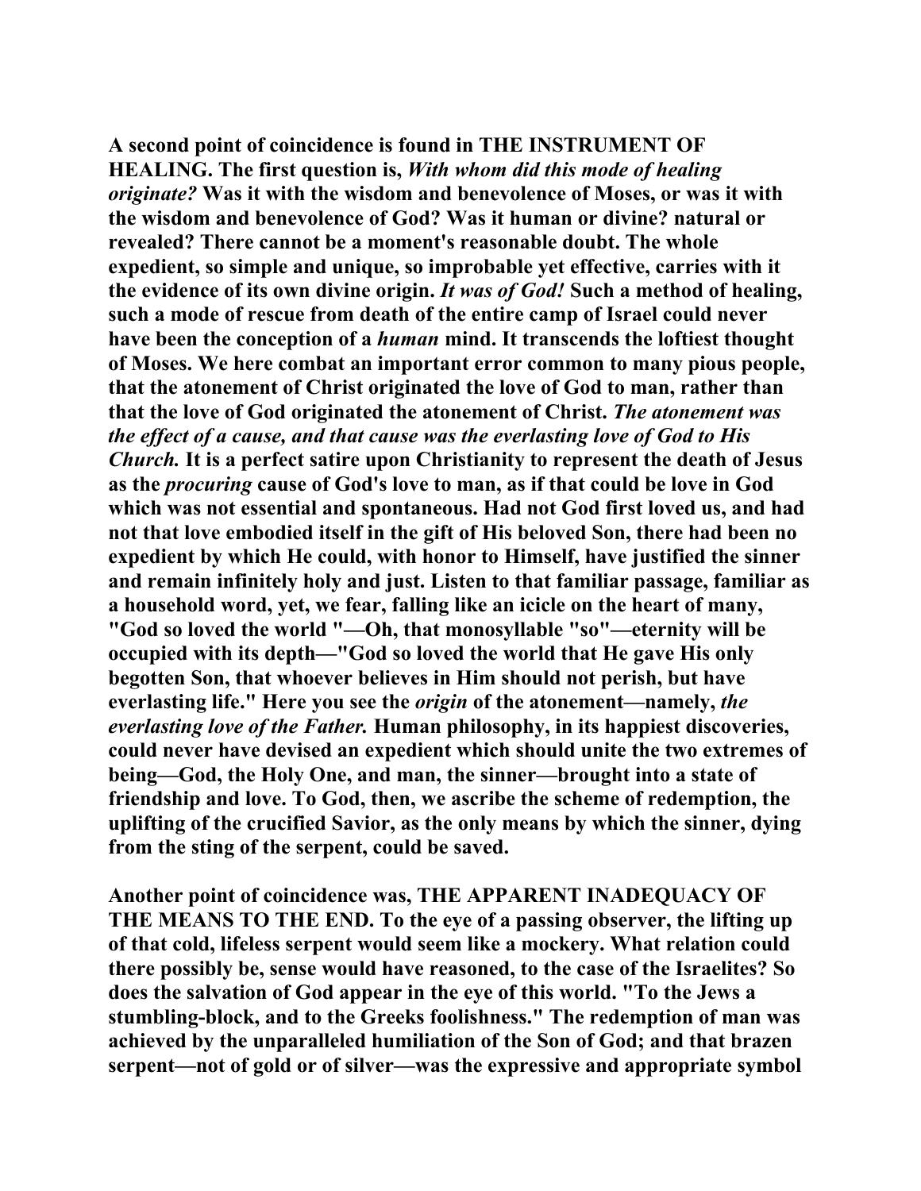A second point of coincidence is found in THE INSTRUMENT OF HEALING. The first question is, *With whom did this mode of healing originate?* Was it with the wisdom and benevolence of Moses, or was it with the wisdom and benevolence of God? Was it human or divine? natural or revealed? There cannot be a moment's reasonable doubt. The whole expedient, so simple and unique, so improbable yet effective, carries with it the evidence of its own divine origin. *It was of God!* Such a method of healing, such a mode of rescue from death of the entire camp of Israel could never have been the conception of a *human* mind. It transcends the loftiest thought of Moses. We here combat an important error common to many pious people, that the atonement of Christ originated the love of God to man, rather than that the love of God originated the atonement of Christ. *The atonement was the effect of a cause, and that cause was the everlasting love of God to His Church.* It is a perfect satire upon Christianity to represent the death of Jesus as the *procuring* cause of God's love to man, as if that could be love in God which was not essential and spontaneous. Had not God first loved us, and had not that love embodied itself in the gift of His beloved Son, there had been no expedient by which He could, with honor to Himself, have justified the sinner and remain infinitely holy and just. Listen to that familiar passage, familiar as a household word, yet, we fear, falling like an icicle on the heart of many, "God so loved the world "—Oh, that monosyllable "so"—eternity will be occupied with its depth—"God so loved the world that He gave His only begotten Son, that whoever believes in Him should not perish, but have everlasting life." Here you see the *origin* of the atonement—namely, *the everlasting love of the Father.* Human philosophy, in its happiest discoveries, could never have devised an expedient which should unite the two extremes of being—God, the Holy One, and man, the sinner—brought into a state of friendship and love. To God, then, we ascribe the scheme of redemption, the uplifting of the crucified Savior, as the only means by which the sinner, dying from the sting of the serpent, could be saved.

Another point of coincidence was, THE APPARENT INADEQUACY OF THE MEANS TO THE END. To the eye of a passing observer, the lifting up of that cold, lifeless serpent would seem like a mockery. What relation could there possibly be, sense would have reasoned, to the case of the Israelites? So does the salvation of God appear in the eye of this world. "To the Jews a stumbling-block, and to the Greeks foolishness." The redemption of man was achieved by the unparalleled humiliation of the Son of God; and that brazen serpent—not of gold or of silver—was the expressive and appropriate symbol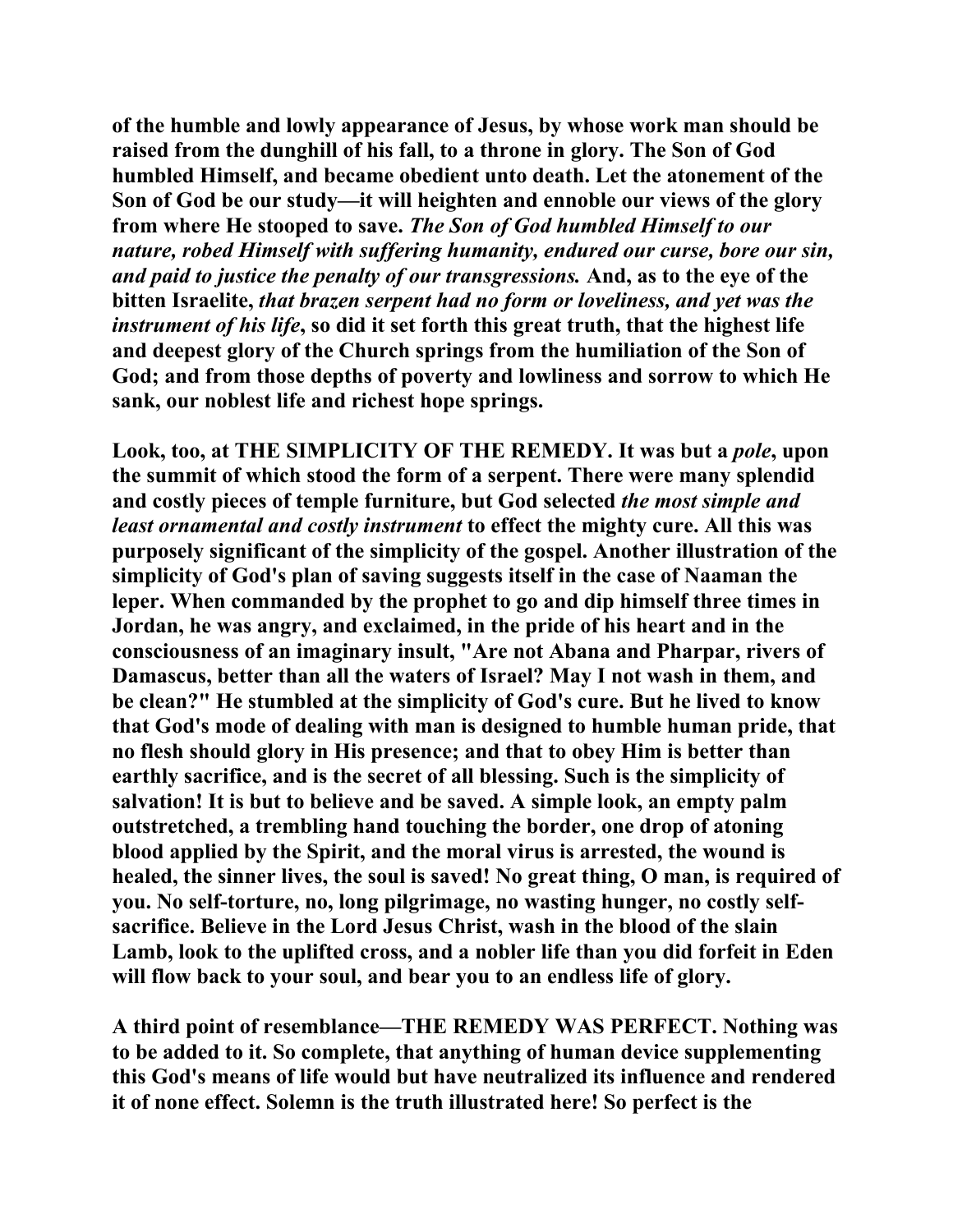of the humble and lowly appearance of Jesus, by whose work man should be raised from the dunghill of his fall, to a throne in glory. The Son of God humbled Himself, and became obedient unto death. Let the atonement of the Son of God be our study—it will heighten and ennoble our views of the glory from where He stooped to save. *The Son of God humbled Himself to our nature, robed Himself with suffering humanity, endured our curse, bore our sin, and paid to justice the penalty of our transgressions.* And, as to the eye of the bitten Israelite, *that brazen serpent had no form or loveliness, and yet was the instrument of his life*, so did it set forth this great truth, that the highest life and deepest glory of the Church springs from the humiliation of the Son of God; and from those depths of poverty and lowliness and sorrow to which He sank, our noblest life and richest hope springs.

Look, too, at THE SIMPLICITY OF THE REMEDY. It was but a *pole*, upon the summit of which stood the form of a serpent. There were many splendid and costly pieces of temple furniture, but God selected *the most simple and least ornamental and costly instrument* to effect the mighty cure. All this was purposely significant of the simplicity of the gospel. Another illustration of the simplicity of God's plan of saving suggests itself in the case of Naaman the leper. When commanded by the prophet to go and dip himself three times in Jordan, he was angry, and exclaimed, in the pride of his heart and in the consciousness of an imaginary insult, "Are not Abana and Pharpar, rivers of Damascus, better than all the waters of Israel? May I not wash in them, and be clean?" He stumbled at the simplicity of God's cure. But he lived to know that God's mode of dealing with man is designed to humble human pride, that no flesh should glory in His presence; and that to obey Him is better than earthly sacrifice, and is the secret of all blessing. Such is the simplicity of salvation! It is but to believe and be saved. A simple look, an empty palm outstretched, a trembling hand touching the border, one drop of atoning blood applied by the Spirit, and the moral virus is arrested, the wound is healed, the sinner lives, the soul is saved! No great thing, O man, is required of you. No self-torture, no, long pilgrimage, no wasting hunger, no costly self-sacrifice. Believe in the Lord Jesus Christ, wash in the blood of the slain Lamb, look to the uplifted cross, and a nobler life than you did forfeit in Eden will flow back to your soul, and bear you to an endless life of glory.

A third point of resemblance—THE REMEDY WAS PERFECT. Nothing was to be added to it. So complete, that anything of human device supplementing this God's means of life would but have neutralized its influence and rendered it of none effect. Solemn is the truth illustrated here! So perfect is the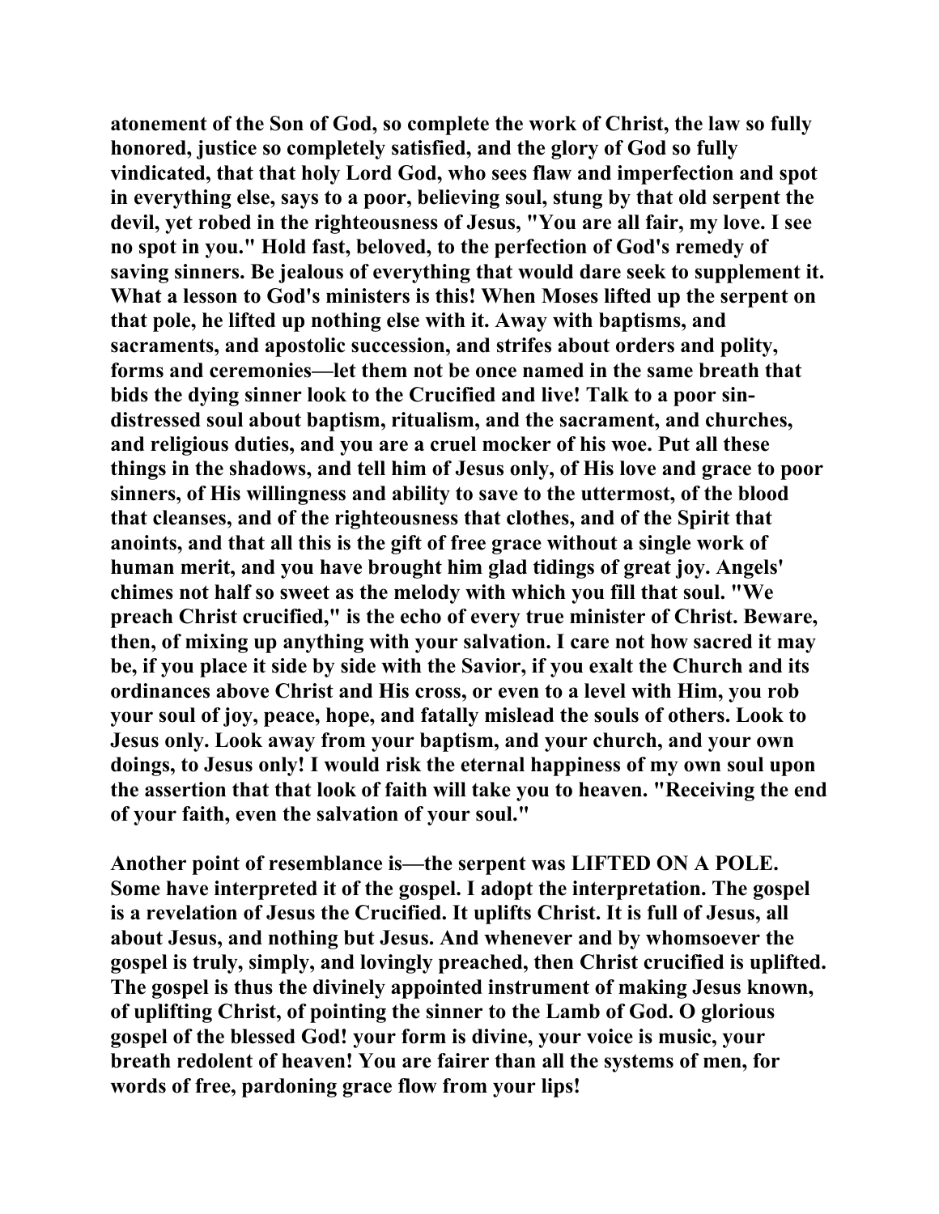**atonement of the Son of God, so complete the work of Christ, the law so fully honored, justice so completely satisfied, and the glory of God so fully vindicated, that that holy Lord God, who sees flaw and imperfection and spot in everything else, says to a poor, believing soul, stung by that old serpent the devil, yet robed in the righteousness of Jesus, "You are all fair, my love. I see no spot in you." Hold fast, beloved, to the perfection of God's remedy of saving sinners. Be jealous of everything that would dare seek to supplement it. What a lesson to God's ministers is this! When Moses lifted up the serpent on that pole, he lifted up nothing else with it. Away with baptisms, and sacraments, and apostolic succession, and strifes about orders and polity, forms and ceremonies—let them not be once named in the same breath that bids the dying sinner look to the Crucified and live! Talk to a poor sin-distressed soul about baptism, ritualism, and the sacrament, and churches, and religious duties, and you are a cruel mocker of his woe. Put all these things in the shadows, and tell him of Jesus only, of His love and grace to poor sinners, of His willingness and ability to save to the uttermost, of the blood that cleanses, and of the righteousness that clothes, and of the Spirit that anoints, and that all this is the gift of free grace without a single work of human merit, and you have brought him glad tidings of great joy. Angels' chimes not half so sweet as the melody with which you fill that soul. "We preach Christ crucified," is the echo of every true minister of Christ. Beware, then, of mixing up anything with your salvation. I care not how sacred it may be, if you place it side by side with the Savior, if you exalt the Church and its ordinances above Christ and His cross, or even to a level with Him, you rob your soul of joy, peace, hope, and fatally mislead the souls of others. Look to Jesus only. Look away from your baptism, and your church, and your own doings, to Jesus only! I would risk the eternal happiness of my own soul upon the assertion that that look of faith will take you to heaven. "Receiving the end of your faith, even the salvation of your soul."**

**Another point of resemblance is—the serpent was LIFTED ON A POLE. Some have interpreted it of the gospel. I adopt the interpretation. The gospel is a revelation of Jesus the Crucified. It uplifts Christ. It is full of Jesus, all about Jesus, and nothing but Jesus. And whenever and by whomsoever the gospel is truly, simply, and lovingly preached, then Christ crucified is uplifted. The gospel is thus the divinely appointed instrument of making Jesus known, of uplifting Christ, of pointing the sinner to the Lamb of God. O glorious gospel of the blessed God! your form is divine, your voice is music, your breath redolent of heaven! You are fairer than all the systems of men, for words of free, pardoning grace flow from your lips!**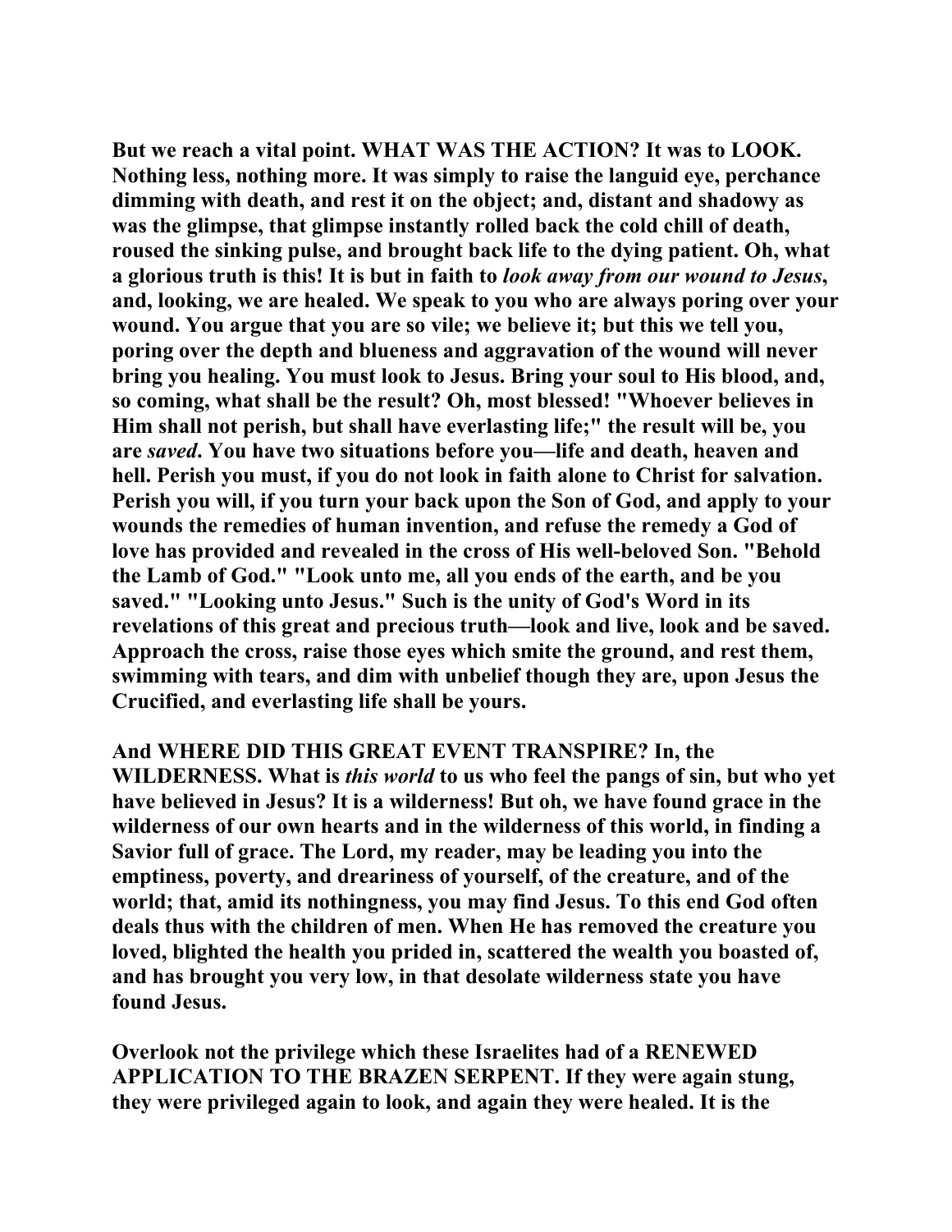**But we reach a vital point. WHAT WAS THE ACTION? It was to LOOK. Nothing less, nothing more. It was simply to raise the languid eye, perchance dimming with death, and rest it on the object; and, distant and shadowy as was the glimpse, that glimpse instantly rolled back the cold chill of death, roused the sinking pulse, and brought back life to the dying patient. Oh, what a glorious truth is this! It is but in faith to *look away from our wound to Jesus*, and, looking, we are healed. We speak to you who are always poring over your wound. You argue that you are so vile; we believe it; but this we tell you, poring over the depth and blueness and aggravation of the wound will never bring you healing. You must look to Jesus. Bring your soul to His blood, and, so coming, what shall be the result? Oh, most blessed! "Whoever believes in Him shall not perish, but shall have everlasting life;" the result will be, you are *saved*. You have two situations before you—life and death, heaven and hell. Perish you must, if you do not look in faith alone to Christ for salvation. Perish you will, if you turn your back upon the Son of God, and apply to your wounds the remedies of human invention, and refuse the remedy a God of love has provided and revealed in the cross of His well-beloved Son. "Behold the Lamb of God." "Look unto me, all you ends of the earth, and be you saved." "Looking unto Jesus." Such is the unity of God's Word in its revelations of this great and precious truth—look and live, look and be saved. Approach the cross, raise those eyes which smite the ground, and rest them, swimming with tears, and dim with unbelief though they are, upon Jesus the Crucified, and everlasting life shall be yours.**

**And WHERE DID THIS GREAT EVENT TRANSPIRE? In, the WILDERNESS. What is *this world* to us who feel the pangs of sin, but who yet have believed in Jesus? It is a wilderness! But oh, we have found grace in the wilderness of our own hearts and in the wilderness of this world, in finding a Savior full of grace. The Lord, my reader, may be leading you into the emptiness, poverty, and dreariness of yourself, of the creature, and of the world; that, amid its nothingness, you may find Jesus. To this end God often deals thus with the children of men. When He has removed the creature you loved, blighted the health you prided in, scattered the wealth you boasted of, and has brought you very low, in that desolate wilderness state you have found Jesus.**

**Overlook not the privilege which these Israelites had of a RENEWED APPLICATION TO THE BRAZEN SERPENT. If they were again stung, they were privileged again to look, and again they were healed. It is the**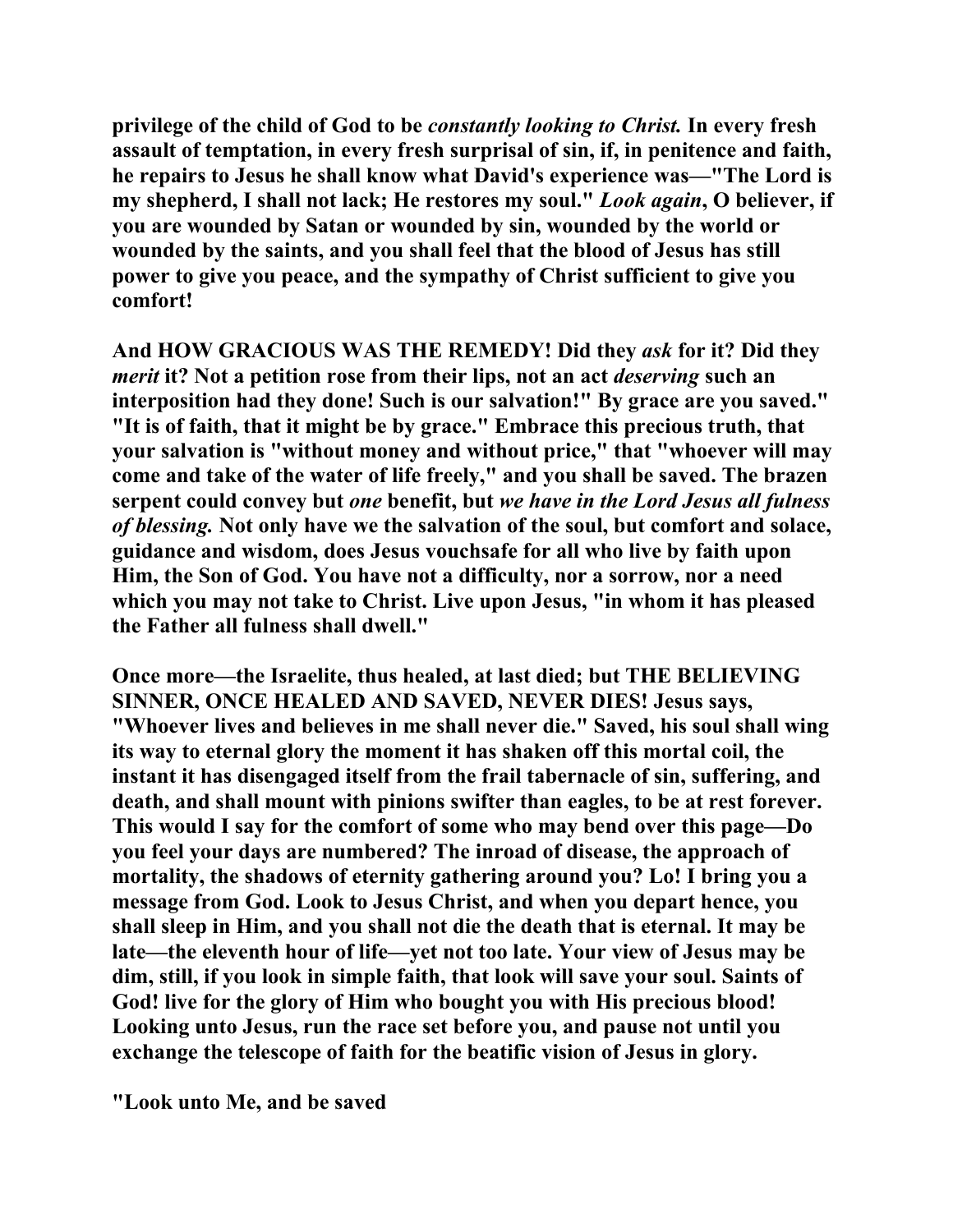**privilege of the child of God to be *constantly looking to Christ.* In every fresh assault of temptation, in every fresh surprisal of sin, if, in penitence and faith, he repairs to Jesus he shall know what David's experience was—"The Lord is my shepherd, I shall not lack; He restores my soul." *Look again*, O believer, if you are wounded by Satan or wounded by sin, wounded by the world or wounded by the saints, and you shall feel that the blood of Jesus has still power to give you peace, and the sympathy of Christ sufficient to give you comfort!**

**And HOW GRACIOUS WAS THE REMEDY! Did they *ask* for it? Did they *merit* it? Not a petition rose from their lips, not an act *deserving* such an interposition had they done! Such is our salvation!" By grace are you saved." "It is of faith, that it might be by grace." Embrace this precious truth, that your salvation is "without money and without price," that "whoever will may come and take of the water of life freely," and you shall be saved. The brazen serpent could convey but *one* benefit, but *we have in the Lord Jesus all fulness of blessing.* Not only have we the salvation of the soul, but comfort and solace, guidance and wisdom, does Jesus vouchsafe for all who live by faith upon Him, the Son of God. You have not a difficulty, nor a sorrow, nor a need which you may not take to Christ. Live upon Jesus, "in whom it has pleased the Father all fulness shall dwell."**

**Once more—the Israelite, thus healed, at last died; but THE BELIEVING SINNER, ONCE HEALED AND SAVED, NEVER DIES! Jesus says, "Whoever lives and believes in me shall never die." Saved, his soul shall wing its way to eternal glory the moment it has shaken off this mortal coil, the instant it has disengaged itself from the frail tabernacle of sin, suffering, and death, and shall mount with pinions swifter than eagles, to be at rest forever. This would I say for the comfort of some who may bend over this page—Do you feel your days are numbered? The inroad of disease, the approach of mortality, the shadows of eternity gathering around you? Lo! I bring you a message from God. Look to Jesus Christ, and when you depart hence, you shall sleep in Him, and you shall not die the death that is eternal. It may be late—the eleventh hour of life—yet not too late. Your view of Jesus may be dim, still, if you look in simple faith, that look will save your soul. Saints of God! live for the glory of Him who bought you with His precious blood! Looking unto Jesus, run the race set before you, and pause not until you exchange the telescope of faith for the beatific vision of Jesus in glory.**

**"Look unto Me, and be saved**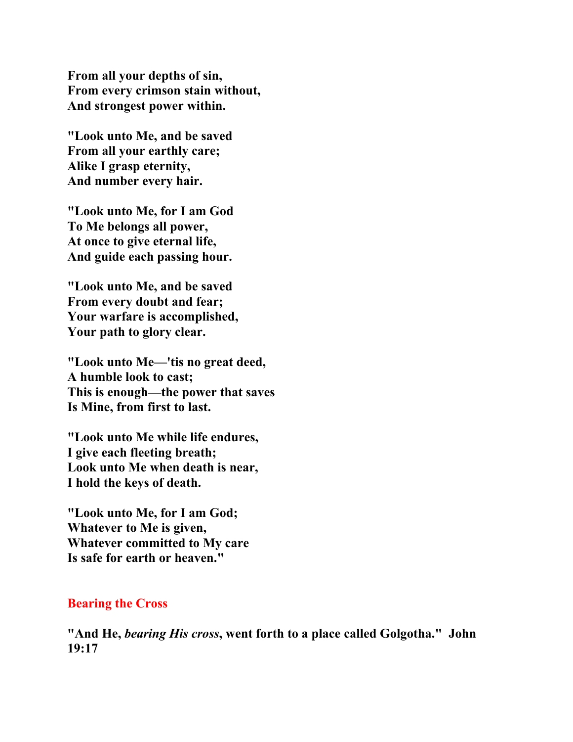**From all your depths of sin,**
**From every crimson stain without,**
**And strongest power within.**

**"Look unto Me, and be saved**
**From all your earthly care;**
**Alike I grasp eternity,**
**And number every hair.**

**"Look unto Me, for I am God**
**To Me belongs all power,**
**At once to give eternal life,**
**And guide each passing hour.**

**"Look unto Me, and be saved**
**From every doubt and fear;**
**Your warfare is accomplished,**
**Your path to glory clear.**

**"Look unto Me—'tis no great deed,**
**A humble look to cast;**
**This is enough—the power that saves**
**Is Mine, from first to last.**

**"Look unto Me while life endures,**
**I give each fleeting breath;**
**Look unto Me when death is near,**
**I hold the keys of death.**

**"Look unto Me, for I am God;**
**Whatever to Me is given,**
**Whatever committed to My care**
**Is safe for earth or heaven."**

## Bearing the Cross

**"And He, *bearing His cross*, went forth to a place called Golgotha." John 19:17**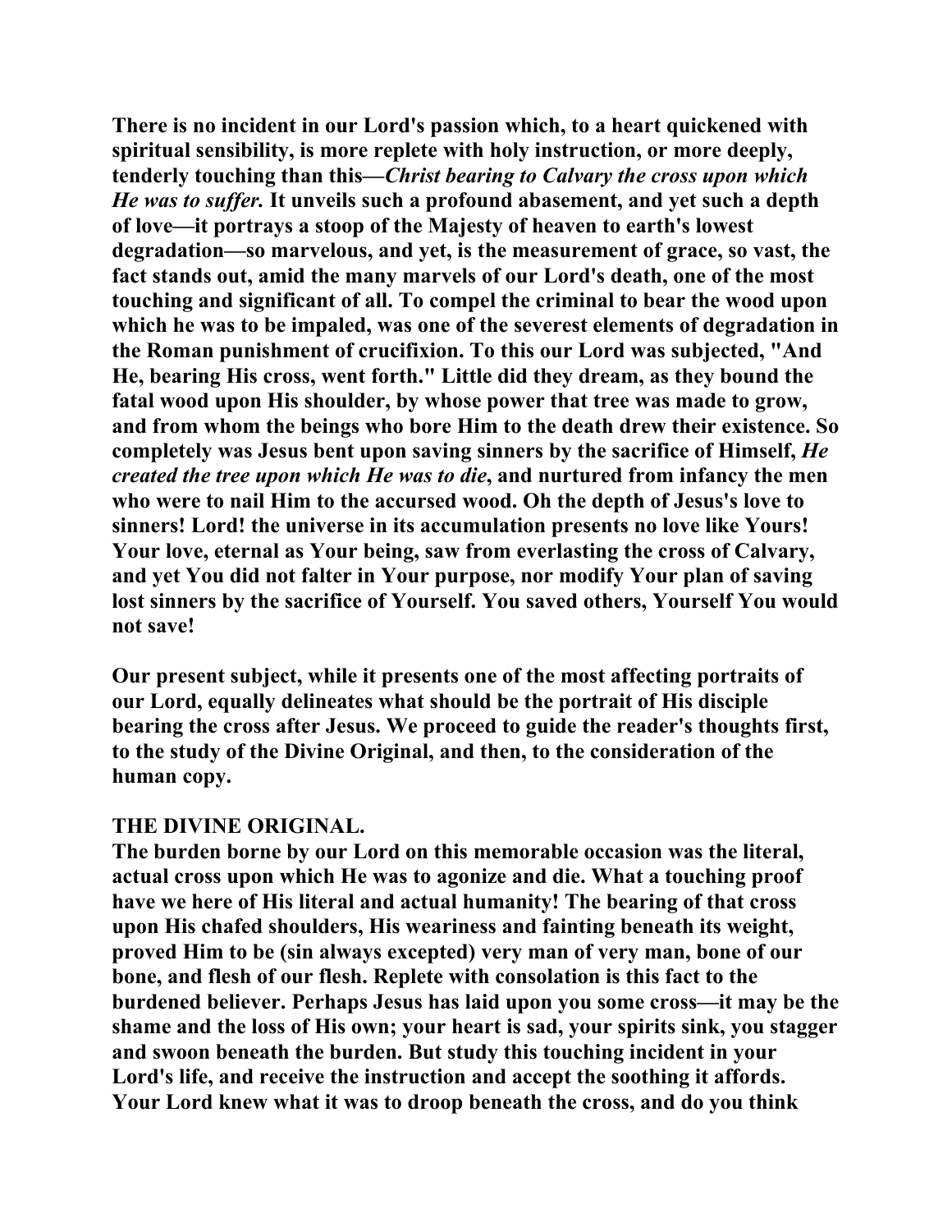**There is no incident in our Lord's passion which, to a heart quickened with spiritual sensibility, is more replete with holy instruction, or more deeply, tenderly touching than this—*Christ bearing to Calvary the cross upon which He was to suffer.* It unveils such a profound abasement, and yet such a depth of love—it portrays a stoop of the Majesty of heaven to earth's lowest degradation—so marvelous, and yet, is the measurement of grace, so vast, the fact stands out, amid the many marvels of our Lord's death, one of the most touching and significant of all. To compel the criminal to bear the wood upon which he was to be impaled, was one of the severest elements of degradation in the Roman punishment of crucifixion. To this our Lord was subjected, "And He, bearing His cross, went forth." Little did they dream, as they bound the fatal wood upon His shoulder, by whose power that tree was made to grow, and from whom the beings who bore Him to the death drew their existence. So completely was Jesus bent upon saving sinners by the sacrifice of Himself, *He created the tree upon which He was to die*, and nurtured from infancy the men who were to nail Him to the accursed wood. Oh the depth of Jesus's love to sinners! Lord! the universe in its accumulation presents no love like Yours! Your love, eternal as Your being, saw from everlasting the cross of Calvary, and yet You did not falter in Your purpose, nor modify Your plan of saving lost sinners by the sacrifice of Yourself. You saved others, Yourself You would not save!**

**Our present subject, while it presents one of the most affecting portraits of our Lord, equally delineates what should be the portrait of His disciple bearing the cross after Jesus. We proceed to guide the reader's thoughts first, to the study of the Divine Original, and then, to the consideration of the human copy.**

**THE DIVINE ORIGINAL.**

**The burden borne by our Lord on this memorable occasion was the literal, actual cross upon which He was to agonize and die. What a touching proof have we here of His literal and actual humanity! The bearing of that cross upon His chafed shoulders, His weariness and fainting beneath its weight, proved Him to be (sin always excepted) very man of very man, bone of our bone, and flesh of our flesh. Replete with consolation is this fact to the burdened believer. Perhaps Jesus has laid upon you some cross—it may be the shame and the loss of His own; your heart is sad, your spirits sink, you stagger and swoon beneath the burden. But study this touching incident in your Lord's life, and receive the instruction and accept the soothing it affords. Your Lord knew what it was to droop beneath the cross, and do you think**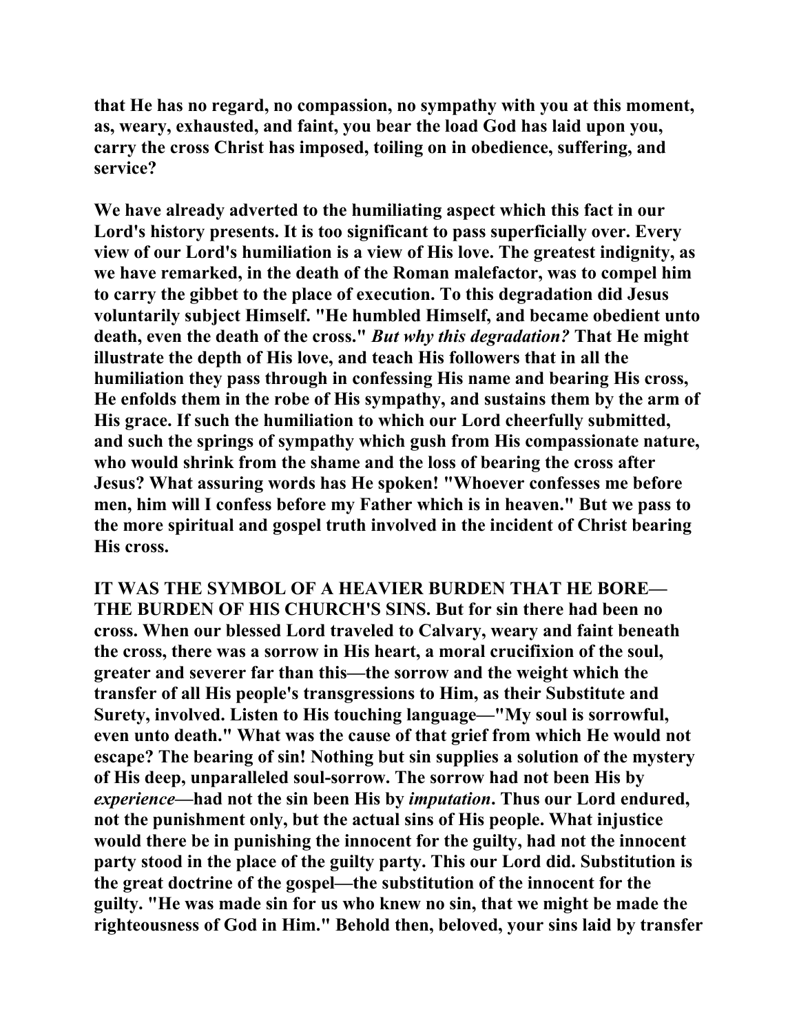that He has no regard, no compassion, no sympathy with you at this moment, as, weary, exhausted, and faint, you bear the load God has laid upon you, carry the cross Christ has imposed, toiling on in obedience, suffering, and service?

We have already adverted to the humiliating aspect which this fact in our Lord's history presents. It is too significant to pass superficially over. Every view of our Lord's humiliation is a view of His love. The greatest indignity, as we have remarked, in the death of the Roman malefactor, was to compel him to carry the gibbet to the place of execution. To this degradation did Jesus voluntarily subject Himself. "He humbled Himself, and became obedient unto death, even the death of the cross." *But why this degradation?* That He might illustrate the depth of His love, and teach His followers that in all the humiliation they pass through in confessing His name and bearing His cross, He enfolds them in the robe of His sympathy, and sustains them by the arm of His grace. If such the humiliation to which our Lord cheerfully submitted, and such the springs of sympathy which gush from His compassionate nature, who would shrink from the shame and the loss of bearing the cross after Jesus? What assuring words has He spoken! "Whoever confesses me before men, him will I confess before my Father which is in heaven." But we pass to the more spiritual and gospel truth involved in the incident of Christ bearing His cross.

IT WAS THE SYMBOL OF A HEAVIER BURDEN THAT HE BORE—THE BURDEN OF HIS CHURCH'S SINS. But for sin there had been no cross. When our blessed Lord traveled to Calvary, weary and faint beneath the cross, there was a sorrow in His heart, a moral crucifixion of the soul, greater and severer far than this—the sorrow and the weight which the transfer of all His people's transgressions to Him, as their Substitute and Surety, involved. Listen to His touching language—"My soul is sorrowful, even unto death." What was the cause of that grief from which He would not escape? The bearing of sin! Nothing but sin supplies a solution of the mystery of His deep, unparalleled soul-sorrow. The sorrow had not been His by *experience*—had not the sin been His by *imputation*. Thus our Lord endured, not the punishment only, but the actual sins of His people. What injustice would there be in punishing the innocent for the guilty, had not the innocent party stood in the place of the guilty party. This our Lord did. Substitution is the great doctrine of the gospel—the substitution of the innocent for the guilty. "He was made sin for us who knew no sin, that we might be made the righteousness of God in Him." Behold then, beloved, your sins laid by transfer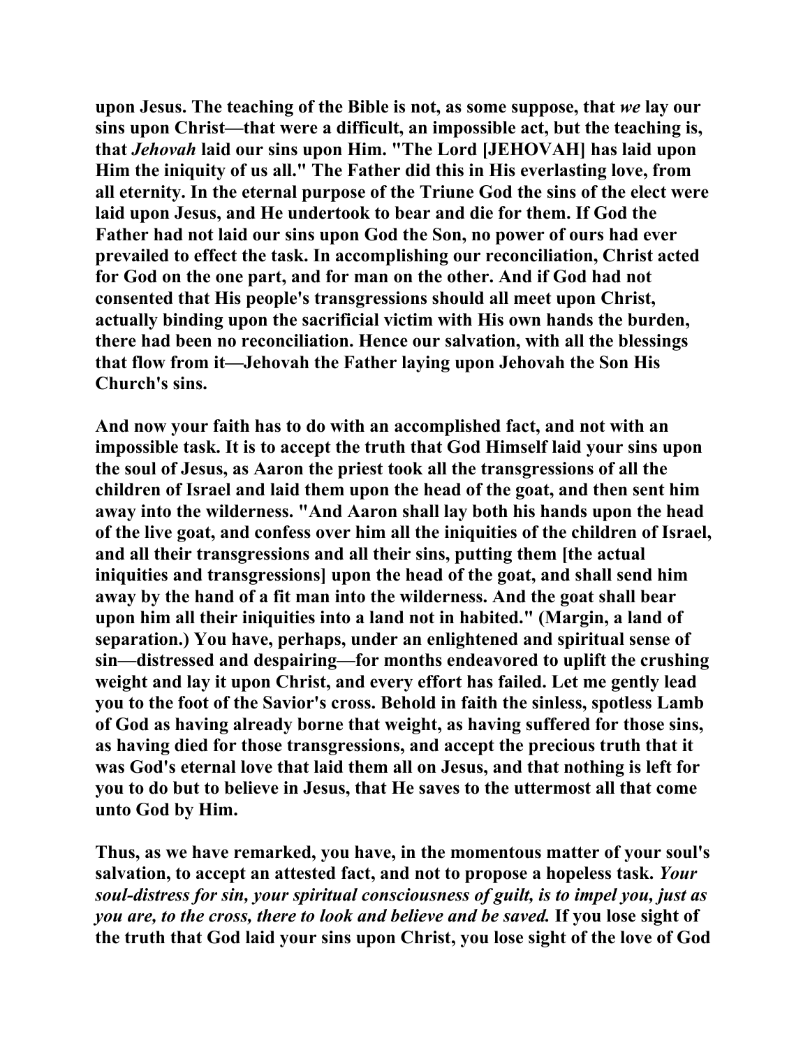**upon Jesus. The teaching of the Bible is not, as some suppose, that *we* lay our sins upon Christ—that were a difficult, an impossible act, but the teaching is, that *Jehovah* laid our sins upon Him. "The Lord [JEHOVAH] has laid upon Him the iniquity of us all." The Father did this in His everlasting love, from all eternity. In the eternal purpose of the Triune God the sins of the elect were laid upon Jesus, and He undertook to bear and die for them. If God the Father had not laid our sins upon God the Son, no power of ours had ever prevailed to effect the task. In accomplishing our reconciliation, Christ acted for God on the one part, and for man on the other. And if God had not consented that His people's transgressions should all meet upon Christ, actually binding upon the sacrificial victim with His own hands the burden, there had been no reconciliation. Hence our salvation, with all the blessings that flow from it—Jehovah the Father laying upon Jehovah the Son His Church's sins.**

**And now your faith has to do with an accomplished fact, and not with an impossible task. It is to accept the truth that God Himself laid your sins upon the soul of Jesus, as Aaron the priest took all the transgressions of all the children of Israel and laid them upon the head of the goat, and then sent him away into the wilderness. "And Aaron shall lay both his hands upon the head of the live goat, and confess over him all the iniquities of the children of Israel, and all their transgressions and all their sins, putting them [the actual iniquities and transgressions] upon the head of the goat, and shall send him away by the hand of a fit man into the wilderness. And the goat shall bear upon him all their iniquities into a land not in habited." (Margin, a land of separation.) You have, perhaps, under an enlightened and spiritual sense of sin—distressed and despairing—for months endeavored to uplift the crushing weight and lay it upon Christ, and every effort has failed. Let me gently lead you to the foot of the Savior's cross. Behold in faith the sinless, spotless Lamb of God as having already borne that weight, as having suffered for those sins, as having died for those transgressions, and accept the precious truth that it was God's eternal love that laid them all on Jesus, and that nothing is left for you to do but to believe in Jesus, that He saves to the uttermost all that come unto God by Him.**

**Thus, as we have remarked, you have, in the momentous matter of your soul's salvation, to accept an attested fact, and not to propose a hopeless task. *Your soul-distress for sin, your spiritual consciousness of guilt, is to impel you, just as you are, to the cross, there to look and believe and be saved.* If you lose sight of the truth that God laid your sins upon Christ, you lose sight of the love of God**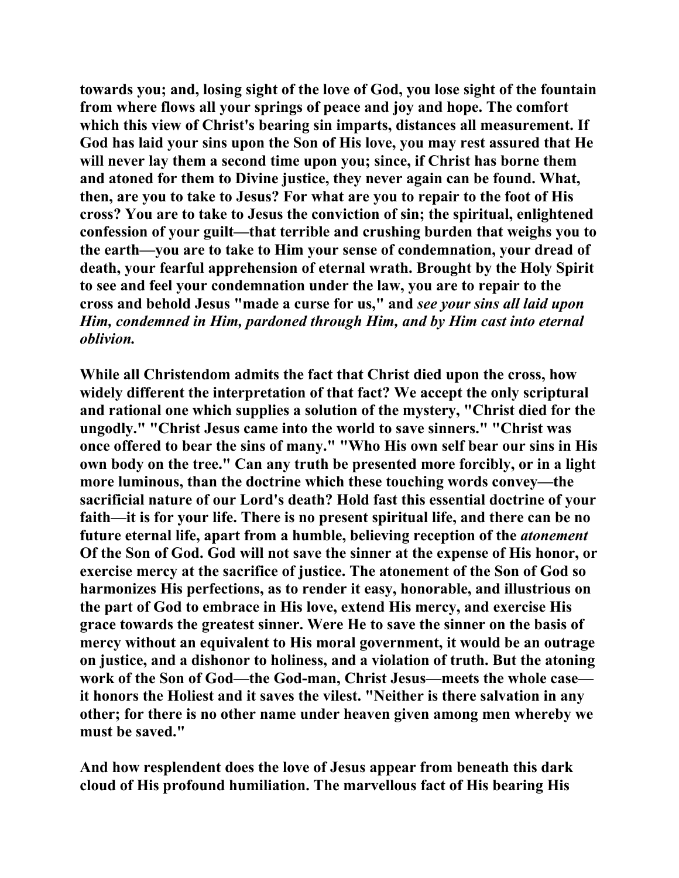towards you; and, losing sight of the love of God, you lose sight of the fountain from where flows all your springs of peace and joy and hope. The comfort which this view of Christ's bearing sin imparts, distances all measurement. If God has laid your sins upon the Son of His love, you may rest assured that He will never lay them a second time upon you; since, if Christ has borne them and atoned for them to Divine justice, they never again can be found. What, then, are you to take to Jesus? For what are you to repair to the foot of His cross? You are to take to Jesus the conviction of sin; the spiritual, enlightened confession of your guilt—that terrible and crushing burden that weighs you to the earth—you are to take to Him your sense of condemnation, your dread of death, your fearful apprehension of eternal wrath. Brought by the Holy Spirit to see and feel your condemnation under the law, you are to repair to the cross and behold Jesus "made a curse for us," and *see your sins all laid upon Him, condemned in Him, pardoned through Him, and by Him cast into eternal oblivion.*

While all Christendom admits the fact that Christ died upon the cross, how widely different the interpretation of that fact? We accept the only scriptural and rational one which supplies a solution of the mystery, "Christ died for the ungodly." "Christ Jesus came into the world to save sinners." "Christ was once offered to bear the sins of many." "Who His own self bear our sins in His own body on the tree." Can any truth be presented more forcibly, or in a light more luminous, than the doctrine which these touching words convey—the sacrificial nature of our Lord's death? Hold fast this essential doctrine of your faith—it is for your life. There is no present spiritual life, and there can be no future eternal life, apart from a humble, believing reception of the *atonement* Of the Son of God. God will not save the sinner at the expense of His honor, or exercise mercy at the sacrifice of justice. The atonement of the Son of God so harmonizes His perfections, as to render it easy, honorable, and illustrious on the part of God to embrace in His love, extend His mercy, and exercise His grace towards the greatest sinner. Were He to save the sinner on the basis of mercy without an equivalent to His moral government, it would be an outrage on justice, and a dishonor to holiness, and a violation of truth. But the atoning work of the Son of God—the God-man, Christ Jesus—meets the whole case—it honors the Holiest and it saves the vilest. "Neither is there salvation in any other; for there is no other name under heaven given among men whereby we must be saved."

And how resplendent does the love of Jesus appear from beneath this dark cloud of His profound humiliation. The marvellous fact of His bearing His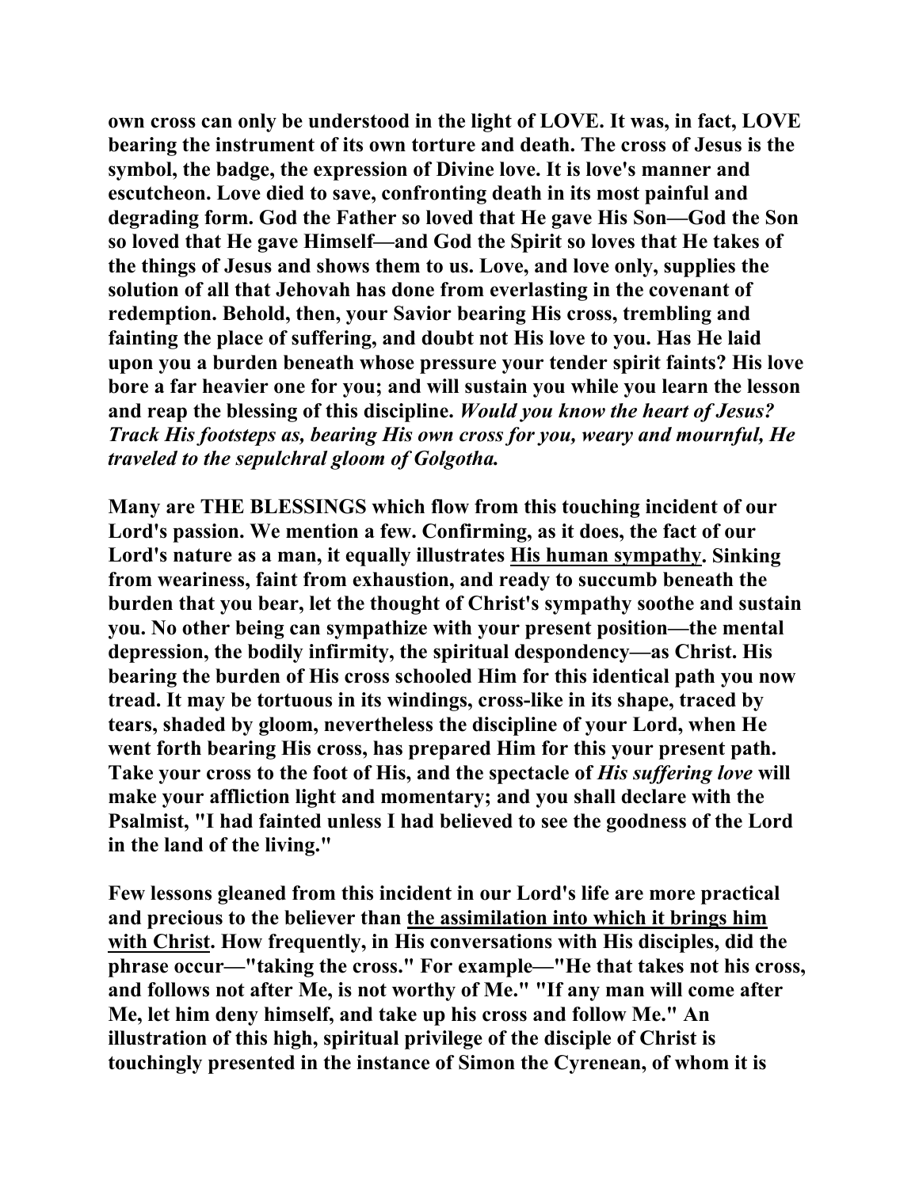**own cross can only be understood in the light of LOVE. It was, in fact, LOVE bearing the instrument of its own torture and death. The cross of Jesus is the symbol, the badge, the expression of Divine love. It is love's manner and escutcheon. Love died to save, confronting death in its most painful and degrading form. God the Father so loved that He gave His Son—God the Son so loved that He gave Himself—and God the Spirit so loves that He takes of the things of Jesus and shows them to us. Love, and love only, supplies the solution of all that Jehovah has done from everlasting in the covenant of redemption. Behold, then, your Savior bearing His cross, trembling and fainting the place of suffering, and doubt not His love to you. Has He laid upon you a burden beneath whose pressure your tender spirit faints? His love bore a far heavier one for you; and will sustain you while you learn the lesson and reap the blessing of this discipline.** ***Would you know the heart of Jesus? Track His footsteps as, bearing His own cross for you, weary and mournful, He traveled to the sepulchral gloom of Golgotha.***

**Many are THE BLESSINGS which flow from this touching incident of our Lord's passion. We mention a few. Confirming, as it does, the fact of our Lord's nature as a man, it equally illustrates <u>His human sympathy</u>. Sinking from weariness, faint from exhaustion, and ready to succumb beneath the burden that you bear, let the thought of Christ's sympathy soothe and sustain you. No other being can sympathize with your present position—the mental depression, the bodily infirmity, the spiritual despondency—as Christ. His bearing the burden of His cross schooled Him for this identical path you now tread. It may be tortuous in its windings, cross-like in its shape, traced by tears, shaded by gloom, nevertheless the discipline of your Lord, when He went forth bearing His cross, has prepared Him for this your present path. Take your cross to the foot of His, and the spectacle of** ***His suffering love*** **will make your affliction light and momentary; and you shall declare with the Psalmist, "I had fainted unless I had believed to see the goodness of the Lord in the land of the living."**

**Few lessons gleaned from this incident in our Lord's life are more practical and precious to the believer than <u>the assimilation into which it brings him with Christ</u>. How frequently, in His conversations with His disciples, did the phrase occur—"taking the cross." For example—"He that takes not his cross, and follows not after Me, is not worthy of Me." "If any man will come after Me, let him deny himself, and take up his cross and follow Me." An illustration of this high, spiritual privilege of the disciple of Christ is touchingly presented in the instance of Simon the Cyrenean, of whom it is**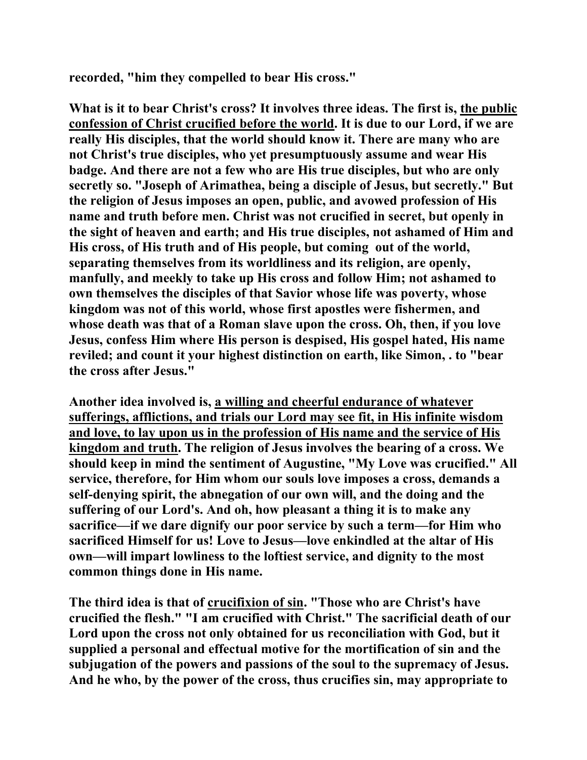**recorded, "him they compelled to bear His cross."**

**What is it to bear Christ's cross? It involves three ideas. The first is, <u>the public confession of Christ crucified before the world</u>. It is due to our Lord, if we are really His disciples, that the world should know it. There are many who are not Christ's true disciples, who yet presumptuously assume and wear His badge. And there are not a few who are His true disciples, but who are only secretly so. "Joseph of Arimathea, being a disciple of Jesus, but secretly." But the religion of Jesus imposes an open, public, and avowed profession of His name and truth before men. Christ was not crucified in secret, but openly in the sight of heaven and earth; and His true disciples, not ashamed of Him and His cross, of His truth and of His people, but coming out of the world, separating themselves from its worldliness and its religion, are openly, manfully, and meekly to take up His cross and follow Him; not ashamed to own themselves the disciples of that Savior whose life was poverty, whose kingdom was not of this world, whose first apostles were fishermen, and whose death was that of a Roman slave upon the cross. Oh, then, if you love Jesus, confess Him where His person is despised, His gospel hated, His name reviled; and count it your highest distinction on earth, like Simon, . to "bear the cross after Jesus."**

**Another idea involved is, <u>a willing and cheerful endurance of whatever sufferings, afflictions, and trials our Lord may see fit, in His infinite wisdom and love, to lay upon us in the profession of His name and the service of His kingdom and truth</u>. The religion of Jesus involves the bearing of a cross. We should keep in mind the sentiment of Augustine, "My Love was crucified." All service, therefore, for Him whom our souls love imposes a cross, demands a self-denying spirit, the abnegation of our own will, and the doing and the suffering of our Lord's. And oh, how pleasant a thing it is to make any sacrifice—if we dare dignify our poor service by such a term—for Him who sacrificed Himself for us! Love to Jesus—love enkindled at the altar of His own—will impart lowliness to the loftiest service, and dignity to the most common things done in His name.**

**The third idea is that of <u>crucifixion of sin</u>. "Those who are Christ's have crucified the flesh." "I am crucified with Christ." The sacrificial death of our Lord upon the cross not only obtained for us reconciliation with God, but it supplied a personal and effectual motive for the mortification of sin and the subjugation of the powers and passions of the soul to the supremacy of Jesus. And he who, by the power of the cross, thus crucifies sin, may appropriate to**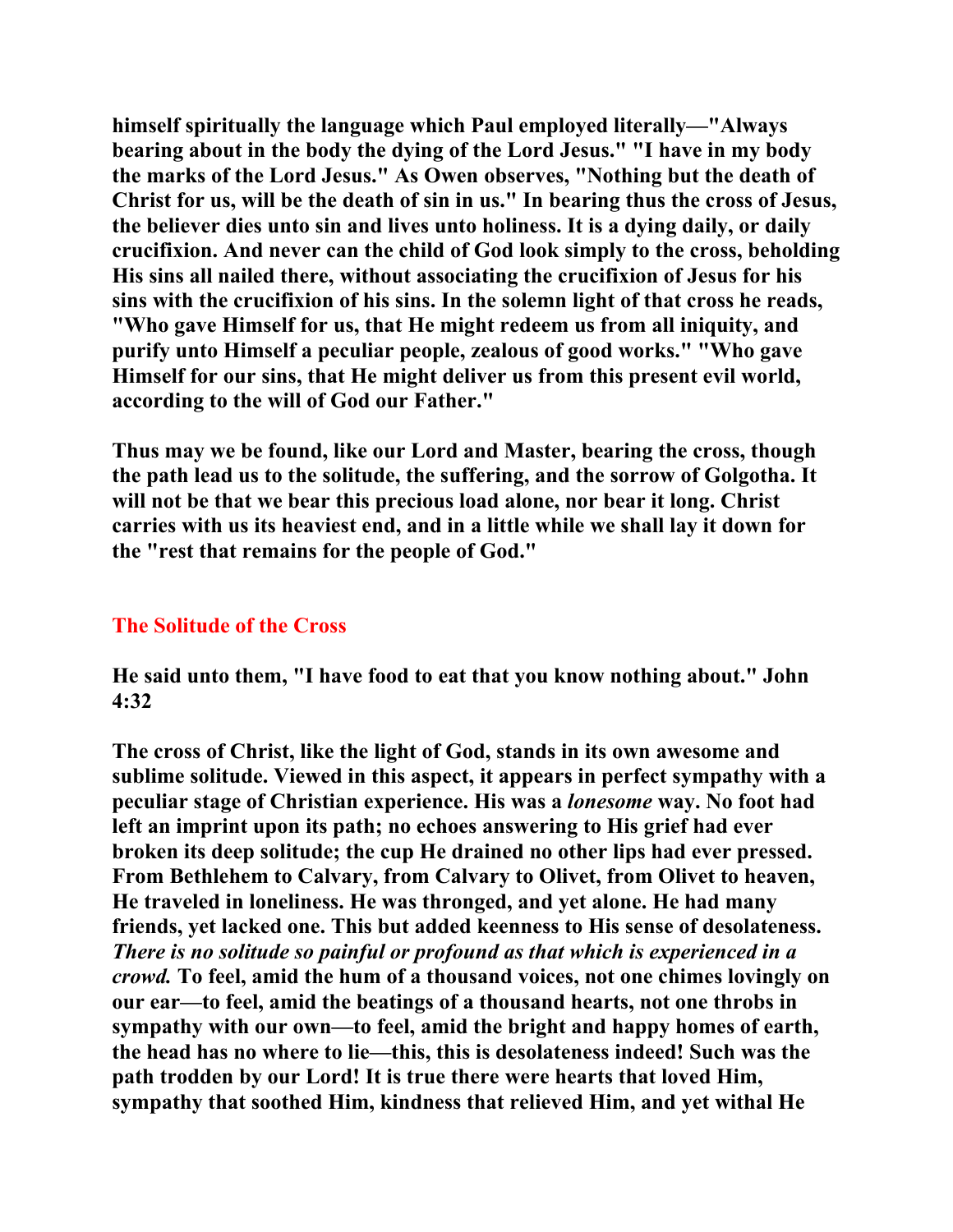**himself spiritually the language which Paul employed literally—"Always bearing about in the body the dying of the Lord Jesus." "I have in my body the marks of the Lord Jesus." As Owen observes, "Nothing but the death of Christ for us, will be the death of sin in us." In bearing thus the cross of Jesus, the believer dies unto sin and lives unto holiness. It is a dying daily, or daily crucifixion. And never can the child of God look simply to the cross, beholding His sins all nailed there, without associating the crucifixion of Jesus for his sins with the crucifixion of his sins. In the solemn light of that cross he reads, "Who gave Himself for us, that He might redeem us from all iniquity, and purify unto Himself a peculiar people, zealous of good works." "Who gave Himself for our sins, that He might deliver us from this present evil world, according to the will of God our Father."**

**Thus may we be found, like our Lord and Master, bearing the cross, though the path lead us to the solitude, the suffering, and the sorrow of Golgotha. It will not be that we bear this precious load alone, nor bear it long. Christ carries with us its heaviest end, and in a little while we shall lay it down for the "rest that remains for the people of God."**

## The Solitude of the Cross

**He said unto them, "I have food to eat that you know nothing about." John 4:32**

**The cross of Christ, like the light of God, stands in its own awesome and sublime solitude. Viewed in this aspect, it appears in perfect sympathy with a peculiar stage of Christian experience. His was a *lonesome* way. No foot had left an imprint upon its path; no echoes answering to His grief had ever broken its deep solitude; the cup He drained no other lips had ever pressed. From Bethlehem to Calvary, from Calvary to Olivet, from Olivet to heaven, He traveled in loneliness. He was thronged, and yet alone. He had many friends, yet lacked one. This but added keenness to His sense of desolateness. *There is no solitude so painful or profound as that which is experienced in a crowd.* To feel, amid the hum of a thousand voices, not one chimes lovingly on our ear—to feel, amid the beatings of a thousand hearts, not one throbs in sympathy with our own—to feel, amid the bright and happy homes of earth, the head has no where to lie—this, this is desolateness indeed! Such was the path trodden by our Lord! It is true there were hearts that loved Him, sympathy that soothed Him, kindness that relieved Him, and yet withal He**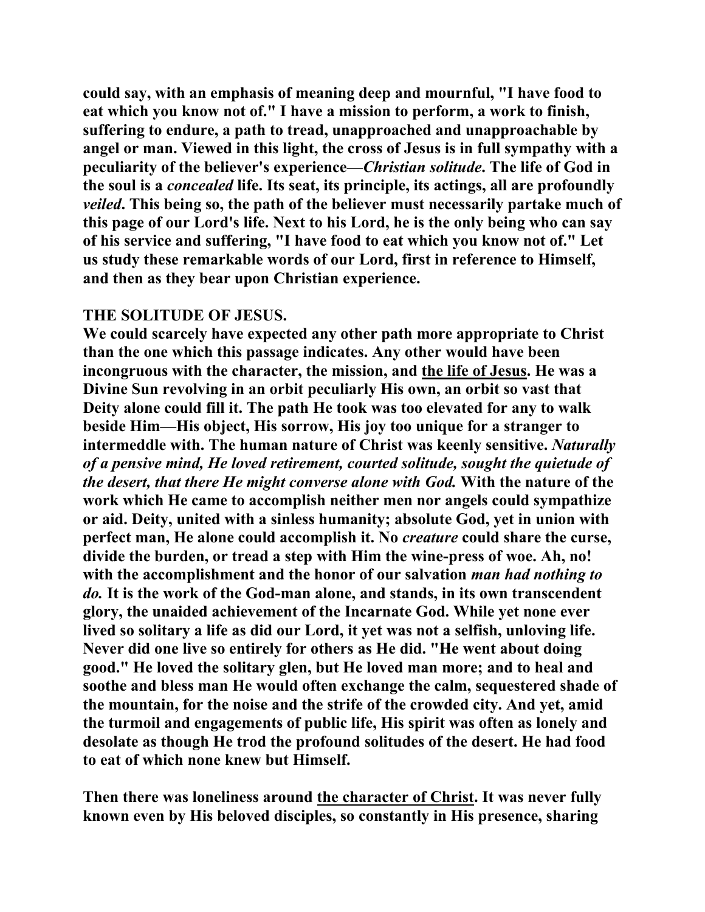could say, with an emphasis of meaning deep and mournful, "I have food to eat which you know not of." I have a mission to perform, a work to finish, suffering to endure, a path to tread, unapproached and unapproachable by angel or man. Viewed in this light, the cross of Jesus is in full sympathy with a peculiarity of the believer's experience—*Christian solitude*. The life of God in the soul is a *concealed* life. Its seat, its principle, its actings, all are profoundly *veiled*. This being so, the path of the believer must necessarily partake much of this page of our Lord's life. Next to his Lord, he is the only being who can say of his service and suffering, "I have food to eat which you know not of." Let us study these remarkable words of our Lord, first in reference to Himself, and then as they bear upon Christian experience.

## THE SOLITUDE OF JESUS.

We could scarcely have expected any other path more appropriate to Christ than the one which this passage indicates. Any other would have been incongruous with the character, the mission, and the life of Jesus. He was a Divine Sun revolving in an orbit peculiarly His own, an orbit so vast that Deity alone could fill it. The path He took was too elevated for any to walk beside Him—His object, His sorrow, His joy too unique for a stranger to intermeddle with. The human nature of Christ was keenly sensitive. *Naturally of a pensive mind, He loved retirement, courted solitude, sought the quietude of the desert, that there He might converse alone with God.* With the nature of the work which He came to accomplish neither men nor angels could sympathize or aid. Deity, united with a sinless humanity; absolute God, yet in union with perfect man, He alone could accomplish it. No *creature* could share the curse, divide the burden, or tread a step with Him the wine-press of woe. Ah, no! with the accomplishment and the honor of our salvation *man had nothing to do.* It is the work of the God-man alone, and stands, in its own transcendent glory, the unaided achievement of the Incarnate God. While yet none ever lived so solitary a life as did our Lord, it yet was not a selfish, unloving life. Never did one live so entirely for others as He did. "He went about doing good." He loved the solitary glen, but He loved man more; and to heal and soothe and bless man He would often exchange the calm, sequestered shade of the mountain, for the noise and the strife of the crowded city. And yet, amid the turmoil and engagements of public life, His spirit was often as lonely and desolate as though He trod the profound solitudes of the desert. He had food to eat of which none knew but Himself.

Then there was loneliness around the character of Christ. It was never fully known even by His beloved disciples, so constantly in His presence, sharing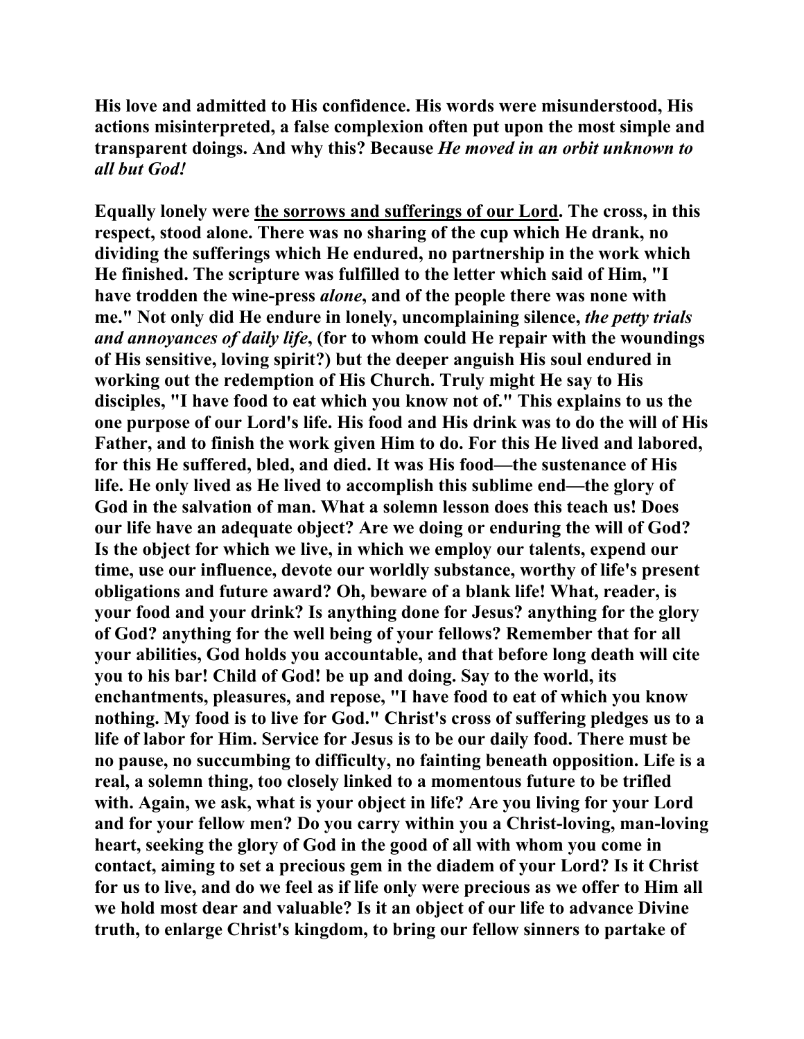**His love and admitted to His confidence. His words were misunderstood, His actions misinterpreted, a false complexion often put upon the most simple and transparent doings. And why this? Because *He moved in an orbit unknown to all but God!***

**Equally lonely were <u>the sorrows and sufferings of our Lord</u>. The cross, in this respect, stood alone. There was no sharing of the cup which He drank, no dividing the sufferings which He endured, no partnership in the work which He finished. The scripture was fulfilled to the letter which said of Him, "I have trodden the wine-press *alone*, and of the people there was none with me." Not only did He endure in lonely, uncomplaining silence, *the petty trials and annoyances of daily life*, (for to whom could He repair with the woundings of His sensitive, loving spirit?) but the deeper anguish His soul endured in working out the redemption of His Church. Truly might He say to His disciples, "I have food to eat which you know not of." This explains to us the one purpose of our Lord's life. His food and His drink was to do the will of His Father, and to finish the work given Him to do. For this He lived and labored, for this He suffered, bled, and died. It was His food—the sustenance of His life. He only lived as He lived to accomplish this sublime end—the glory of God in the salvation of man. What a solemn lesson does this teach us! Does our life have an adequate object? Are we doing or enduring the will of God? Is the object for which we live, in which we employ our talents, expend our time, use our influence, devote our worldly substance, worthy of life's present obligations and future award? Oh, beware of a blank life! What, reader, is your food and your drink? Is anything done for Jesus? anything for the glory of God? anything for the well being of your fellows? Remember that for all your abilities, God holds you accountable, and that before long death will cite you to his bar! Child of God! be up and doing. Say to the world, its enchantments, pleasures, and repose, "I have food to eat of which you know nothing. My food is to live for God." Christ's cross of suffering pledges us to a life of labor for Him. Service for Jesus is to be our daily food. There must be no pause, no succumbing to difficulty, no fainting beneath opposition. Life is a real, a solemn thing, too closely linked to a momentous future to be trifled with. Again, we ask, what is your object in life? Are you living for your Lord and for your fellow men? Do you carry within you a Christ-loving, man-loving heart, seeking the glory of God in the good of all with whom you come in contact, aiming to set a precious gem in the diadem of your Lord? Is it Christ for us to live, and do we feel as if life only were precious as we offer to Him all we hold most dear and valuable? Is it an object of our life to advance Divine truth, to enlarge Christ's kingdom, to bring our fellow sinners to partake of**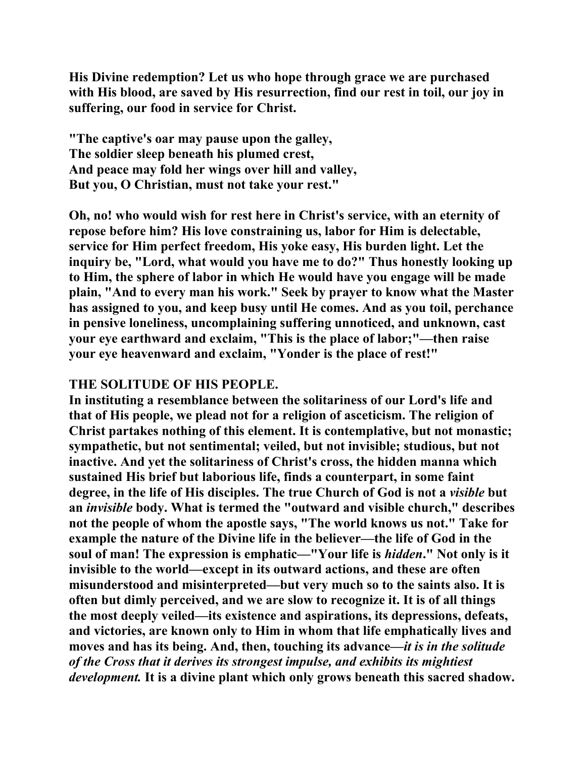His Divine redemption? Let us who hope through grace we are purchased with His blood, are saved by His resurrection, find our rest in toil, our joy in suffering, our food in service for Christ.

"The captive's oar may pause upon the galley,
The soldier sleep beneath his plumed crest,
And peace may fold her wings over hill and valley,
But you, O Christian, must not take your rest."

Oh, no! who would wish for rest here in Christ's service, with an eternity of repose before him? His love constraining us, labor for Him is delectable, service for Him perfect freedom, His yoke easy, His burden light. Let the inquiry be, "Lord, what would you have me to do?" Thus honestly looking up to Him, the sphere of labor in which He would have you engage will be made plain, "And to every man his work." Seek by prayer to know what the Master has assigned to you, and keep busy until He comes. And as you toil, perchance in pensive loneliness, uncomplaining suffering unnoticed, and unknown, cast your eye earthward and exclaim, "This is the place of labor;"—then raise your eye heavenward and exclaim, "Yonder is the place of rest!"

## THE SOLITUDE OF HIS PEOPLE.

In instituting a resemblance between the solitariness of our Lord's life and that of His people, we plead not for a religion of asceticism. The religion of Christ partakes nothing of this element. It is contemplative, but not monastic; sympathetic, but not sentimental; veiled, but not invisible; studious, but not inactive. And yet the solitariness of Christ's cross, the hidden manna which sustained His brief but laborious life, finds a counterpart, in some faint degree, in the life of His disciples. The true Church of God is not a *visible* but an *invisible* body. What is termed the "outward and visible church," describes not the people of whom the apostle says, "The world knows us not." Take for example the nature of the Divine life in the believer—the life of God in the soul of man! The expression is emphatic—"Your life is *hidden*." Not only is it invisible to the world—except in its outward actions, and these are often misunderstood and misinterpreted—but very much so to the saints also. It is often but dimly perceived, and we are slow to recognize it. It is of all things the most deeply veiled—its existence and aspirations, its depressions, defeats, and victories, are known only to Him in whom that life emphatically lives and moves and has its being. And, then, touching its advance—*it is in the solitude of the Cross that it derives its strongest impulse, and exhibits its mightiest development.* It is a divine plant which only grows beneath this sacred shadow.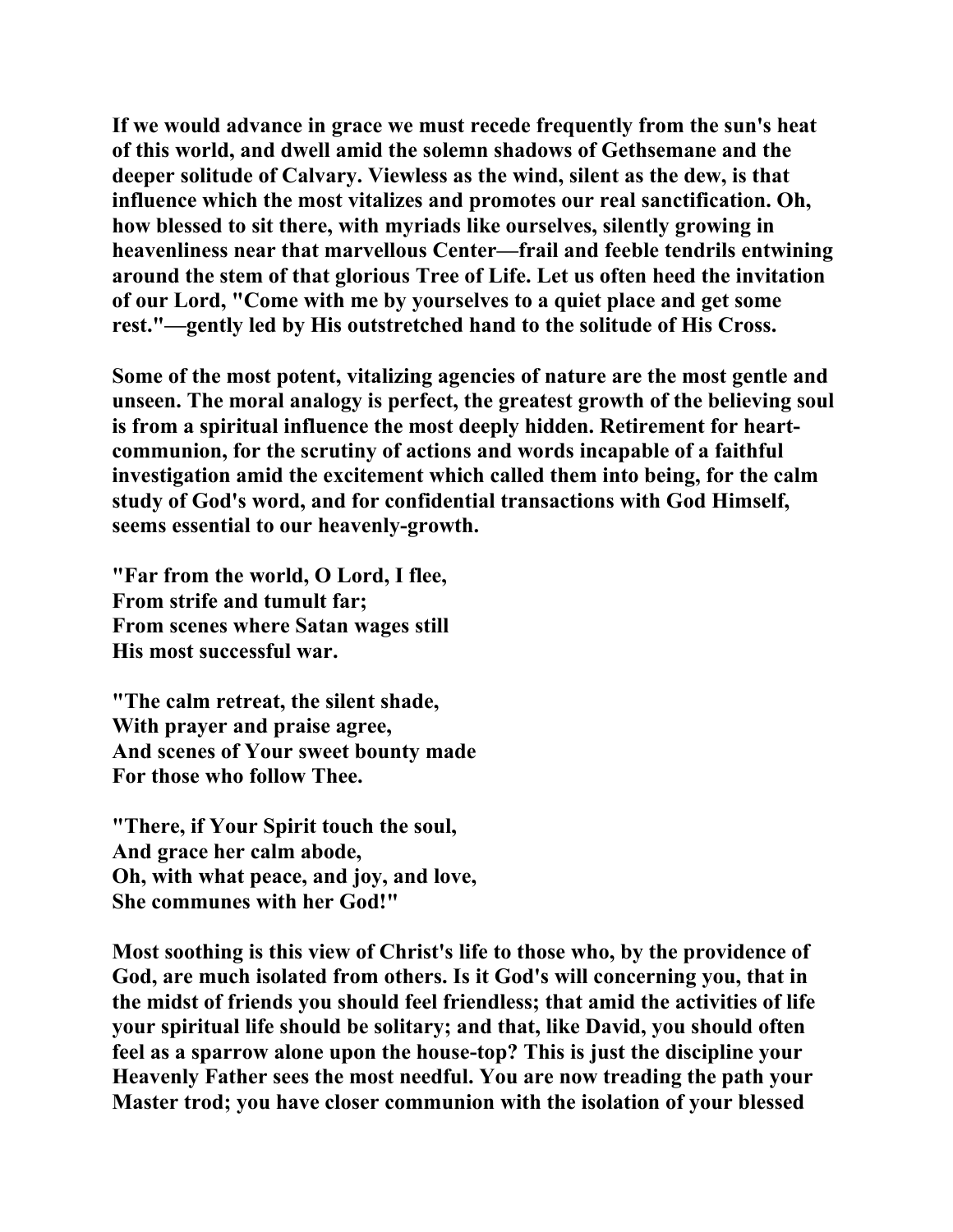If we would advance in grace we must recede frequently from the sun's heat of this world, and dwell amid the solemn shadows of Gethsemane and the deeper solitude of Calvary. Viewless as the wind, silent as the dew, is that influence which the most vitalizes and promotes our real sanctification. Oh, how blessed to sit there, with myriads like ourselves, silently growing in heavenliness near that marvellous Center—frail and feeble tendrils entwining around the stem of that glorious Tree of Life. Let us often heed the invitation of our Lord, "Come with me by yourselves to a quiet place and get some rest."—gently led by His outstretched hand to the solitude of His Cross.

Some of the most potent, vitalizing agencies of nature are the most gentle and unseen. The moral analogy is perfect, the greatest growth of the believing soul is from a spiritual influence the most deeply hidden. Retirement for heart-communion, for the scrutiny of actions and words incapable of a faithful investigation amid the excitement which called them into being, for the calm study of God's word, and for confidential transactions with God Himself, seems essential to our heavenly-growth.

"Far from the world, O Lord, I flee,  
From strife and tumult far;  
From scenes where Satan wages still  
His most successful war.

"The calm retreat, the silent shade,  
With prayer and praise agree,  
And scenes of Your sweet bounty made  
For those who follow Thee.

"There, if Your Spirit touch the soul,  
And grace her calm abode,  
Oh, with what peace, and joy, and love,  
She communes with her God!"

Most soothing is this view of Christ's life to those who, by the providence of God, are much isolated from others. Is it God's will concerning you, that in the midst of friends you should feel friendless; that amid the activities of life your spiritual life should be solitary; and that, like David, you should often feel as a sparrow alone upon the house-top? This is just the discipline your Heavenly Father sees the most needful. You are now treading the path your Master trod; you have closer communion with the isolation of your blessed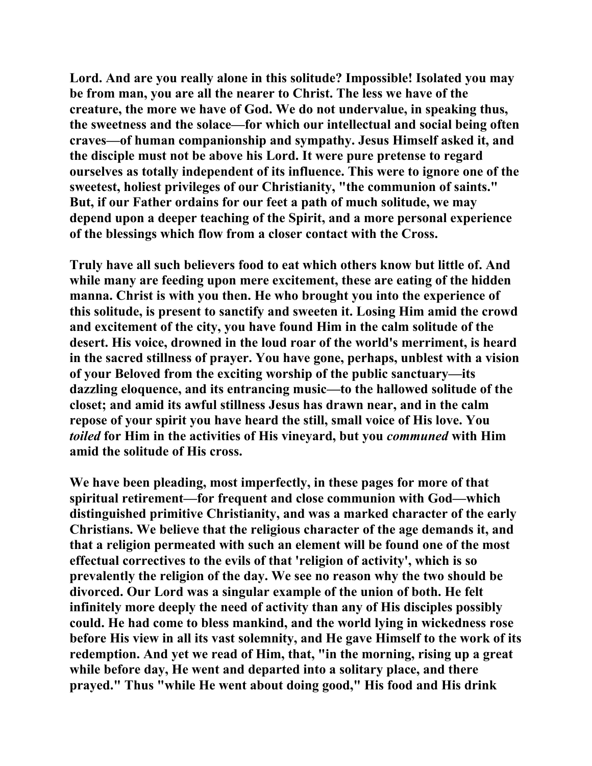Lord. And are you really alone in this solitude? Impossible! Isolated you may be from man, you are all the nearer to Christ. The less we have of the creature, the more we have of God. We do not undervalue, in speaking thus, the sweetness and the solace—for which our intellectual and social being often craves—of human companionship and sympathy. Jesus Himself asked it, and the disciple must not be above his Lord. It were pure pretense to regard ourselves as totally independent of its influence. This were to ignore one of the sweetest, holiest privileges of our Christianity, "the communion of saints." But, if our Father ordains for our feet a path of much solitude, we may depend upon a deeper teaching of the Spirit, and a more personal experience of the blessings which flow from a closer contact with the Cross.

Truly have all such believers food to eat which others know but little of. And while many are feeding upon mere excitement, these are eating of the hidden manna. Christ is with you then. He who brought you into the experience of this solitude, is present to sanctify and sweeten it. Losing Him amid the crowd and excitement of the city, you have found Him in the calm solitude of the desert. His voice, drowned in the loud roar of the world's merriment, is heard in the sacred stillness of prayer. You have gone, perhaps, unblest with a vision of your Beloved from the exciting worship of the public sanctuary—its dazzling eloquence, and its entrancing music—to the hallowed solitude of the closet; and amid its awful stillness Jesus has drawn near, and in the calm repose of your spirit you have heard the still, small voice of His love. You *toiled* for Him in the activities of His vineyard, but you *communed* with Him amid the solitude of His cross.

We have been pleading, most imperfectly, in these pages for more of that spiritual retirement—for frequent and close communion with God—which distinguished primitive Christianity, and was a marked character of the early Christians. We believe that the religious character of the age demands it, and that a religion permeated with such an element will be found one of the most effectual correctives to the evils of that 'religion of activity', which is so prevalently the religion of the day. We see no reason why the two should be divorced. Our Lord was a singular example of the union of both. He felt infinitely more deeply the need of activity than any of His disciples possibly could. He had come to bless mankind, and the world lying in wickedness rose before His view in all its vast solemnity, and He gave Himself to the work of its redemption. And yet we read of Him, that, "in the morning, rising up a great while before day, He went and departed into a solitary place, and there prayed." Thus "while He went about doing good," His food and His drink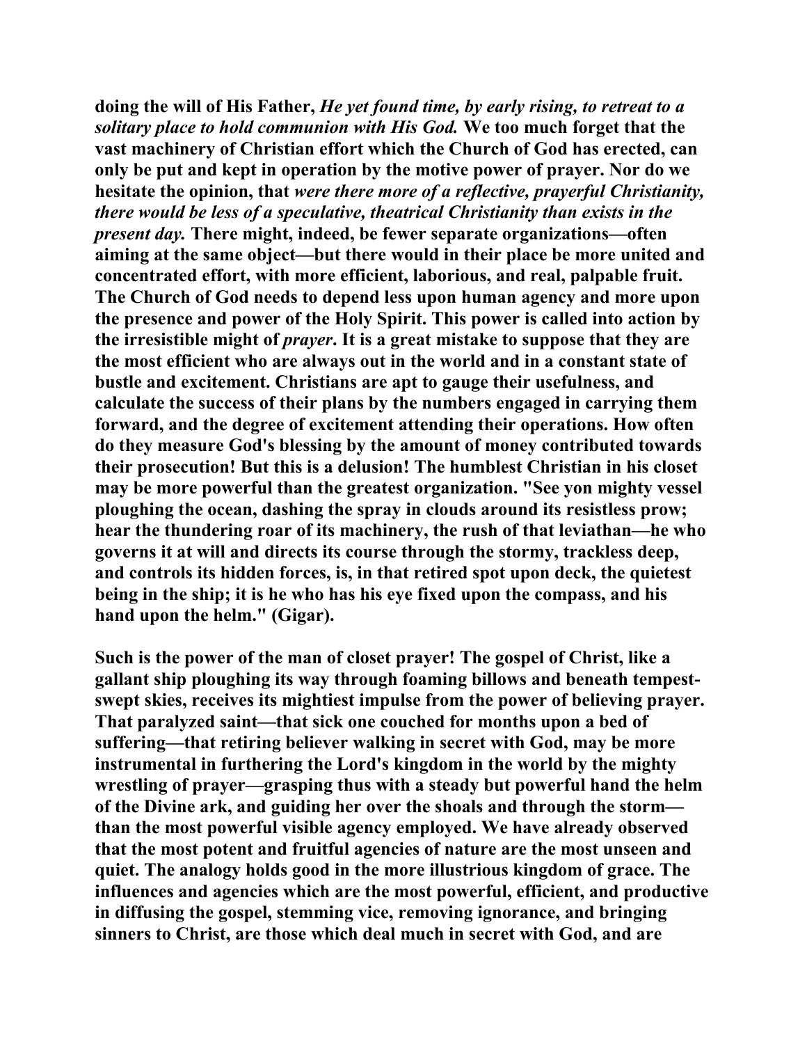**doing the will of His Father, *He yet found time, by early rising, to retreat to a solitary place to hold communion with His God.* We too much forget that the vast machinery of Christian effort which the Church of God has erected, can only be put and kept in operation by the motive power of prayer. Nor do we hesitate the opinion, that *were there more of a reflective, prayerful Christianity, there would be less of a speculative, theatrical Christianity than exists in the present day.* There might, indeed, be fewer separate organizations—often aiming at the same object—but there would in their place be more united and concentrated effort, with more efficient, laborious, and real, palpable fruit. The Church of God needs to depend less upon human agency and more upon the presence and power of the Holy Spirit. This power is called into action by the irresistible might of *prayer*. It is a great mistake to suppose that they are the most efficient who are always out in the world and in a constant state of bustle and excitement. Christians are apt to gauge their usefulness, and calculate the success of their plans by the numbers engaged in carrying them forward, and the degree of excitement attending their operations. How often do they measure God's blessing by the amount of money contributed towards their prosecution! But this is a delusion! The humblest Christian in his closet may be more powerful than the greatest organization. "See yon mighty vessel ploughing the ocean, dashing the spray in clouds around its resistless prow; hear the thundering roar of its machinery, the rush of that leviathan—he who governs it at will and directs its course through the stormy, trackless deep, and controls its hidden forces, is, in that retired spot upon deck, the quietest being in the ship; it is he who has his eye fixed upon the compass, and his hand upon the helm." (Gigar).**

**Such is the power of the man of closet prayer! The gospel of Christ, like a gallant ship ploughing its way through foaming billows and beneath tempest-swept skies, receives its mightiest impulse from the power of believing prayer. That paralyzed saint—that sick one couched for months upon a bed of suffering—that retiring believer walking in secret with God, may be more instrumental in furthering the Lord's kingdom in the world by the mighty wrestling of prayer—grasping thus with a steady but powerful hand the helm of the Divine ark, and guiding her over the shoals and through the storm—than the most powerful visible agency employed. We have already observed that the most potent and fruitful agencies of nature are the most unseen and quiet. The analogy holds good in the more illustrious kingdom of grace. The influences and agencies which are the most powerful, efficient, and productive in diffusing the gospel, stemming vice, removing ignorance, and bringing sinners to Christ, are those which deal much in secret with God, and are**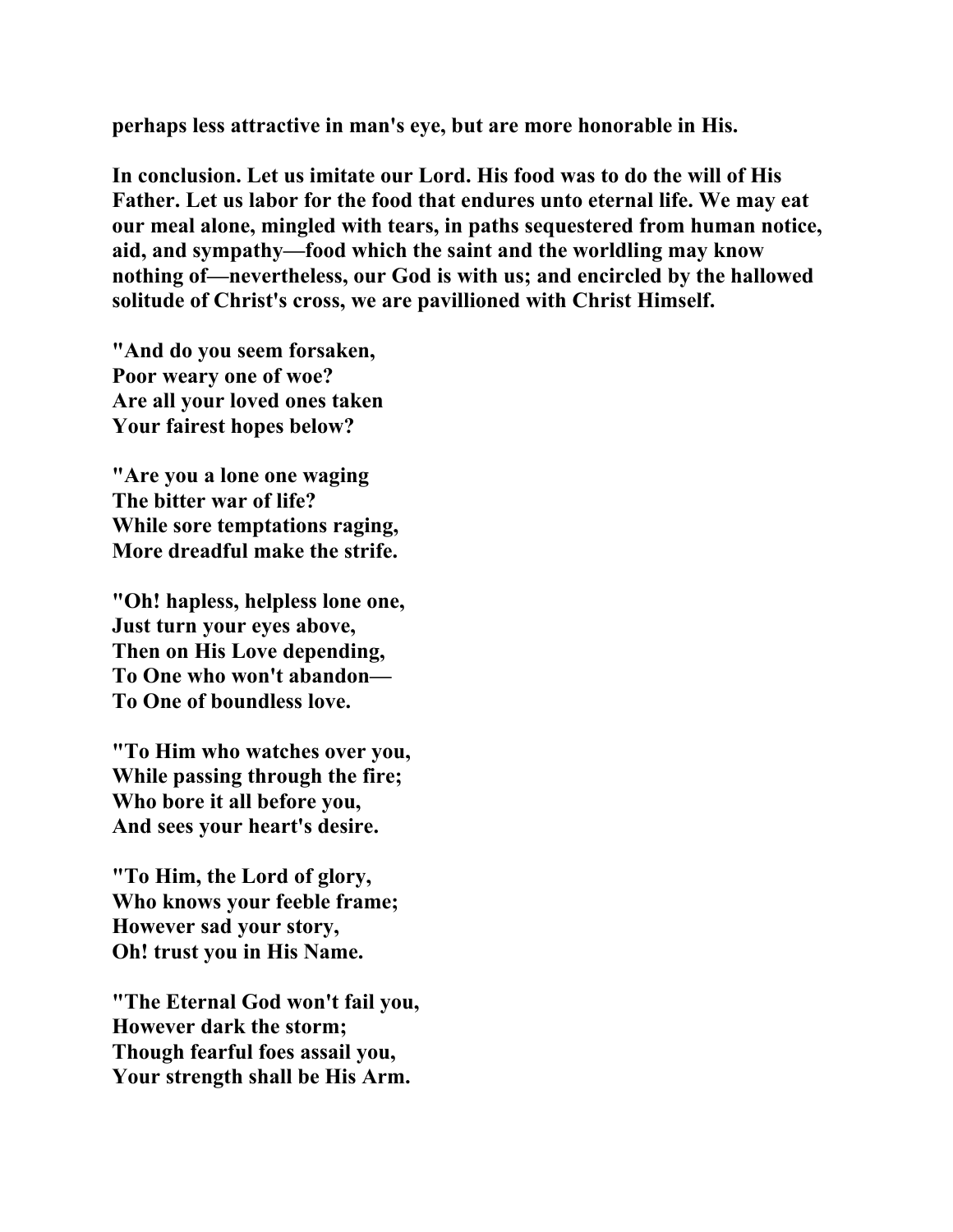**perhaps less attractive in man's eye, but are more honorable in His.**

**In conclusion. Let us imitate our Lord. His food was to do the will of His Father. Let us labor for the food that endures unto eternal life. We may eat our meal alone, mingled with tears, in paths sequestered from human notice, aid, and sympathy—food which the saint and the worldling may know nothing of—nevertheless, our God is with us; and encircled by the hallowed solitude of Christ's cross, we are pavillioned with Christ Himself.**

**"And do you seem forsaken,**
**Poor weary one of woe?**
**Are all your loved ones taken**
**Your fairest hopes below?**

**"Are you a lone one waging**
**The bitter war of life?**
**While sore temptations raging,**
**More dreadful make the strife.**

**"Oh! hapless, helpless lone one,**
**Just turn your eyes above,**
**Then on His Love depending,**
**To One who won't abandon—**
**To One of boundless love.**

**"To Him who watches over you,**
**While passing through the fire;**
**Who bore it all before you,**
**And sees your heart's desire.**

**"To Him, the Lord of glory,**
**Who knows your feeble frame;**
**However sad your story,**
**Oh! trust you in His Name.**

**"The Eternal God won't fail you,**
**However dark the storm;**
**Though fearful foes assail you,**
**Your strength shall be His Arm.**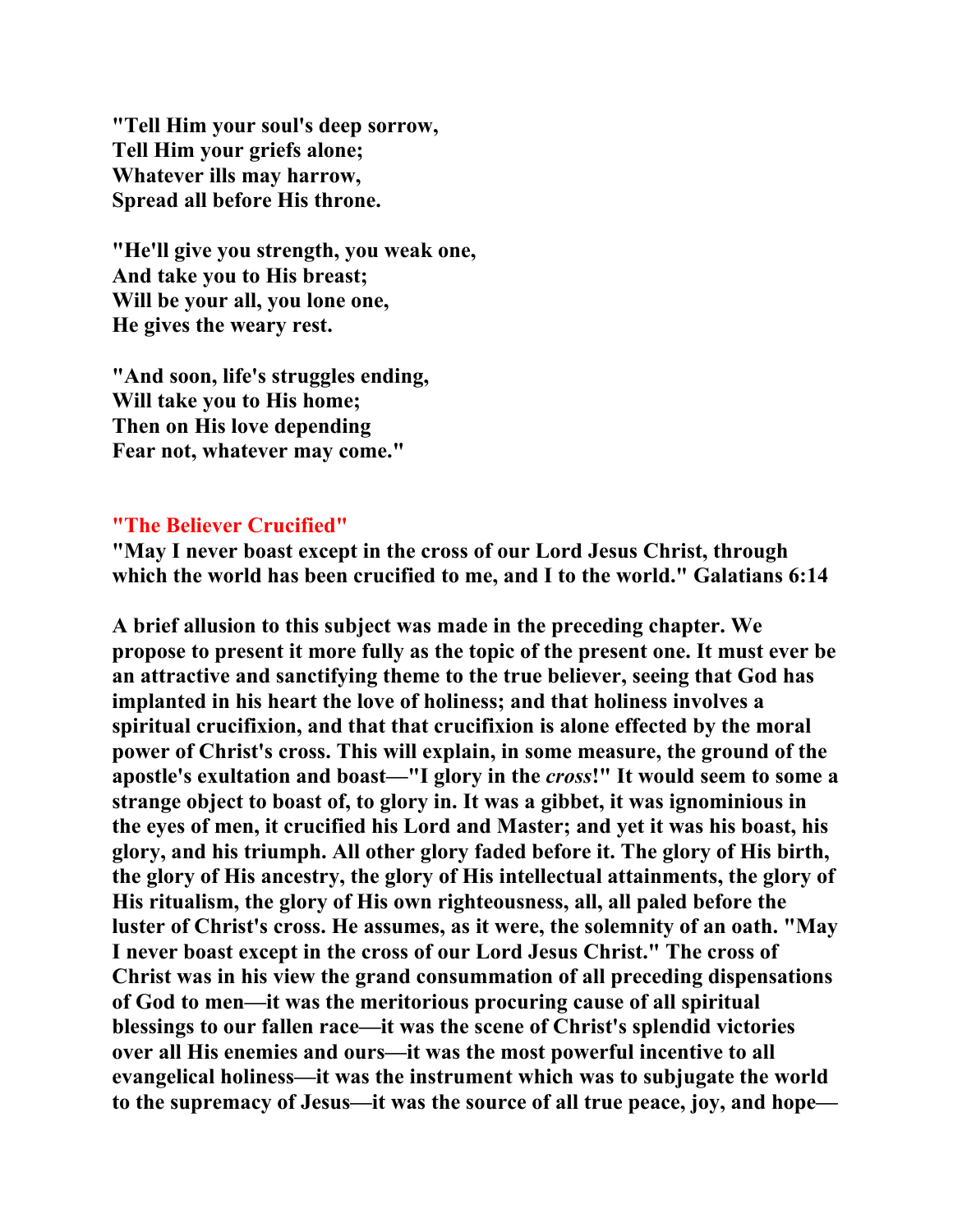**"Tell Him your soul's deep sorrow,**
**Tell Him your griefs alone;**
**Whatever ills may harrow,**
**Spread all before His throne.**

**"He'll give you strength, you weak one,**
**And take you to His breast;**
**Will be your all, you lone one,**
**He gives the weary rest.**

**"And soon, life's struggles ending,**
**Will take you to His home;**
**Then on His love depending**
**Fear not, whatever may come."**

## "The Believer Crucified"

**"May I never boast except in the cross of our Lord Jesus Christ, through which the world has been crucified to me, and I to the world." Galatians 6:14**

**A brief allusion to this subject was made in the preceding chapter. We propose to present it more fully as the topic of the present one. It must ever be an attractive and sanctifying theme to the true believer, seeing that God has implanted in his heart the love of holiness; and that holiness involves a spiritual crucifixion, and that that crucifixion is alone effected by the moral power of Christ's cross. This will explain, in some measure, the ground of the apostle's exultation and boast—"I glory in the *cross*!" It would seem to some a strange object to boast of, to glory in. It was a gibbet, it was ignominious in the eyes of men, it crucified his Lord and Master; and yet it was his boast, his glory, and his triumph. All other glory faded before it. The glory of His birth, the glory of His ancestry, the glory of His intellectual attainments, the glory of His ritualism, the glory of His own righteousness, all, all paled before the luster of Christ's cross. He assumes, as it were, the solemnity of an oath. "May I never boast except in the cross of our Lord Jesus Christ." The cross of Christ was in his view the grand consummation of all preceding dispensations of God to men—it was the meritorious procuring cause of all spiritual blessings to our fallen race—it was the scene of Christ's splendid victories over all His enemies and ours—it was the most powerful incentive to all evangelical holiness—it was the instrument which was to subjugate the world to the supremacy of Jesus—it was the source of all true peace, joy, and hope—**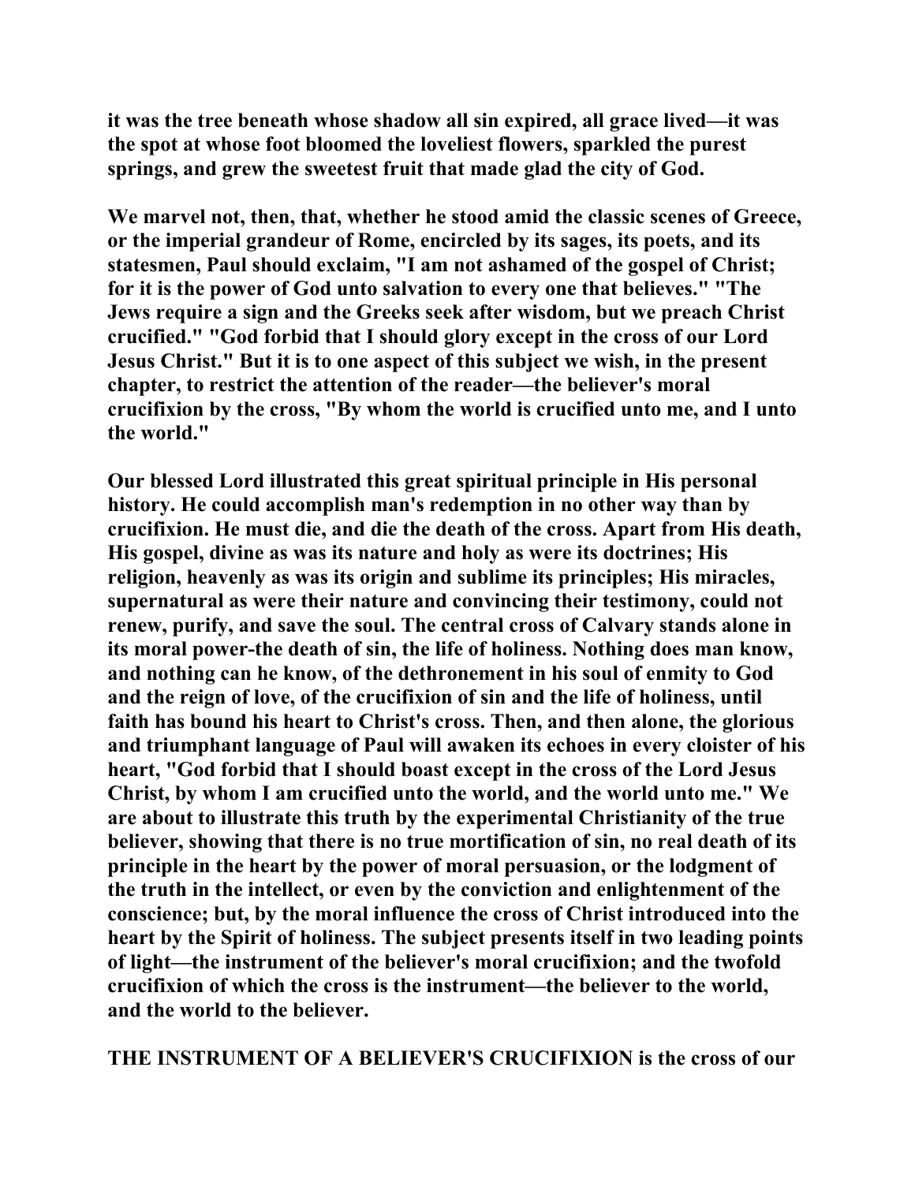**it was the tree beneath whose shadow all sin expired, all grace lived—it was the spot at whose foot bloomed the loveliest flowers, sparkled the purest springs, and grew the sweetest fruit that made glad the city of God.**

**We marvel not, then, that, whether he stood amid the classic scenes of Greece, or the imperial grandeur of Rome, encircled by its sages, its poets, and its statesmen, Paul should exclaim, "I am not ashamed of the gospel of Christ; for it is the power of God unto salvation to every one that believes." "The Jews require a sign and the Greeks seek after wisdom, but we preach Christ crucified." "God forbid that I should glory except in the cross of our Lord Jesus Christ." But it is to one aspect of this subject we wish, in the present chapter, to restrict the attention of the reader—the believer's moral crucifixion by the cross, "By whom the world is crucified unto me, and I unto the world."**

**Our blessed Lord illustrated this great spiritual principle in His personal history. He could accomplish man's redemption in no other way than by crucifixion. He must die, and die the death of the cross. Apart from His death, His gospel, divine as was its nature and holy as were its doctrines; His religion, heavenly as was its origin and sublime its principles; His miracles, supernatural as were their nature and convincing their testimony, could not renew, purify, and save the soul. The central cross of Calvary stands alone in its moral power-the death of sin, the life of holiness. Nothing does man know, and nothing can he know, of the dethronement in his soul of enmity to God and the reign of love, of the crucifixion of sin and the life of holiness, until faith has bound his heart to Christ's cross. Then, and then alone, the glorious and triumphant language of Paul will awaken its echoes in every cloister of his heart, "God forbid that I should boast except in the cross of the Lord Jesus Christ, by whom I am crucified unto the world, and the world unto me." We are about to illustrate this truth by the experimental Christianity of the true believer, showing that there is no true mortification of sin, no real death of its principle in the heart by the power of moral persuasion, or the lodgment of the truth in the intellect, or even by the conviction and enlightenment of the conscience; but, by the moral influence the cross of Christ introduced into the heart by the Spirit of holiness. The subject presents itself in two leading points of light—the instrument of the believer's moral crucifixion; and the twofold crucifixion of which the cross is the instrument—the believer to the world, and the world to the believer.**

**THE INSTRUMENT OF A BELIEVER'S CRUCIFIXION is the cross of our**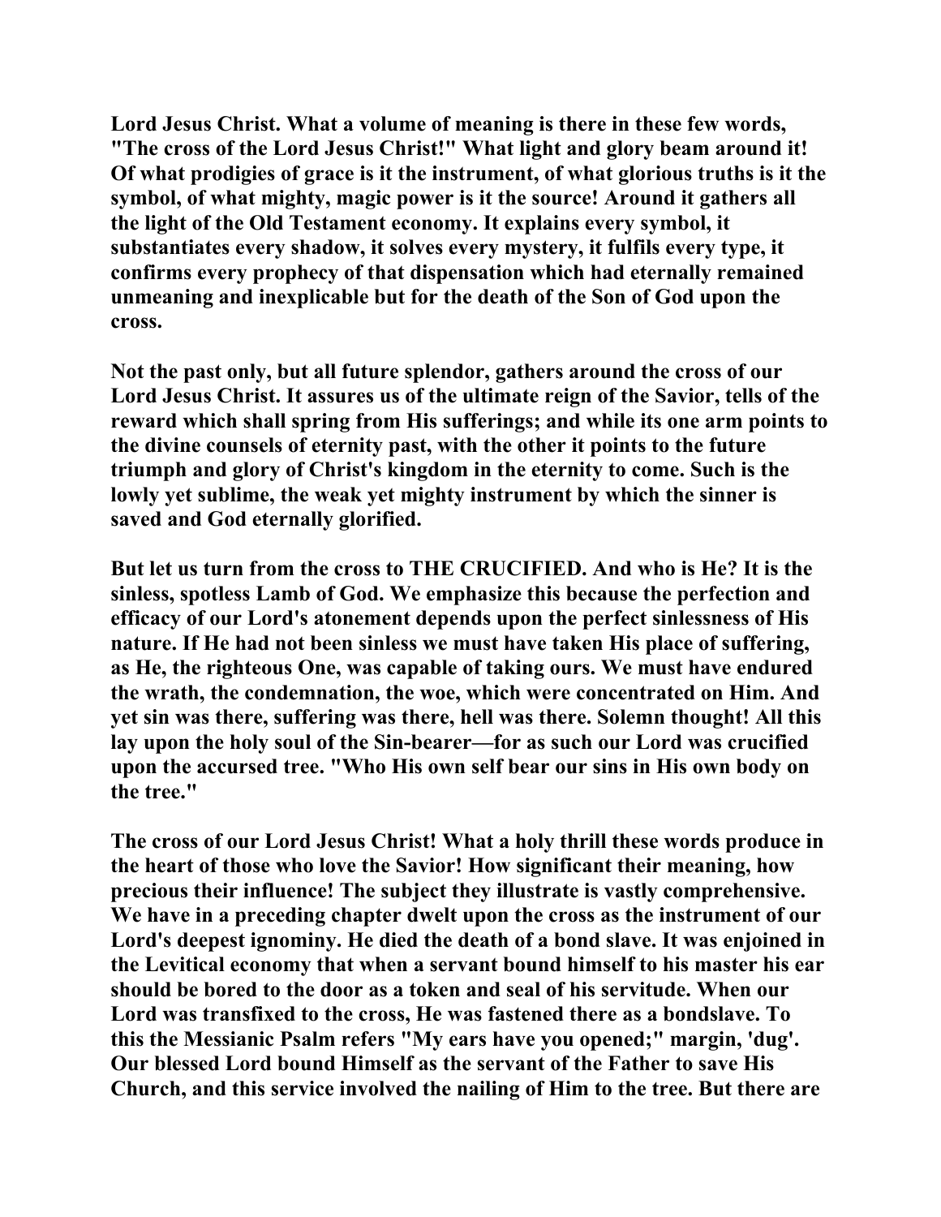Lord Jesus Christ. What a volume of meaning is there in these few words, "The cross of the Lord Jesus Christ!" What light and glory beam around it! Of what prodigies of grace is it the instrument, of what glorious truths is it the symbol, of what mighty, magic power is it the source! Around it gathers all the light of the Old Testament economy. It explains every symbol, it substantiates every shadow, it solves every mystery, it fulfils every type, it confirms every prophecy of that dispensation which had eternally remained unmeaning and inexplicable but for the death of the Son of God upon the cross.

Not the past only, but all future splendor, gathers around the cross of our Lord Jesus Christ. It assures us of the ultimate reign of the Savior, tells of the reward which shall spring from His sufferings; and while its one arm points to the divine counsels of eternity past, with the other it points to the future triumph and glory of Christ's kingdom in the eternity to come. Such is the lowly yet sublime, the weak yet mighty instrument by which the sinner is saved and God eternally glorified.

But let us turn from the cross to THE CRUCIFIED. And who is He? It is the sinless, spotless Lamb of God. We emphasize this because the perfection and efficacy of our Lord's atonement depends upon the perfect sinlessness of His nature. If He had not been sinless we must have taken His place of suffering, as He, the righteous One, was capable of taking ours. We must have endured the wrath, the condemnation, the woe, which were concentrated on Him. And yet sin was there, suffering was there, hell was there. Solemn thought! All this lay upon the holy soul of the Sin-bearer—for as such our Lord was crucified upon the accursed tree. "Who His own self bear our sins in His own body on the tree."

The cross of our Lord Jesus Christ! What a holy thrill these words produce in the heart of those who love the Savior! How significant their meaning, how precious their influence! The subject they illustrate is vastly comprehensive. We have in a preceding chapter dwelt upon the cross as the instrument of our Lord's deepest ignominy. He died the death of a bond slave. It was enjoined in the Levitical economy that when a servant bound himself to his master his ear should be bored to the door as a token and seal of his servitude. When our Lord was transfixed to the cross, He was fastened there as a bondslave. To this the Messianic Psalm refers "My ears have you opened;" margin, 'dug'. Our blessed Lord bound Himself as the servant of the Father to save His Church, and this service involved the nailing of Him to the tree. But there are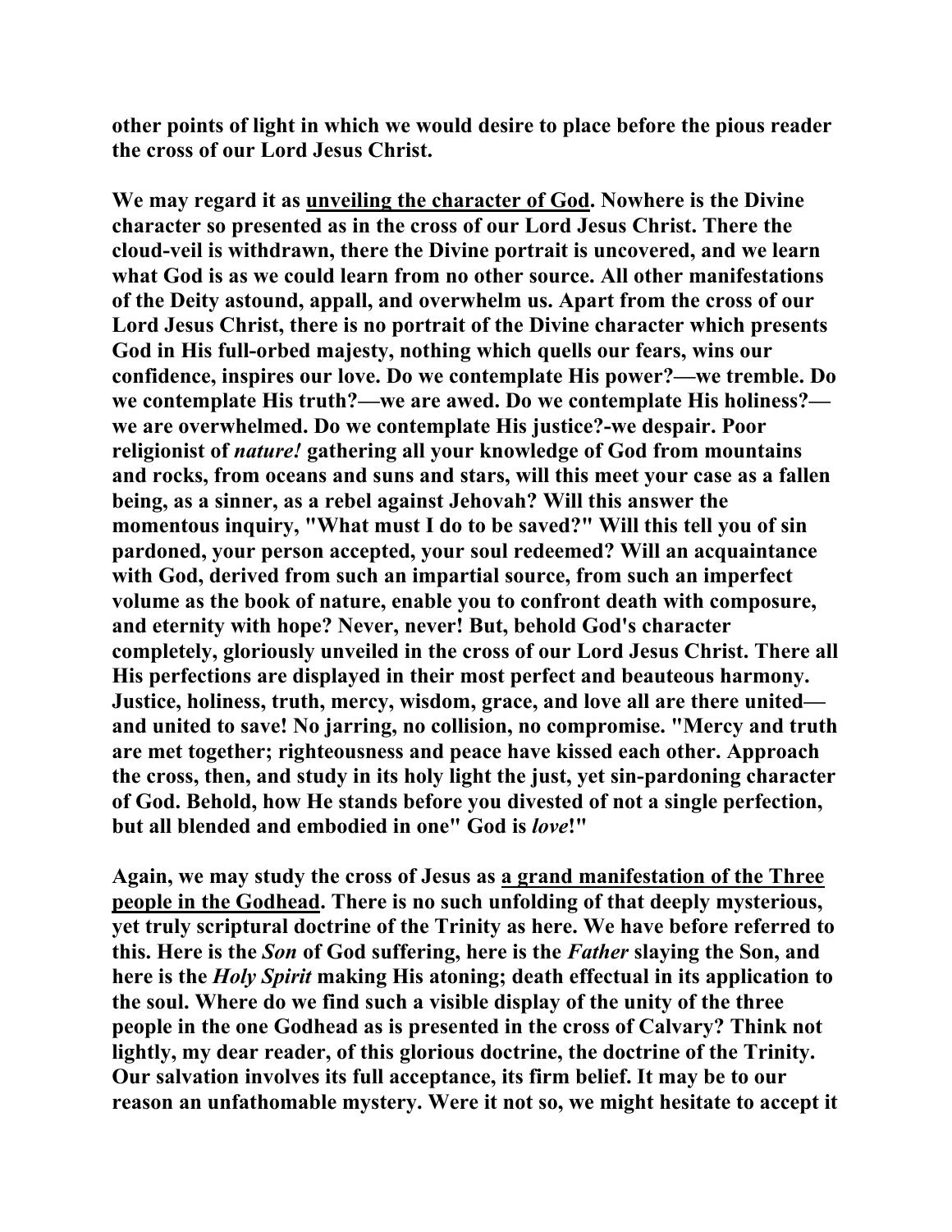**other points of light in which we would desire to place before the pious reader the cross of our Lord Jesus Christ.**

**We may regard it as <u>unveiling the character of God</u>. Nowhere is the Divine character so presented as in the cross of our Lord Jesus Christ. There the cloud-veil is withdrawn, there the Divine portrait is uncovered, and we learn what God is as we could learn from no other source. All other manifestations of the Deity astound, appall, and overwhelm us. Apart from the cross of our Lord Jesus Christ, there is no portrait of the Divine character which presents God in His full-orbed majesty, nothing which quells our fears, wins our confidence, inspires our love. Do we contemplate His power?—we tremble. Do we contemplate His truth?—we are awed. Do we contemplate His holiness?—we are overwhelmed. Do we contemplate His justice?-we despair. Poor religionist of *nature!* gathering all your knowledge of God from mountains and rocks, from oceans and suns and stars, will this meet your case as a fallen being, as a sinner, as a rebel against Jehovah? Will this answer the momentous inquiry, "What must I do to be saved?" Will this tell you of sin pardoned, your person accepted, your soul redeemed? Will an acquaintance with God, derived from such an impartial source, from such an imperfect volume as the book of nature, enable you to confront death with composure, and eternity with hope? Never, never! But, behold God's character completely, gloriously unveiled in the cross of our Lord Jesus Christ. There all His perfections are displayed in their most perfect and beauteous harmony. Justice, holiness, truth, mercy, wisdom, grace, and love all are there united—and united to save! No jarring, no collision, no compromise. "Mercy and truth are met together; righteousness and peace have kissed each other. Approach the cross, then, and study in its holy light the just, yet sin-pardoning character of God. Behold, how He stands before you divested of not a single perfection, but all blended and embodied in one" God is *love*!"**

**Again, we may study the cross of Jesus as <u>a grand manifestation of the Three people in the Godhead</u>. There is no such unfolding of that deeply mysterious, yet truly scriptural doctrine of the Trinity as here. We have before referred to this. Here is the *Son* of God suffering, here is the *Father* slaying the Son, and here is the *Holy Spirit* making His atoning; death effectual in its application to the soul. Where do we find such a visible display of the unity of the three people in the one Godhead as is presented in the cross of Calvary? Think not lightly, my dear reader, of this glorious doctrine, the doctrine of the Trinity. Our salvation involves its full acceptance, its firm belief. It may be to our reason an unfathomable mystery. Were it not so, we might hesitate to accept it**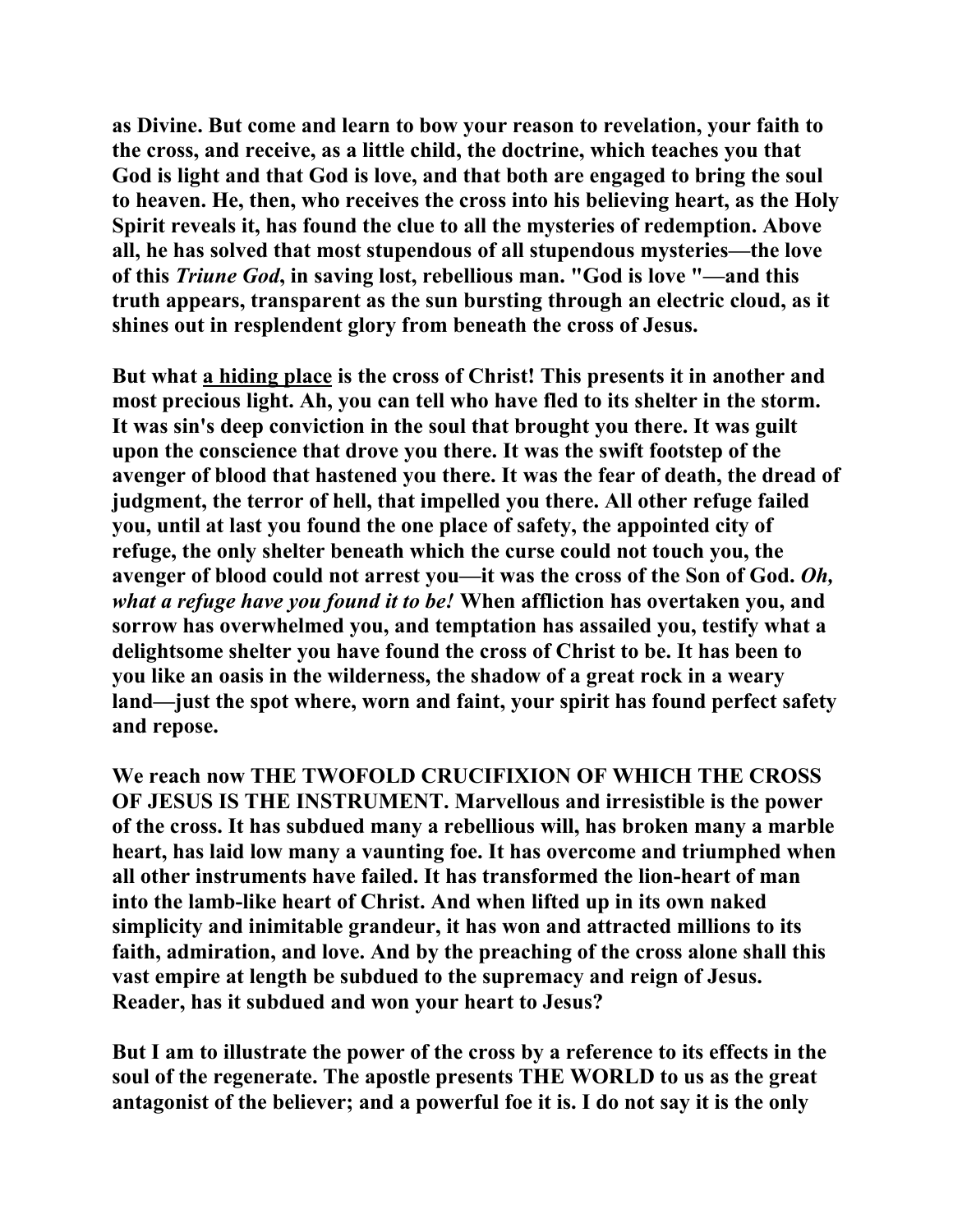as Divine. But come and learn to bow your reason to revelation, your faith to the cross, and receive, as a little child, the doctrine, which teaches you that God is light and that God is love, and that both are engaged to bring the soul to heaven. He, then, who receives the cross into his believing heart, as the Holy Spirit reveals it, has found the clue to all the mysteries of redemption. Above all, he has solved that most stupendous of all stupendous mysteries—the love of this *Triune God*, in saving lost, rebellious man. "God is love "—and this truth appears, transparent as the sun bursting through an electric cloud, as it shines out in resplendent glory from beneath the cross of Jesus.

But what <u>a hiding place</u> is the cross of Christ! This presents it in another and most precious light. Ah, you can tell who have fled to its shelter in the storm. It was sin's deep conviction in the soul that brought you there. It was guilt upon the conscience that drove you there. It was the swift footstep of the avenger of blood that hastened you there. It was the fear of death, the dread of judgment, the terror of hell, that impelled you there. All other refuge failed you, until at last you found the one place of safety, the appointed city of refuge, the only shelter beneath which the curse could not touch you, the avenger of blood could not arrest you—it was the cross of the Son of God. *Oh, what a refuge have you found it to be!* When affliction has overtaken you, and sorrow has overwhelmed you, and temptation has assailed you, testify what a delightsome shelter you have found the cross of Christ to be. It has been to you like an oasis in the wilderness, the shadow of a great rock in a weary land—just the spot where, worn and faint, your spirit has found perfect safety and repose.

We reach now THE TWOFOLD CRUCIFIXION OF WHICH THE CROSS OF JESUS IS THE INSTRUMENT. Marvellous and irresistible is the power of the cross. It has subdued many a rebellious will, has broken many a marble heart, has laid low many a vaunting foe. It has overcome and triumphed when all other instruments have failed. It has transformed the lion-heart of man into the lamb-like heart of Christ. And when lifted up in its own naked simplicity and inimitable grandeur, it has won and attracted millions to its faith, admiration, and love. And by the preaching of the cross alone shall this vast empire at length be subdued to the supremacy and reign of Jesus. Reader, has it subdued and won your heart to Jesus?

But I am to illustrate the power of the cross by a reference to its effects in the soul of the regenerate. The apostle presents THE WORLD to us as the great antagonist of the believer; and a powerful foe it is. I do not say it is the only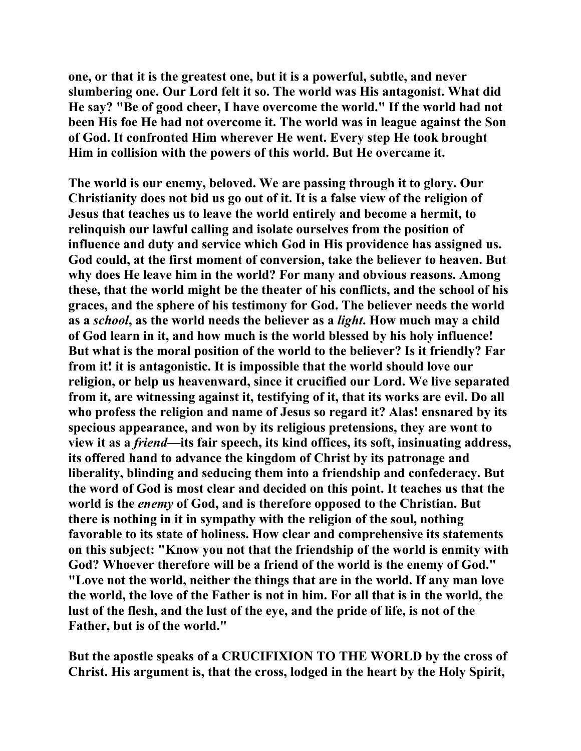**one, or that it is the greatest one, but it is a powerful, subtle, and never slumbering one. Our Lord felt it so. The world was His antagonist. What did He say? "Be of good cheer, I have overcome the world." If the world had not been His foe He had not overcome it. The world was in league against the Son of God. It confronted Him wherever He went. Every step He took brought Him in collision with the powers of this world. But He overcame it.**

**The world is our enemy, beloved. We are passing through it to glory. Our Christianity does not bid us go out of it. It is a false view of the religion of Jesus that teaches us to leave the world entirely and become a hermit, to relinquish our lawful calling and isolate ourselves from the position of influence and duty and service which God in His providence has assigned us. God could, at the first moment of conversion, take the believer to heaven. But why does He leave him in the world? For many and obvious reasons. Among these, that the world might be the theater of his conflicts, and the school of his graces, and the sphere of his testimony for God. The believer needs the world as a *school*, as the world needs the believer as a *light*. How much may a child of God learn in it, and how much is the world blessed by his holy influence! But what is the moral position of the world to the believer? Is it friendly? Far from it! it is antagonistic. It is impossible that the world should love our religion, or help us heavenward, since it crucified our Lord. We live separated from it, are witnessing against it, testifying of it, that its works are evil. Do all who profess the religion and name of Jesus so regard it? Alas! ensnared by its specious appearance, and won by its religious pretensions, they are wont to view it as a *friend*—its fair speech, its kind offices, its soft, insinuating address, its offered hand to advance the kingdom of Christ by its patronage and liberality, blinding and seducing them into a friendship and confederacy. But the word of God is most clear and decided on this point. It teaches us that the world is the *enemy* of God, and is therefore opposed to the Christian. But there is nothing in it in sympathy with the religion of the soul, nothing favorable to its state of holiness. How clear and comprehensive its statements on this subject: "Know you not that the friendship of the world is enmity with God? Whoever therefore will be a friend of the world is the enemy of God." "Love not the world, neither the things that are in the world. If any man love the world, the love of the Father is not in him. For all that is in the world, the lust of the flesh, and the lust of the eye, and the pride of life, is not of the Father, but is of the world."**

**But the apostle speaks of a CRUCIFIXION TO THE WORLD by the cross of Christ. His argument is, that the cross, lodged in the heart by the Holy Spirit,**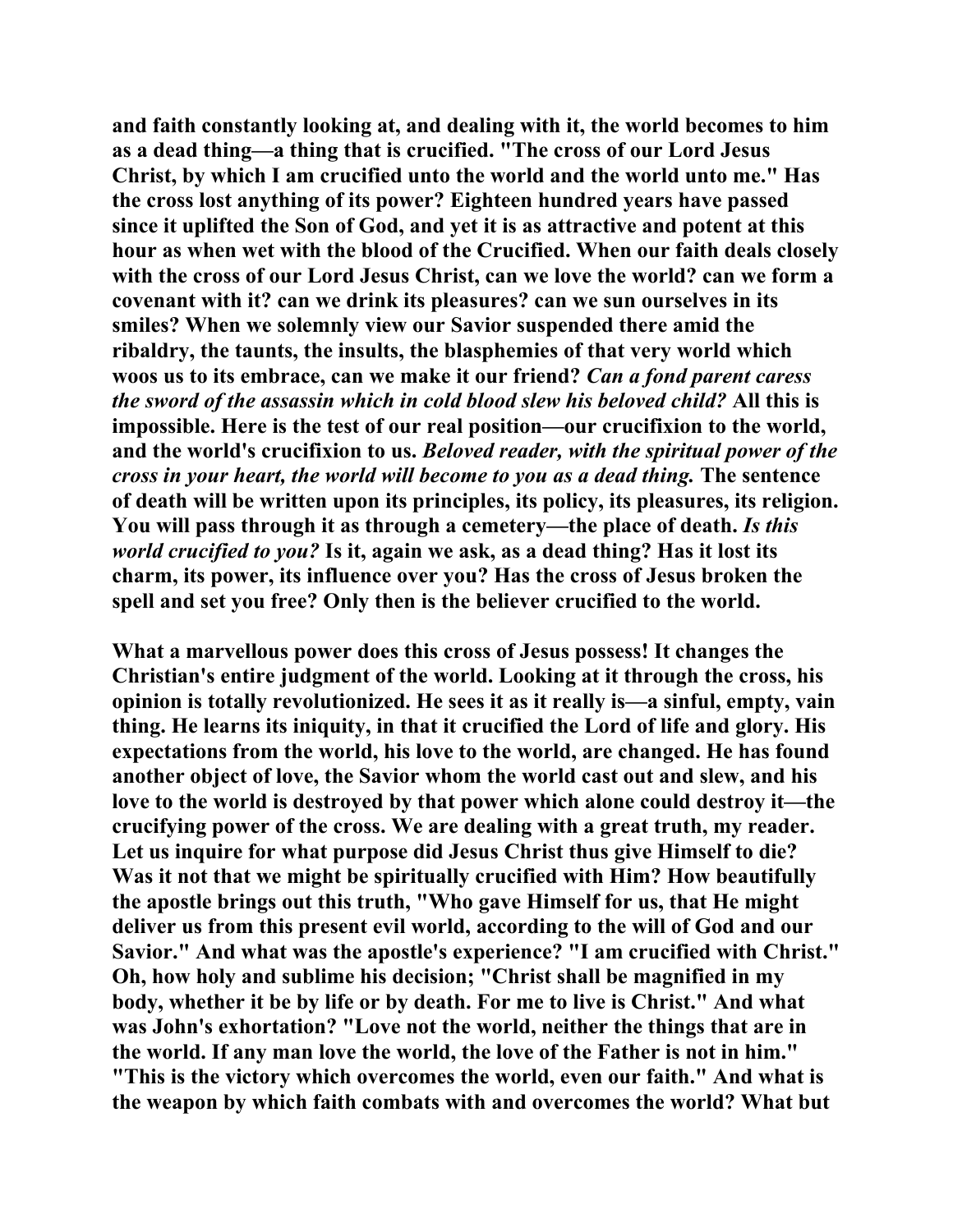and faith constantly looking at, and dealing with it, the world becomes to him as a dead thing—a thing that is crucified. "The cross of our Lord Jesus Christ, by which I am crucified unto the world and the world unto me." Has the cross lost anything of its power? Eighteen hundred years have passed since it uplifted the Son of God, and yet it is as attractive and potent at this hour as when wet with the blood of the Crucified. When our faith deals closely with the cross of our Lord Jesus Christ, can we love the world? can we form a covenant with it? can we drink its pleasures? can we sun ourselves in its smiles? When we solemnly view our Savior suspended there amid the ribaldry, the taunts, the insults, the blasphemies of that very world which woos us to its embrace, can we make it our friend? *Can a fond parent caress the sword of the assassin which in cold blood slew his beloved child?* All this is impossible. Here is the test of our real position—our crucifixion to the world, and the world's crucifixion to us. *Beloved reader, with the spiritual power of the cross in your heart, the world will become to you as a dead thing.* The sentence of death will be written upon its principles, its policy, its pleasures, its religion. You will pass through it as through a cemetery—the place of death. *Is this world crucified to you?* Is it, again we ask, as a dead thing? Has it lost its charm, its power, its influence over you? Has the cross of Jesus broken the spell and set you free? Only then is the believer crucified to the world.

What a marvellous power does this cross of Jesus possess! It changes the Christian's entire judgment of the world. Looking at it through the cross, his opinion is totally revolutionized. He sees it as it really is—a sinful, empty, vain thing. He learns its iniquity, in that it crucified the Lord of life and glory. His expectations from the world, his love to the world, are changed. He has found another object of love, the Savior whom the world cast out and slew, and his love to the world is destroyed by that power which alone could destroy it—the crucifying power of the cross. We are dealing with a great truth, my reader. Let us inquire for what purpose did Jesus Christ thus give Himself to die? Was it not that we might be spiritually crucified with Him? How beautifully the apostle brings out this truth, "Who gave Himself for us, that He might deliver us from this present evil world, according to the will of God and our Savior." And what was the apostle's experience? "I am crucified with Christ." Oh, how holy and sublime his decision; "Christ shall be magnified in my body, whether it be by life or by death. For me to live is Christ." And what was John's exhortation? "Love not the world, neither the things that are in the world. If any man love the world, the love of the Father is not in him." "This is the victory which overcomes the world, even our faith." And what is the weapon by which faith combats with and overcomes the world? What but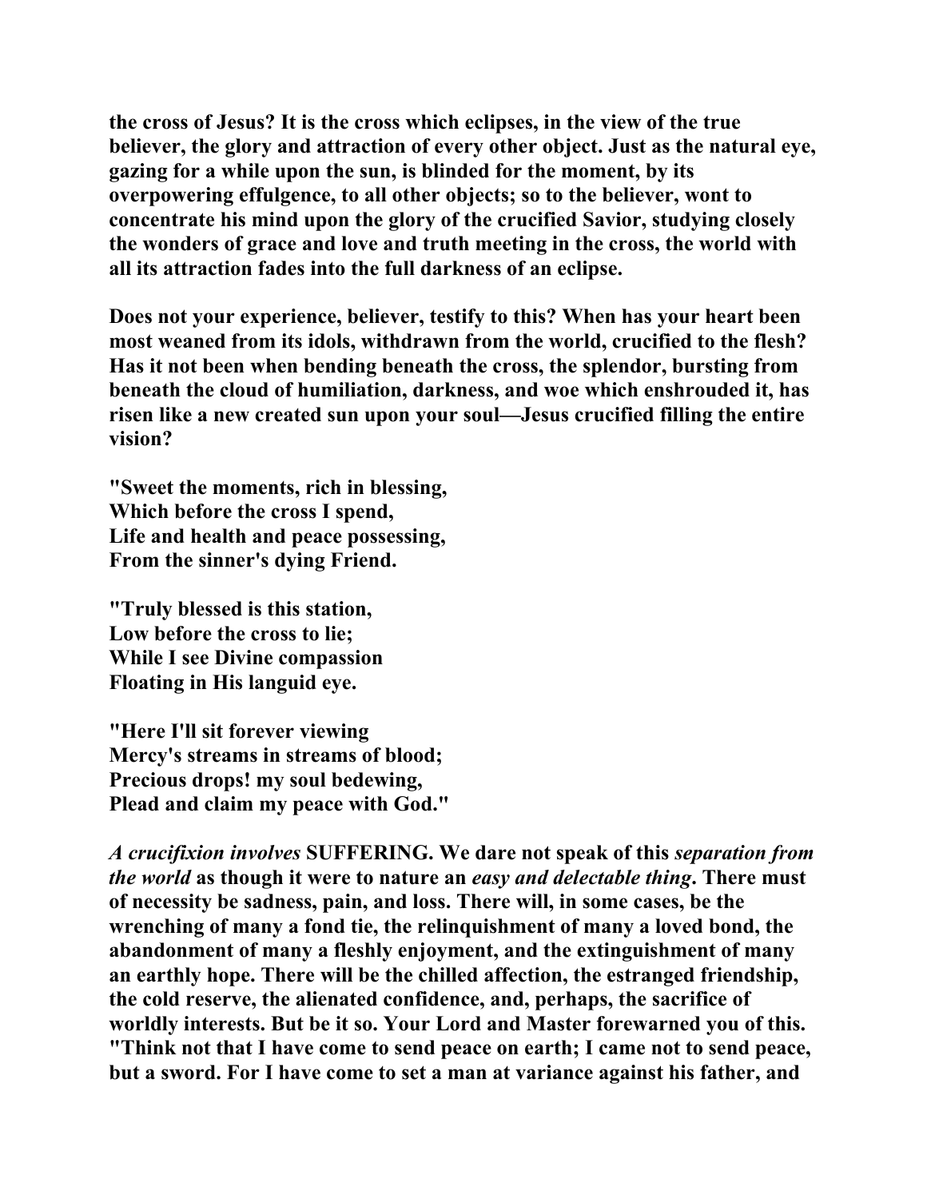**the cross of Jesus? It is the cross which eclipses, in the view of the true believer, the glory and attraction of every other object. Just as the natural eye, gazing for a while upon the sun, is blinded for the moment, by its overpowering effulgence, to all other objects; so to the believer, wont to concentrate his mind upon the glory of the crucified Savior, studying closely the wonders of grace and love and truth meeting in the cross, the world with all its attraction fades into the full darkness of an eclipse.**

**Does not your experience, believer, testify to this? When has your heart been most weaned from its idols, withdrawn from the world, crucified to the flesh? Has it not been when bending beneath the cross, the splendor, bursting from beneath the cloud of humiliation, darkness, and woe which enshrouded it, has risen like a new created sun upon your soul—Jesus crucified filling the entire vision?**

**"Sweet the moments, rich in blessing,**
**Which before the cross I spend,**
**Life and health and peace possessing,**
**From the sinner's dying Friend.**

**"Truly blessed is this station,**
**Low before the cross to lie;**
**While I see Divine compassion**
**Floating in His languid eye.**

**"Here I'll sit forever viewing**
**Mercy's streams in streams of blood;**
**Precious drops! my soul bedewing,**
**Plead and claim my peace with God."**

***A crucifixion involves* SUFFERING. We dare not speak of this *separation from the world* as though it were to nature an *easy and delectable thing*. There must of necessity be sadness, pain, and loss. There will, in some cases, be the wrenching of many a fond tie, the relinquishment of many a loved bond, the abandonment of many a fleshly enjoyment, and the extinguishment of many an earthly hope. There will be the chilled affection, the estranged friendship, the cold reserve, the alienated confidence, and, perhaps, the sacrifice of worldly interests. But be it so. Your Lord and Master forewarned you of this. "Think not that I have come to send peace on earth; I came not to send peace, but a sword. For I have come to set a man at variance against his father, and**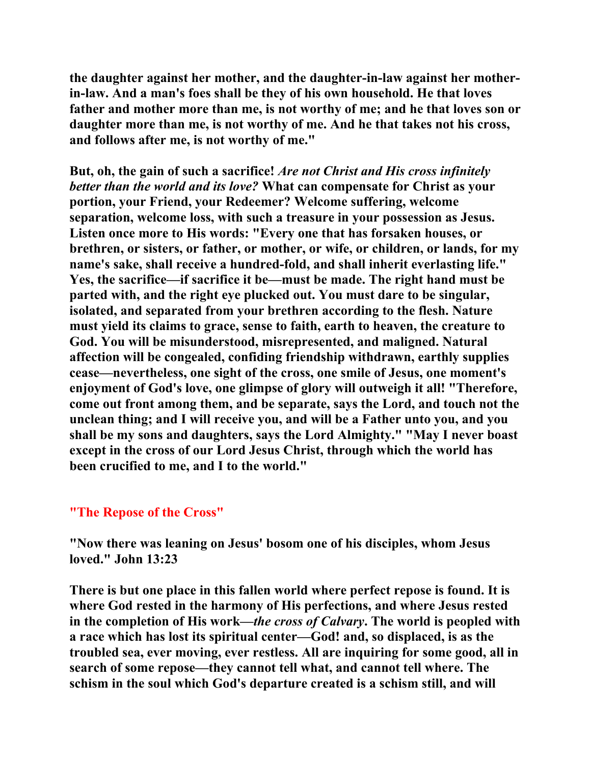**the daughter against her mother, and the daughter-in-law against her mother-in-law. And a man's foes shall be they of his own household. He that loves father and mother more than me, is not worthy of me; and he that loves son or daughter more than me, is not worthy of me. And he that takes not his cross, and follows after me, is not worthy of me."**

**But, oh, the gain of such a sacrifice! *Are not Christ and His cross infinitely better than the world and its love?* What can compensate for Christ as your portion, your Friend, your Redeemer? Welcome suffering, welcome separation, welcome loss, with such a treasure in your possession as Jesus. Listen once more to His words: "Every one that has forsaken houses, or brethren, or sisters, or father, or mother, or wife, or children, or lands, for my name's sake, shall receive a hundred-fold, and shall inherit everlasting life." Yes, the sacrifice—if sacrifice it be—must be made. The right hand must be parted with, and the right eye plucked out. You must dare to be singular, isolated, and separated from your brethren according to the flesh. Nature must yield its claims to grace, sense to faith, earth to heaven, the creature to God. You will be misunderstood, misrepresented, and maligned. Natural affection will be congealed, confiding friendship withdrawn, earthly supplies cease—nevertheless, one sight of the cross, one smile of Jesus, one moment's enjoyment of God's love, one glimpse of glory will outweigh it all! "Therefore, come out front among them, and be separate, says the Lord, and touch not the unclean thing; and I will receive you, and will be a Father unto you, and you shall be my sons and daughters, says the Lord Almighty." "May I never boast except in the cross of our Lord Jesus Christ, through which the world has been crucified to me, and I to the world."**

## "The Repose of the Cross"

**"Now there was leaning on Jesus' bosom one of his disciples, whom Jesus loved." John 13:23**

**There is but one place in this fallen world where perfect repose is found. It is where God rested in the harmony of His perfections, and where Jesus rested in the completion of His work—*the cross of Calvary*. The world is peopled with a race which has lost its spiritual center—God! and, so displaced, is as the troubled sea, ever moving, ever restless. All are inquiring for some good, all in search of some repose—they cannot tell what, and cannot tell where. The schism in the soul which God's departure created is a schism still, and will**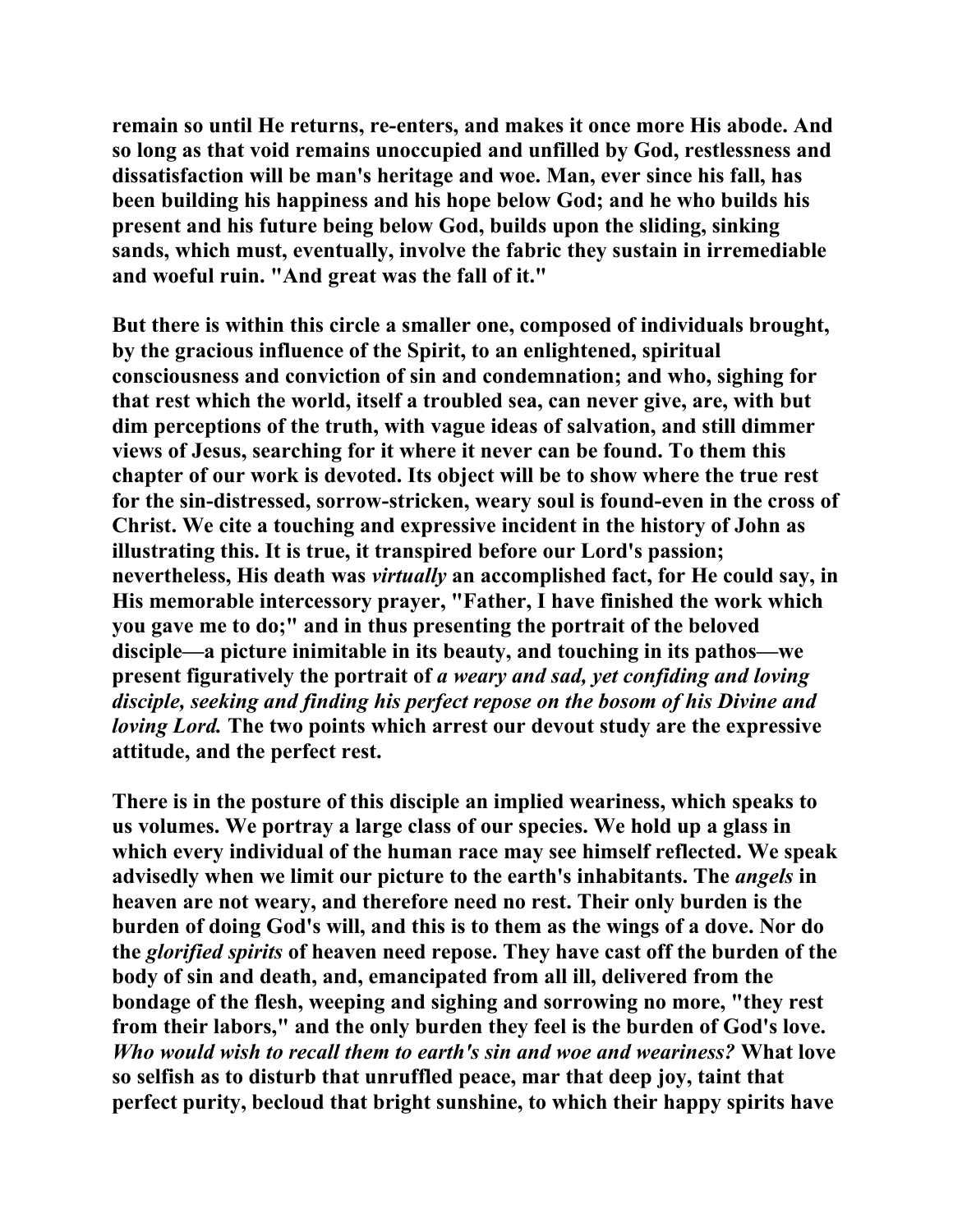remain so until He returns, re-enters, and makes it once more His abode. And so long as that void remains unoccupied and unfilled by God, restlessness and dissatisfaction will be man's heritage and woe. Man, ever since his fall, has been building his happiness and his hope below God; and he who builds his present and his future being below God, builds upon the sliding, sinking sands, which must, eventually, involve the fabric they sustain in irremediable and woeful ruin. "And great was the fall of it."

But there is within this circle a smaller one, composed of individuals brought, by the gracious influence of the Spirit, to an enlightened, spiritual consciousness and conviction of sin and condemnation; and who, sighing for that rest which the world, itself a troubled sea, can never give, are, with but dim perceptions of the truth, with vague ideas of salvation, and still dimmer views of Jesus, searching for it where it never can be found. To them this chapter of our work is devoted. Its object will be to show where the true rest for the sin-distressed, sorrow-stricken, weary soul is found-even in the cross of Christ. We cite a touching and expressive incident in the history of John as illustrating this. It is true, it transpired before our Lord's passion; nevertheless, His death was *virtually* an accomplished fact, for He could say, in His memorable intercessory prayer, "Father, I have finished the work which you gave me to do;" and in thus presenting the portrait of the beloved disciple—a picture inimitable in its beauty, and touching in its pathos—we present figuratively the portrait of *a weary and sad, yet confiding and loving disciple, seeking and finding his perfect repose on the bosom of his Divine and loving Lord.* The two points which arrest our devout study are the expressive attitude, and the perfect rest.

There is in the posture of this disciple an implied weariness, which speaks to us volumes. We portray a large class of our species. We hold up a glass in which every individual of the human race may see himself reflected. We speak advisedly when we limit our picture to the earth's inhabitants. The *angels* in heaven are not weary, and therefore need no rest. Their only burden is the burden of doing God's will, and this is to them as the wings of a dove. Nor do the *glorified spirits* of heaven need repose. They have cast off the burden of the body of sin and death, and, emancipated from all ill, delivered from the bondage of the flesh, weeping and sighing and sorrowing no more, "they rest from their labors," and the only burden they feel is the burden of God's love. *Who would wish to recall them to earth's sin and woe and weariness?* What love so selfish as to disturb that unruffled peace, mar that deep joy, taint that perfect purity, becloud that bright sunshine, to which their happy spirits have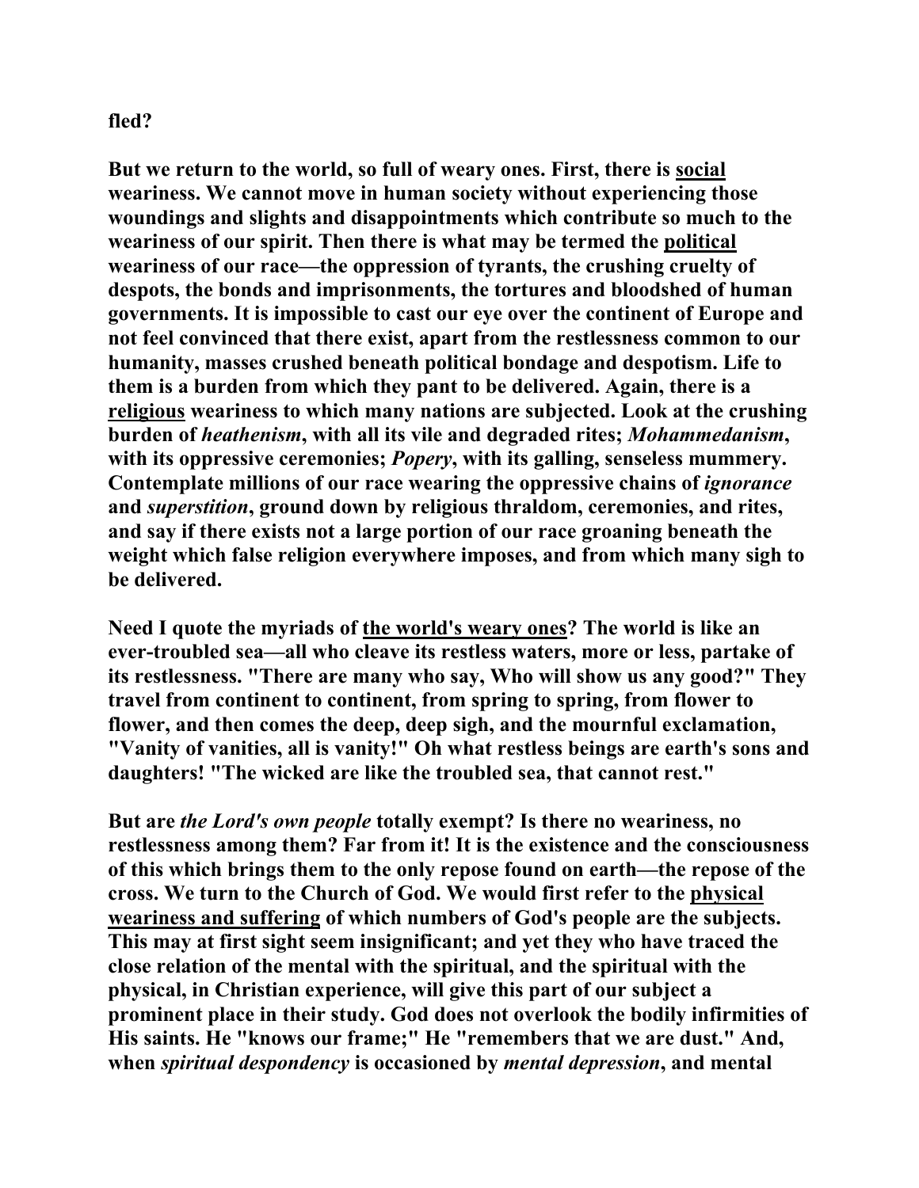**fled?**

**But we return to the world, so full of weary ones. First, there is social weariness. We cannot move in human society without experiencing those woundings and slights and disappointments which contribute so much to the weariness of our spirit. Then there is what may be termed the political weariness of our race—the oppression of tyrants, the crushing cruelty of despots, the bonds and imprisonments, the tortures and bloodshed of human governments. It is impossible to cast our eye over the continent of Europe and not feel convinced that there exist, apart from the restlessness common to our humanity, masses crushed beneath political bondage and despotism. Life to them is a burden from which they pant to be delivered. Again, there is a religious weariness to which many nations are subjected. Look at the crushing burden of *heathenism*, with all its vile and degraded rites; *Mohammedanism*, with its oppressive ceremonies; *Popery*, with its galling, senseless mummery. Contemplate millions of our race wearing the oppressive chains of *ignorance* and *superstition*, ground down by religious thraldom, ceremonies, and rites, and say if there exists not a large portion of our race groaning beneath the weight which false religion everywhere imposes, and from which many sigh to be delivered.**

**Need I quote the myriads of the world's weary ones? The world is like an ever-troubled sea—all who cleave its restless waters, more or less, partake of its restlessness. "There are many who say, Who will show us any good?" They travel from continent to continent, from spring to spring, from flower to flower, and then comes the deep, deep sigh, and the mournful exclamation, "Vanity of vanities, all is vanity!" Oh what restless beings are earth's sons and daughters! "The wicked are like the troubled sea, that cannot rest."**

**But are *the Lord's own people* totally exempt? Is there no weariness, no restlessness among them? Far from it! It is the existence and the consciousness of this which brings them to the only repose found on earth—the repose of the cross. We turn to the Church of God. We would first refer to the physical weariness and suffering of which numbers of God's people are the subjects. This may at first sight seem insignificant; and yet they who have traced the close relation of the mental with the spiritual, and the spiritual with the physical, in Christian experience, will give this part of our subject a prominent place in their study. God does not overlook the bodily infirmities of His saints. He "knows our frame;" He "remembers that we are dust." And, when *spiritual despondency* is occasioned by *mental depression*, and mental**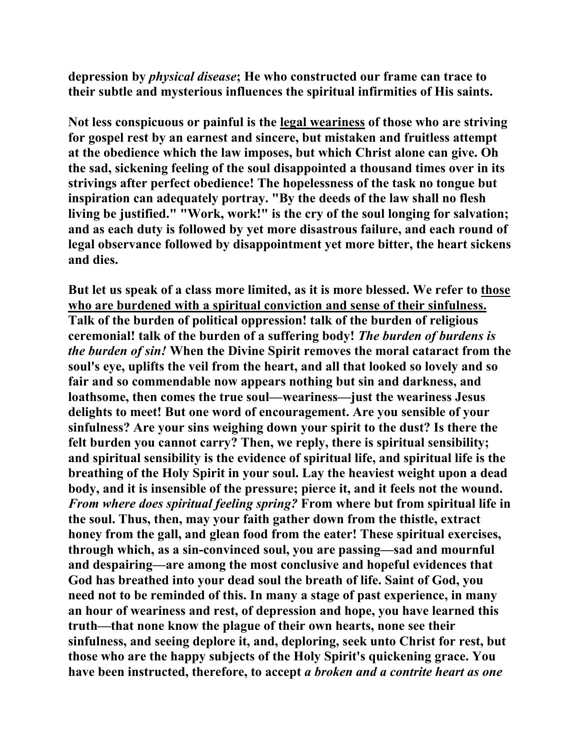**depression by *physical disease*; He who constructed our frame can trace to their subtle and mysterious influences the spiritual infirmities of His saints.**

**Not less conspicuous or painful is the <u>legal weariness</u> of those who are striving for gospel rest by an earnest and sincere, but mistaken and fruitless attempt at the obedience which the law imposes, but which Christ alone can give. Oh the sad, sickening feeling of the soul disappointed a thousand times over in its strivings after perfect obedience! The hopelessness of the task no tongue but inspiration can adequately portray. "By the deeds of the law shall no flesh living be justified." "Work, work!" is the cry of the soul longing for salvation; and as each duty is followed by yet more disastrous failure, and each round of legal observance followed by disappointment yet more bitter, the heart sickens and dies.**

**But let us speak of a class more limited, as it is more blessed. We refer to <u>those who are burdened with a spiritual conviction and sense of their sinfulness.</u> Talk of the burden of political oppression! talk of the burden of religious ceremonial! talk of the burden of a suffering body! *The burden of burdens is the burden of sin!* When the Divine Spirit removes the moral cataract from the soul's eye, uplifts the veil from the heart, and all that looked so lovely and so fair and so commendable now appears nothing but sin and darkness, and loathsome, then comes the true soul—weariness—just the weariness Jesus delights to meet! But one word of encouragement. Are you sensible of your sinfulness? Are your sins weighing down your spirit to the dust? Is there the felt burden you cannot carry? Then, we reply, there is spiritual sensibility; and spiritual sensibility is the evidence of spiritual life, and spiritual life is the breathing of the Holy Spirit in your soul. Lay the heaviest weight upon a dead body, and it is insensible of the pressure; pierce it, and it feels not the wound. *From where does spiritual feeling spring?* From where but from spiritual life in the soul. Thus, then, may your faith gather down from the thistle, extract honey from the gall, and glean food from the eater! These spiritual exercises, through which, as a sin-convinced soul, you are passing—sad and mournful and despairing—are among the most conclusive and hopeful evidences that God has breathed into your dead soul the breath of life. Saint of God, you need not to be reminded of this. In many a stage of past experience, in many an hour of weariness and rest, of depression and hope, you have learned this truth—that none know the plague of their own hearts, none see their sinfulness, and seeing deplore it, and, deploring, seek unto Christ for rest, but those who are the happy subjects of the Holy Spirit's quickening grace. You have been instructed, therefore, to accept *a broken and a contrite heart as one***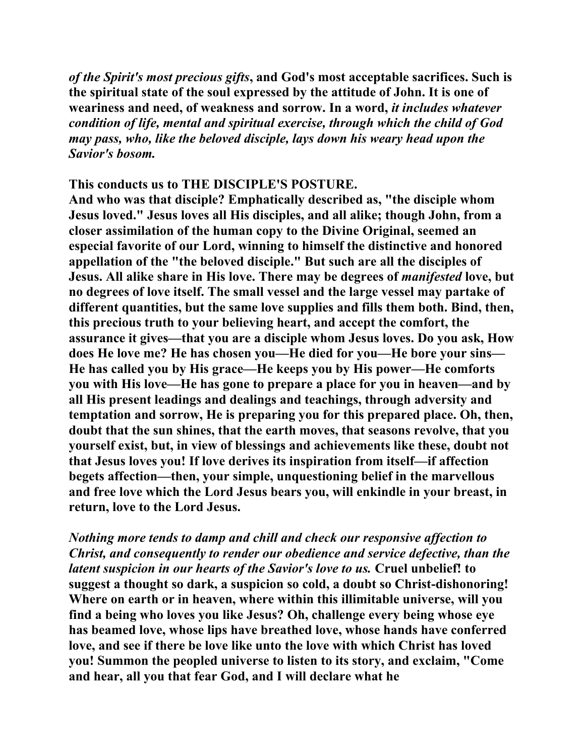***of the Spirit's most precious gifts*, and God's most acceptable sacrifices. Such is the spiritual state of the soul expressed by the attitude of John. It is one of weariness and need, of weakness and sorrow. In a word, *it includes whatever condition of life, mental and spiritual exercise, through which the child of God may pass, who, like the beloved disciple, lays down his weary head upon the Savior's bosom.***

**This conducts us to THE DISCIPLE'S POSTURE.**
**And who was that disciple? Emphatically described as, "the disciple whom Jesus loved." Jesus loves all His disciples, and all alike; though John, from a closer assimilation of the human copy to the Divine Original, seemed an especial favorite of our Lord, winning to himself the distinctive and honored appellation of the "the beloved disciple." But such are all the disciples of Jesus. All alike share in His love. There may be degrees of *manifested* love, but no degrees of love itself. The small vessel and the large vessel may partake of different quantities, but the same love supplies and fills them both. Bind, then, this precious truth to your believing heart, and accept the comfort, the assurance it gives—that you are a disciple whom Jesus loves. Do you ask, How does He love me? He has chosen you—He died for you—He bore your sins—He has called you by His grace—He keeps you by His power—He comforts you with His love—He has gone to prepare a place for you in heaven—and by all His present leadings and dealings and teachings, through adversity and temptation and sorrow, He is preparing you for this prepared place. Oh, then, doubt that the sun shines, that the earth moves, that seasons revolve, that you yourself exist, but, in view of blessings and achievements like these, doubt not that Jesus loves you! If love derives its inspiration from itself—if affection begets affection—then, your simple, unquestioning belief in the marvellous and free love which the Lord Jesus bears you, will enkindle in your breast, in return, love to the Lord Jesus.**

***Nothing more tends to damp and chill and check our responsive affection to Christ, and consequently to render our obedience and service defective, than the latent suspicion in our hearts of the Savior's love to us.* Cruel unbelief! to suggest a thought so dark, a suspicion so cold, a doubt so Christ-dishonoring! Where on earth or in heaven, where within this illimitable universe, will you find a being who loves you like Jesus? Oh, challenge every being whose eye has beamed love, whose lips have breathed love, whose hands have conferred love, and see if there be love like unto the love with which Christ has loved you! Summon the peopled universe to listen to its story, and exclaim, "Come and hear, all you that fear God, and I will declare what he**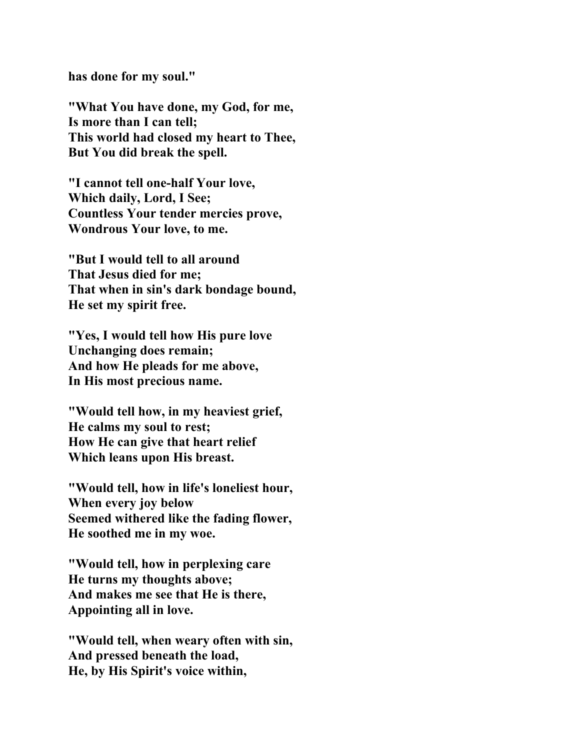**has done for my soul."**

**"What You have done, my God, for me,**
**Is more than I can tell;**
**This world had closed my heart to Thee,**
**But You did break the spell.**

**"I cannot tell one-half Your love,**
**Which daily, Lord, I See;**
**Countless Your tender mercies prove,**
**Wondrous Your love, to me.**

**"But I would tell to all around**
**That Jesus died for me;**
**That when in sin's dark bondage bound,**
**He set my spirit free.**

**"Yes, I would tell how His pure love**
**Unchanging does remain;**
**And how He pleads for me above,**
**In His most precious name.**

**"Would tell how, in my heaviest grief,**
**He calms my soul to rest;**
**How He can give that heart relief**
**Which leans upon His breast.**

**"Would tell, how in life's loneliest hour,**
**When every joy below**
**Seemed withered like the fading flower,**
**He soothed me in my woe.**

**"Would tell, how in perplexing care**
**He turns my thoughts above;**
**And makes me see that He is there,**
**Appointing all in love.**

**"Would tell, when weary often with sin,**
**And pressed beneath the load,**
**He, by His Spirit's voice within,**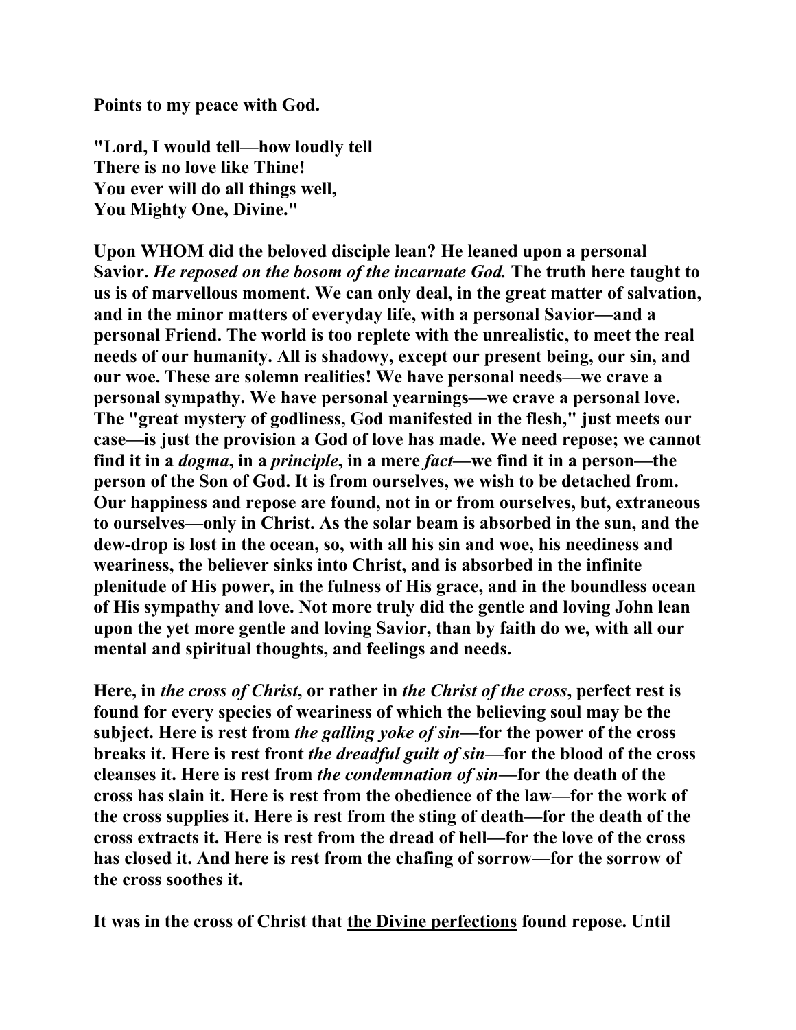**Points to my peace with God.**

**"Lord, I would tell—how loudly tell**
**There is no love like Thine!**
**You ever will do all things well,**
**You Mighty One, Divine."**

**Upon WHOM did the beloved disciple lean? He leaned upon a personal Savior.** ***He reposed on the bosom of the incarnate God.*** **The truth here taught to us is of marvellous moment. We can only deal, in the great matter of salvation, and in the minor matters of everyday life, with a personal Savior—and a personal Friend. The world is too replete with the unrealistic, to meet the real needs of our humanity. All is shadowy, except our present being, our sin, and our woe. These are solemn realities! We have personal needs—we crave a personal sympathy. We have personal yearnings—we crave a personal love. The "great mystery of godliness, God manifested in the flesh," just meets our case—is just the provision a God of love has made. We need repose; we cannot find it in a** ***dogma*****, in a** ***principle*****, in a mere** ***fact*****—we find it in a person—the person of the Son of God. It is from ourselves, we wish to be detached from. Our happiness and repose are found, not in or from ourselves, but, extraneous to ourselves—only in Christ. As the solar beam is absorbed in the sun, and the dew-drop is lost in the ocean, so, with all his sin and woe, his neediness and weariness, the believer sinks into Christ, and is absorbed in the infinite plenitude of His power, in the fulness of His grace, and in the boundless ocean of His sympathy and love. Not more truly did the gentle and loving John lean upon the yet more gentle and loving Savior, than by faith do we, with all our mental and spiritual thoughts, and feelings and needs.**

**Here, in** ***the cross of Christ*****, or rather in** ***the Christ of the cross*****, perfect rest is found for every species of weariness of which the believing soul may be the subject. Here is rest from** ***the galling yoke of sin*****—for the power of the cross breaks it. Here is rest front** ***the dreadful guilt of sin*****—for the blood of the cross cleanses it. Here is rest from** ***the condemnation of sin*****—for the death of the cross has slain it. Here is rest from the obedience of the law—for the work of the cross supplies it. Here is rest from the sting of death—for the death of the cross extracts it. Here is rest from the dread of hell—for the love of the cross has closed it. And here is rest from the chafing of sorrow—for the sorrow of the cross soothes it.**

**It was in the cross of Christ that** <u>**the Divine perfections**</u> **found repose. Until**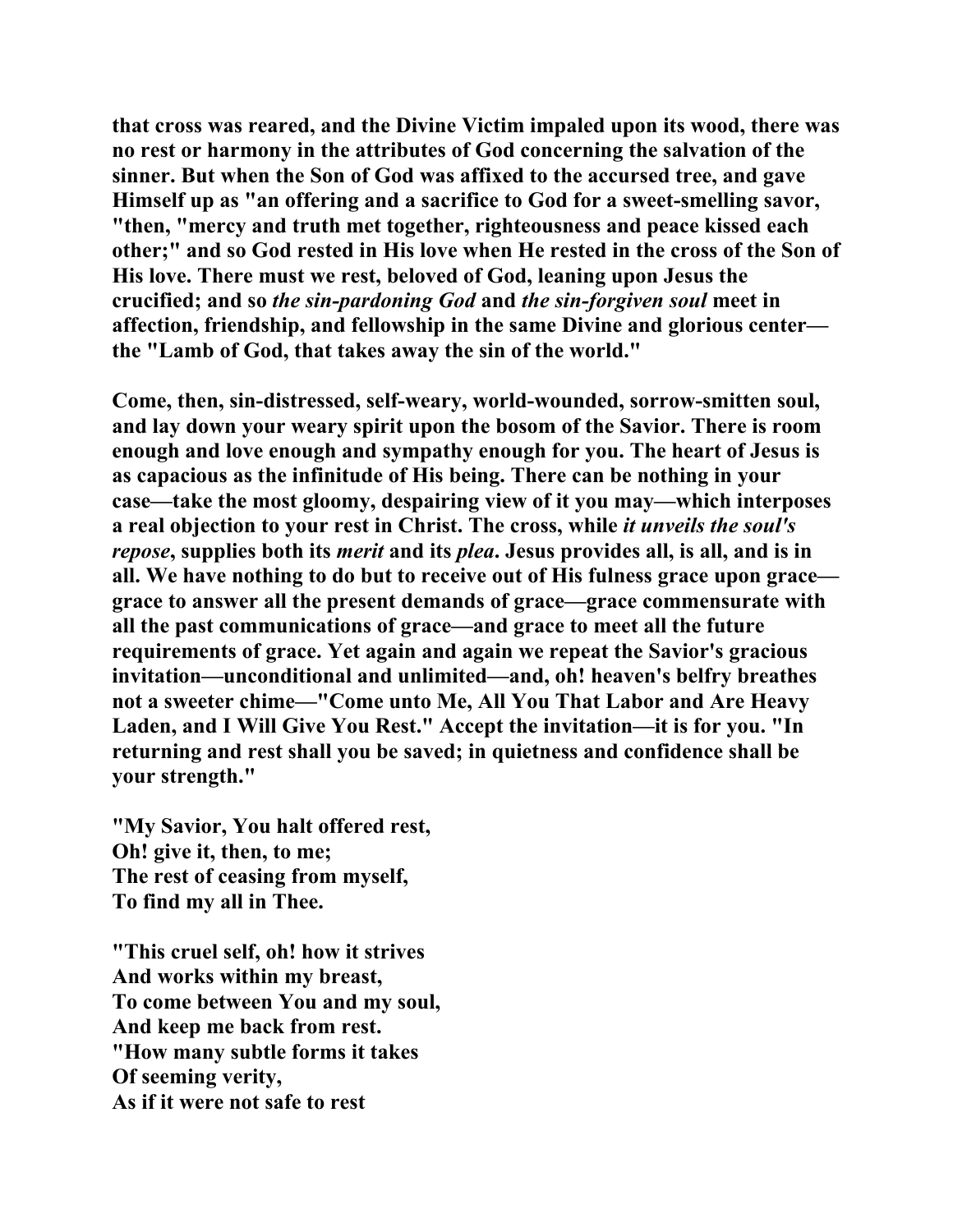that cross was reared, and the Divine Victim impaled upon its wood, there was no rest or harmony in the attributes of God concerning the salvation of the sinner. But when the Son of God was affixed to the accursed tree, and gave Himself up as "an offering and a sacrifice to God for a sweet-smelling savor, "then, "mercy and truth met together, righteousness and peace kissed each other;" and so God rested in His love when He rested in the cross of the Son of His love. There must we rest, beloved of God, leaning upon Jesus the crucified; and so *the sin-pardoning God* and *the sin-forgiven soul* meet in affection, friendship, and fellowship in the same Divine and glorious center—the "Lamb of God, that takes away the sin of the world."

Come, then, sin-distressed, self-weary, world-wounded, sorrow-smitten soul, and lay down your weary spirit upon the bosom of the Savior. There is room enough and love enough and sympathy enough for you. The heart of Jesus is as capacious as the infinitude of His being. There can be nothing in your case—take the most gloomy, despairing view of it you may—which interposes a real objection to your rest in Christ. The cross, while *it unveils the soul's repose*, supplies both its *merit* and its *plea*. Jesus provides all, is all, and is in all. We have nothing to do but to receive out of His fulness grace upon grace—grace to answer all the present demands of grace—grace commensurate with all the past communications of grace—and grace to meet all the future requirements of grace. Yet again and again we repeat the Savior's gracious invitation—unconditional and unlimited—and, oh! heaven's belfry breathes not a sweeter chime—"Come unto Me, All You That Labor and Are Heavy Laden, and I Will Give You Rest." Accept the invitation—it is for you. "In returning and rest shall you be saved; in quietness and confidence shall be your strength."

"My Savior, You halt offered rest,
Oh! give it, then, to me;
The rest of ceasing from myself,
To find my all in Thee.

"This cruel self, oh! how it strives
And works within my breast,
To come between You and my soul,
And keep me back from rest.
"How many subtle forms it takes
Of seeming verity,
As if it were not safe to rest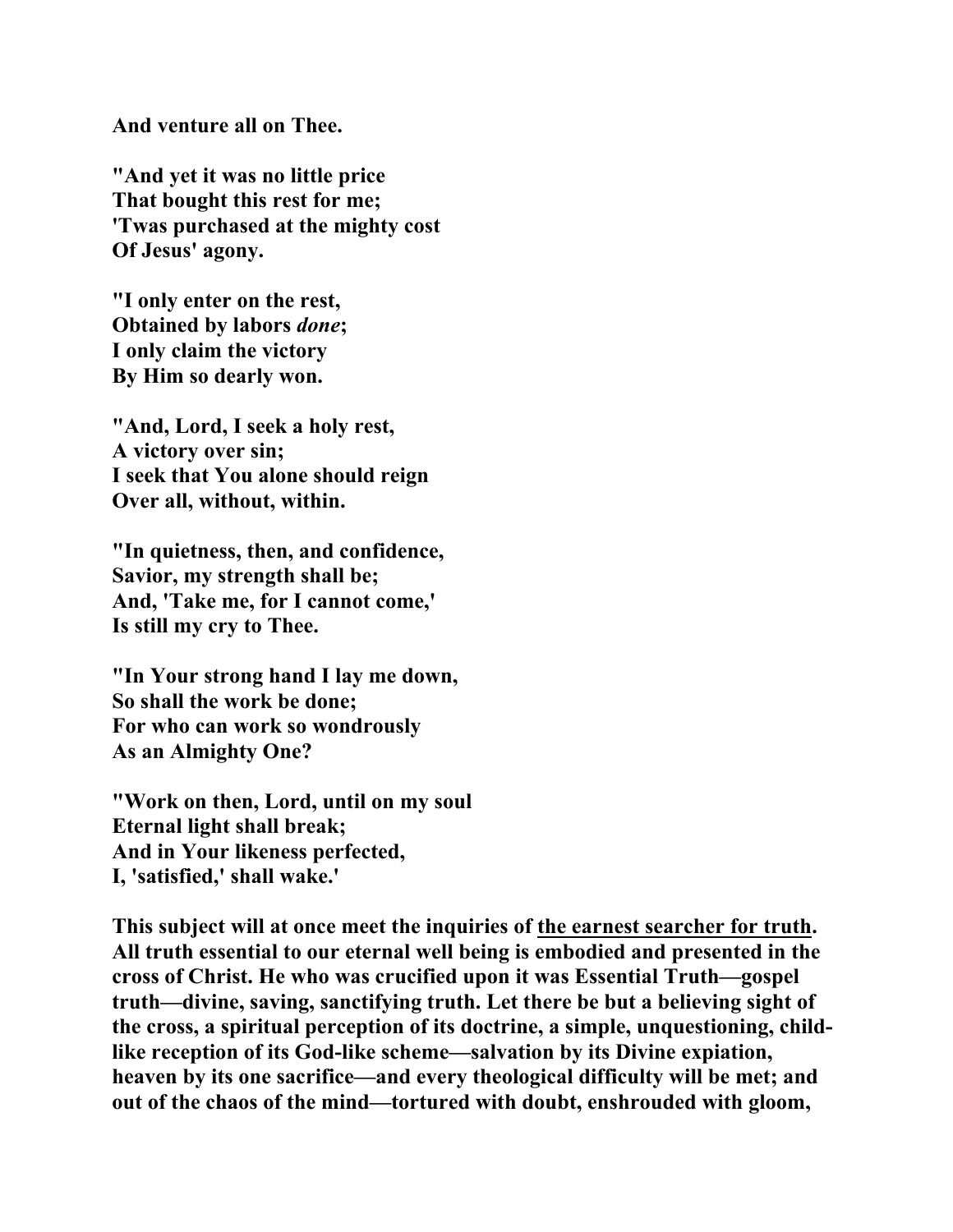**And venture all on Thee.**

**"And yet it was no little price**
**That bought this rest for me;**
**'Twas purchased at the mighty cost**
**Of Jesus' agony.**

**"I only enter on the rest,**
**Obtained by labors *done*;**
**I only claim the victory**
**By Him so dearly won.**

**"And, Lord, I seek a holy rest,**
**A victory over sin;**
**I seek that You alone should reign**
**Over all, without, within.**

**"In quietness, then, and confidence,**
**Savior, my strength shall be;**
**And, 'Take me, for I cannot come,'**
**Is still my cry to Thee.**

**"In Your strong hand I lay me down,**
**So shall the work be done;**
**For who can work so wondrously**
**As an Almighty One?**

**"Work on then, Lord, until on my soul**
**Eternal light shall break;**
**And in Your likeness perfected,**
**I, 'satisfied,' shall wake.'**

**This subject will at once meet the inquiries of <u>the earnest searcher for truth</u>. All truth essential to our eternal well being is embodied and presented in the cross of Christ. He who was crucified upon it was Essential Truth—gospel truth—divine, saving, sanctifying truth. Let there be but a believing sight of the cross, a spiritual perception of its doctrine, a simple, unquestioning, child-like reception of its God-like scheme—salvation by its Divine expiation, heaven by its one sacrifice—and every theological difficulty will be met; and out of the chaos of the mind—tortured with doubt, enshrouded with gloom,**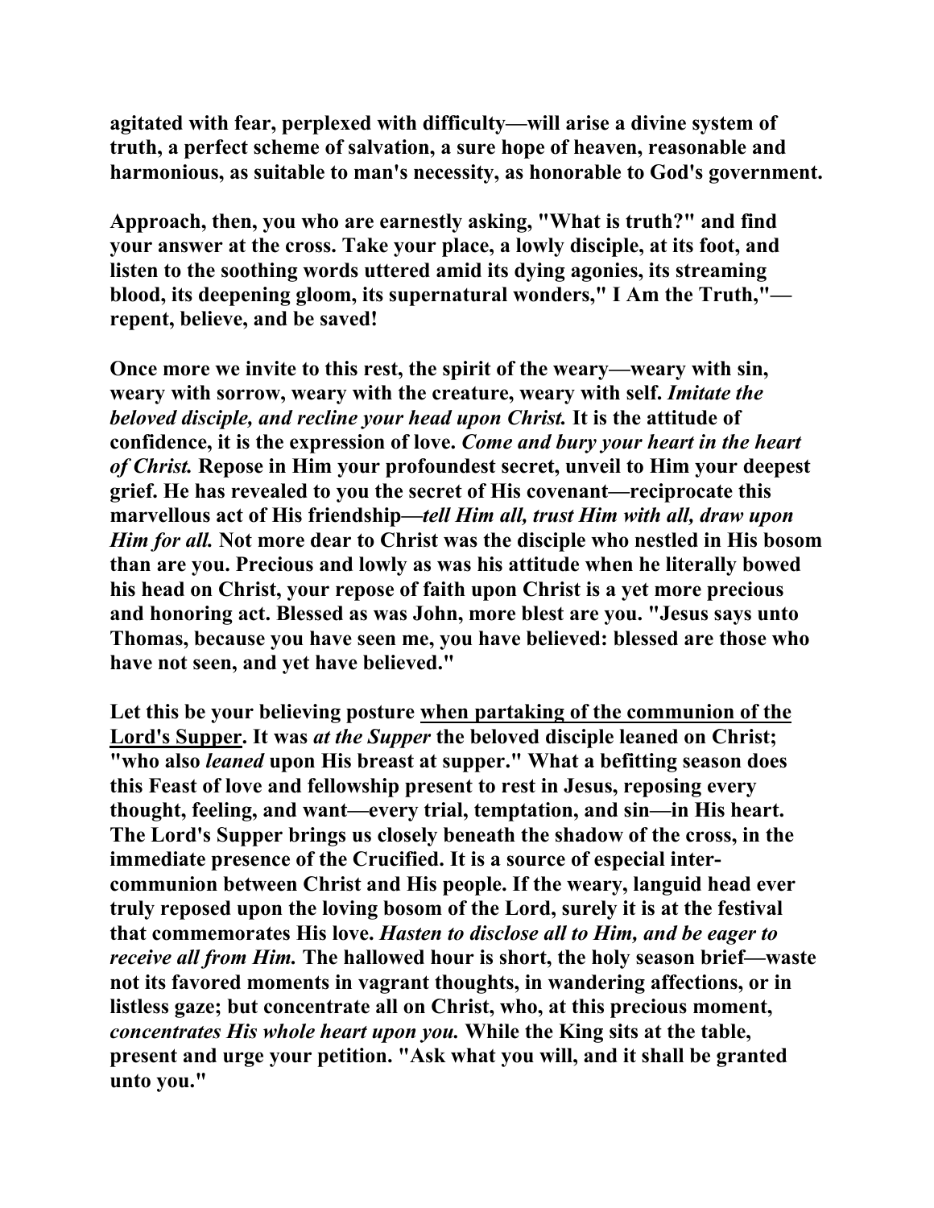**agitated with fear, perplexed with difficulty—will arise a divine system of truth, a perfect scheme of salvation, a sure hope of heaven, reasonable and harmonious, as suitable to man's necessity, as honorable to God's government.**

**Approach, then, you who are earnestly asking, "What is truth?" and find your answer at the cross. Take your place, a lowly disciple, at its foot, and listen to the soothing words uttered amid its dying agonies, its streaming blood, its deepening gloom, its supernatural wonders," I Am the Truth,"—repent, believe, and be saved!**

**Once more we invite to this rest, the spirit of the weary—weary with sin, weary with sorrow, weary with the creature, weary with self. *Imitate the beloved disciple, and recline your head upon Christ.* It is the attitude of confidence, it is the expression of love. *Come and bury your heart in the heart of Christ.* Repose in Him your profoundest secret, unveil to Him your deepest grief. He has revealed to you the secret of His covenant—reciprocate this marvellous act of His friendship—*tell Him all, trust Him with all, draw upon Him for all.* Not more dear to Christ was the disciple who nestled in His bosom than are you. Precious and lowly as was his attitude when he literally bowed his head on Christ, your repose of faith upon Christ is a yet more precious and honoring act. Blessed as was John, more blest are you. "Jesus says unto Thomas, because you have seen me, you have believed: blessed are those who have not seen, and yet have believed."**

**Let this be your believing posture <u>when partaking of the communion of the Lord's Supper</u>. It was *at the Supper* the beloved disciple leaned on Christ; "who also *leaned* upon His breast at supper." What a befitting season does this Feast of love and fellowship present to rest in Jesus, reposing every thought, feeling, and want—every trial, temptation, and sin—in His heart. The Lord's Supper brings us closely beneath the shadow of the cross, in the immediate presence of the Crucified. It is a source of especial inter-communion between Christ and His people. If the weary, languid head ever truly reposed upon the loving bosom of the Lord, surely it is at the festival that commemorates His love. *Hasten to disclose all to Him, and be eager to receive all from Him.* The hallowed hour is short, the holy season brief—waste not its favored moments in vagrant thoughts, in wandering affections, or in listless gaze; but concentrate all on Christ, who, at this precious moment, *concentrates His whole heart upon you.* While the King sits at the table, present and urge your petition. "Ask what you will, and it shall be granted unto you."**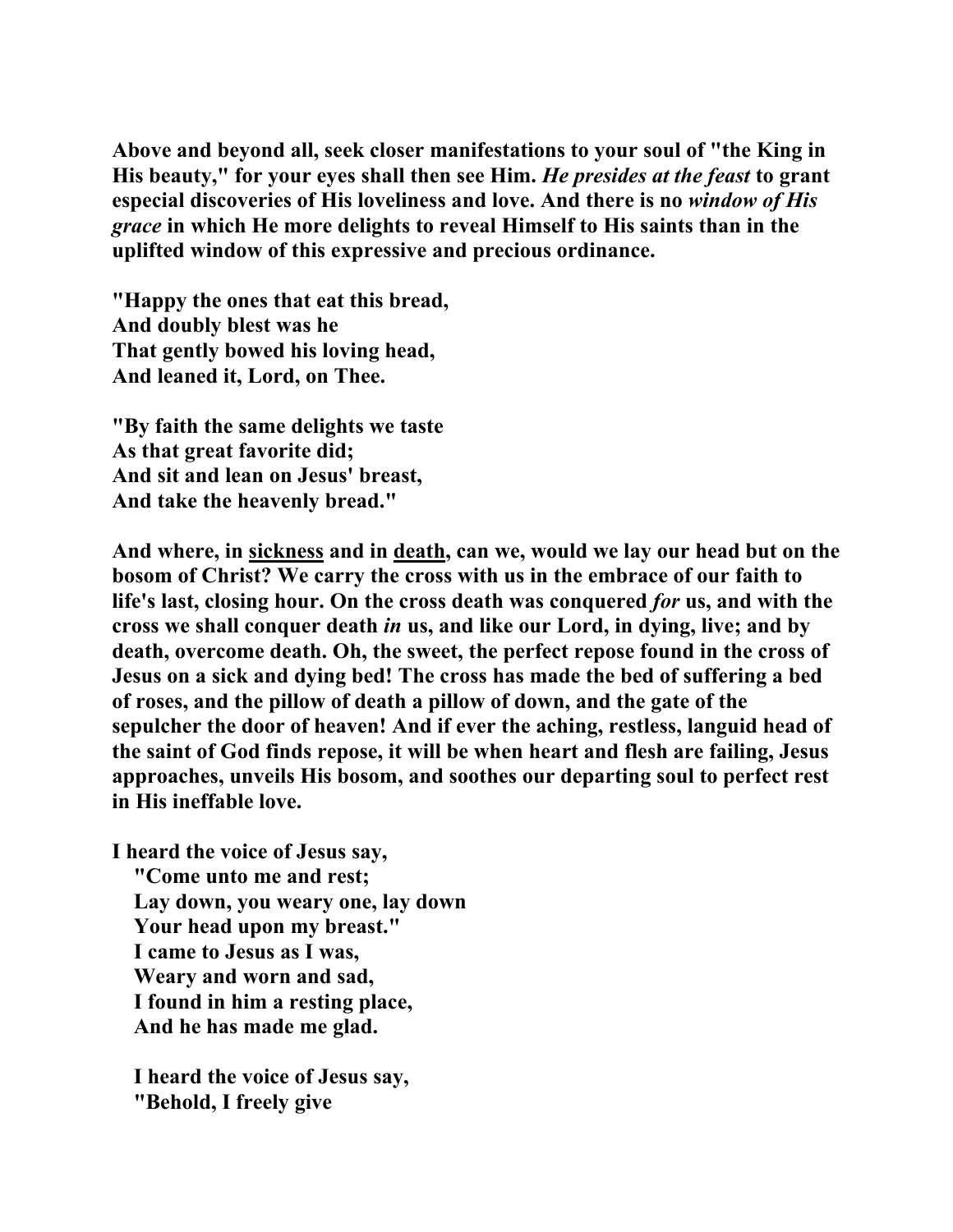**Above and beyond all, seek closer manifestations to your soul of "the King in His beauty," for your eyes shall then see Him. *He presides at the feast* to grant especial discoveries of His loveliness and love. And there is no *window of His grace* in which He more delights to reveal Himself to His saints than in the uplifted window of this expressive and precious ordinance.**

**"Happy the ones that eat this bread,**
**And doubly blest was he**
**That gently bowed his loving head,**
**And leaned it, Lord, on Thee.**

**"By faith the same delights we taste**
**As that great favorite did;**
**And sit and lean on Jesus' breast,**
**And take the heavenly bread."**

**And where, in <u>sickness</u> and in <u>death</u>, can we, would we lay our head but on the bosom of Christ? We carry the cross with us in the embrace of our faith to life's last, closing hour. On the cross death was conquered *for* us, and with the cross we shall conquer death *in* us, and like our Lord, in dying, live; and by death, overcome death. Oh, the sweet, the perfect repose found in the cross of Jesus on a sick and dying bed! The cross has made the bed of suffering a bed of roses, and the pillow of death a pillow of down, and the gate of the sepulcher the door of heaven! And if ever the aching, restless, languid head of the saint of God finds repose, it will be when heart and flesh are failing, Jesus approaches, unveils His bosom, and soothes our departing soul to perfect rest in His ineffable love.**

**I heard the voice of Jesus say,**
**"Come unto me and rest;**
**Lay down, you weary one, lay down**
**Your head upon my breast."**
**I came to Jesus as I was,**
**Weary and worn and sad,**
**I found in him a resting place,**
**And he has made me glad.**

**I heard the voice of Jesus say,**
**"Behold, I freely give**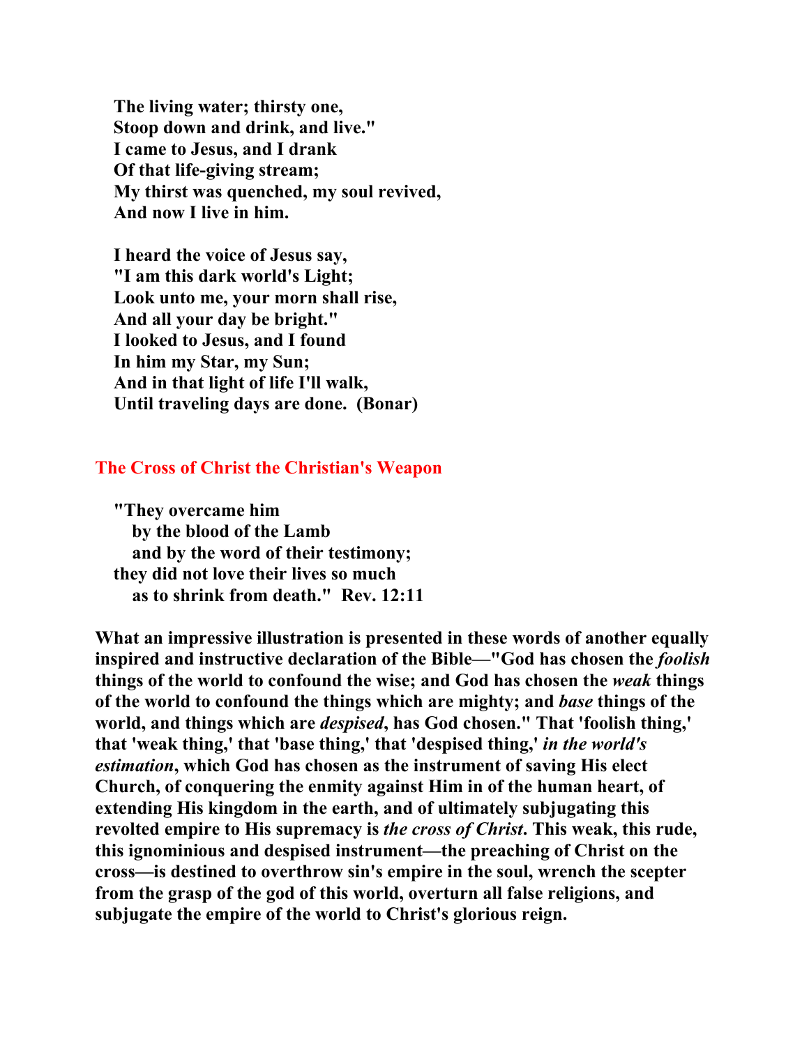**The living water; thirsty one,**
**Stoop down and drink, and live."**
**I came to Jesus, and I drank**
**Of that life-giving stream;**
**My thirst was quenched, my soul revived,**
**And now I live in him.**

**I heard the voice of Jesus say,**
**"I am this dark world's Light;**
**Look unto me, your morn shall rise,**
**And all your day be bright."**
**I looked to Jesus, and I found**
**In him my Star, my Sun;**
**And in that light of life I'll walk,**
**Until traveling days are done. (Bonar)**

## The Cross of Christ the Christian's Weapon

**"They overcame him**
**by the blood of the Lamb**
**and by the word of their testimony;**
**they did not love their lives so much**
**as to shrink from death." Rev. 12:11**

**What an impressive illustration is presented in these words of another equally inspired and instructive declaration of the Bible—"God has chosen the *foolish* things of the world to confound the wise; and God has chosen the *weak* things of the world to confound the things which are mighty; and *base* things of the world, and things which are *despised*, has God chosen." That 'foolish thing,' that 'weak thing,' that 'base thing,' that 'despised thing,' *in the world's estimation*, which God has chosen as the instrument of saving His elect Church, of conquering the enmity against Him in of the human heart, of extending His kingdom in the earth, and of ultimately subjugating this revolted empire to His supremacy is *the cross of Christ*. This weak, this rude, this ignominious and despised instrument—the preaching of Christ on the cross—is destined to overthrow sin's empire in the soul, wrench the scepter from the grasp of the god of this world, overturn all false religions, and subjugate the empire of the world to Christ's glorious reign.**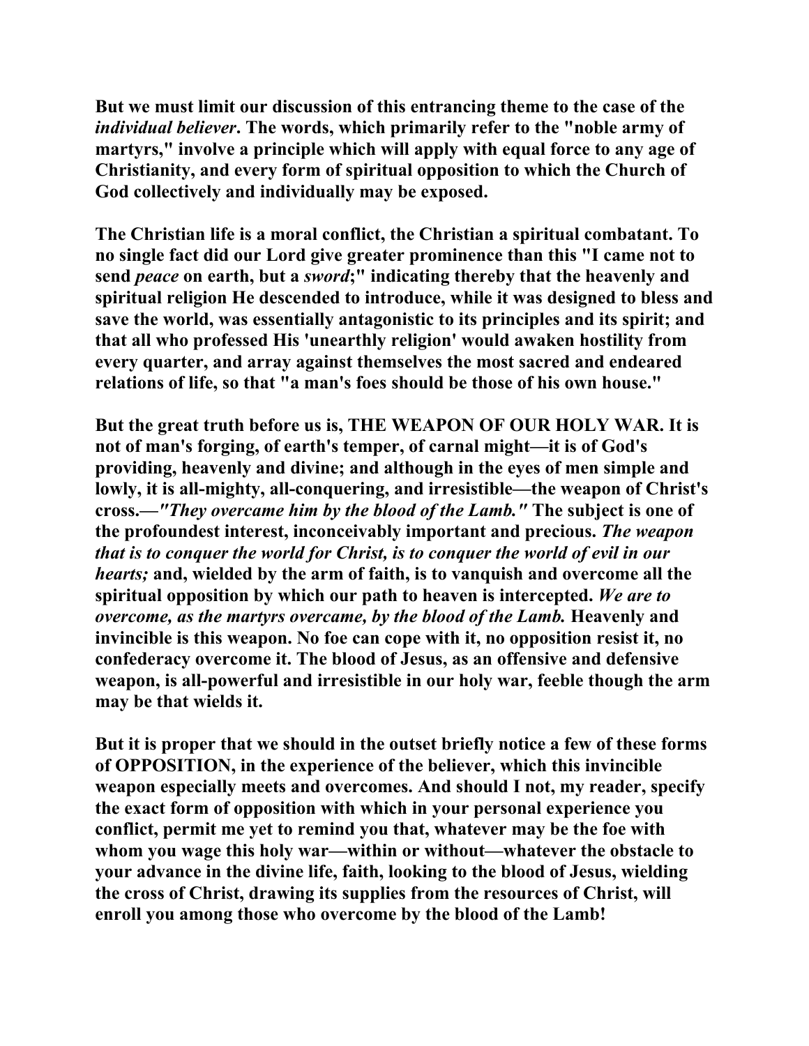But we must limit our discussion of this entrancing theme to the case of the *individual believer*. The words, which primarily refer to the "noble army of martyrs," involve a principle which will apply with equal force to any age of Christianity, and every form of spiritual opposition to which the Church of God collectively and individually may be exposed.

The Christian life is a moral conflict, the Christian a spiritual combatant. To no single fact did our Lord give greater prominence than this "I came not to send *peace* on earth, but a *sword*;" indicating thereby that the heavenly and spiritual religion He descended to introduce, while it was designed to bless and save the world, was essentially antagonistic to its principles and its spirit; and that all who professed His 'unearthly religion' would awaken hostility from every quarter, and array against themselves the most sacred and endeared relations of life, so that "a man's foes should be those of his own house."

But the great truth before us is, THE WEAPON OF OUR HOLY WAR. It is not of man's forging, of earth's temper, of carnal might—it is of God's providing, heavenly and divine; and although in the eyes of men simple and lowly, it is all-mighty, all-conquering, and irresistible—the weapon of Christ's cross.—*"They overcame him by the blood of the Lamb."* The subject is one of the profoundest interest, inconceivably important and precious. *The weapon that is to conquer the world for Christ, is to conquer the world of evil in our hearts;* and, wielded by the arm of faith, is to vanquish and overcome all the spiritual opposition by which our path to heaven is intercepted. *We are to overcome, as the martyrs overcame, by the blood of the Lamb.* Heavenly and invincible is this weapon. No foe can cope with it, no opposition resist it, no confederacy overcome it. The blood of Jesus, as an offensive and defensive weapon, is all-powerful and irresistible in our holy war, feeble though the arm may be that wields it.

But it is proper that we should in the outset briefly notice a few of these forms of OPPOSITION, in the experience of the believer, which this invincible weapon especially meets and overcomes. And should I not, my reader, specify the exact form of opposition with which in your personal experience you conflict, permit me yet to remind you that, whatever may be the foe with whom you wage this holy war—within or without—whatever the obstacle to your advance in the divine life, faith, looking to the blood of Jesus, wielding the cross of Christ, drawing its supplies from the resources of Christ, will enroll you among those who overcome by the blood of the Lamb!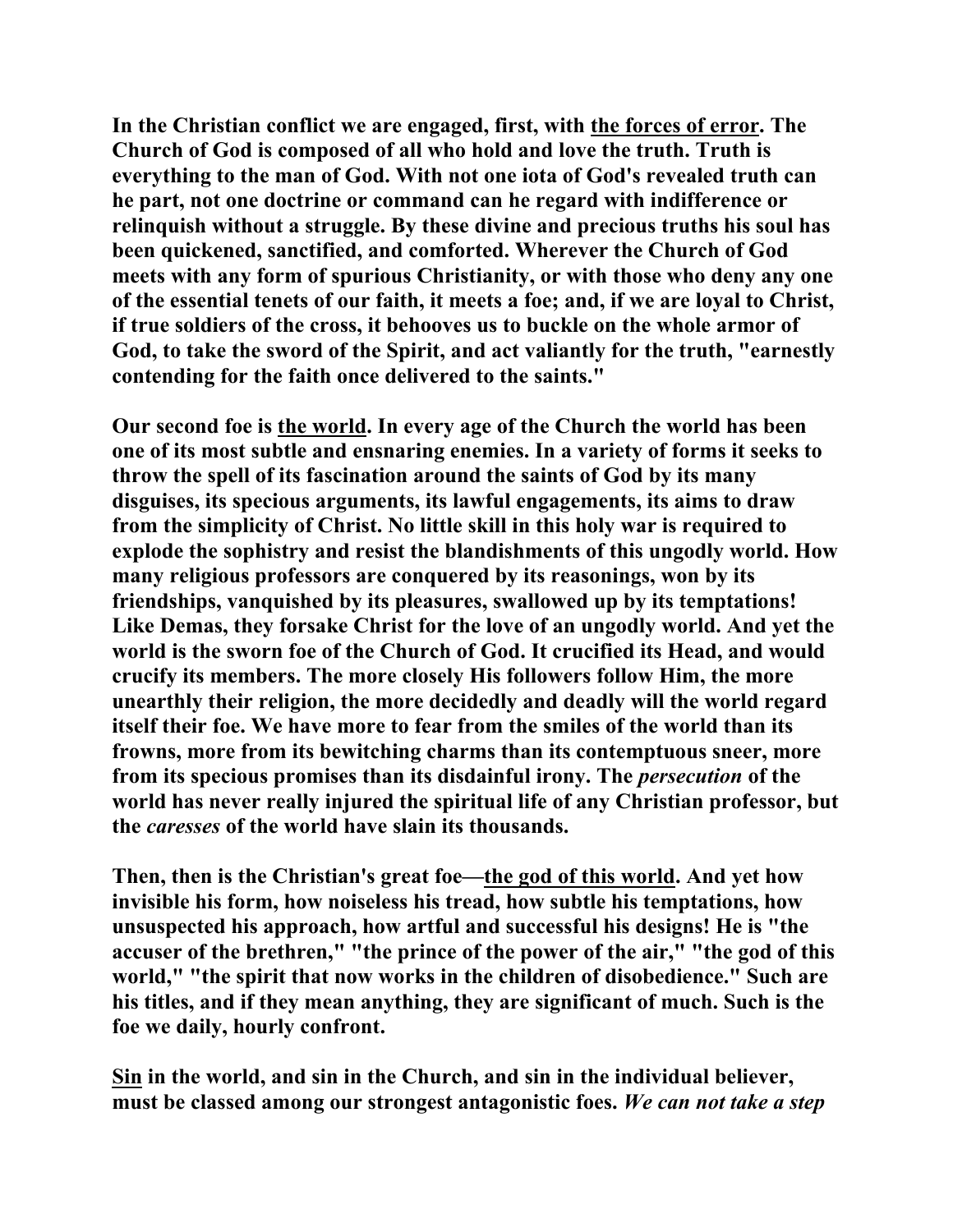**In the Christian conflict we are engaged, first, with <u>the forces of error</u>. The Church of God is composed of all who hold and love the truth. Truth is everything to the man of God. With not one iota of God's revealed truth can he part, not one doctrine or command can he regard with indifference or relinquish without a struggle. By these divine and precious truths his soul has been quickened, sanctified, and comforted. Wherever the Church of God meets with any form of spurious Christianity, or with those who deny any one of the essential tenets of our faith, it meets a foe; and, if we are loyal to Christ, if true soldiers of the cross, it behooves us to buckle on the whole armor of God, to take the sword of the Spirit, and act valiantly for the truth, "earnestly contending for the faith once delivered to the saints."**

**Our second foe is <u>the world</u>. In every age of the Church the world has been one of its most subtle and ensnaring enemies. In a variety of forms it seeks to throw the spell of its fascination around the saints of God by its many disguises, its specious arguments, its lawful engagements, its aims to draw from the simplicity of Christ. No little skill in this holy war is required to explode the sophistry and resist the blandishments of this ungodly world. How many religious professors are conquered by its reasonings, won by its friendships, vanquished by its pleasures, swallowed up by its temptations! Like Demas, they forsake Christ for the love of an ungodly world. And yet the world is the sworn foe of the Church of God. It crucified its Head, and would crucify its members. The more closely His followers follow Him, the more unearthly their religion, the more decidedly and deadly will the world regard itself their foe. We have more to fear from the smiles of the world than its frowns, more from its bewitching charms than its contemptuous sneer, more from its specious promises than its disdainful irony. The *persecution* of the world has never really injured the spiritual life of any Christian professor, but the *caresses* of the world have slain its thousands.**

**Then, then is the Christian's great foe—<u>the god of this world</u>. And yet how invisible his form, how noiseless his tread, how subtle his temptations, how unsuspected his approach, how artful and successful his designs! He is "the accuser of the brethren," "the prince of the power of the air," "the god of this world," "the spirit that now works in the children of disobedience." Such are his titles, and if they mean anything, they are significant of much. Such is the foe we daily, hourly confront.**

**<u>Sin</u> in the world, and sin in the Church, and sin in the individual believer, must be classed among our strongest antagonistic foes. *We can not take a step***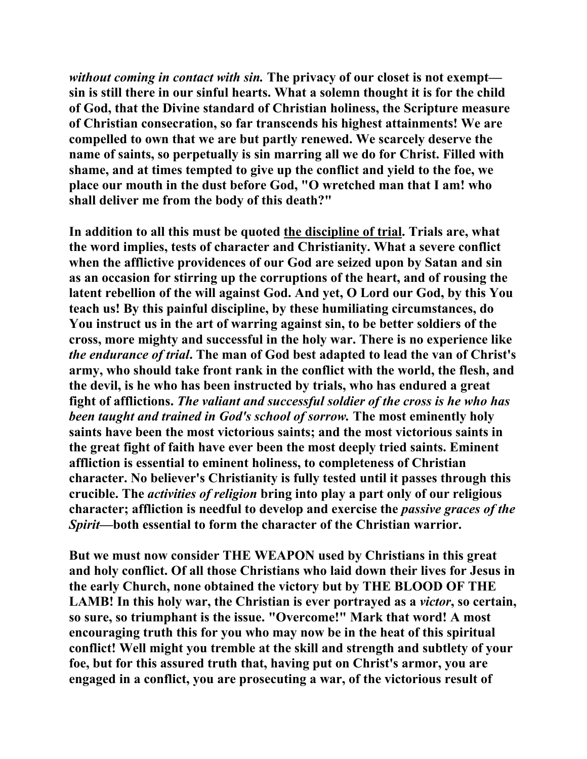*without coming in contact with sin.* The privacy of our closet is not exempt—sin is still there in our sinful hearts. What a solemn thought it is for the child of God, that the Divine standard of Christian holiness, the Scripture measure of Christian consecration, so far transcends his highest attainments! We are compelled to own that we are but partly renewed. We scarcely deserve the name of saints, so perpetually is sin marring all we do for Christ. Filled with shame, and at times tempted to give up the conflict and yield to the foe, we place our mouth in the dust before God, "O wretched man that I am! who shall deliver me from the body of this death?"

In addition to all this must be quoted <u>the discipline of trial</u>. Trials are, what the word implies, tests of character and Christianity. What a severe conflict when the afflictive providences of our God are seized upon by Satan and sin as an occasion for stirring up the corruptions of the heart, and of rousing the latent rebellion of the will against God. And yet, O Lord our God, by this You teach us! By this painful discipline, by these humiliating circumstances, do You instruct us in the art of warring against sin, to be better soldiers of the cross, more mighty and successful in the holy war. There is no experience like *the endurance of trial*. The man of God best adapted to lead the van of Christ's army, who should take front rank in the conflict with the world, the flesh, and the devil, is he who has been instructed by trials, who has endured a great fight of afflictions. *The valiant and successful soldier of the cross is he who has been taught and trained in God's school of sorrow.* The most eminently holy saints have been the most victorious saints; and the most victorious saints in the great fight of faith have ever been the most deeply tried saints. Eminent affliction is essential to eminent holiness, to completeness of Christian character. No believer's Christianity is fully tested until it passes through this crucible. The *activities of religion* bring into play a part only of our religious character; affliction is needful to develop and exercise the *passive graces of the Spirit*—both essential to form the character of the Christian warrior.

But we must now consider THE WEAPON used by Christians in this great and holy conflict. Of all those Christians who laid down their lives for Jesus in the early Church, none obtained the victory but by THE BLOOD OF THE LAMB! In this holy war, the Christian is ever portrayed as a *victor*, so certain, so sure, so triumphant is the issue. "Overcome!" Mark that word! A most encouraging truth this for you who may now be in the heat of this spiritual conflict! Well might you tremble at the skill and strength and subtlety of your foe, but for this assured truth that, having put on Christ's armor, you are engaged in a conflict, you are prosecuting a war, of the victorious result of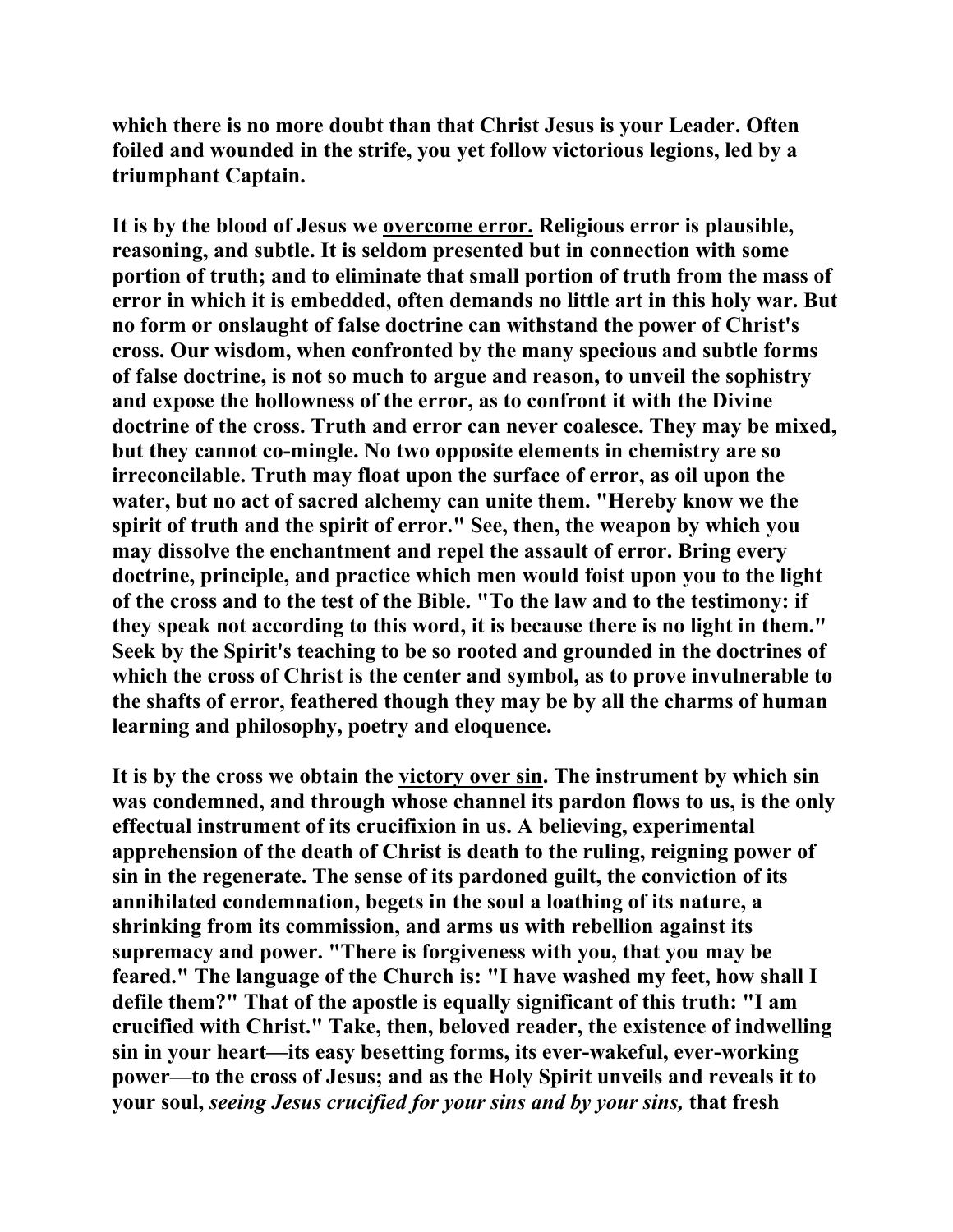**which there is no more doubt than that Christ Jesus is your Leader. Often foiled and wounded in the strife, you yet follow victorious legions, led by a triumphant Captain.**

**It is by the blood of Jesus we <u>overcome error.</u> Religious error is plausible, reasoning, and subtle. It is seldom presented but in connection with some portion of truth; and to eliminate that small portion of truth from the mass of error in which it is embedded, often demands no little art in this holy war. But no form or onslaught of false doctrine can withstand the power of Christ's cross. Our wisdom, when confronted by the many specious and subtle forms of false doctrine, is not so much to argue and reason, to unveil the sophistry and expose the hollowness of the error, as to confront it with the Divine doctrine of the cross. Truth and error can never coalesce. They may be mixed, but they cannot co-mingle. No two opposite elements in chemistry are so irreconcilable. Truth may float upon the surface of error, as oil upon the water, but no act of sacred alchemy can unite them. "Hereby know we the spirit of truth and the spirit of error." See, then, the weapon by which you may dissolve the enchantment and repel the assault of error. Bring every doctrine, principle, and practice which men would foist upon you to the light of the cross and to the test of the Bible. "To the law and to the testimony: if they speak not according to this word, it is because there is no light in them." Seek by the Spirit's teaching to be so rooted and grounded in the doctrines of which the cross of Christ is the center and symbol, as to prove invulnerable to the shafts of error, feathered though they may be by all the charms of human learning and philosophy, poetry and eloquence.**

**It is by the cross we obtain the <u>victory over sin</u>. The instrument by which sin was condemned, and through whose channel its pardon flows to us, is the only effectual instrument of its crucifixion in us. A believing, experimental apprehension of the death of Christ is death to the ruling, reigning power of sin in the regenerate. The sense of its pardoned guilt, the conviction of its annihilated condemnation, begets in the soul a loathing of its nature, a shrinking from its commission, and arms us with rebellion against its supremacy and power. "There is forgiveness with you, that you may be feared." The language of the Church is: "I have washed my feet, how shall I defile them?" That of the apostle is equally significant of this truth: "I am crucified with Christ." Take, then, beloved reader, the existence of indwelling sin in your heart—its easy besetting forms, its ever-wakeful, ever-working power—to the cross of Jesus; and as the Holy Spirit unveils and reveals it to your soul, *seeing Jesus crucified for your sins and by your sins,* that fresh**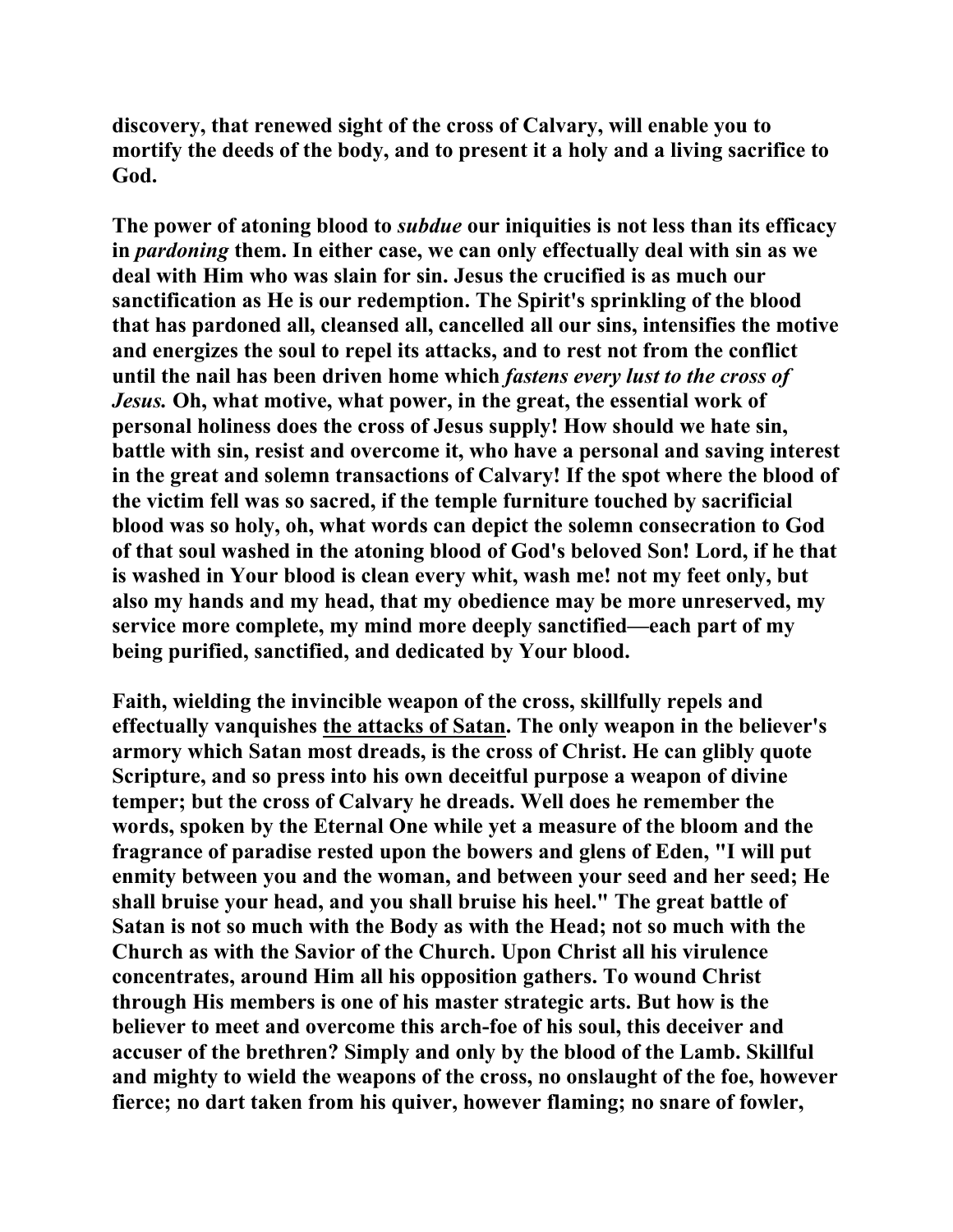**discovery, that renewed sight of the cross of Calvary, will enable you to mortify the deeds of the body, and to present it a holy and a living sacrifice to God.**

**The power of atoning blood to *subdue* our iniquities is not less than its efficacy in *pardoning* them. In either case, we can only effectually deal with sin as we deal with Him who was slain for sin. Jesus the crucified is as much our sanctification as He is our redemption. The Spirit's sprinkling of the blood that has pardoned all, cleansed all, cancelled all our sins, intensifies the motive and energizes the soul to repel its attacks, and to rest not from the conflict until the nail has been driven home which *fastens every lust to the cross of Jesus.* Oh, what motive, what power, in the great, the essential work of personal holiness does the cross of Jesus supply! How should we hate sin, battle with sin, resist and overcome it, who have a personal and saving interest in the great and solemn transactions of Calvary! If the spot where the blood of the victim fell was so sacred, if the temple furniture touched by sacrificial blood was so holy, oh, what words can depict the solemn consecration to God of that soul washed in the atoning blood of God's beloved Son! Lord, if he that is washed in Your blood is clean every whit, wash me! not my feet only, but also my hands and my head, that my obedience may be more unreserved, my service more complete, my mind more deeply sanctified—each part of my being purified, sanctified, and dedicated by Your blood.**

**Faith, wielding the invincible weapon of the cross, skillfully repels and effectually vanquishes <u>the attacks of Satan</u>. The only weapon in the believer's armory which Satan most dreads, is the cross of Christ. He can glibly quote Scripture, and so press into his own deceitful purpose a weapon of divine temper; but the cross of Calvary he dreads. Well does he remember the words, spoken by the Eternal One while yet a measure of the bloom and the fragrance of paradise rested upon the bowers and glens of Eden, "I will put enmity between you and the woman, and between your seed and her seed; He shall bruise your head, and you shall bruise his heel." The great battle of Satan is not so much with the Body as with the Head; not so much with the Church as with the Savior of the Church. Upon Christ all his virulence concentrates, around Him all his opposition gathers. To wound Christ through His members is one of his master strategic arts. But how is the believer to meet and overcome this arch-foe of his soul, this deceiver and accuser of the brethren? Simply and only by the blood of the Lamb. Skillful and mighty to wield the weapons of the cross, no onslaught of the foe, however fierce; no dart taken from his quiver, however flaming; no snare of fowler,**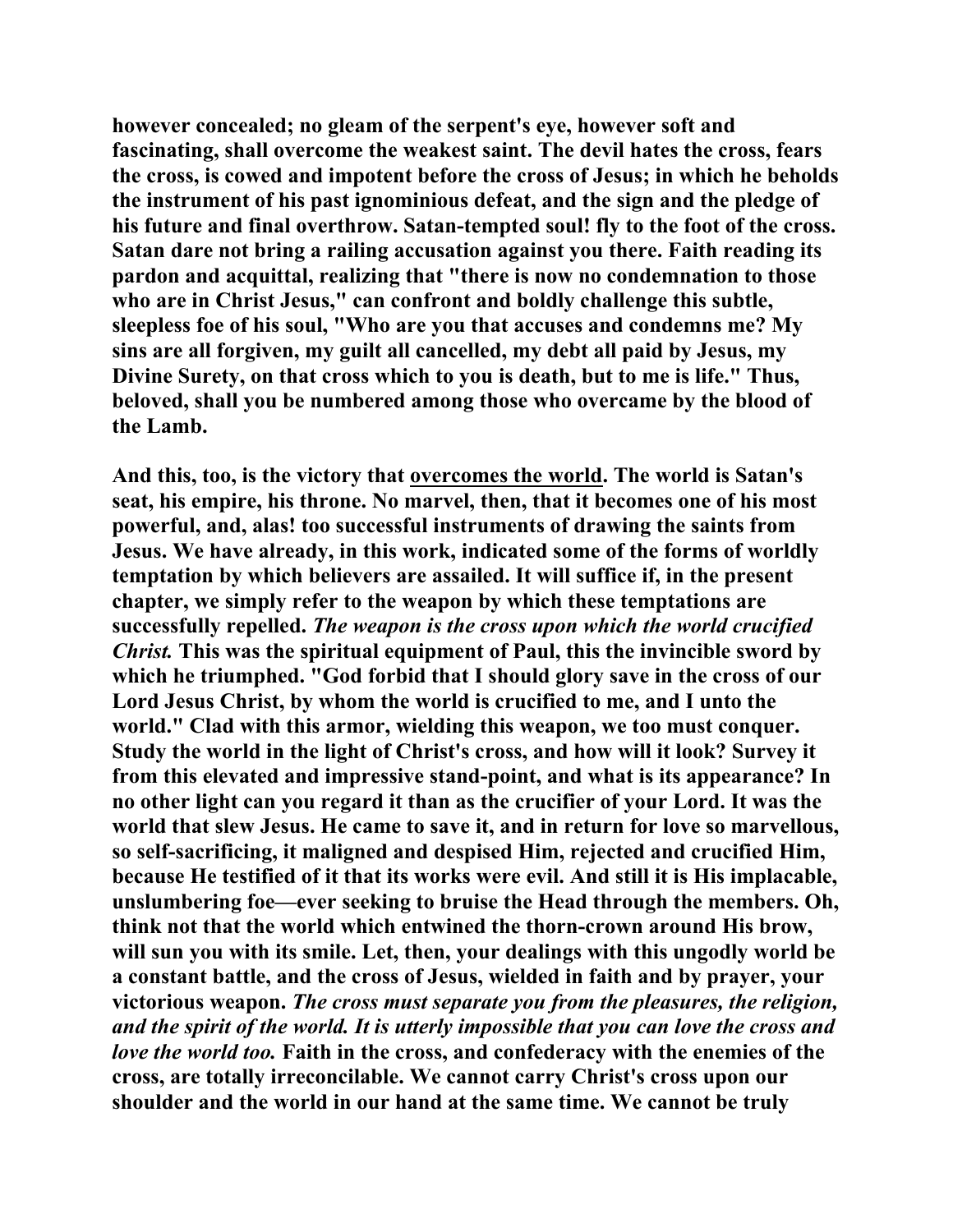however concealed; no gleam of the serpent's eye, however soft and fascinating, shall overcome the weakest saint. The devil hates the cross, fears the cross, is cowed and impotent before the cross of Jesus; in which he beholds the instrument of his past ignominious defeat, and the sign and the pledge of his future and final overthrow. Satan-tempted soul! fly to the foot of the cross. Satan dare not bring a railing accusation against you there. Faith reading its pardon and acquittal, realizing that "there is now no condemnation to those who are in Christ Jesus," can confront and boldly challenge this subtle, sleepless foe of his soul, "Who are you that accuses and condemns me? My sins are all forgiven, my guilt all cancelled, my debt all paid by Jesus, my Divine Surety, on that cross which to you is death, but to me is life." Thus, beloved, shall you be numbered among those who overcame by the blood of the Lamb.

And this, too, is the victory that overcomes the world. The world is Satan's seat, his empire, his throne. No marvel, then, that it becomes one of his most powerful, and, alas! too successful instruments of drawing the saints from Jesus. We have already, in this work, indicated some of the forms of worldly temptation by which believers are assailed. It will suffice if, in the present chapter, we simply refer to the weapon by which these temptations are successfully repelled. *The weapon is the cross upon which the world crucified Christ.* This was the spiritual equipment of Paul, this the invincible sword by which he triumphed. "God forbid that I should glory save in the cross of our Lord Jesus Christ, by whom the world is crucified to me, and I unto the world." Clad with this armor, wielding this weapon, we too must conquer. Study the world in the light of Christ's cross, and how will it look? Survey it from this elevated and impressive stand-point, and what is its appearance? In no other light can you regard it than as the crucifier of your Lord. It was the world that slew Jesus. He came to save it, and in return for love so marvellous, so self-sacrificing, it maligned and despised Him, rejected and crucified Him, because He testified of it that its works were evil. And still it is His implacable, unslumbering foe—ever seeking to bruise the Head through the members. Oh, think not that the world which entwined the thorn-crown around His brow, will sun you with its smile. Let, then, your dealings with this ungodly world be a constant battle, and the cross of Jesus, wielded in faith and by prayer, your victorious weapon. *The cross must separate you from the pleasures, the religion, and the spirit of the world. It is utterly impossible that you can love the cross and love the world too.* Faith in the cross, and confederacy with the enemies of the cross, are totally irreconcilable. We cannot carry Christ's cross upon our shoulder and the world in our hand at the same time. We cannot be truly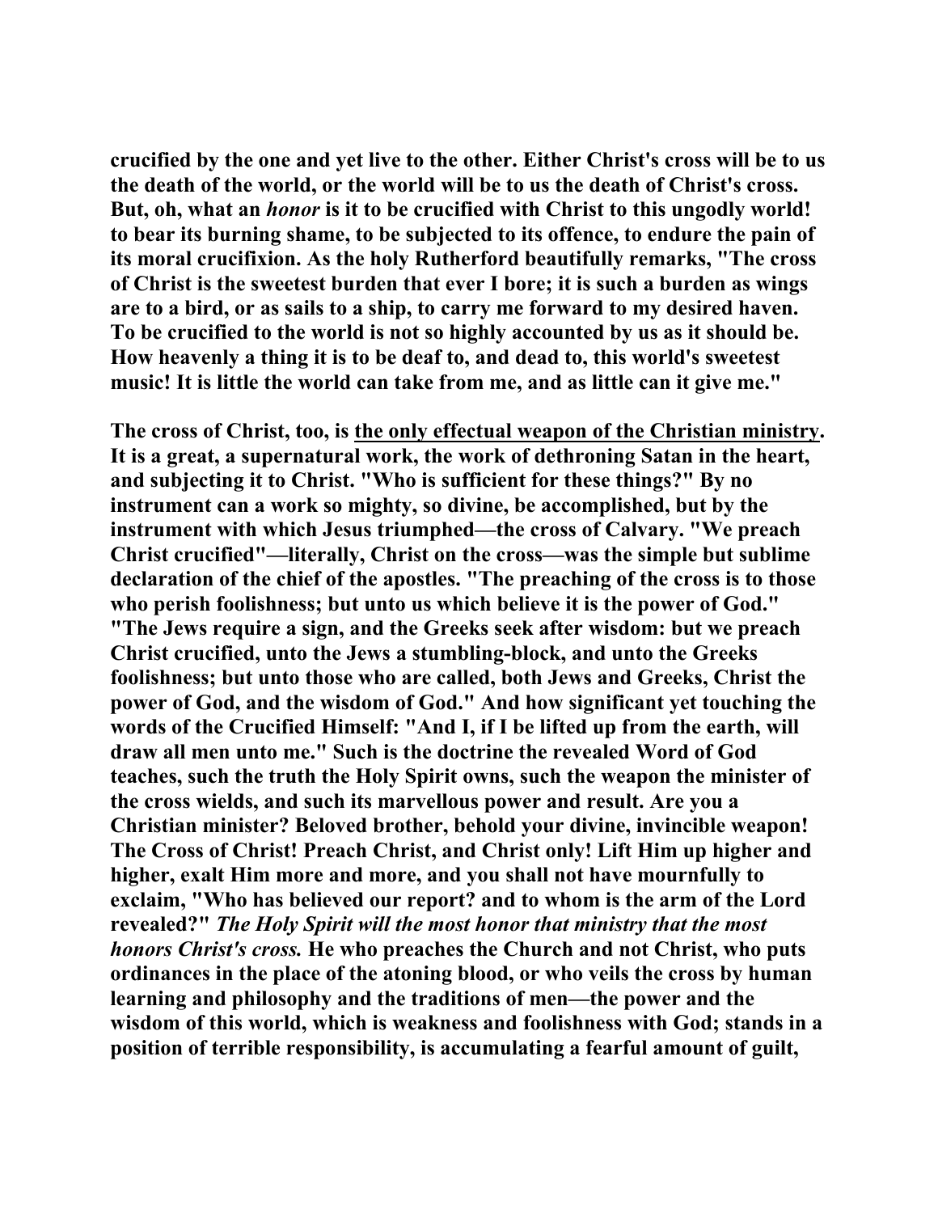crucified by the one and yet live to the other. Either Christ's cross will be to us the death of the world, or the world will be to us the death of Christ's cross. But, oh, what an *honor* is it to be crucified with Christ to this ungodly world! to bear its burning shame, to be subjected to its offence, to endure the pain of its moral crucifixion. As the holy Rutherford beautifully remarks, "The cross of Christ is the sweetest burden that ever I bore; it is such a burden as wings are to a bird, or as sails to a ship, to carry me forward to my desired haven. To be crucified to the world is not so highly accounted by us as it should be. How heavenly a thing it is to be deaf to, and dead to, this world's sweetest music! It is little the world can take from me, and as little can it give me."

The cross of Christ, too, is <u>the only effectual weapon of the Christian ministry</u>. It is a great, a supernatural work, the work of dethroning Satan in the heart, and subjecting it to Christ. "Who is sufficient for these things?" By no instrument can a work so mighty, so divine, be accomplished, but by the instrument with which Jesus triumphed—the cross of Calvary. "We preach Christ crucified"—literally, Christ on the cross—was the simple but sublime declaration of the chief of the apostles. "The preaching of the cross is to those who perish foolishness; but unto us which believe it is the power of God." "The Jews require a sign, and the Greeks seek after wisdom: but we preach Christ crucified, unto the Jews a stumbling-block, and unto the Greeks foolishness; but unto those who are called, both Jews and Greeks, Christ the power of God, and the wisdom of God." And how significant yet touching the words of the Crucified Himself: "And I, if I be lifted up from the earth, will draw all men unto me." Such is the doctrine the revealed Word of God teaches, such the truth the Holy Spirit owns, such the weapon the minister of the cross wields, and such its marvellous power and result. Are you a Christian minister? Beloved brother, behold your divine, invincible weapon! The Cross of Christ! Preach Christ, and Christ only! Lift Him up higher and higher, exalt Him more and more, and you shall not have mournfully to exclaim, "Who has believed our report? and to whom is the arm of the Lord revealed?" *The Holy Spirit will the most honor that ministry that the most honors Christ's cross.* He who preaches the Church and not Christ, who puts ordinances in the place of the atoning blood, or who veils the cross by human learning and philosophy and the traditions of men—the power and the wisdom of this world, which is weakness and foolishness with God; stands in a position of terrible responsibility, is accumulating a fearful amount of guilt,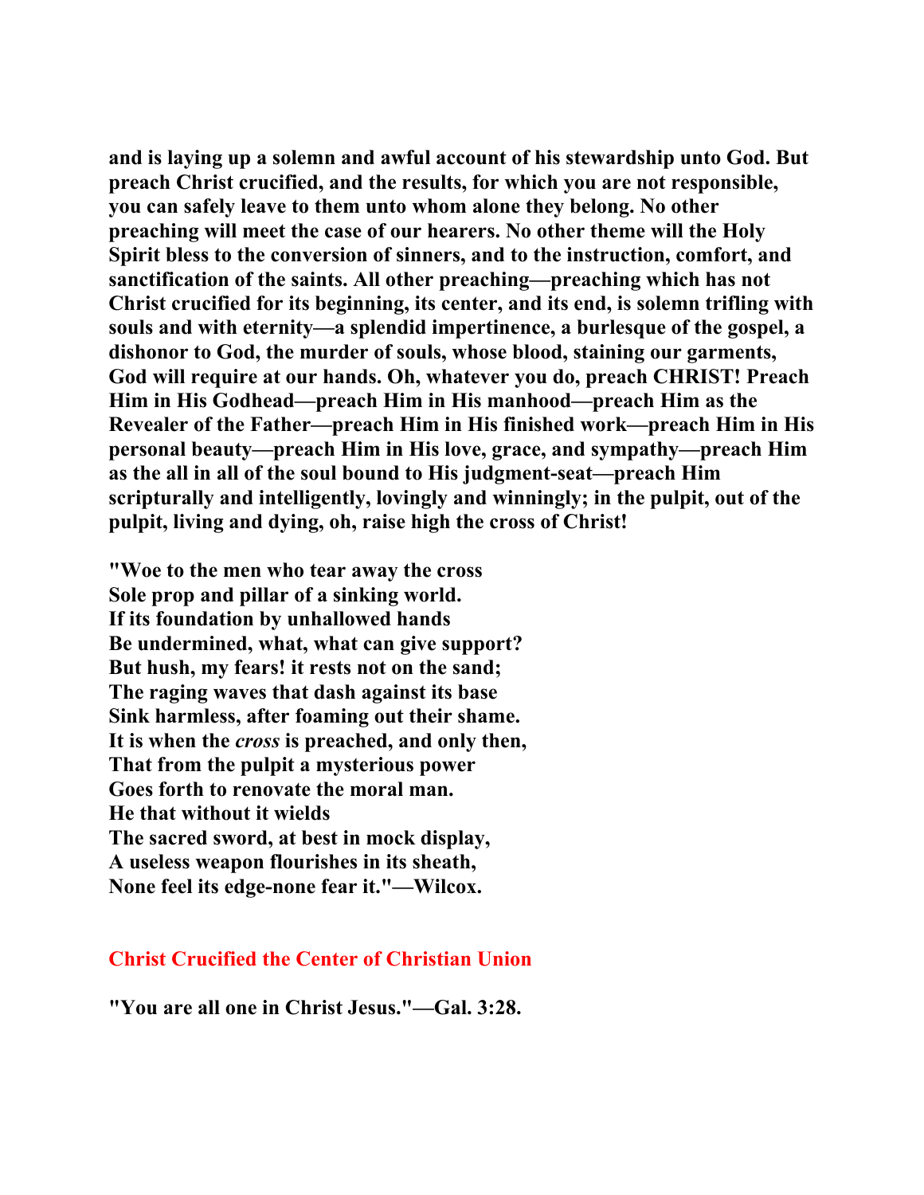**and is laying up a solemn and awful account of his stewardship unto God. But preach Christ crucified, and the results, for which you are not responsible, you can safely leave to them unto whom alone they belong. No other preaching will meet the case of our hearers. No other theme will the Holy Spirit bless to the conversion of sinners, and to the instruction, comfort, and sanctification of the saints. All other preaching—preaching which has not Christ crucified for its beginning, its center, and its end, is solemn trifling with souls and with eternity—a splendid impertinence, a burlesque of the gospel, a dishonor to God, the murder of souls, whose blood, staining our garments, God will require at our hands. Oh, whatever you do, preach CHRIST! Preach Him in His Godhead—preach Him in His manhood—preach Him as the Revealer of the Father—preach Him in His finished work—preach Him in His personal beauty—preach Him in His love, grace, and sympathy—preach Him as the all in all of the soul bound to His judgment-seat—preach Him scripturally and intelligently, lovingly and winningly; in the pulpit, out of the pulpit, living and dying, oh, raise high the cross of Christ!**

**"Woe to the men who tear away the cross**
**Sole prop and pillar of a sinking world.**
**If its foundation by unhallowed hands**
**Be undermined, what, what can give support?**
**But hush, my fears! it rests not on the sand;**
**The raging waves that dash against its base**
**Sink harmless, after foaming out their shame.**
**It is when the *cross* is preached, and only then,**
**That from the pulpit a mysterious power**
**Goes forth to renovate the moral man.**
**He that without it wields**
**The sacred sword, at best in mock display,**
**A useless weapon flourishes in its sheath,**
**None feel its edge-none fear it."—Wilcox.**

## Christ Crucified the Center of Christian Union

**"You are all one in Christ Jesus."—Gal. 3:28.**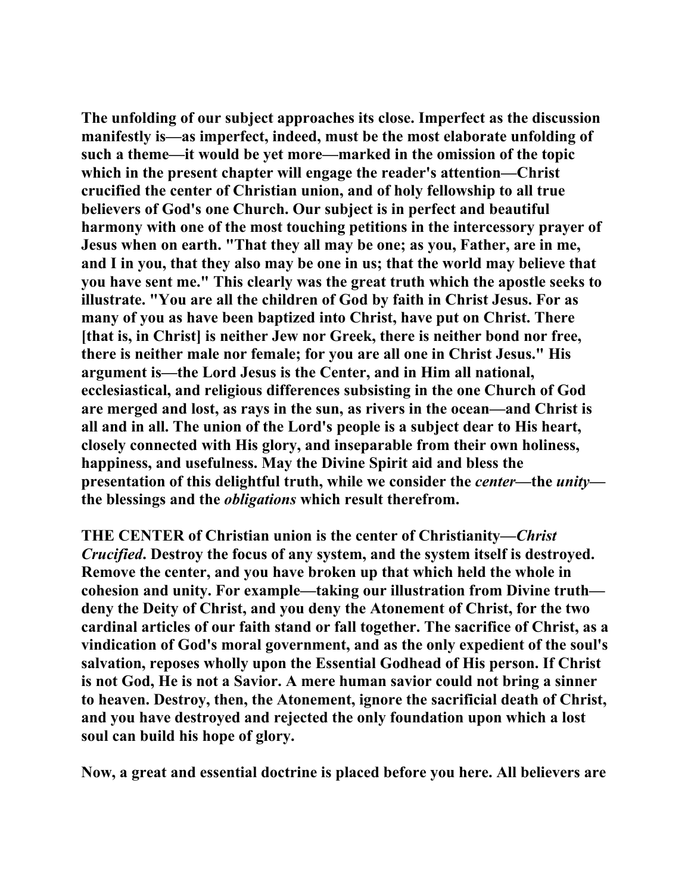**The unfolding of our subject approaches its close. Imperfect as the discussion manifestly is—as imperfect, indeed, must be the most elaborate unfolding of such a theme—it would be yet more—marked in the omission of the topic which in the present chapter will engage the reader's attention—Christ crucified the center of Christian union, and of holy fellowship to all true believers of God's one Church. Our subject is in perfect and beautiful harmony with one of the most touching petitions in the intercessory prayer of Jesus when on earth. "That they all may be one; as you, Father, are in me, and I in you, that they also may be one in us; that the world may believe that you have sent me." This clearly was the great truth which the apostle seeks to illustrate. "You are all the children of God by faith in Christ Jesus. For as many of you as have been baptized into Christ, have put on Christ. There [that is, in Christ] is neither Jew nor Greek, there is neither bond nor free, there is neither male nor female; for you are all one in Christ Jesus." His argument is—the Lord Jesus is the Center, and in Him all national, ecclesiastical, and religious differences subsisting in the one Church of God are merged and lost, as rays in the sun, as rivers in the ocean—and Christ is all and in all. The union of the Lord's people is a subject dear to His heart, closely connected with His glory, and inseparable from their own holiness, happiness, and usefulness. May the Divine Spirit aid and bless the presentation of this delightful truth, while we consider the *center*—the *unity*—the blessings and the *obligations* which result therefrom.**

**THE CENTER of Christian union is the center of Christianity—*Christ Crucified*. Destroy the focus of any system, and the system itself is destroyed. Remove the center, and you have broken up that which held the whole in cohesion and unity. For example—taking our illustration from Divine truth—deny the Deity of Christ, and you deny the Atonement of Christ, for the two cardinal articles of our faith stand or fall together. The sacrifice of Christ, as a vindication of God's moral government, and as the only expedient of the soul's salvation, reposes wholly upon the Essential Godhead of His person. If Christ is not God, He is not a Savior. A mere human savior could not bring a sinner to heaven. Destroy, then, the Atonement, ignore the sacrificial death of Christ, and you have destroyed and rejected the only foundation upon which a lost soul can build his hope of glory.**

**Now, a great and essential doctrine is placed before you here. All believers are**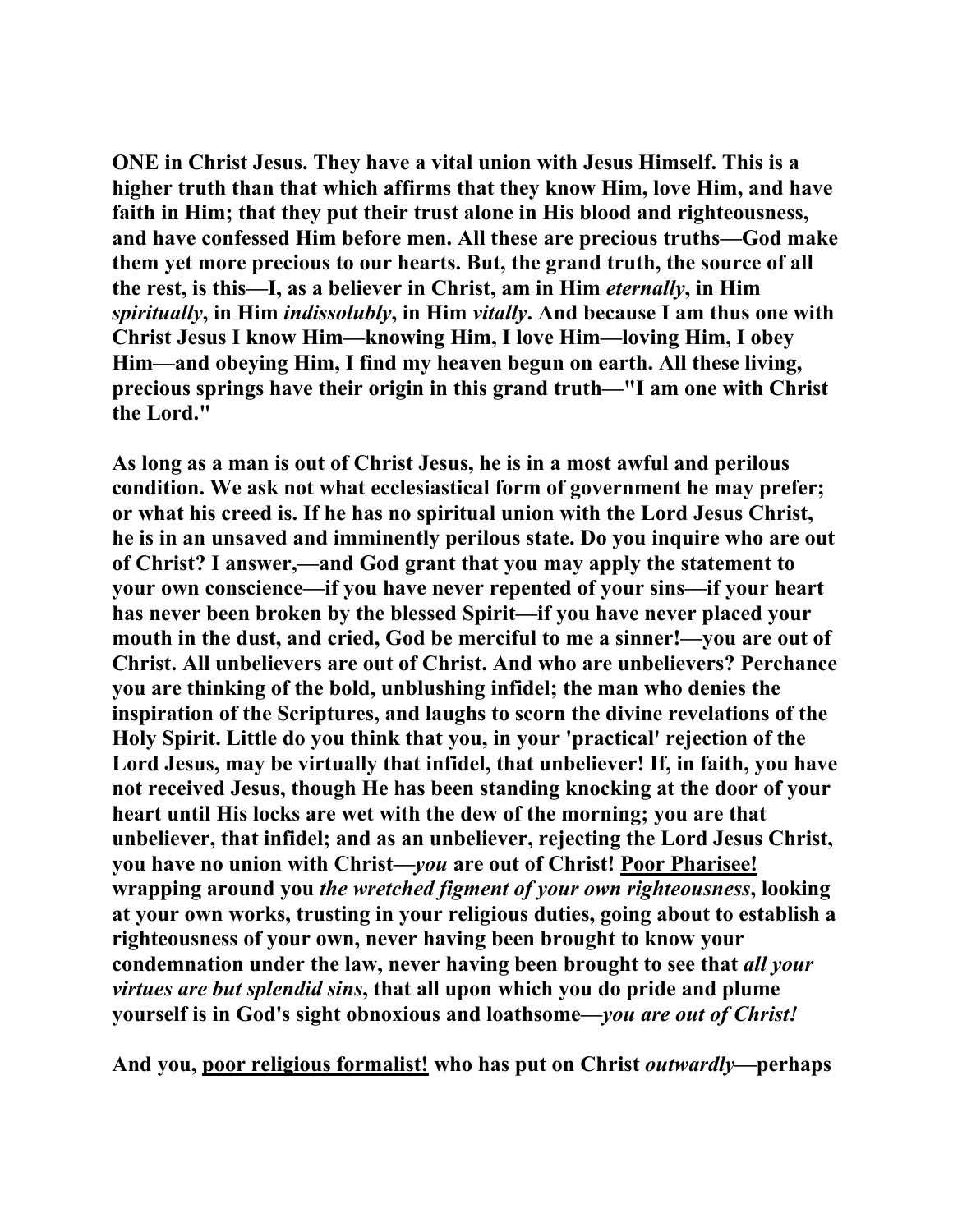**ONE in Christ Jesus. They have a vital union with Jesus Himself. This is a higher truth than that which affirms that they know Him, love Him, and have faith in Him; that they put their trust alone in His blood and righteousness, and have confessed Him before men. All these are precious truths—God make them yet more precious to our hearts. But, the grand truth, the source of all the rest, is this—I, as a believer in Christ, am in Him *eternally*, in Him *spiritually*, in Him *indissolubly*, in Him *vitally*. And because I am thus one with Christ Jesus I know Him—knowing Him, I love Him—loving Him, I obey Him—and obeying Him, I find my heaven begun on earth. All these living, precious springs have their origin in this grand truth—"I am one with Christ the Lord."**

**As long as a man is out of Christ Jesus, he is in a most awful and perilous condition. We ask not what ecclesiastical form of government he may prefer; or what his creed is. If he has no spiritual union with the Lord Jesus Christ, he is in an unsaved and imminently perilous state. Do you inquire who are out of Christ? I answer,—and God grant that you may apply the statement to your own conscience—if you have never repented of your sins—if your heart has never been broken by the blessed Spirit—if you have never placed your mouth in the dust, and cried, God be merciful to me a sinner!—you are out of Christ. All unbelievers are out of Christ. And who are unbelievers? Perchance you are thinking of the bold, unblushing infidel; the man who denies the inspiration of the Scriptures, and laughs to scorn the divine revelations of the Holy Spirit. Little do you think that you, in your 'practical' rejection of the Lord Jesus, may be virtually that infidel, that unbeliever! If, in faith, you have not received Jesus, though He has been standing knocking at the door of your heart until His locks are wet with the dew of the morning; you are that unbeliever, that infidel; and as an unbeliever, rejecting the Lord Jesus Christ, you have no union with Christ—*you* are out of Christ! <u>Poor Pharisee!</u> wrapping around you *the wretched figment of your own righteousness*, looking at your own works, trusting in your religious duties, going about to establish a righteousness of your own, never having been brought to know your condemnation under the law, never having been brought to see that *all your virtues are but splendid sins*, that all upon which you do pride and plume yourself is in God's sight obnoxious and loathsome—*you are out of Christ!***

**And you, <u>poor religious formalist!</u> who has put on Christ *outwardly*—perhaps**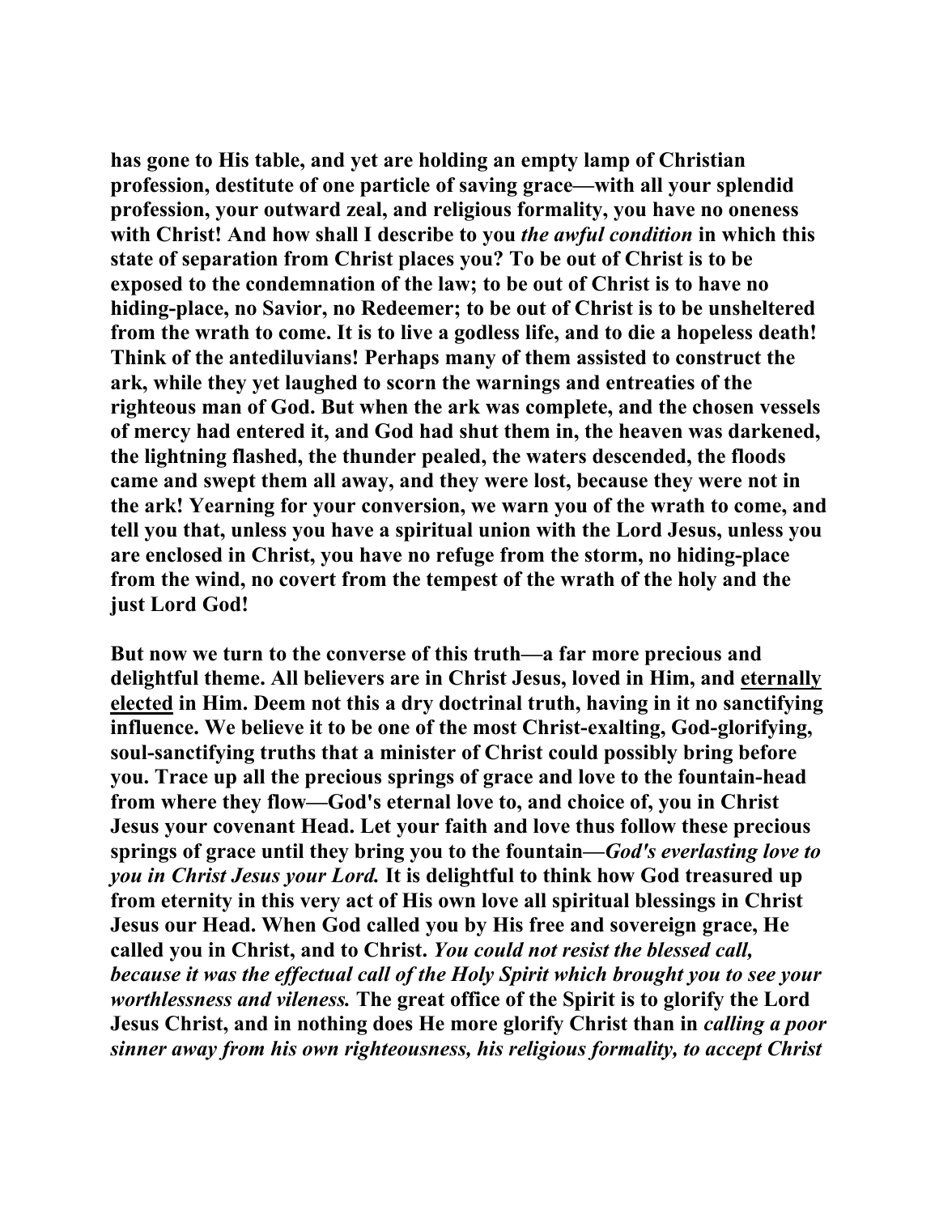**has gone to His table, and yet are holding an empty lamp of Christian profession, destitute of one particle of saving grace—with all your splendid profession, your outward zeal, and religious formality, you have no oneness with Christ! And how shall I describe to you *the awful condition* in which this state of separation from Christ places you? To be out of Christ is to be exposed to the condemnation of the law; to be out of Christ is to have no hiding-place, no Savior, no Redeemer; to be out of Christ is to be unsheltered from the wrath to come. It is to live a godless life, and to die a hopeless death! Think of the antediluvians! Perhaps many of them assisted to construct the ark, while they yet laughed to scorn the warnings and entreaties of the righteous man of God. But when the ark was complete, and the chosen vessels of mercy had entered it, and God had shut them in, the heaven was darkened, the lightning flashed, the thunder pealed, the waters descended, the floods came and swept them all away, and they were lost, because they were not in the ark! Yearning for your conversion, we warn you of the wrath to come, and tell you that, unless you have a spiritual union with the Lord Jesus, unless you are enclosed in Christ, you have no refuge from the storm, no hiding-place from the wind, no covert from the tempest of the wrath of the holy and the just Lord God!**

**But now we turn to the converse of this truth—a far more precious and delightful theme. All believers are in Christ Jesus, loved in Him, and <u>eternally elected</u> in Him. Deem not this a dry doctrinal truth, having in it no sanctifying influence. We believe it to be one of the most Christ-exalting, God-glorifying, soul-sanctifying truths that a minister of Christ could possibly bring before you. Trace up all the precious springs of grace and love to the fountain-head from where they flow—God's eternal love to, and choice of, you in Christ Jesus your covenant Head. Let your faith and love thus follow these precious springs of grace until they bring you to the fountain—*God's everlasting love to you in Christ Jesus your Lord.* It is delightful to think how God treasured up from eternity in this very act of His own love all spiritual blessings in Christ Jesus our Head. When God called you by His free and sovereign grace, He called you in Christ, and to Christ. *You could not resist the blessed call, because it was the effectual call of the Holy Spirit which brought you to see your worthlessness and vileness.* The great office of the Spirit is to glorify the Lord Jesus Christ, and in nothing does He more glorify Christ than in *calling a poor sinner away from his own righteousness, his religious formality, to accept Christ***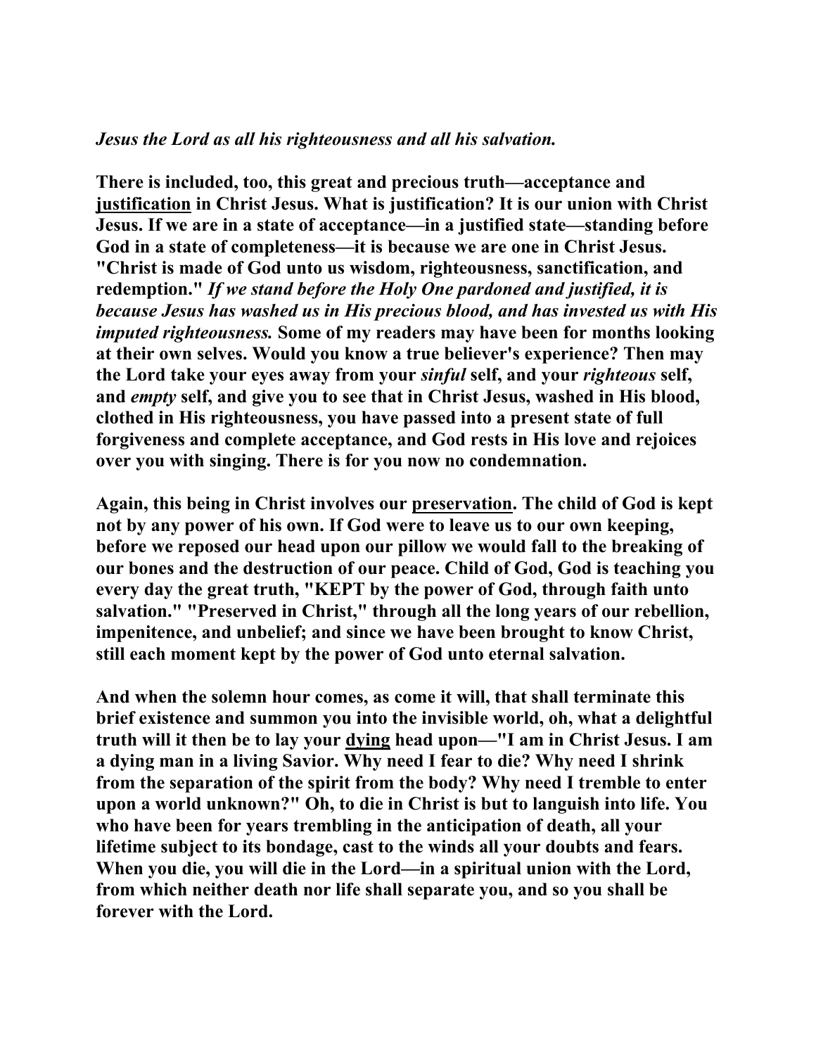*Jesus the Lord as all his righteousness and all his salvation.*

**There is included, too, this great and precious truth—acceptance and justification in Christ Jesus. What is justification? It is our union with Christ Jesus. If we are in a state of acceptance—in a justified state—standing before God in a state of completeness—it is because we are one in Christ Jesus. "Christ is made of God unto us wisdom, righteousness, sanctification, and redemption."** ***If we stand before the Holy One pardoned and justified, it is because Jesus has washed us in His precious blood, and has invested us with His imputed righteousness.*** **Some of my readers may have been for months looking at their own selves. Would you know a true believer's experience? Then may the Lord take your eyes away from your** ***sinful*** **self, and your** ***righteous*** **self, and** ***empty*** **self, and give you to see that in Christ Jesus, washed in His blood, clothed in His righteousness, you have passed into a present state of full forgiveness and complete acceptance, and God rests in His love and rejoices over you with singing. There is for you now no condemnation.**

**Again, this being in Christ involves our preservation. The child of God is kept not by any power of his own. If God were to leave us to our own keeping, before we reposed our head upon our pillow we would fall to the breaking of our bones and the destruction of our peace. Child of God, God is teaching you every day the great truth, "KEPT by the power of God, through faith unto salvation." "Preserved in Christ," through all the long years of our rebellion, impenitence, and unbelief; and since we have been brought to know Christ, still each moment kept by the power of God unto eternal salvation.**

**And when the solemn hour comes, as come it will, that shall terminate this brief existence and summon you into the invisible world, oh, what a delightful truth will it then be to lay your dying head upon—"I am in Christ Jesus. I am a dying man in a living Savior. Why need I fear to die? Why need I shrink from the separation of the spirit from the body? Why need I tremble to enter upon a world unknown?" Oh, to die in Christ is but to languish into life. You who have been for years trembling in the anticipation of death, all your lifetime subject to its bondage, cast to the winds all your doubts and fears. When you die, you will die in the Lord—in a spiritual union with the Lord, from which neither death nor life shall separate you, and so you shall be forever with the Lord.**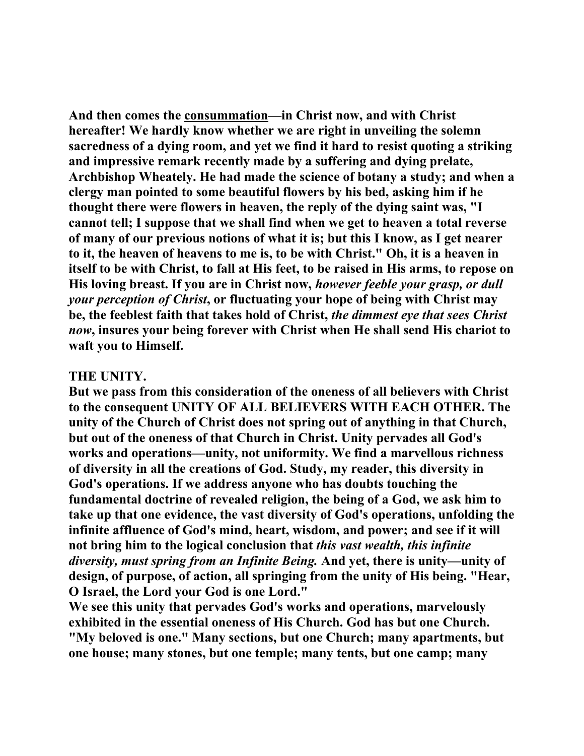**And then comes the <u>consummation</u>—in Christ now, and with Christ hereafter! We hardly know whether we are right in unveiling the solemn sacredness of a dying room, and yet we find it hard to resist quoting a striking and impressive remark recently made by a suffering and dying prelate, Archbishop Wheately. He had made the science of botany a study; and when a clergy man pointed to some beautiful flowers by his bed, asking him if he thought there were flowers in heaven, the reply of the dying saint was, "I cannot tell; I suppose that we shall find when we get to heaven a total reverse of many of our previous notions of what it is; but this I know, as I get nearer to it, the heaven of heavens to me is, to be with Christ." Oh, it is a heaven in itself to be with Christ, to fall at His feet, to be raised in His arms, to repose on His loving breast. If you are in Christ now, *however feeble your grasp, or dull your perception of Christ*, or fluctuating your hope of being with Christ may be, the feeblest faith that takes hold of Christ, *the dimmest eye that sees Christ now*, insures your being forever with Christ when He shall send His chariot to waft you to Himself.**

**THE UNITY.**

**But we pass from this consideration of the oneness of all believers with Christ to the consequent UNITY OF ALL BELIEVERS WITH EACH OTHER. The unity of the Church of Christ does not spring out of anything in that Church, but out of the oneness of that Church in Christ. Unity pervades all God's works and operations—unity, not uniformity. We find a marvellous richness of diversity in all the creations of God. Study, my reader, this diversity in God's operations. If we address anyone who has doubts touching the fundamental doctrine of revealed religion, the being of a God, we ask him to take up that one evidence, the vast diversity of God's operations, unfolding the infinite affluence of God's mind, heart, wisdom, and power; and see if it will not bring him to the logical conclusion that *this vast wealth, this infinite diversity, must spring from an Infinite Being.* And yet, there is unity—unity of design, of purpose, of action, all springing from the unity of His being. "Hear, O Israel, the Lord your God is one Lord."**

**We see this unity that pervades God's works and operations, marvelously exhibited in the essential oneness of His Church. God has but one Church. "My beloved is one." Many sections, but one Church; many apartments, but one house; many stones, but one temple; many tents, but one camp; many**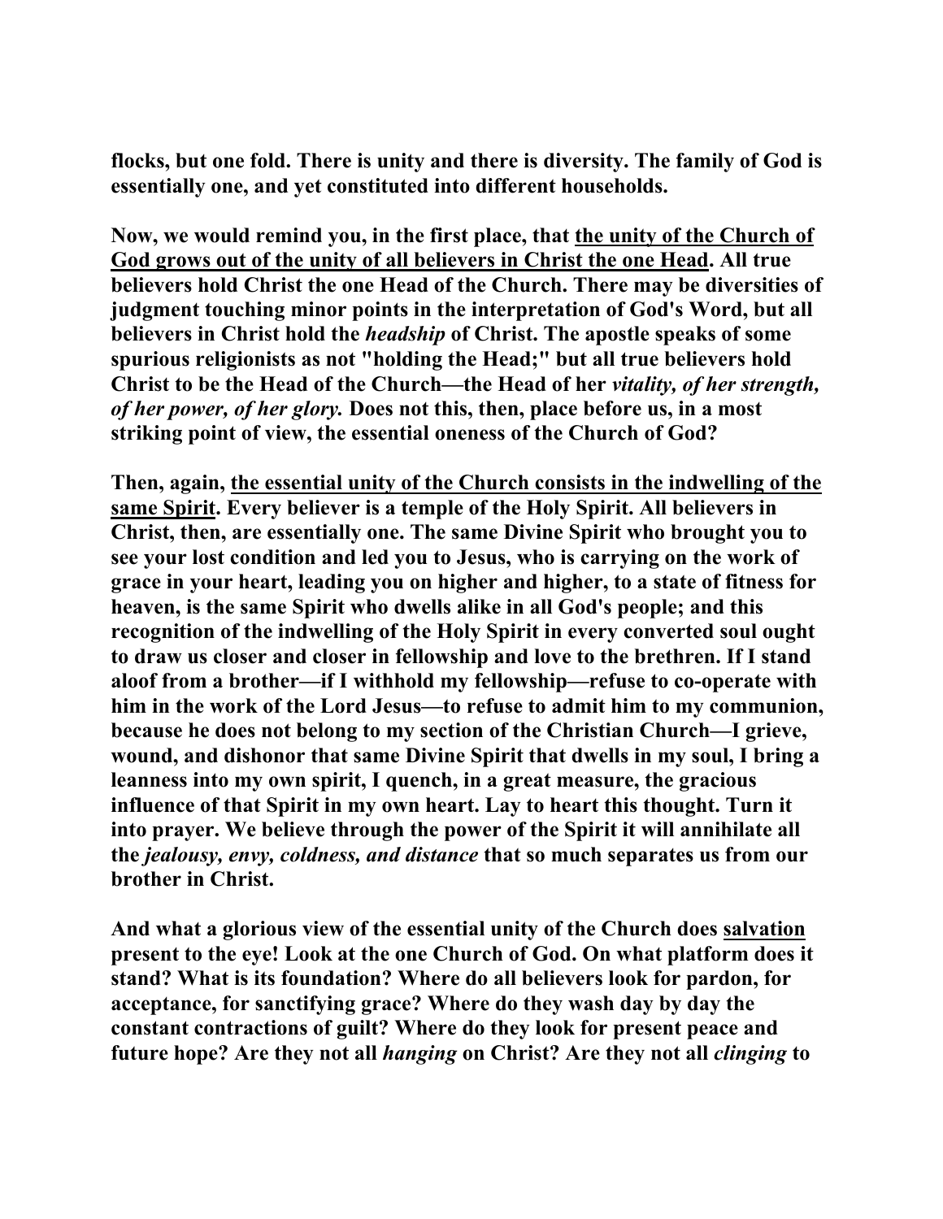flocks, but one fold. There is unity and there is diversity. The family of God is essentially one, and yet constituted into different households.

Now, we would remind you, in the first place, that <u>the unity of the Church of God grows out of the unity of all believers in Christ the one Head</u>. All true believers hold Christ the one Head of the Church. There may be diversities of judgment touching minor points in the interpretation of God's Word, but all believers in Christ hold the *headship* of Christ. The apostle speaks of some spurious religionists as not "holding the Head;" but all true believers hold Christ to be the Head of the Church—the Head of her *vitality, of her strength, of her power, of her glory.* Does not this, then, place before us, in a most striking point of view, the essential oneness of the Church of God?

Then, again, <u>the essential unity of the Church consists in the indwelling of the same Spirit</u>. Every believer is a temple of the Holy Spirit. All believers in Christ, then, are essentially one. The same Divine Spirit who brought you to see your lost condition and led you to Jesus, who is carrying on the work of grace in your heart, leading you on higher and higher, to a state of fitness for heaven, is the same Spirit who dwells alike in all God's people; and this recognition of the indwelling of the Holy Spirit in every converted soul ought to draw us closer and closer in fellowship and love to the brethren. If I stand aloof from a brother—if I withhold my fellowship—refuse to co-operate with him in the work of the Lord Jesus—to refuse to admit him to my communion, because he does not belong to my section of the Christian Church—I grieve, wound, and dishonor that same Divine Spirit that dwells in my soul, I bring a leanness into my own spirit, I quench, in a great measure, the gracious influence of that Spirit in my own heart. Lay to heart this thought. Turn it into prayer. We believe through the power of the Spirit it will annihilate all the *jealousy, envy, coldness, and distance* that so much separates us from our brother in Christ.

And what a glorious view of the essential unity of the Church does <u>salvation</u> present to the eye! Look at the one Church of God. On what platform does it stand? What is its foundation? Where do all believers look for pardon, for acceptance, for sanctifying grace? Where do they wash day by day the constant contractions of guilt? Where do they look for present peace and future hope? Are they not all *hanging* on Christ? Are they not all *clinging* to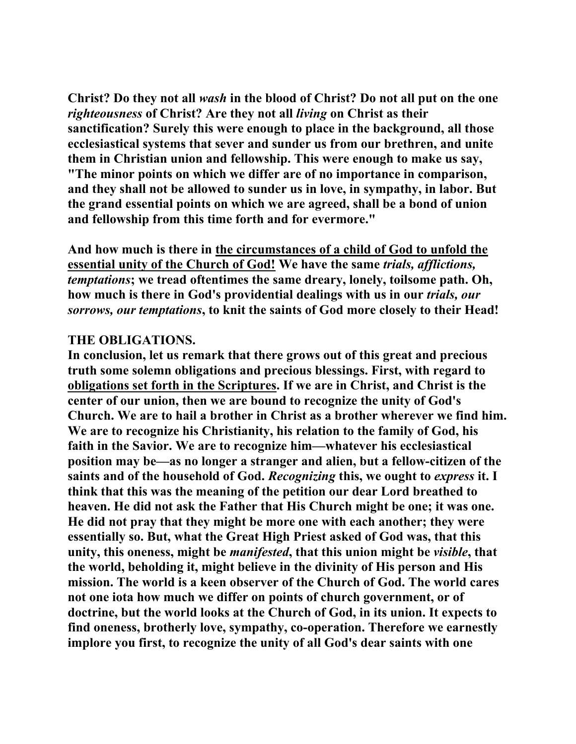**Christ? Do they not all *wash* in the blood of Christ? Do not all put on the one *righteousness* of Christ? Are they not all *living* on Christ as their sanctification? Surely this were enough to place in the background, all those ecclesiastical systems that sever and sunder us from our brethren, and unite them in Christian union and fellowship. This were enough to make us say, "The minor points on which we differ are of no importance in comparison, and they shall not be allowed to sunder us in love, in sympathy, in labor. But the grand essential points on which we are agreed, shall be a bond of union and fellowship from this time forth and for evermore."**

**And how much is there in <u>the circumstances of a child of God to unfold the essential unity of the Church of God!</u> We have the same *trials, afflictions, temptations*; we tread oftentimes the same dreary, lonely, toilsome path. Oh, how much is there in God's providential dealings with us in our *trials, our sorrows, our temptations*, to knit the saints of God more closely to their Head!**

**THE OBLIGATIONS.**

**In conclusion, let us remark that there grows out of this great and precious truth some solemn obligations and precious blessings. First, with regard to <u>obligations set forth in the Scriptures</u>. If we are in Christ, and Christ is the center of our union, then we are bound to recognize the unity of God's Church. We are to hail a brother in Christ as a brother wherever we find him. We are to recognize his Christianity, his relation to the family of God, his faith in the Savior. We are to recognize him—whatever his ecclesiastical position may be—as no longer a stranger and alien, but a fellow-citizen of the saints and of the household of God. *Recognizing* this, we ought to *express* it. I think that this was the meaning of the petition our dear Lord breathed to heaven. He did not ask the Father that His Church might be one; it was one. He did not pray that they might be more one with each another; they were essentially so. But, what the Great High Priest asked of God was, that this unity, this oneness, might be *manifested*, that this union might be *visible*, that the world, beholding it, might believe in the divinity of His person and His mission. The world is a keen observer of the Church of God. The world cares not one iota how much we differ on points of church government, or of doctrine, but the world looks at the Church of God, in its union. It expects to find oneness, brotherly love, sympathy, co-operation. Therefore we earnestly implore you first, to recognize the unity of all God's dear saints with one**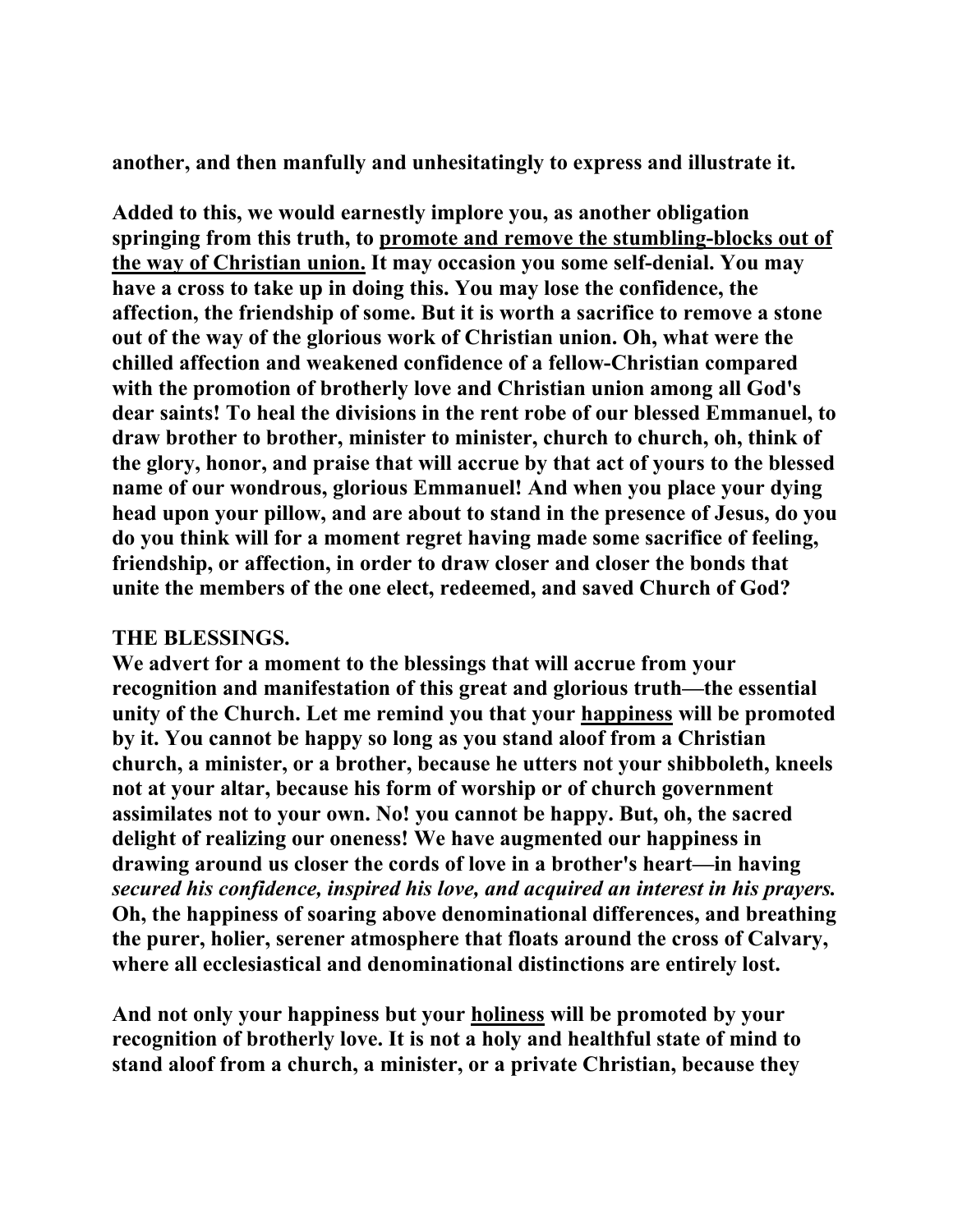**another, and then manfully and unhesitatingly to express and illustrate it.**

**Added to this, we would earnestly implore you, as another obligation springing from this truth, to <u>promote and remove the stumbling-blocks out of the way of Christian union.</u> It may occasion you some self-denial. You may have a cross to take up in doing this. You may lose the confidence, the affection, the friendship of some. But it is worth a sacrifice to remove a stone out of the way of the glorious work of Christian union. Oh, what were the chilled affection and weakened confidence of a fellow-Christian compared with the promotion of brotherly love and Christian union among all God's dear saints! To heal the divisions in the rent robe of our blessed Emmanuel, to draw brother to brother, minister to minister, church to church, oh, think of the glory, honor, and praise that will accrue by that act of yours to the blessed name of our wondrous, glorious Emmanuel! And when you place your dying head upon your pillow, and are about to stand in the presence of Jesus, do you do you think will for a moment regret having made some sacrifice of feeling, friendship, or affection, in order to draw closer and closer the bonds that unite the members of the one elect, redeemed, and saved Church of God?**

**THE BLESSINGS.**

**We advert for a moment to the blessings that will accrue from your recognition and manifestation of this great and glorious truth—the essential unity of the Church. Let me remind you that your <u>happiness</u> will be promoted by it. You cannot be happy so long as you stand aloof from a Christian church, a minister, or a brother, because he utters not your shibboleth, kneels not at your altar, because his form of worship or of church government assimilates not to your own. No! you cannot be happy. But, oh, the sacred delight of realizing our oneness! We have augmented our happiness in drawing around us closer the cords of love in a brother's heart—in having *secured his confidence, inspired his love, and acquired an interest in his prayers.* Oh, the happiness of soaring above denominational differences, and breathing the purer, holier, serener atmosphere that floats around the cross of Calvary, where all ecclesiastical and denominational distinctions are entirely lost.**

**And not only your happiness but your <u>holiness</u> will be promoted by your recognition of brotherly love. It is not a holy and healthful state of mind to stand aloof from a church, a minister, or a private Christian, because they**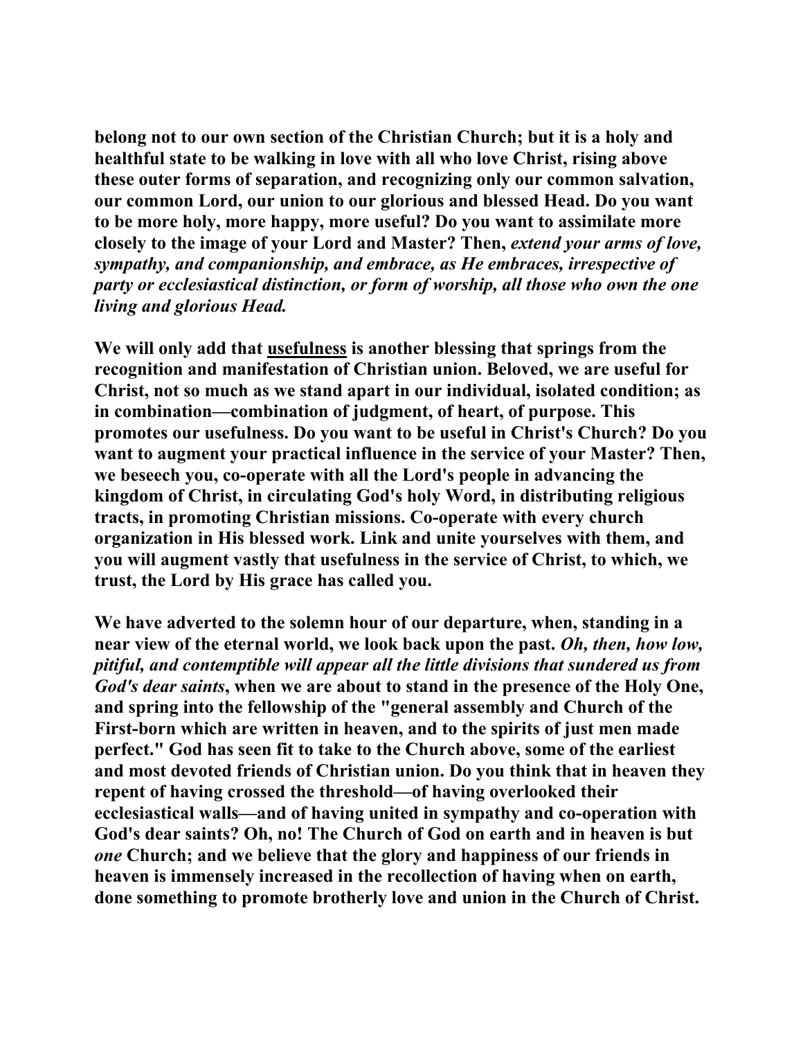**belong not to our own section of the Christian Church; but it is a holy and healthful state to be walking in love with all who love Christ, rising above these outer forms of separation, and recognizing only our common salvation, our common Lord, our union to our glorious and blessed Head. Do you want to be more holy, more happy, more useful? Do you want to assimilate more closely to the image of your Lord and Master? Then, *extend your arms of love, sympathy, and companionship, and embrace, as He embraces, irrespective of party or ecclesiastical distinction, or form of worship, all those who own the one living and glorious Head.***

**We will only add that <u>usefulness</u> is another blessing that springs from the recognition and manifestation of Christian union. Beloved, we are useful for Christ, not so much as we stand apart in our individual, isolated condition; as in combination—combination of judgment, of heart, of purpose. This promotes our usefulness. Do you want to be useful in Christ's Church? Do you want to augment your practical influence in the service of your Master? Then, we beseech you, co-operate with all the Lord's people in advancing the kingdom of Christ, in circulating God's holy Word, in distributing religious tracts, in promoting Christian missions. Co-operate with every church organization in His blessed work. Link and unite yourselves with them, and you will augment vastly that usefulness in the service of Christ, to which, we trust, the Lord by His grace has called you.**

**We have adverted to the solemn hour of our departure, when, standing in a near view of the eternal world, we look back upon the past. *Oh, then, how low, pitiful, and contemptible will appear all the little divisions that sundered us from God's dear saints*, when we are about to stand in the presence of the Holy One, and spring into the fellowship of the "general assembly and Church of the First-born which are written in heaven, and to the spirits of just men made perfect." God has seen fit to take to the Church above, some of the earliest and most devoted friends of Christian union. Do you think that in heaven they repent of having crossed the threshold—of having overlooked their ecclesiastical walls—and of having united in sympathy and co-operation with God's dear saints? Oh, no! The Church of God on earth and in heaven is but *one* Church; and we believe that the glory and happiness of our friends in heaven is immensely increased in the recollection of having when on earth, done something to promote brotherly love and union in the Church of Christ.**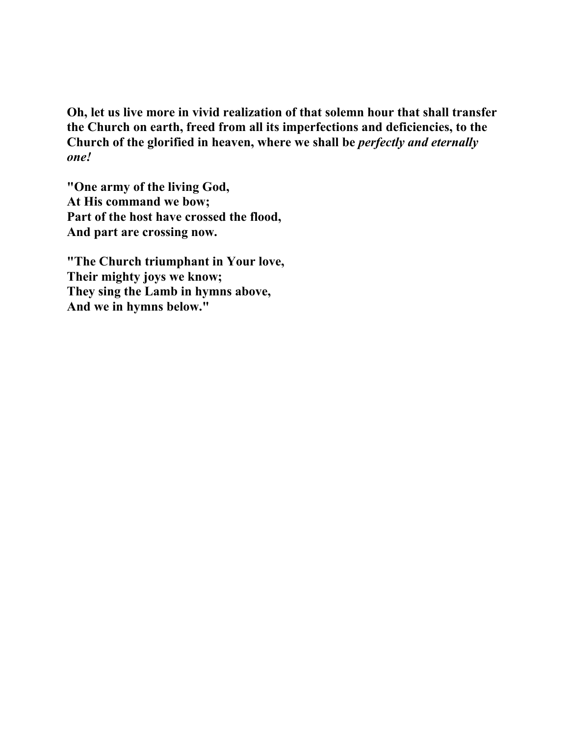**Oh, let us live more in vivid realization of that solemn hour that shall transfer the Church on earth, freed from all its imperfections and deficiencies, to the Church of the glorified in heaven, where we shall be *perfectly and eternally one!***

**"One army of the living God,**
**At His command we bow;**
**Part of the host have crossed the flood,**
**And part are crossing now.**

**"The Church triumphant in Your love,**
**Their mighty joys we know;**
**They sing the Lamb in hymns above,**
**And we in hymns below."**